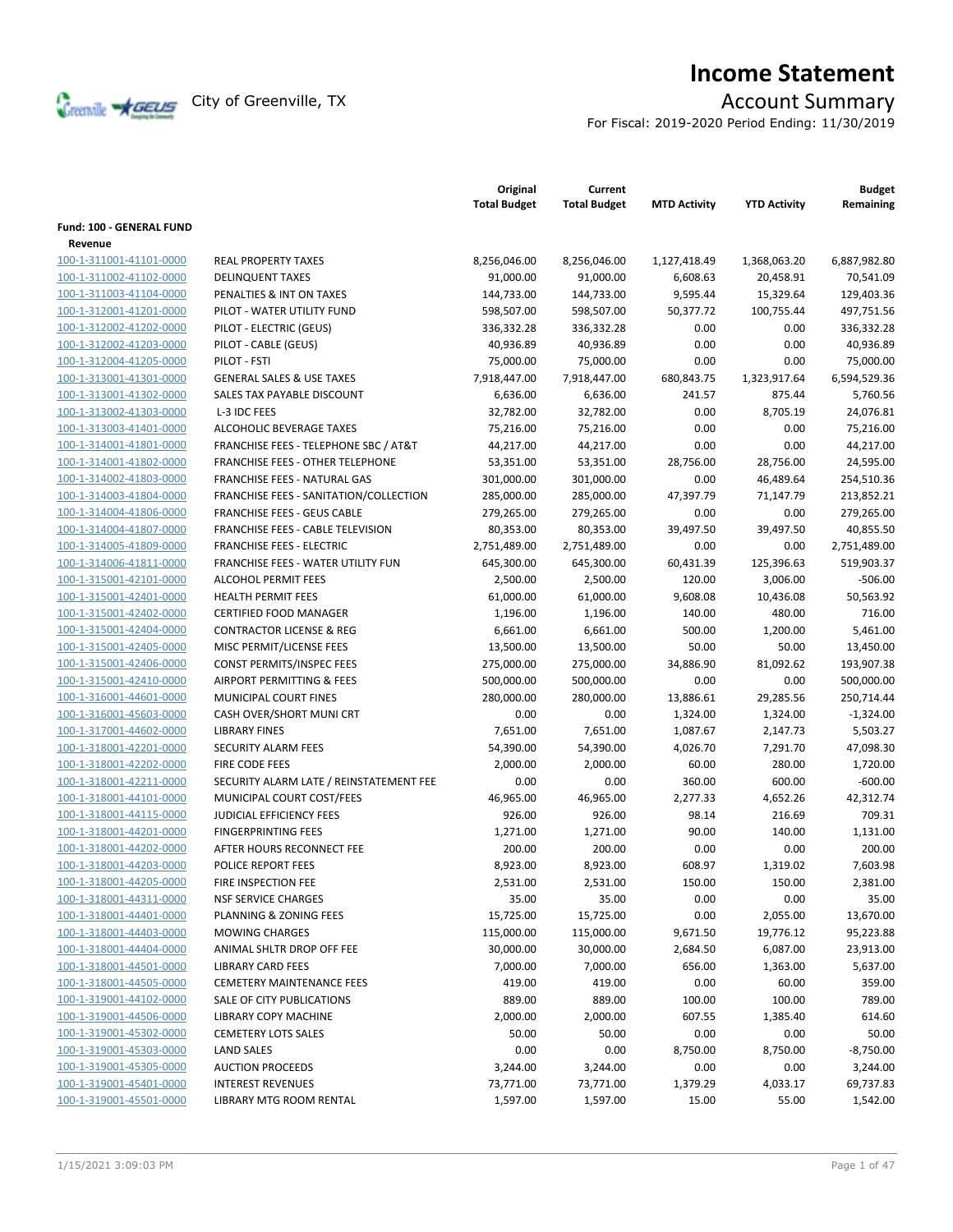# Income Statement

City of Greenville, TX

## Account Summary

For Fiscal: 2019-2020 Period Ending: 11/30/2019

| | | Original Total Budget | Current Total Budget | MTD Activity | YTD Activity | Budget Remaining |
|---|---|---|---|---|---|---|
| **Fund: 100 - GENERAL FUND** | | | | | | |
| **Revenue** | | | | | | |
| 100-1-311001-41101-0000 | REAL PROPERTY TAXES | 8,256,046.00 | 8,256,046.00 | 1,127,418.49 | 1,368,063.20 | 6,887,982.80 |
| 100-1-311002-41102-0000 | DELINQUENT TAXES | 91,000.00 | 91,000.00 | 6,608.63 | 20,458.91 | 70,541.09 |
| 100-1-311003-41104-0000 | PENALTIES & INT ON TAXES | 144,733.00 | 144,733.00 | 9,595.44 | 15,329.64 | 129,403.36 |
| 100-1-312001-41201-0000 | PILOT - WATER UTILITY FUND | 598,507.00 | 598,507.00 | 50,377.72 | 100,755.44 | 497,751.56 |
| 100-1-312002-41202-0000 | PILOT - ELECTRIC (GEUS) | 336,332.28 | 336,332.28 | 0.00 | 0.00 | 336,332.28 |
| 100-1-312002-41203-0000 | PILOT - CABLE (GEUS) | 40,936.89 | 40,936.89 | 0.00 | 0.00 | 40,936.89 |
| 100-1-312004-41205-0000 | PILOT - FSTI | 75,000.00 | 75,000.00 | 0.00 | 0.00 | 75,000.00 |
| 100-1-313001-41301-0000 | GENERAL SALES & USE TAXES | 7,918,447.00 | 7,918,447.00 | 680,843.75 | 1,323,917.64 | 6,594,529.36 |
| 100-1-313001-41302-0000 | SALES TAX PAYABLE DISCOUNT | 6,636.00 | 6,636.00 | 241.57 | 875.44 | 5,760.56 |
| 100-1-313002-41303-0000 | L-3 IDC FEES | 32,782.00 | 32,782.00 | 0.00 | 8,705.19 | 24,076.81 |
| 100-1-313003-41401-0000 | ALCOHOLIC BEVERAGE TAXES | 75,216.00 | 75,216.00 | 0.00 | 0.00 | 75,216.00 |
| 100-1-314001-41801-0000 | FRANCHISE FEES - TELEPHONE SBC / AT&T | 44,217.00 | 44,217.00 | 0.00 | 0.00 | 44,217.00 |
| 100-1-314001-41802-0000 | FRANCHISE FEES - OTHER TELEPHONE | 53,351.00 | 53,351.00 | 28,756.00 | 28,756.00 | 24,595.00 |
| 100-1-314002-41803-0000 | FRANCHISE FEES - NATURAL GAS | 301,000.00 | 301,000.00 | 0.00 | 46,489.64 | 254,510.36 |
| 100-1-314003-41804-0000 | FRANCHISE FEES - SANITATION/COLLECTION | 285,000.00 | 285,000.00 | 47,397.79 | 71,147.79 | 213,852.21 |
| 100-1-314004-41806-0000 | FRANCHISE FEES - GEUS CABLE | 279,265.00 | 279,265.00 | 0.00 | 0.00 | 279,265.00 |
| 100-1-314004-41807-0000 | FRANCHISE FEES - CABLE TELEVISION | 80,353.00 | 80,353.00 | 39,497.50 | 39,497.50 | 40,855.50 |
| 100-1-314005-41809-0000 | FRANCHISE FEES - ELECTRIC | 2,751,489.00 | 2,751,489.00 | 0.00 | 0.00 | 2,751,489.00 |
| 100-1-314006-41811-0000 | FRANCHISE FEES - WATER UTILITY FUN | 645,300.00 | 645,300.00 | 60,431.39 | 125,396.63 | 519,903.37 |
| 100-1-315001-42101-0000 | ALCOHOL PERMIT FEES | 2,500.00 | 2,500.00 | 120.00 | 3,006.00 | -506.00 |
| 100-1-315001-42401-0000 | HEALTH PERMIT FEES | 61,000.00 | 61,000.00 | 9,608.08 | 10,436.08 | 50,563.92 |
| 100-1-315001-42402-0000 | CERTIFIED FOOD MANAGER | 1,196.00 | 1,196.00 | 140.00 | 480.00 | 716.00 |
| 100-1-315001-42404-0000 | CONTRACTOR LICENSE & REG | 6,661.00 | 6,661.00 | 500.00 | 1,200.00 | 5,461.00 |
| 100-1-315001-42405-0000 | MISC PERMIT/LICENSE FEES | 13,500.00 | 13,500.00 | 50.00 | 50.00 | 13,450.00 |
| 100-1-315001-42406-0000 | CONST PERMITS/INSPEC FEES | 275,000.00 | 275,000.00 | 34,886.90 | 81,092.62 | 193,907.38 |
| 100-1-315001-42410-0000 | AIRPORT PERMITTING & FEES | 500,000.00 | 500,000.00 | 0.00 | 0.00 | 500,000.00 |
| 100-1-316001-44601-0000 | MUNICIPAL COURT FINES | 280,000.00 | 280,000.00 | 13,886.61 | 29,285.56 | 250,714.44 |
| 100-1-316001-45603-0000 | CASH OVER/SHORT MUNI CRT | 0.00 | 0.00 | 1,324.00 | 1,324.00 | -1,324.00 |
| 100-1-317001-44602-0000 | LIBRARY FINES | 7,651.00 | 7,651.00 | 1,087.67 | 2,147.73 | 5,503.27 |
| 100-1-318001-42201-0000 | SECURITY ALARM FEES | 54,390.00 | 54,390.00 | 4,026.70 | 7,291.70 | 47,098.30 |
| 100-1-318001-42202-0000 | FIRE CODE FEES | 2,000.00 | 2,000.00 | 60.00 | 280.00 | 1,720.00 |
| 100-1-318001-42211-0000 | SECURITY ALARM LATE / REINSTATEMENT FEE | 0.00 | 0.00 | 360.00 | 600.00 | -600.00 |
| 100-1-318001-44101-0000 | MUNICIPAL COURT COST/FEES | 46,965.00 | 46,965.00 | 2,277.33 | 4,652.26 | 42,312.74 |
| 100-1-318001-44115-0000 | JUDICIAL EFFICIENCY FEES | 926.00 | 926.00 | 98.14 | 216.69 | 709.31 |
| 100-1-318001-44201-0000 | FINGERPRINTING FEES | 1,271.00 | 1,271.00 | 90.00 | 140.00 | 1,131.00 |
| 100-1-318001-44202-0000 | AFTER HOURS RECONNECT FEE | 200.00 | 200.00 | 0.00 | 0.00 | 200.00 |
| 100-1-318001-44203-0000 | POLICE REPORT FEES | 8,923.00 | 8,923.00 | 608.97 | 1,319.02 | 7,603.98 |
| 100-1-318001-44205-0000 | FIRE INSPECTION FEE | 2,531.00 | 2,531.00 | 150.00 | 150.00 | 2,381.00 |
| 100-1-318001-44311-0000 | NSF SERVICE CHARGES | 35.00 | 35.00 | 0.00 | 0.00 | 35.00 |
| 100-1-318001-44401-0000 | PLANNING & ZONING FEES | 15,725.00 | 15,725.00 | 0.00 | 2,055.00 | 13,670.00 |
| 100-1-318001-44403-0000 | MOWING CHARGES | 115,000.00 | 115,000.00 | 9,671.50 | 19,776.12 | 95,223.88 |
| 100-1-318001-44404-0000 | ANIMAL SHLTR DROP OFF FEE | 30,000.00 | 30,000.00 | 2,684.50 | 6,087.00 | 23,913.00 |
| 100-1-318001-44501-0000 | LIBRARY CARD FEES | 7,000.00 | 7,000.00 | 656.00 | 1,363.00 | 5,637.00 |
| 100-1-318001-44505-0000 | CEMETERY MAINTENANCE FEES | 419.00 | 419.00 | 0.00 | 60.00 | 359.00 |
| 100-1-319001-44102-0000 | SALE OF CITY PUBLICATIONS | 889.00 | 889.00 | 100.00 | 100.00 | 789.00 |
| 100-1-319001-44506-0000 | LIBRARY COPY MACHINE | 2,000.00 | 2,000.00 | 607.55 | 1,385.40 | 614.60 |
| 100-1-319001-45302-0000 | CEMETERY LOTS SALES | 50.00 | 50.00 | 0.00 | 0.00 | 50.00 |
| 100-1-319001-45303-0000 | LAND SALES | 0.00 | 0.00 | 8,750.00 | 8,750.00 | -8,750.00 |
| 100-1-319001-45305-0000 | AUCTION PROCEEDS | 3,244.00 | 3,244.00 | 0.00 | 0.00 | 3,244.00 |
| 100-1-319001-45401-0000 | INTEREST REVENUES | 73,771.00 | 73,771.00 | 1,379.29 | 4,033.17 | 69,737.83 |
| 100-1-319001-45501-0000 | LIBRARY MTG ROOM RENTAL | 1,597.00 | 1,597.00 | 15.00 | 55.00 | 1,542.00 |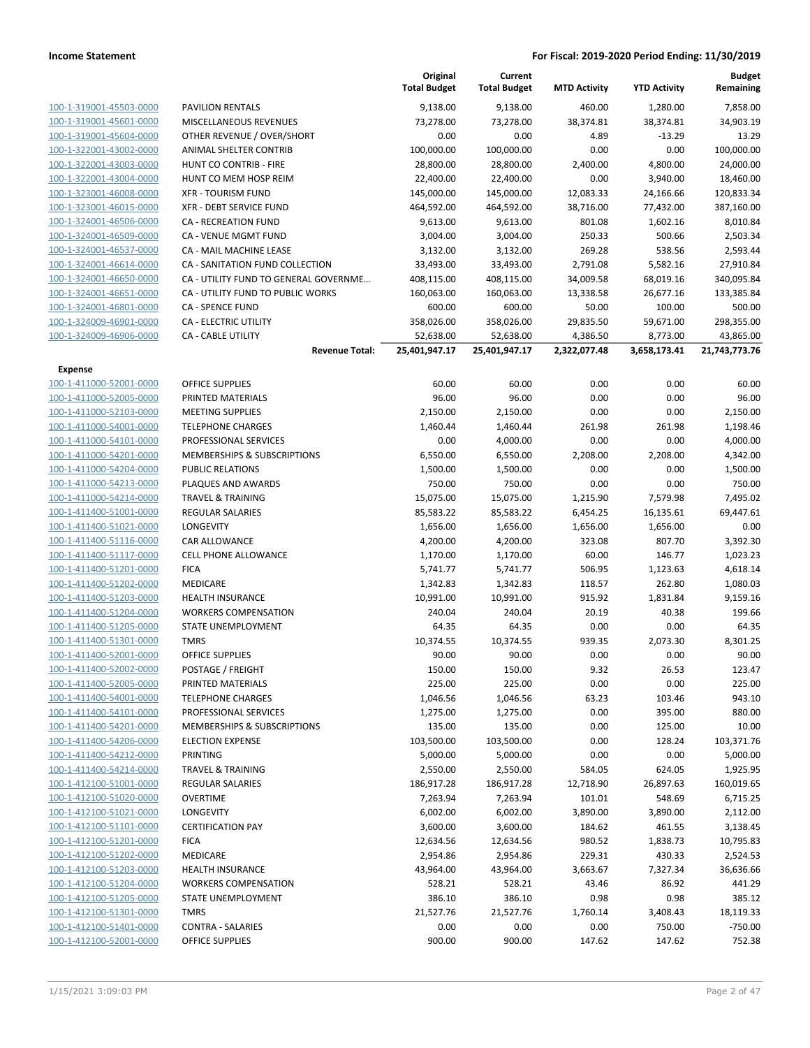| | | Original Total Budget | Current Total Budget | MTD Activity | YTD Activity | Budget Remaining |
|---|---|---|---|---|---|---|
| 100-1-319001-45503-0000 | PAVILION RENTALS | 9,138.00 | 9,138.00 | 460.00 | 1,280.00 | 7,858.00 |
| 100-1-319001-45601-0000 | MISCELLANEOUS REVENUES | 73,278.00 | 73,278.00 | 38,374.81 | 38,374.81 | 34,903.19 |
| 100-1-319001-45604-0000 | OTHER REVENUE / OVER/SHORT | 0.00 | 0.00 | 4.89 | -13.29 | 13.29 |
| 100-1-322001-43002-0000 | ANIMAL SHELTER CONTRIB | 100,000.00 | 100,000.00 | 0.00 | 0.00 | 100,000.00 |
| 100-1-322001-43003-0000 | HUNT CO CONTRIB - FIRE | 28,800.00 | 28,800.00 | 2,400.00 | 4,800.00 | 24,000.00 |
| 100-1-322001-43004-0000 | HUNT CO MEM HOSP REIM | 22,400.00 | 22,400.00 | 0.00 | 3,940.00 | 18,460.00 |
| 100-1-323001-46008-0000 | XFR - TOURISM FUND | 145,000.00 | 145,000.00 | 12,083.33 | 24,166.66 | 120,833.34 |
| 100-1-323001-46015-0000 | XFR - DEBT SERVICE FUND | 464,592.00 | 464,592.00 | 38,716.00 | 77,432.00 | 387,160.00 |
| 100-1-324001-46506-0000 | CA - RECREATION FUND | 9,613.00 | 9,613.00 | 801.08 | 1,602.16 | 8,010.84 |
| 100-1-324001-46509-0000 | CA - VENUE MGMT FUND | 3,004.00 | 3,004.00 | 250.33 | 500.66 | 2,503.34 |
| 100-1-324001-46537-0000 | CA - MAIL MACHINE LEASE | 3,132.00 | 3,132.00 | 269.28 | 538.56 | 2,593.44 |
| 100-1-324001-46614-0000 | CA - SANITATION FUND COLLECTION | 33,493.00 | 33,493.00 | 2,791.08 | 5,582.16 | 27,910.84 |
| 100-1-324001-46650-0000 | CA - UTILITY FUND TO GENERAL GOVERNME… | 408,115.00 | 408,115.00 | 34,009.58 | 68,019.16 | 340,095.84 |
| 100-1-324001-46651-0000 | CA - UTILITY FUND TO PUBLIC WORKS | 160,063.00 | 160,063.00 | 13,338.58 | 26,677.16 | 133,385.84 |
| 100-1-324001-46801-0000 | CA - SPENCE FUND | 600.00 | 600.00 | 50.00 | 100.00 | 500.00 |
| 100-1-324009-46901-0000 | CA - ELECTRIC UTILITY | 358,026.00 | 358,026.00 | 29,835.50 | 59,671.00 | 298,355.00 |
| 100-1-324009-46906-0000 | CA - CABLE UTILITY | 52,638.00 | 52,638.00 | 4,386.50 | 8,773.00 | 43,865.00 |
| | **Revenue Total:** | **25,401,947.17** | **25,401,947.17** | **2,322,077.48** | **3,658,173.41** | **21,743,773.76** |
| **Expense** | | | | | | |
| 100-1-411000-52001-0000 | OFFICE SUPPLIES | 60.00 | 60.00 | 0.00 | 0.00 | 60.00 |
| 100-1-411000-52005-0000 | PRINTED MATERIALS | 96.00 | 96.00 | 0.00 | 0.00 | 96.00 |
| 100-1-411000-52103-0000 | MEETING SUPPLIES | 2,150.00 | 2,150.00 | 0.00 | 0.00 | 2,150.00 |
| 100-1-411000-54001-0000 | TELEPHONE CHARGES | 1,460.44 | 1,460.44 | 261.98 | 261.98 | 1,198.46 |
| 100-1-411000-54101-0000 | PROFESSIONAL SERVICES | 0.00 | 4,000.00 | 0.00 | 0.00 | 4,000.00 |
| 100-1-411000-54201-0000 | MEMBERSHIPS & SUBSCRIPTIONS | 6,550.00 | 6,550.00 | 2,208.00 | 2,208.00 | 4,342.00 |
| 100-1-411000-54204-0000 | PUBLIC RELATIONS | 1,500.00 | 1,500.00 | 0.00 | 0.00 | 1,500.00 |
| 100-1-411000-54213-0000 | PLAQUES AND AWARDS | 750.00 | 750.00 | 0.00 | 0.00 | 750.00 |
| 100-1-411000-54214-0000 | TRAVEL & TRAINING | 15,075.00 | 15,075.00 | 1,215.90 | 7,579.98 | 7,495.02 |
| 100-1-411400-51001-0000 | REGULAR SALARIES | 85,583.22 | 85,583.22 | 6,454.25 | 16,135.61 | 69,447.61 |
| 100-1-411400-51021-0000 | LONGEVITY | 1,656.00 | 1,656.00 | 1,656.00 | 1,656.00 | 0.00 |
| 100-1-411400-51116-0000 | CAR ALLOWANCE | 4,200.00 | 4,200.00 | 323.08 | 807.70 | 3,392.30 |
| 100-1-411400-51117-0000 | CELL PHONE ALLOWANCE | 1,170.00 | 1,170.00 | 60.00 | 146.77 | 1,023.23 |
| 100-1-411400-51201-0000 | FICA | 5,741.77 | 5,741.77 | 506.95 | 1,123.63 | 4,618.14 |
| 100-1-411400-51202-0000 | MEDICARE | 1,342.83 | 1,342.83 | 118.57 | 262.80 | 1,080.03 |
| 100-1-411400-51203-0000 | HEALTH INSURANCE | 10,991.00 | 10,991.00 | 915.92 | 1,831.84 | 9,159.16 |
| 100-1-411400-51204-0000 | WORKERS COMPENSATION | 240.04 | 240.04 | 20.19 | 40.38 | 199.66 |
| 100-1-411400-51205-0000 | STATE UNEMPLOYMENT | 64.35 | 64.35 | 0.00 | 0.00 | 64.35 |
| 100-1-411400-51301-0000 | TMRS | 10,374.55 | 10,374.55 | 939.35 | 2,073.30 | 8,301.25 |
| 100-1-411400-52001-0000 | OFFICE SUPPLIES | 90.00 | 90.00 | 0.00 | 0.00 | 90.00 |
| 100-1-411400-52002-0000 | POSTAGE / FREIGHT | 150.00 | 150.00 | 9.32 | 26.53 | 123.47 |
| 100-1-411400-52005-0000 | PRINTED MATERIALS | 225.00 | 225.00 | 0.00 | 0.00 | 225.00 |
| 100-1-411400-54001-0000 | TELEPHONE CHARGES | 1,046.56 | 1,046.56 | 63.23 | 103.46 | 943.10 |
| 100-1-411400-54101-0000 | PROFESSIONAL SERVICES | 1,275.00 | 1,275.00 | 0.00 | 395.00 | 880.00 |
| 100-1-411400-54201-0000 | MEMBERSHIPS & SUBSCRIPTIONS | 135.00 | 135.00 | 0.00 | 125.00 | 10.00 |
| 100-1-411400-54206-0000 | ELECTION EXPENSE | 103,500.00 | 103,500.00 | 0.00 | 128.24 | 103,371.76 |
| 100-1-411400-54212-0000 | PRINTING | 5,000.00 | 5,000.00 | 0.00 | 0.00 | 5,000.00 |
| 100-1-411400-54214-0000 | TRAVEL & TRAINING | 2,550.00 | 2,550.00 | 584.05 | 624.05 | 1,925.95 |
| 100-1-412100-51001-0000 | REGULAR SALARIES | 186,917.28 | 186,917.28 | 12,718.90 | 26,897.63 | 160,019.65 |
| 100-1-412100-51020-0000 | OVERTIME | 7,263.94 | 7,263.94 | 101.01 | 548.69 | 6,715.25 |
| 100-1-412100-51021-0000 | LONGEVITY | 6,002.00 | 6,002.00 | 3,890.00 | 3,890.00 | 2,112.00 |
| 100-1-412100-51101-0000 | CERTIFICATION PAY | 3,600.00 | 3,600.00 | 184.62 | 461.55 | 3,138.45 |
| 100-1-412100-51201-0000 | FICA | 12,634.56 | 12,634.56 | 980.52 | 1,838.73 | 10,795.83 |
| 100-1-412100-51202-0000 | MEDICARE | 2,954.86 | 2,954.86 | 229.31 | 430.33 | 2,524.53 |
| 100-1-412100-51203-0000 | HEALTH INSURANCE | 43,964.00 | 43,964.00 | 3,663.67 | 7,327.34 | 36,636.66 |
| 100-1-412100-51204-0000 | WORKERS COMPENSATION | 528.21 | 528.21 | 43.46 | 86.92 | 441.29 |
| 100-1-412100-51205-0000 | STATE UNEMPLOYMENT | 386.10 | 386.10 | 0.98 | 0.98 | 385.12 |
| 100-1-412100-51301-0000 | TMRS | 21,527.76 | 21,527.76 | 1,760.14 | 3,408.43 | 18,119.33 |
| 100-1-412100-51401-0000 | CONTRA - SALARIES | 0.00 | 0.00 | 0.00 | 750.00 | -750.00 |
| 100-1-412100-52001-0000 | OFFICE SUPPLIES | 900.00 | 900.00 | 147.62 | 147.62 | 752.38 |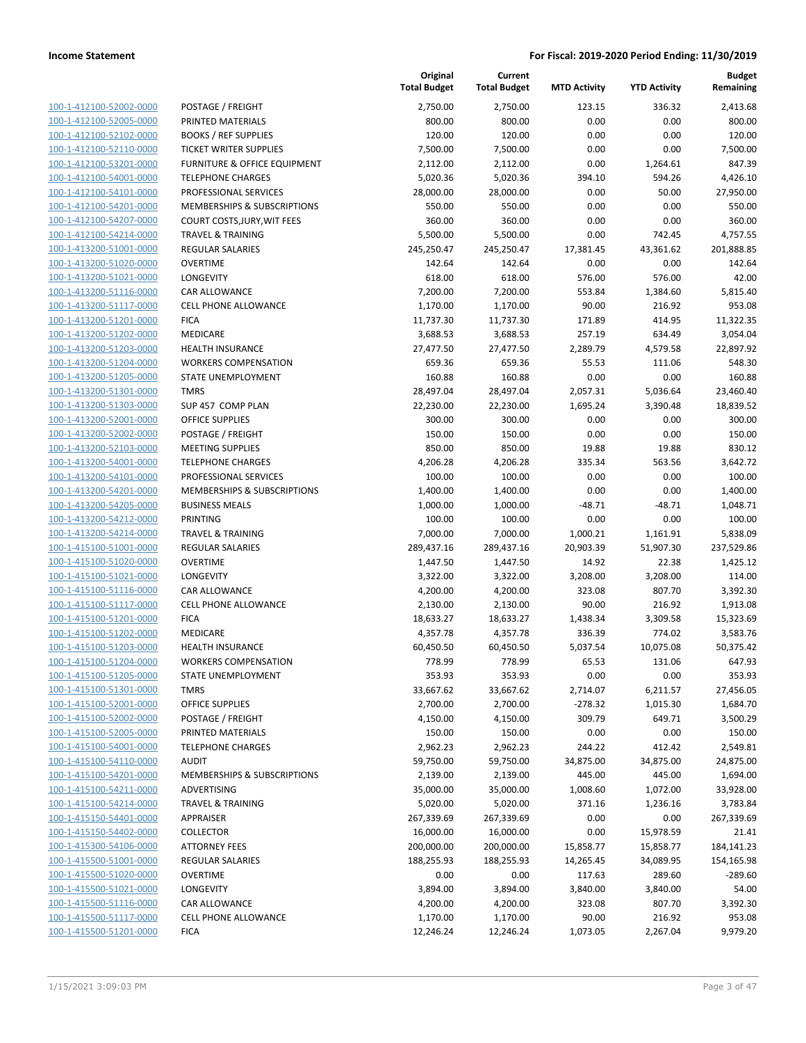| | | Original Total Budget | Current Total Budget | MTD Activity | YTD Activity | Budget Remaining |
|---|---|---|---|---|---|---|
| 100-1-412100-52002-0000 | POSTAGE / FREIGHT | 2,750.00 | 2,750.00 | 123.15 | 336.32 | 2,413.68 |
| 100-1-412100-52005-0000 | PRINTED MATERIALS | 800.00 | 800.00 | 0.00 | 0.00 | 800.00 |
| 100-1-412100-52102-0000 | BOOKS / REF SUPPLIES | 120.00 | 120.00 | 0.00 | 0.00 | 120.00 |
| 100-1-412100-52110-0000 | TICKET WRITER SUPPLIES | 7,500.00 | 7,500.00 | 0.00 | 0.00 | 7,500.00 |
| 100-1-412100-53201-0000 | FURNITURE & OFFICE EQUIPMENT | 2,112.00 | 2,112.00 | 0.00 | 1,264.61 | 847.39 |
| 100-1-412100-54001-0000 | TELEPHONE CHARGES | 5,020.36 | 5,020.36 | 394.10 | 594.26 | 4,426.10 |
| 100-1-412100-54101-0000 | PROFESSIONAL SERVICES | 28,000.00 | 28,000.00 | 0.00 | 50.00 | 27,950.00 |
| 100-1-412100-54201-0000 | MEMBERSHIPS & SUBSCRIPTIONS | 550.00 | 550.00 | 0.00 | 0.00 | 550.00 |
| 100-1-412100-54207-0000 | COURT COSTS,JURY,WIT FEES | 360.00 | 360.00 | 0.00 | 0.00 | 360.00 |
| 100-1-412100-54214-0000 | TRAVEL & TRAINING | 5,500.00 | 5,500.00 | 0.00 | 742.45 | 4,757.55 |
| 100-1-413200-51001-0000 | REGULAR SALARIES | 245,250.47 | 245,250.47 | 17,381.45 | 43,361.62 | 201,888.85 |
| 100-1-413200-51020-0000 | OVERTIME | 142.64 | 142.64 | 0.00 | 0.00 | 142.64 |
| 100-1-413200-51021-0000 | LONGEVITY | 618.00 | 618.00 | 576.00 | 576.00 | 42.00 |
| 100-1-413200-51116-0000 | CAR ALLOWANCE | 7,200.00 | 7,200.00 | 553.84 | 1,384.60 | 5,815.40 |
| 100-1-413200-51117-0000 | CELL PHONE ALLOWANCE | 1,170.00 | 1,170.00 | 90.00 | 216.92 | 953.08 |
| 100-1-413200-51201-0000 | FICA | 11,737.30 | 11,737.30 | 171.89 | 414.95 | 11,322.35 |
| 100-1-413200-51202-0000 | MEDICARE | 3,688.53 | 3,688.53 | 257.19 | 634.49 | 3,054.04 |
| 100-1-413200-51203-0000 | HEALTH INSURANCE | 27,477.50 | 27,477.50 | 2,289.79 | 4,579.58 | 22,897.92 |
| 100-1-413200-51204-0000 | WORKERS COMPENSATION | 659.36 | 659.36 | 55.53 | 111.06 | 548.30 |
| 100-1-413200-51205-0000 | STATE UNEMPLOYMENT | 160.88 | 160.88 | 0.00 | 0.00 | 160.88 |
| 100-1-413200-51301-0000 | TMRS | 28,497.04 | 28,497.04 | 2,057.31 | 5,036.64 | 23,460.40 |
| 100-1-413200-51303-0000 | SUP 457 COMP PLAN | 22,230.00 | 22,230.00 | 1,695.24 | 3,390.48 | 18,839.52 |
| 100-1-413200-52001-0000 | OFFICE SUPPLIES | 300.00 | 300.00 | 0.00 | 0.00 | 300.00 |
| 100-1-413200-52002-0000 | POSTAGE / FREIGHT | 150.00 | 150.00 | 0.00 | 0.00 | 150.00 |
| 100-1-413200-52103-0000 | MEETING SUPPLIES | 850.00 | 850.00 | 19.88 | 19.88 | 830.12 |
| 100-1-413200-54001-0000 | TELEPHONE CHARGES | 4,206.28 | 4,206.28 | 335.34 | 563.56 | 3,642.72 |
| 100-1-413200-54101-0000 | PROFESSIONAL SERVICES | 100.00 | 100.00 | 0.00 | 0.00 | 100.00 |
| 100-1-413200-54201-0000 | MEMBERSHIPS & SUBSCRIPTIONS | 1,400.00 | 1,400.00 | 0.00 | 0.00 | 1,400.00 |
| 100-1-413200-54205-0000 | BUSINESS MEALS | 1,000.00 | 1,000.00 | -48.71 | -48.71 | 1,048.71 |
| 100-1-413200-54212-0000 | PRINTING | 100.00 | 100.00 | 0.00 | 0.00 | 100.00 |
| 100-1-413200-54214-0000 | TRAVEL & TRAINING | 7,000.00 | 7,000.00 | 1,000.21 | 1,161.91 | 5,838.09 |
| 100-1-415100-51001-0000 | REGULAR SALARIES | 289,437.16 | 289,437.16 | 20,903.39 | 51,907.30 | 237,529.86 |
| 100-1-415100-51020-0000 | OVERTIME | 1,447.50 | 1,447.50 | 14.92 | 22.38 | 1,425.12 |
| 100-1-415100-51021-0000 | LONGEVITY | 3,322.00 | 3,322.00 | 3,208.00 | 3,208.00 | 114.00 |
| 100-1-415100-51116-0000 | CAR ALLOWANCE | 4,200.00 | 4,200.00 | 323.08 | 807.70 | 3,392.30 |
| 100-1-415100-51117-0000 | CELL PHONE ALLOWANCE | 2,130.00 | 2,130.00 | 90.00 | 216.92 | 1,913.08 |
| 100-1-415100-51201-0000 | FICA | 18,633.27 | 18,633.27 | 1,438.34 | 3,309.58 | 15,323.69 |
| 100-1-415100-51202-0000 | MEDICARE | 4,357.78 | 4,357.78 | 336.39 | 774.02 | 3,583.76 |
| 100-1-415100-51203-0000 | HEALTH INSURANCE | 60,450.50 | 60,450.50 | 5,037.54 | 10,075.08 | 50,375.42 |
| 100-1-415100-51204-0000 | WORKERS COMPENSATION | 778.99 | 778.99 | 65.53 | 131.06 | 647.93 |
| 100-1-415100-51205-0000 | STATE UNEMPLOYMENT | 353.93 | 353.93 | 0.00 | 0.00 | 353.93 |
| 100-1-415100-51301-0000 | TMRS | 33,667.62 | 33,667.62 | 2,714.07 | 6,211.57 | 27,456.05 |
| 100-1-415100-52001-0000 | OFFICE SUPPLIES | 2,700.00 | 2,700.00 | -278.32 | 1,015.30 | 1,684.70 |
| 100-1-415100-52002-0000 | POSTAGE / FREIGHT | 4,150.00 | 4,150.00 | 309.79 | 649.71 | 3,500.29 |
| 100-1-415100-52005-0000 | PRINTED MATERIALS | 150.00 | 150.00 | 0.00 | 0.00 | 150.00 |
| 100-1-415100-54001-0000 | TELEPHONE CHARGES | 2,962.23 | 2,962.23 | 244.22 | 412.42 | 2,549.81 |
| 100-1-415100-54110-0000 | AUDIT | 59,750.00 | 59,750.00 | 34,875.00 | 34,875.00 | 24,875.00 |
| 100-1-415100-54201-0000 | MEMBERSHIPS & SUBSCRIPTIONS | 2,139.00 | 2,139.00 | 445.00 | 445.00 | 1,694.00 |
| 100-1-415100-54211-0000 | ADVERTISING | 35,000.00 | 35,000.00 | 1,008.60 | 1,072.00 | 33,928.00 |
| 100-1-415100-54214-0000 | TRAVEL & TRAINING | 5,020.00 | 5,020.00 | 371.16 | 1,236.16 | 3,783.84 |
| 100-1-415150-54401-0000 | APPRAISER | 267,339.69 | 267,339.69 | 0.00 | 0.00 | 267,339.69 |
| 100-1-415150-54402-0000 | COLLECTOR | 16,000.00 | 16,000.00 | 0.00 | 15,978.59 | 21.41 |
| 100-1-415300-54106-0000 | ATTORNEY FEES | 200,000.00 | 200,000.00 | 15,858.77 | 15,858.77 | 184,141.23 |
| 100-1-415500-51001-0000 | REGULAR SALARIES | 188,255.93 | 188,255.93 | 14,265.45 | 34,089.95 | 154,165.98 |
| 100-1-415500-51020-0000 | OVERTIME | 0.00 | 0.00 | 117.63 | 289.60 | -289.60 |
| 100-1-415500-51021-0000 | LONGEVITY | 3,894.00 | 3,894.00 | 3,840.00 | 3,840.00 | 54.00 |
| 100-1-415500-51116-0000 | CAR ALLOWANCE | 4,200.00 | 4,200.00 | 323.08 | 807.70 | 3,392.30 |
| 100-1-415500-51117-0000 | CELL PHONE ALLOWANCE | 1,170.00 | 1,170.00 | 90.00 | 216.92 | 953.08 |
| 100-1-415500-51201-0000 | FICA | 12,246.24 | 12,246.24 | 1,073.05 | 2,267.04 | 9,979.20 |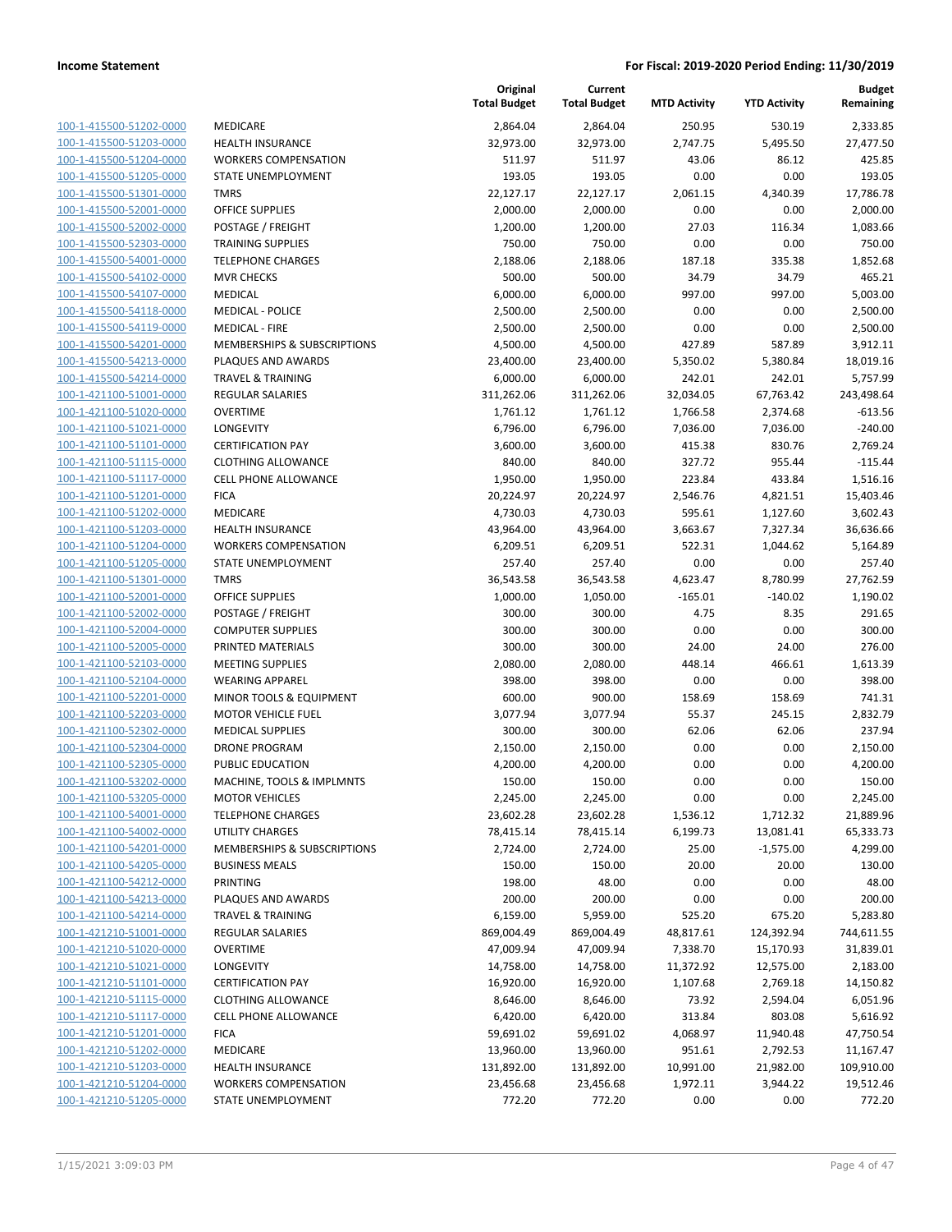| | | Original Total Budget | Current Total Budget | MTD Activity | YTD Activity | Budget Remaining |
|---|---|---|---|---|---|---|
| 100-1-415500-51202-0000 | MEDICARE | 2,864.04 | 2,864.04 | 250.95 | 530.19 | 2,333.85 |
| 100-1-415500-51203-0000 | HEALTH INSURANCE | 32,973.00 | 32,973.00 | 2,747.75 | 5,495.50 | 27,477.50 |
| 100-1-415500-51204-0000 | WORKERS COMPENSATION | 511.97 | 511.97 | 43.06 | 86.12 | 425.85 |
| 100-1-415500-51205-0000 | STATE UNEMPLOYMENT | 193.05 | 193.05 | 0.00 | 0.00 | 193.05 |
| 100-1-415500-51301-0000 | TMRS | 22,127.17 | 22,127.17 | 2,061.15 | 4,340.39 | 17,786.78 |
| 100-1-415500-52001-0000 | OFFICE SUPPLIES | 2,000.00 | 2,000.00 | 0.00 | 0.00 | 2,000.00 |
| 100-1-415500-52002-0000 | POSTAGE / FREIGHT | 1,200.00 | 1,200.00 | 27.03 | 116.34 | 1,083.66 |
| 100-1-415500-52303-0000 | TRAINING SUPPLIES | 750.00 | 750.00 | 0.00 | 0.00 | 750.00 |
| 100-1-415500-54001-0000 | TELEPHONE CHARGES | 2,188.06 | 2,188.06 | 187.18 | 335.38 | 1,852.68 |
| 100-1-415500-54102-0000 | MVR CHECKS | 500.00 | 500.00 | 34.79 | 34.79 | 465.21 |
| 100-1-415500-54107-0000 | MEDICAL | 6,000.00 | 6,000.00 | 997.00 | 997.00 | 5,003.00 |
| 100-1-415500-54118-0000 | MEDICAL - POLICE | 2,500.00 | 2,500.00 | 0.00 | 0.00 | 2,500.00 |
| 100-1-415500-54119-0000 | MEDICAL - FIRE | 2,500.00 | 2,500.00 | 0.00 | 0.00 | 2,500.00 |
| 100-1-415500-54201-0000 | MEMBERSHIPS & SUBSCRIPTIONS | 4,500.00 | 4,500.00 | 427.89 | 587.89 | 3,912.11 |
| 100-1-415500-54213-0000 | PLAQUES AND AWARDS | 23,400.00 | 23,400.00 | 5,350.02 | 5,380.84 | 18,019.16 |
| 100-1-415500-54214-0000 | TRAVEL & TRAINING | 6,000.00 | 6,000.00 | 242.01 | 242.01 | 5,757.99 |
| 100-1-421100-51001-0000 | REGULAR SALARIES | 311,262.06 | 311,262.06 | 32,034.05 | 67,763.42 | 243,498.64 |
| 100-1-421100-51020-0000 | OVERTIME | 1,761.12 | 1,761.12 | 1,766.58 | 2,374.68 | -613.56 |
| 100-1-421100-51021-0000 | LONGEVITY | 6,796.00 | 6,796.00 | 7,036.00 | 7,036.00 | -240.00 |
| 100-1-421100-51101-0000 | CERTIFICATION PAY | 3,600.00 | 3,600.00 | 415.38 | 830.76 | 2,769.24 |
| 100-1-421100-51115-0000 | CLOTHING ALLOWANCE | 840.00 | 840.00 | 327.72 | 955.44 | -115.44 |
| 100-1-421100-51117-0000 | CELL PHONE ALLOWANCE | 1,950.00 | 1,950.00 | 223.84 | 433.84 | 1,516.16 |
| 100-1-421100-51201-0000 | FICA | 20,224.97 | 20,224.97 | 2,546.76 | 4,821.51 | 15,403.46 |
| 100-1-421100-51202-0000 | MEDICARE | 4,730.03 | 4,730.03 | 595.61 | 1,127.60 | 3,602.43 |
| 100-1-421100-51203-0000 | HEALTH INSURANCE | 43,964.00 | 43,964.00 | 3,663.67 | 7,327.34 | 36,636.66 |
| 100-1-421100-51204-0000 | WORKERS COMPENSATION | 6,209.51 | 6,209.51 | 522.31 | 1,044.62 | 5,164.89 |
| 100-1-421100-51205-0000 | STATE UNEMPLOYMENT | 257.40 | 257.40 | 0.00 | 0.00 | 257.40 |
| 100-1-421100-51301-0000 | TMRS | 36,543.58 | 36,543.58 | 4,623.47 | 8,780.99 | 27,762.59 |
| 100-1-421100-52001-0000 | OFFICE SUPPLIES | 1,000.00 | 1,050.00 | -165.01 | -140.02 | 1,190.02 |
| 100-1-421100-52002-0000 | POSTAGE / FREIGHT | 300.00 | 300.00 | 4.75 | 8.35 | 291.65 |
| 100-1-421100-52004-0000 | COMPUTER SUPPLIES | 300.00 | 300.00 | 0.00 | 0.00 | 300.00 |
| 100-1-421100-52005-0000 | PRINTED MATERIALS | 300.00 | 300.00 | 24.00 | 24.00 | 276.00 |
| 100-1-421100-52103-0000 | MEETING SUPPLIES | 2,080.00 | 2,080.00 | 448.14 | 466.61 | 1,613.39 |
| 100-1-421100-52104-0000 | WEARING APPAREL | 398.00 | 398.00 | 0.00 | 0.00 | 398.00 |
| 100-1-421100-52201-0000 | MINOR TOOLS & EQUIPMENT | 600.00 | 900.00 | 158.69 | 158.69 | 741.31 |
| 100-1-421100-52203-0000 | MOTOR VEHICLE FUEL | 3,077.94 | 3,077.94 | 55.37 | 245.15 | 2,832.79 |
| 100-1-421100-52302-0000 | MEDICAL SUPPLIES | 300.00 | 300.00 | 62.06 | 62.06 | 237.94 |
| 100-1-421100-52304-0000 | DRONE PROGRAM | 2,150.00 | 2,150.00 | 0.00 | 0.00 | 2,150.00 |
| 100-1-421100-52305-0000 | PUBLIC EDUCATION | 4,200.00 | 4,200.00 | 0.00 | 0.00 | 4,200.00 |
| 100-1-421100-53202-0000 | MACHINE, TOOLS & IMPLMNTS | 150.00 | 150.00 | 0.00 | 0.00 | 150.00 |
| 100-1-421100-53205-0000 | MOTOR VEHICLES | 2,245.00 | 2,245.00 | 0.00 | 0.00 | 2,245.00 |
| 100-1-421100-54001-0000 | TELEPHONE CHARGES | 23,602.28 | 23,602.28 | 1,536.12 | 1,712.32 | 21,889.96 |
| 100-1-421100-54002-0000 | UTILITY CHARGES | 78,415.14 | 78,415.14 | 6,199.73 | 13,081.41 | 65,333.73 |
| 100-1-421100-54201-0000 | MEMBERSHIPS & SUBSCRIPTIONS | 2,724.00 | 2,724.00 | 25.00 | -1,575.00 | 4,299.00 |
| 100-1-421100-54205-0000 | BUSINESS MEALS | 150.00 | 150.00 | 20.00 | 20.00 | 130.00 |
| 100-1-421100-54212-0000 | PRINTING | 198.00 | 48.00 | 0.00 | 0.00 | 48.00 |
| 100-1-421100-54213-0000 | PLAQUES AND AWARDS | 200.00 | 200.00 | 0.00 | 0.00 | 200.00 |
| 100-1-421100-54214-0000 | TRAVEL & TRAINING | 6,159.00 | 5,959.00 | 525.20 | 675.20 | 5,283.80 |
| 100-1-421210-51001-0000 | REGULAR SALARIES | 869,004.49 | 869,004.49 | 48,817.61 | 124,392.94 | 744,611.55 |
| 100-1-421210-51020-0000 | OVERTIME | 47,009.94 | 47,009.94 | 7,338.70 | 15,170.93 | 31,839.01 |
| 100-1-421210-51021-0000 | LONGEVITY | 14,758.00 | 14,758.00 | 11,372.92 | 12,575.00 | 2,183.00 |
| 100-1-421210-51101-0000 | CERTIFICATION PAY | 16,920.00 | 16,920.00 | 1,107.68 | 2,769.18 | 14,150.82 |
| 100-1-421210-51115-0000 | CLOTHING ALLOWANCE | 8,646.00 | 8,646.00 | 73.92 | 2,594.04 | 6,051.96 |
| 100-1-421210-51117-0000 | CELL PHONE ALLOWANCE | 6,420.00 | 6,420.00 | 313.84 | 803.08 | 5,616.92 |
| 100-1-421210-51201-0000 | FICA | 59,691.02 | 59,691.02 | 4,068.97 | 11,940.48 | 47,750.54 |
| 100-1-421210-51202-0000 | MEDICARE | 13,960.00 | 13,960.00 | 951.61 | 2,792.53 | 11,167.47 |
| 100-1-421210-51203-0000 | HEALTH INSURANCE | 131,892.00 | 131,892.00 | 10,991.00 | 21,982.00 | 109,910.00 |
| 100-1-421210-51204-0000 | WORKERS COMPENSATION | 23,456.68 | 23,456.68 | 1,972.11 | 3,944.22 | 19,512.46 |
| 100-1-421210-51205-0000 | STATE UNEMPLOYMENT | 772.20 | 772.20 | 0.00 | 0.00 | 772.20 |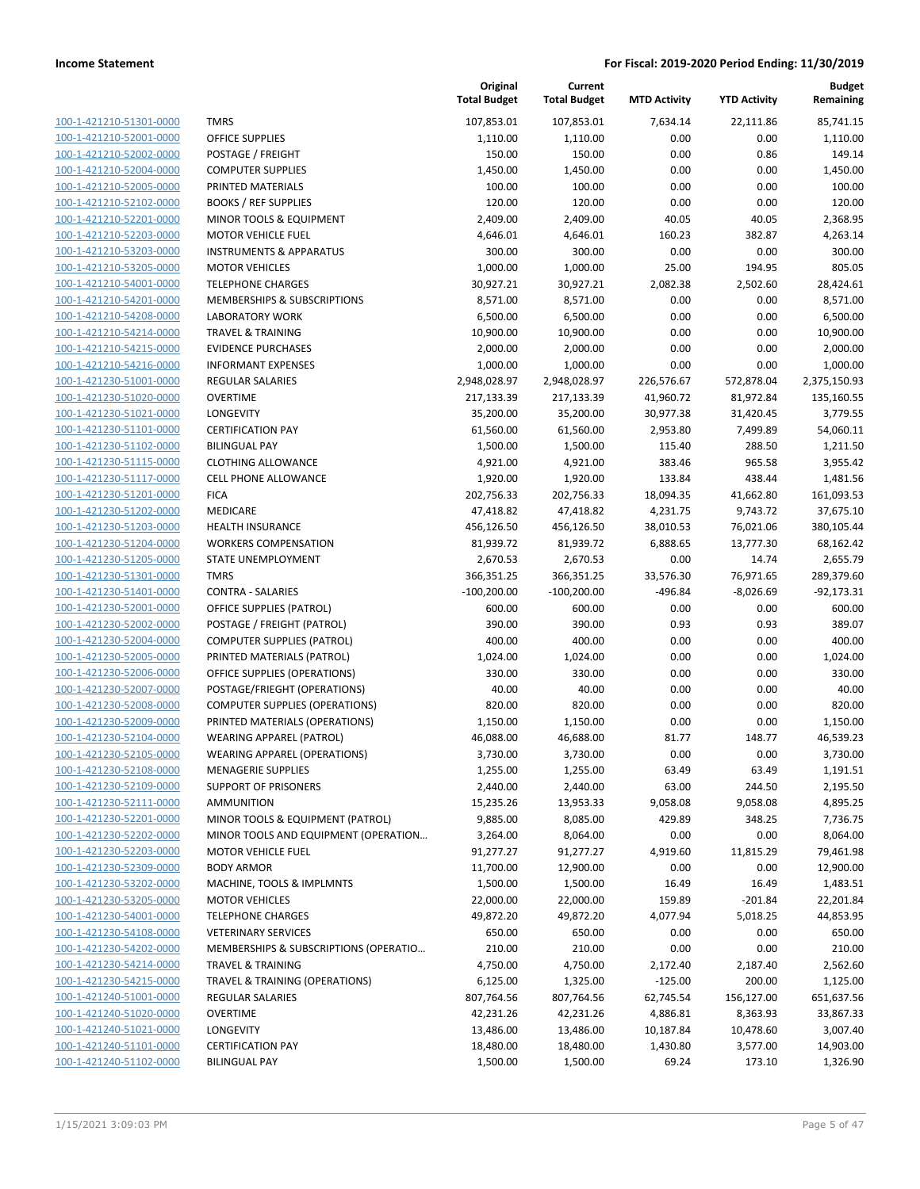| | | Original Total Budget | Current Total Budget | MTD Activity | YTD Activity | Budget Remaining |
|---|---|---|---|---|---|---|
| 100-1-421210-51301-0000 | TMRS | 107,853.01 | 107,853.01 | 7,634.14 | 22,111.86 | 85,741.15 |
| 100-1-421210-52001-0000 | OFFICE SUPPLIES | 1,110.00 | 1,110.00 | 0.00 | 0.00 | 1,110.00 |
| 100-1-421210-52002-0000 | POSTAGE / FREIGHT | 150.00 | 150.00 | 0.00 | 0.86 | 149.14 |
| 100-1-421210-52004-0000 | COMPUTER SUPPLIES | 1,450.00 | 1,450.00 | 0.00 | 0.00 | 1,450.00 |
| 100-1-421210-52005-0000 | PRINTED MATERIALS | 100.00 | 100.00 | 0.00 | 0.00 | 100.00 |
| 100-1-421210-52102-0000 | BOOKS / REF SUPPLIES | 120.00 | 120.00 | 0.00 | 0.00 | 120.00 |
| 100-1-421210-52201-0000 | MINOR TOOLS & EQUIPMENT | 2,409.00 | 2,409.00 | 40.05 | 40.05 | 2,368.95 |
| 100-1-421210-52203-0000 | MOTOR VEHICLE FUEL | 4,646.01 | 4,646.01 | 160.23 | 382.87 | 4,263.14 |
| 100-1-421210-53203-0000 | INSTRUMENTS & APPARATUS | 300.00 | 300.00 | 0.00 | 0.00 | 300.00 |
| 100-1-421210-53205-0000 | MOTOR VEHICLES | 1,000.00 | 1,000.00 | 25.00 | 194.95 | 805.05 |
| 100-1-421210-54001-0000 | TELEPHONE CHARGES | 30,927.21 | 30,927.21 | 2,082.38 | 2,502.60 | 28,424.61 |
| 100-1-421210-54201-0000 | MEMBERSHIPS & SUBSCRIPTIONS | 8,571.00 | 8,571.00 | 0.00 | 0.00 | 8,571.00 |
| 100-1-421210-54208-0000 | LABORATORY WORK | 6,500.00 | 6,500.00 | 0.00 | 0.00 | 6,500.00 |
| 100-1-421210-54214-0000 | TRAVEL & TRAINING | 10,900.00 | 10,900.00 | 0.00 | 0.00 | 10,900.00 |
| 100-1-421210-54215-0000 | EVIDENCE PURCHASES | 2,000.00 | 2,000.00 | 0.00 | 0.00 | 2,000.00 |
| 100-1-421210-54216-0000 | INFORMANT EXPENSES | 1,000.00 | 1,000.00 | 0.00 | 0.00 | 1,000.00 |
| 100-1-421230-51001-0000 | REGULAR SALARIES | 2,948,028.97 | 2,948,028.97 | 226,576.67 | 572,878.04 | 2,375,150.93 |
| 100-1-421230-51020-0000 | OVERTIME | 217,133.39 | 217,133.39 | 41,960.72 | 81,972.84 | 135,160.55 |
| 100-1-421230-51021-0000 | LONGEVITY | 35,200.00 | 35,200.00 | 30,977.38 | 31,420.45 | 3,779.55 |
| 100-1-421230-51101-0000 | CERTIFICATION PAY | 61,560.00 | 61,560.00 | 2,953.80 | 7,499.89 | 54,060.11 |
| 100-1-421230-51102-0000 | BILINGUAL PAY | 1,500.00 | 1,500.00 | 115.40 | 288.50 | 1,211.50 |
| 100-1-421230-51115-0000 | CLOTHING ALLOWANCE | 4,921.00 | 4,921.00 | 383.46 | 965.58 | 3,955.42 |
| 100-1-421230-51117-0000 | CELL PHONE ALLOWANCE | 1,920.00 | 1,920.00 | 133.84 | 438.44 | 1,481.56 |
| 100-1-421230-51201-0000 | FICA | 202,756.33 | 202,756.33 | 18,094.35 | 41,662.80 | 161,093.53 |
| 100-1-421230-51202-0000 | MEDICARE | 47,418.82 | 47,418.82 | 4,231.75 | 9,743.72 | 37,675.10 |
| 100-1-421230-51203-0000 | HEALTH INSURANCE | 456,126.50 | 456,126.50 | 38,010.53 | 76,021.06 | 380,105.44 |
| 100-1-421230-51204-0000 | WORKERS COMPENSATION | 81,939.72 | 81,939.72 | 6,888.65 | 13,777.30 | 68,162.42 |
| 100-1-421230-51205-0000 | STATE UNEMPLOYMENT | 2,670.53 | 2,670.53 | 0.00 | 14.74 | 2,655.79 |
| 100-1-421230-51301-0000 | TMRS | 366,351.25 | 366,351.25 | 33,576.30 | 76,971.65 | 289,379.60 |
| 100-1-421230-51401-0000 | CONTRA - SALARIES | -100,200.00 | -100,200.00 | -496.84 | -8,026.69 | -92,173.31 |
| 100-1-421230-52001-0000 | OFFICE SUPPLIES (PATROL) | 600.00 | 600.00 | 0.00 | 0.00 | 600.00 |
| 100-1-421230-52002-0000 | POSTAGE / FREIGHT (PATROL) | 390.00 | 390.00 | 0.93 | 0.93 | 389.07 |
| 100-1-421230-52004-0000 | COMPUTER SUPPLIES (PATROL) | 400.00 | 400.00 | 0.00 | 0.00 | 400.00 |
| 100-1-421230-52005-0000 | PRINTED MATERIALS (PATROL) | 1,024.00 | 1,024.00 | 0.00 | 0.00 | 1,024.00 |
| 100-1-421230-52006-0000 | OFFICE SUPPLIES (OPERATIONS) | 330.00 | 330.00 | 0.00 | 0.00 | 330.00 |
| 100-1-421230-52007-0000 | POSTAGE/FRIEGHT (OPERATIONS) | 40.00 | 40.00 | 0.00 | 0.00 | 40.00 |
| 100-1-421230-52008-0000 | COMPUTER SUPPLIES (OPERATIONS) | 820.00 | 820.00 | 0.00 | 0.00 | 820.00 |
| 100-1-421230-52009-0000 | PRINTED MATERIALS (OPERATIONS) | 1,150.00 | 1,150.00 | 0.00 | 0.00 | 1,150.00 |
| 100-1-421230-52104-0000 | WEARING APPAREL (PATROL) | 46,088.00 | 46,688.00 | 81.77 | 148.77 | 46,539.23 |
| 100-1-421230-52105-0000 | WEARING APPAREL (OPERATIONS) | 3,730.00 | 3,730.00 | 0.00 | 0.00 | 3,730.00 |
| 100-1-421230-52108-0000 | MENAGERIE SUPPLIES | 1,255.00 | 1,255.00 | 63.49 | 63.49 | 1,191.51 |
| 100-1-421230-52109-0000 | SUPPORT OF PRISONERS | 2,440.00 | 2,440.00 | 63.00 | 244.50 | 2,195.50 |
| 100-1-421230-52111-0000 | AMMUNITION | 15,235.26 | 13,953.33 | 9,058.08 | 9,058.08 | 4,895.25 |
| 100-1-421230-52201-0000 | MINOR TOOLS & EQUIPMENT (PATROL) | 9,885.00 | 8,085.00 | 429.89 | 348.25 | 7,736.75 |
| 100-1-421230-52202-0000 | MINOR TOOLS AND EQUIPMENT (OPERATION… | 3,264.00 | 8,064.00 | 0.00 | 0.00 | 8,064.00 |
| 100-1-421230-52203-0000 | MOTOR VEHICLE FUEL | 91,277.27 | 91,277.27 | 4,919.60 | 11,815.29 | 79,461.98 |
| 100-1-421230-52309-0000 | BODY ARMOR | 11,700.00 | 12,900.00 | 0.00 | 0.00 | 12,900.00 |
| 100-1-421230-53202-0000 | MACHINE, TOOLS & IMPLMNTS | 1,500.00 | 1,500.00 | 16.49 | 16.49 | 1,483.51 |
| 100-1-421230-53205-0000 | MOTOR VEHICLES | 22,000.00 | 22,000.00 | 159.89 | -201.84 | 22,201.84 |
| 100-1-421230-54001-0000 | TELEPHONE CHARGES | 49,872.20 | 49,872.20 | 4,077.94 | 5,018.25 | 44,853.95 |
| 100-1-421230-54108-0000 | VETERINARY SERVICES | 650.00 | 650.00 | 0.00 | 0.00 | 650.00 |
| 100-1-421230-54202-0000 | MEMBERSHIPS & SUBSCRIPTIONS (OPERATIO… | 210.00 | 210.00 | 0.00 | 0.00 | 210.00 |
| 100-1-421230-54214-0000 | TRAVEL & TRAINING | 4,750.00 | 4,750.00 | 2,172.40 | 2,187.40 | 2,562.60 |
| 100-1-421230-54215-0000 | TRAVEL & TRAINING (OPERATIONS) | 6,125.00 | 1,325.00 | -125.00 | 200.00 | 1,125.00 |
| 100-1-421240-51001-0000 | REGULAR SALARIES | 807,764.56 | 807,764.56 | 62,745.54 | 156,127.00 | 651,637.56 |
| 100-1-421240-51020-0000 | OVERTIME | 42,231.26 | 42,231.26 | 4,886.81 | 8,363.93 | 33,867.33 |
| 100-1-421240-51021-0000 | LONGEVITY | 13,486.00 | 13,486.00 | 10,187.84 | 10,478.60 | 3,007.40 |
| 100-1-421240-51101-0000 | CERTIFICATION PAY | 18,480.00 | 18,480.00 | 1,430.80 | 3,577.00 | 14,903.00 |
| 100-1-421240-51102-0000 | BILINGUAL PAY | 1,500.00 | 1,500.00 | 69.24 | 173.10 | 1,326.90 |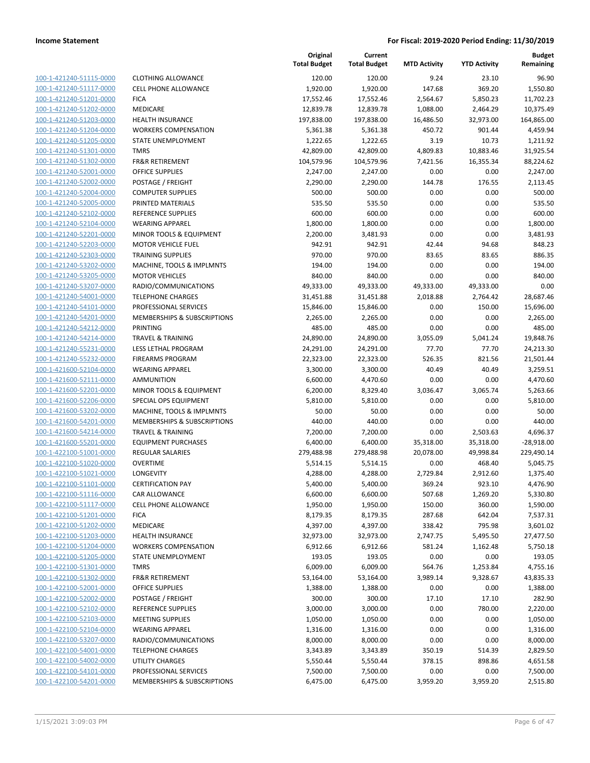| | | Original Total Budget | Current Total Budget | MTD Activity | YTD Activity | Budget Remaining |
|---|---|---|---|---|---|---|
| 100-1-421240-51115-0000 | CLOTHING ALLOWANCE | 120.00 | 120.00 | 9.24 | 23.10 | 96.90 |
| 100-1-421240-51117-0000 | CELL PHONE ALLOWANCE | 1,920.00 | 1,920.00 | 147.68 | 369.20 | 1,550.80 |
| 100-1-421240-51201-0000 | FICA | 17,552.46 | 17,552.46 | 2,564.67 | 5,850.23 | 11,702.23 |
| 100-1-421240-51202-0000 | MEDICARE | 12,839.78 | 12,839.78 | 1,088.00 | 2,464.29 | 10,375.49 |
| 100-1-421240-51203-0000 | HEALTH INSURANCE | 197,838.00 | 197,838.00 | 16,486.50 | 32,973.00 | 164,865.00 |
| 100-1-421240-51204-0000 | WORKERS COMPENSATION | 5,361.38 | 5,361.38 | 450.72 | 901.44 | 4,459.94 |
| 100-1-421240-51205-0000 | STATE UNEMPLOYMENT | 1,222.65 | 1,222.65 | 3.19 | 10.73 | 1,211.92 |
| 100-1-421240-51301-0000 | TMRS | 42,809.00 | 42,809.00 | 4,809.83 | 10,883.46 | 31,925.54 |
| 100-1-421240-51302-0000 | FR&R RETIREMENT | 104,579.96 | 104,579.96 | 7,421.56 | 16,355.34 | 88,224.62 |
| 100-1-421240-52001-0000 | OFFICE SUPPLIES | 2,247.00 | 2,247.00 | 0.00 | 0.00 | 2,247.00 |
| 100-1-421240-52002-0000 | POSTAGE / FREIGHT | 2,290.00 | 2,290.00 | 144.78 | 176.55 | 2,113.45 |
| 100-1-421240-52004-0000 | COMPUTER SUPPLIES | 500.00 | 500.00 | 0.00 | 0.00 | 500.00 |
| 100-1-421240-52005-0000 | PRINTED MATERIALS | 535.50 | 535.50 | 0.00 | 0.00 | 535.50 |
| 100-1-421240-52102-0000 | REFERENCE SUPPLIES | 600.00 | 600.00 | 0.00 | 0.00 | 600.00 |
| 100-1-421240-52104-0000 | WEARING APPAREL | 1,800.00 | 1,800.00 | 0.00 | 0.00 | 1,800.00 |
| 100-1-421240-52201-0000 | MINOR TOOLS & EQUIPMENT | 2,200.00 | 3,481.93 | 0.00 | 0.00 | 3,481.93 |
| 100-1-421240-52203-0000 | MOTOR VEHICLE FUEL | 942.91 | 942.91 | 42.44 | 94.68 | 848.23 |
| 100-1-421240-52303-0000 | TRAINING SUPPLIES | 970.00 | 970.00 | 83.65 | 83.65 | 886.35 |
| 100-1-421240-53202-0000 | MACHINE, TOOLS & IMPLMNTS | 194.00 | 194.00 | 0.00 | 0.00 | 194.00 |
| 100-1-421240-53205-0000 | MOTOR VEHICLES | 840.00 | 840.00 | 0.00 | 0.00 | 840.00 |
| 100-1-421240-53207-0000 | RADIO/COMMUNICATIONS | 49,333.00 | 49,333.00 | 49,333.00 | 49,333.00 | 0.00 |
| 100-1-421240-54001-0000 | TELEPHONE CHARGES | 31,451.88 | 31,451.88 | 2,018.88 | 2,764.42 | 28,687.46 |
| 100-1-421240-54101-0000 | PROFESSIONAL SERVICES | 15,846.00 | 15,846.00 | 0.00 | 150.00 | 15,696.00 |
| 100-1-421240-54201-0000 | MEMBERSHIPS & SUBSCRIPTIONS | 2,265.00 | 2,265.00 | 0.00 | 0.00 | 2,265.00 |
| 100-1-421240-54212-0000 | PRINTING | 485.00 | 485.00 | 0.00 | 0.00 | 485.00 |
| 100-1-421240-54214-0000 | TRAVEL & TRAINING | 24,890.00 | 24,890.00 | 3,055.09 | 5,041.24 | 19,848.76 |
| 100-1-421240-55231-0000 | LESS LETHAL PROGRAM | 24,291.00 | 24,291.00 | 77.70 | 77.70 | 24,213.30 |
| 100-1-421240-55232-0000 | FIREARMS PROGRAM | 22,323.00 | 22,323.00 | 526.35 | 821.56 | 21,501.44 |
| 100-1-421600-52104-0000 | WEARING APPAREL | 3,300.00 | 3,300.00 | 40.49 | 40.49 | 3,259.51 |
| 100-1-421600-52111-0000 | AMMUNITION | 6,600.00 | 4,470.60 | 0.00 | 0.00 | 4,470.60 |
| 100-1-421600-52201-0000 | MINOR TOOLS & EQUIPMENT | 6,200.00 | 8,329.40 | 3,036.47 | 3,065.74 | 5,263.66 |
| 100-1-421600-52206-0000 | SPECIAL OPS EQUIPMENT | 5,810.00 | 5,810.00 | 0.00 | 0.00 | 5,810.00 |
| 100-1-421600-53202-0000 | MACHINE, TOOLS & IMPLMNTS | 50.00 | 50.00 | 0.00 | 0.00 | 50.00 |
| 100-1-421600-54201-0000 | MEMBERSHIPS & SUBSCRIPTIONS | 440.00 | 440.00 | 0.00 | 0.00 | 440.00 |
| 100-1-421600-54214-0000 | TRAVEL & TRAINING | 7,200.00 | 7,200.00 | 0.00 | 2,503.63 | 4,696.37 |
| 100-1-421600-55201-0000 | EQUIPMENT PURCHASES | 6,400.00 | 6,400.00 | 35,318.00 | 35,318.00 | -28,918.00 |
| 100-1-422100-51001-0000 | REGULAR SALARIES | 279,488.98 | 279,488.98 | 20,078.00 | 49,998.84 | 229,490.14 |
| 100-1-422100-51020-0000 | OVERTIME | 5,514.15 | 5,514.15 | 0.00 | 468.40 | 5,045.75 |
| 100-1-422100-51021-0000 | LONGEVITY | 4,288.00 | 4,288.00 | 2,729.84 | 2,912.60 | 1,375.40 |
| 100-1-422100-51101-0000 | CERTIFICATION PAY | 5,400.00 | 5,400.00 | 369.24 | 923.10 | 4,476.90 |
| 100-1-422100-51116-0000 | CAR ALLOWANCE | 6,600.00 | 6,600.00 | 507.68 | 1,269.20 | 5,330.80 |
| 100-1-422100-51117-0000 | CELL PHONE ALLOWANCE | 1,950.00 | 1,950.00 | 150.00 | 360.00 | 1,590.00 |
| 100-1-422100-51201-0000 | FICA | 8,179.35 | 8,179.35 | 287.68 | 642.04 | 7,537.31 |
| 100-1-422100-51202-0000 | MEDICARE | 4,397.00 | 4,397.00 | 338.42 | 795.98 | 3,601.02 |
| 100-1-422100-51203-0000 | HEALTH INSURANCE | 32,973.00 | 32,973.00 | 2,747.75 | 5,495.50 | 27,477.50 |
| 100-1-422100-51204-0000 | WORKERS COMPENSATION | 6,912.66 | 6,912.66 | 581.24 | 1,162.48 | 5,750.18 |
| 100-1-422100-51205-0000 | STATE UNEMPLOYMENT | 193.05 | 193.05 | 0.00 | 0.00 | 193.05 |
| 100-1-422100-51301-0000 | TMRS | 6,009.00 | 6,009.00 | 564.76 | 1,253.84 | 4,755.16 |
| 100-1-422100-51302-0000 | FR&R RETIREMENT | 53,164.00 | 53,164.00 | 3,989.14 | 9,328.67 | 43,835.33 |
| 100-1-422100-52001-0000 | OFFICE SUPPLIES | 1,388.00 | 1,388.00 | 0.00 | 0.00 | 1,388.00 |
| 100-1-422100-52002-0000 | POSTAGE / FREIGHT | 300.00 | 300.00 | 17.10 | 17.10 | 282.90 |
| 100-1-422100-52102-0000 | REFERENCE SUPPLIES | 3,000.00 | 3,000.00 | 0.00 | 780.00 | 2,220.00 |
| 100-1-422100-52103-0000 | MEETING SUPPLIES | 1,050.00 | 1,050.00 | 0.00 | 0.00 | 1,050.00 |
| 100-1-422100-52104-0000 | WEARING APPAREL | 1,316.00 | 1,316.00 | 0.00 | 0.00 | 1,316.00 |
| 100-1-422100-53207-0000 | RADIO/COMMUNICATIONS | 8,000.00 | 8,000.00 | 0.00 | 0.00 | 8,000.00 |
| 100-1-422100-54001-0000 | TELEPHONE CHARGES | 3,343.89 | 3,343.89 | 350.19 | 514.39 | 2,829.50 |
| 100-1-422100-54002-0000 | UTILITY CHARGES | 5,550.44 | 5,550.44 | 378.15 | 898.86 | 4,651.58 |
| 100-1-422100-54101-0000 | PROFESSIONAL SERVICES | 7,500.00 | 7,500.00 | 0.00 | 0.00 | 7,500.00 |
| 100-1-422100-54201-0000 | MEMBERSHIPS & SUBSCRIPTIONS | 6,475.00 | 6,475.00 | 3,959.20 | 3,959.20 | 2,515.80 |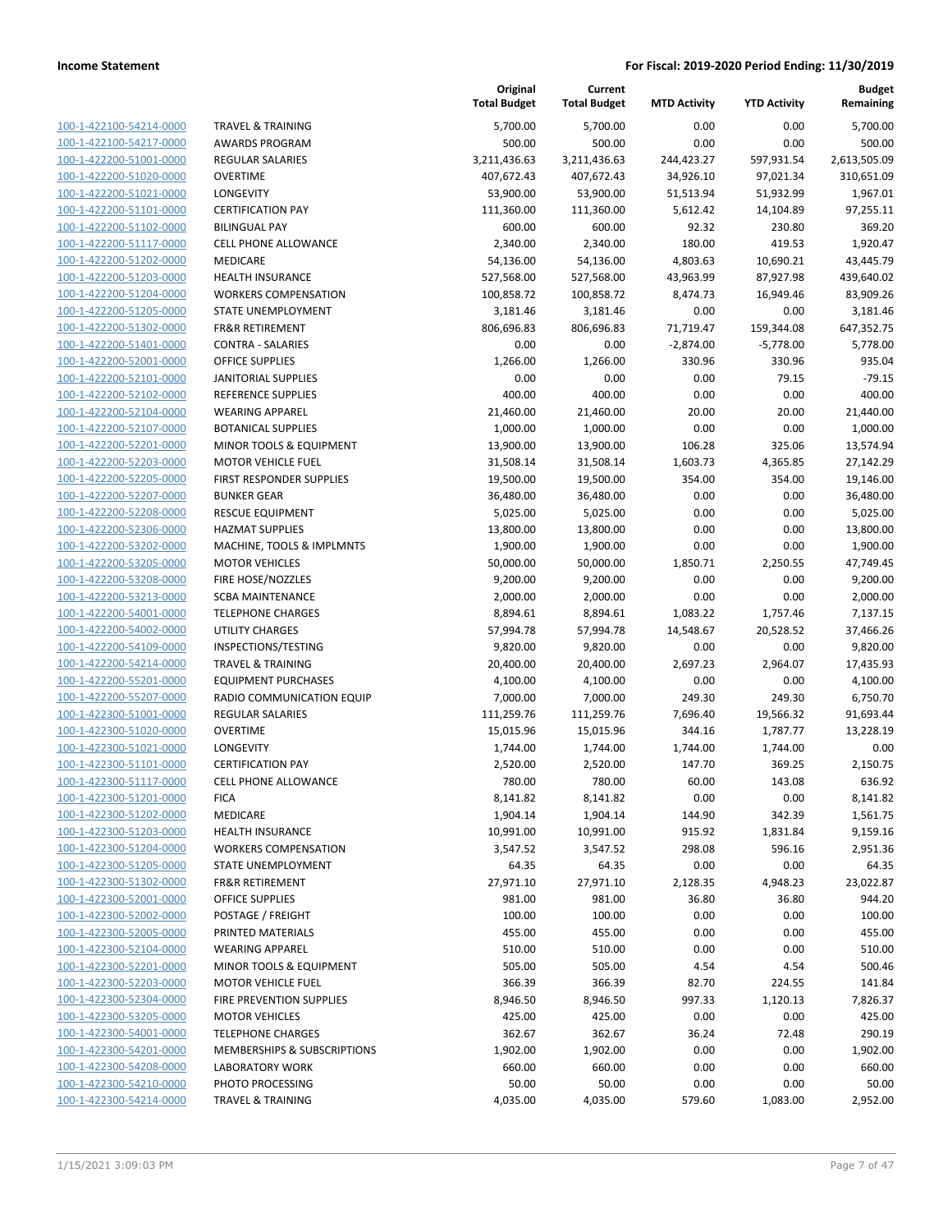| | | Original Total Budget | Current Total Budget | MTD Activity | YTD Activity | Budget Remaining |
|---|---|---|---|---|---|---|
| 100-1-422100-54214-0000 | TRAVEL & TRAINING | 5,700.00 | 5,700.00 | 0.00 | 0.00 | 5,700.00 |
| 100-1-422100-54217-0000 | AWARDS PROGRAM | 500.00 | 500.00 | 0.00 | 0.00 | 500.00 |
| 100-1-422200-51001-0000 | REGULAR SALARIES | 3,211,436.63 | 3,211,436.63 | 244,423.27 | 597,931.54 | 2,613,505.09 |
| 100-1-422200-51020-0000 | OVERTIME | 407,672.43 | 407,672.43 | 34,926.10 | 97,021.34 | 310,651.09 |
| 100-1-422200-51021-0000 | LONGEVITY | 53,900.00 | 53,900.00 | 51,513.94 | 51,932.99 | 1,967.01 |
| 100-1-422200-51101-0000 | CERTIFICATION PAY | 111,360.00 | 111,360.00 | 5,612.42 | 14,104.89 | 97,255.11 |
| 100-1-422200-51102-0000 | BILINGUAL PAY | 600.00 | 600.00 | 92.32 | 230.80 | 369.20 |
| 100-1-422200-51117-0000 | CELL PHONE ALLOWANCE | 2,340.00 | 2,340.00 | 180.00 | 419.53 | 1,920.47 |
| 100-1-422200-51202-0000 | MEDICARE | 54,136.00 | 54,136.00 | 4,803.63 | 10,690.21 | 43,445.79 |
| 100-1-422200-51203-0000 | HEALTH INSURANCE | 527,568.00 | 527,568.00 | 43,963.99 | 87,927.98 | 439,640.02 |
| 100-1-422200-51204-0000 | WORKERS COMPENSATION | 100,858.72 | 100,858.72 | 8,474.73 | 16,949.46 | 83,909.26 |
| 100-1-422200-51205-0000 | STATE UNEMPLOYMENT | 3,181.46 | 3,181.46 | 0.00 | 0.00 | 3,181.46 |
| 100-1-422200-51302-0000 | FR&R RETIREMENT | 806,696.83 | 806,696.83 | 71,719.47 | 159,344.08 | 647,352.75 |
| 100-1-422200-51401-0000 | CONTRA - SALARIES | 0.00 | 0.00 | -2,874.00 | -5,778.00 | 5,778.00 |
| 100-1-422200-52001-0000 | OFFICE SUPPLIES | 1,266.00 | 1,266.00 | 330.96 | 330.96 | 935.04 |
| 100-1-422200-52101-0000 | JANITORIAL SUPPLIES | 0.00 | 0.00 | 0.00 | 79.15 | -79.15 |
| 100-1-422200-52102-0000 | REFERENCE SUPPLIES | 400.00 | 400.00 | 0.00 | 0.00 | 400.00 |
| 100-1-422200-52104-0000 | WEARING APPAREL | 21,460.00 | 21,460.00 | 20.00 | 20.00 | 21,440.00 |
| 100-1-422200-52107-0000 | BOTANICAL SUPPLIES | 1,000.00 | 1,000.00 | 0.00 | 0.00 | 1,000.00 |
| 100-1-422200-52201-0000 | MINOR TOOLS & EQUIPMENT | 13,900.00 | 13,900.00 | 106.28 | 325.06 | 13,574.94 |
| 100-1-422200-52203-0000 | MOTOR VEHICLE FUEL | 31,508.14 | 31,508.14 | 1,603.73 | 4,365.85 | 27,142.29 |
| 100-1-422200-52205-0000 | FIRST RESPONDER SUPPLIES | 19,500.00 | 19,500.00 | 354.00 | 354.00 | 19,146.00 |
| 100-1-422200-52207-0000 | BUNKER GEAR | 36,480.00 | 36,480.00 | 0.00 | 0.00 | 36,480.00 |
| 100-1-422200-52208-0000 | RESCUE EQUIPMENT | 5,025.00 | 5,025.00 | 0.00 | 0.00 | 5,025.00 |
| 100-1-422200-52306-0000 | HAZMAT SUPPLIES | 13,800.00 | 13,800.00 | 0.00 | 0.00 | 13,800.00 |
| 100-1-422200-53202-0000 | MACHINE, TOOLS & IMPLMNTS | 1,900.00 | 1,900.00 | 0.00 | 0.00 | 1,900.00 |
| 100-1-422200-53205-0000 | MOTOR VEHICLES | 50,000.00 | 50,000.00 | 1,850.71 | 2,250.55 | 47,749.45 |
| 100-1-422200-53208-0000 | FIRE HOSE/NOZZLES | 9,200.00 | 9,200.00 | 0.00 | 0.00 | 9,200.00 |
| 100-1-422200-53213-0000 | SCBA MAINTENANCE | 2,000.00 | 2,000.00 | 0.00 | 0.00 | 2,000.00 |
| 100-1-422200-54001-0000 | TELEPHONE CHARGES | 8,894.61 | 8,894.61 | 1,083.22 | 1,757.46 | 7,137.15 |
| 100-1-422200-54002-0000 | UTILITY CHARGES | 57,994.78 | 57,994.78 | 14,548.67 | 20,528.52 | 37,466.26 |
| 100-1-422200-54109-0000 | INSPECTIONS/TESTING | 9,820.00 | 9,820.00 | 0.00 | 0.00 | 9,820.00 |
| 100-1-422200-54214-0000 | TRAVEL & TRAINING | 20,400.00 | 20,400.00 | 2,697.23 | 2,964.07 | 17,435.93 |
| 100-1-422200-55201-0000 | EQUIPMENT PURCHASES | 4,100.00 | 4,100.00 | 0.00 | 0.00 | 4,100.00 |
| 100-1-422200-55207-0000 | RADIO COMMUNICATION EQUIP | 7,000.00 | 7,000.00 | 249.30 | 249.30 | 6,750.70 |
| 100-1-422300-51001-0000 | REGULAR SALARIES | 111,259.76 | 111,259.76 | 7,696.40 | 19,566.32 | 91,693.44 |
| 100-1-422300-51020-0000 | OVERTIME | 15,015.96 | 15,015.96 | 344.16 | 1,787.77 | 13,228.19 |
| 100-1-422300-51021-0000 | LONGEVITY | 1,744.00 | 1,744.00 | 1,744.00 | 1,744.00 | 0.00 |
| 100-1-422300-51101-0000 | CERTIFICATION PAY | 2,520.00 | 2,520.00 | 147.70 | 369.25 | 2,150.75 |
| 100-1-422300-51117-0000 | CELL PHONE ALLOWANCE | 780.00 | 780.00 | 60.00 | 143.08 | 636.92 |
| 100-1-422300-51201-0000 | FICA | 8,141.82 | 8,141.82 | 0.00 | 0.00 | 8,141.82 |
| 100-1-422300-51202-0000 | MEDICARE | 1,904.14 | 1,904.14 | 144.90 | 342.39 | 1,561.75 |
| 100-1-422300-51203-0000 | HEALTH INSURANCE | 10,991.00 | 10,991.00 | 915.92 | 1,831.84 | 9,159.16 |
| 100-1-422300-51204-0000 | WORKERS COMPENSATION | 3,547.52 | 3,547.52 | 298.08 | 596.16 | 2,951.36 |
| 100-1-422300-51205-0000 | STATE UNEMPLOYMENT | 64.35 | 64.35 | 0.00 | 0.00 | 64.35 |
| 100-1-422300-51302-0000 | FR&R RETIREMENT | 27,971.10 | 27,971.10 | 2,128.35 | 4,948.23 | 23,022.87 |
| 100-1-422300-52001-0000 | OFFICE SUPPLIES | 981.00 | 981.00 | 36.80 | 36.80 | 944.20 |
| 100-1-422300-52002-0000 | POSTAGE / FREIGHT | 100.00 | 100.00 | 0.00 | 0.00 | 100.00 |
| 100-1-422300-52005-0000 | PRINTED MATERIALS | 455.00 | 455.00 | 0.00 | 0.00 | 455.00 |
| 100-1-422300-52104-0000 | WEARING APPAREL | 510.00 | 510.00 | 0.00 | 0.00 | 510.00 |
| 100-1-422300-52201-0000 | MINOR TOOLS & EQUIPMENT | 505.00 | 505.00 | 4.54 | 4.54 | 500.46 |
| 100-1-422300-52203-0000 | MOTOR VEHICLE FUEL | 366.39 | 366.39 | 82.70 | 224.55 | 141.84 |
| 100-1-422300-52304-0000 | FIRE PREVENTION SUPPLIES | 8,946.50 | 8,946.50 | 997.33 | 1,120.13 | 7,826.37 |
| 100-1-422300-53205-0000 | MOTOR VEHICLES | 425.00 | 425.00 | 0.00 | 0.00 | 425.00 |
| 100-1-422300-54001-0000 | TELEPHONE CHARGES | 362.67 | 362.67 | 36.24 | 72.48 | 290.19 |
| 100-1-422300-54201-0000 | MEMBERSHIPS & SUBSCRIPTIONS | 1,902.00 | 1,902.00 | 0.00 | 0.00 | 1,902.00 |
| 100-1-422300-54208-0000 | LABORATORY WORK | 660.00 | 660.00 | 0.00 | 0.00 | 660.00 |
| 100-1-422300-54210-0000 | PHOTO PROCESSING | 50.00 | 50.00 | 0.00 | 0.00 | 50.00 |
| 100-1-422300-54214-0000 | TRAVEL & TRAINING | 4,035.00 | 4,035.00 | 579.60 | 1,083.00 | 2,952.00 |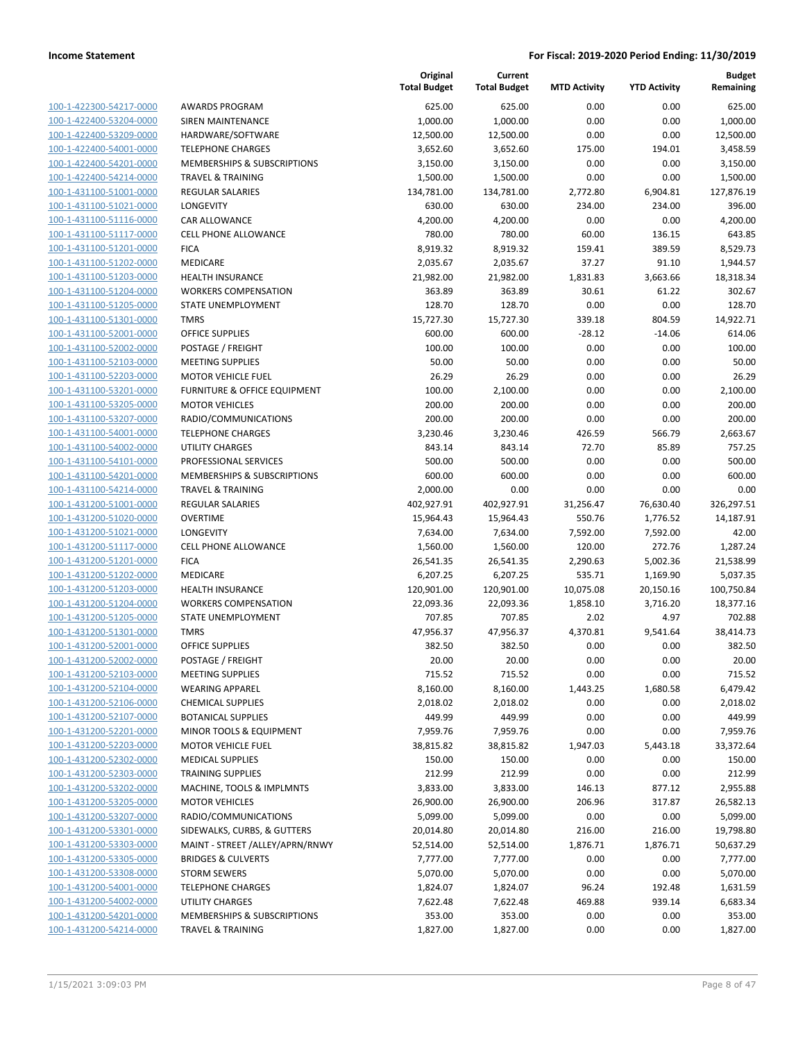| | | Original Total Budget | Current Total Budget | MTD Activity | YTD Activity | Budget Remaining |
|---|---|---|---|---|---|---|
| 100-1-422300-54217-0000 | AWARDS PROGRAM | 625.00 | 625.00 | 0.00 | 0.00 | 625.00 |
| 100-1-422400-53204-0000 | SIREN MAINTENANCE | 1,000.00 | 1,000.00 | 0.00 | 0.00 | 1,000.00 |
| 100-1-422400-53209-0000 | HARDWARE/SOFTWARE | 12,500.00 | 12,500.00 | 0.00 | 0.00 | 12,500.00 |
| 100-1-422400-54001-0000 | TELEPHONE CHARGES | 3,652.60 | 3,652.60 | 175.00 | 194.01 | 3,458.59 |
| 100-1-422400-54201-0000 | MEMBERSHIPS & SUBSCRIPTIONS | 3,150.00 | 3,150.00 | 0.00 | 0.00 | 3,150.00 |
| 100-1-422400-54214-0000 | TRAVEL & TRAINING | 1,500.00 | 1,500.00 | 0.00 | 0.00 | 1,500.00 |
| 100-1-431100-51001-0000 | REGULAR SALARIES | 134,781.00 | 134,781.00 | 2,772.80 | 6,904.81 | 127,876.19 |
| 100-1-431100-51021-0000 | LONGEVITY | 630.00 | 630.00 | 234.00 | 234.00 | 396.00 |
| 100-1-431100-51116-0000 | CAR ALLOWANCE | 4,200.00 | 4,200.00 | 0.00 | 0.00 | 4,200.00 |
| 100-1-431100-51117-0000 | CELL PHONE ALLOWANCE | 780.00 | 780.00 | 60.00 | 136.15 | 643.85 |
| 100-1-431100-51201-0000 | FICA | 8,919.32 | 8,919.32 | 159.41 | 389.59 | 8,529.73 |
| 100-1-431100-51202-0000 | MEDICARE | 2,035.67 | 2,035.67 | 37.27 | 91.10 | 1,944.57 |
| 100-1-431100-51203-0000 | HEALTH INSURANCE | 21,982.00 | 21,982.00 | 1,831.83 | 3,663.66 | 18,318.34 |
| 100-1-431100-51204-0000 | WORKERS COMPENSATION | 363.89 | 363.89 | 30.61 | 61.22 | 302.67 |
| 100-1-431100-51205-0000 | STATE UNEMPLOYMENT | 128.70 | 128.70 | 0.00 | 0.00 | 128.70 |
| 100-1-431100-51301-0000 | TMRS | 15,727.30 | 15,727.30 | 339.18 | 804.59 | 14,922.71 |
| 100-1-431100-52001-0000 | OFFICE SUPPLIES | 600.00 | 600.00 | -28.12 | -14.06 | 614.06 |
| 100-1-431100-52002-0000 | POSTAGE / FREIGHT | 100.00 | 100.00 | 0.00 | 0.00 | 100.00 |
| 100-1-431100-52103-0000 | MEETING SUPPLIES | 50.00 | 50.00 | 0.00 | 0.00 | 50.00 |
| 100-1-431100-52203-0000 | MOTOR VEHICLE FUEL | 26.29 | 26.29 | 0.00 | 0.00 | 26.29 |
| 100-1-431100-53201-0000 | FURNITURE & OFFICE EQUIPMENT | 100.00 | 2,100.00 | 0.00 | 0.00 | 2,100.00 |
| 100-1-431100-53205-0000 | MOTOR VEHICLES | 200.00 | 200.00 | 0.00 | 0.00 | 200.00 |
| 100-1-431100-53207-0000 | RADIO/COMMUNICATIONS | 200.00 | 200.00 | 0.00 | 0.00 | 200.00 |
| 100-1-431100-54001-0000 | TELEPHONE CHARGES | 3,230.46 | 3,230.46 | 426.59 | 566.79 | 2,663.67 |
| 100-1-431100-54002-0000 | UTILITY CHARGES | 843.14 | 843.14 | 72.70 | 85.89 | 757.25 |
| 100-1-431100-54101-0000 | PROFESSIONAL SERVICES | 500.00 | 500.00 | 0.00 | 0.00 | 500.00 |
| 100-1-431100-54201-0000 | MEMBERSHIPS & SUBSCRIPTIONS | 600.00 | 600.00 | 0.00 | 0.00 | 600.00 |
| 100-1-431100-54214-0000 | TRAVEL & TRAINING | 2,000.00 | 0.00 | 0.00 | 0.00 | 0.00 |
| 100-1-431200-51001-0000 | REGULAR SALARIES | 402,927.91 | 402,927.91 | 31,256.47 | 76,630.40 | 326,297.51 |
| 100-1-431200-51020-0000 | OVERTIME | 15,964.43 | 15,964.43 | 550.76 | 1,776.52 | 14,187.91 |
| 100-1-431200-51021-0000 | LONGEVITY | 7,634.00 | 7,634.00 | 7,592.00 | 7,592.00 | 42.00 |
| 100-1-431200-51117-0000 | CELL PHONE ALLOWANCE | 1,560.00 | 1,560.00 | 120.00 | 272.76 | 1,287.24 |
| 100-1-431200-51201-0000 | FICA | 26,541.35 | 26,541.35 | 2,290.63 | 5,002.36 | 21,538.99 |
| 100-1-431200-51202-0000 | MEDICARE | 6,207.25 | 6,207.25 | 535.71 | 1,169.90 | 5,037.35 |
| 100-1-431200-51203-0000 | HEALTH INSURANCE | 120,901.00 | 120,901.00 | 10,075.08 | 20,150.16 | 100,750.84 |
| 100-1-431200-51204-0000 | WORKERS COMPENSATION | 22,093.36 | 22,093.36 | 1,858.10 | 3,716.20 | 18,377.16 |
| 100-1-431200-51205-0000 | STATE UNEMPLOYMENT | 707.85 | 707.85 | 2.02 | 4.97 | 702.88 |
| 100-1-431200-51301-0000 | TMRS | 47,956.37 | 47,956.37 | 4,370.81 | 9,541.64 | 38,414.73 |
| 100-1-431200-52001-0000 | OFFICE SUPPLIES | 382.50 | 382.50 | 0.00 | 0.00 | 382.50 |
| 100-1-431200-52002-0000 | POSTAGE / FREIGHT | 20.00 | 20.00 | 0.00 | 0.00 | 20.00 |
| 100-1-431200-52103-0000 | MEETING SUPPLIES | 715.52 | 715.52 | 0.00 | 0.00 | 715.52 |
| 100-1-431200-52104-0000 | WEARING APPAREL | 8,160.00 | 8,160.00 | 1,443.25 | 1,680.58 | 6,479.42 |
| 100-1-431200-52106-0000 | CHEMICAL SUPPLIES | 2,018.02 | 2,018.02 | 0.00 | 0.00 | 2,018.02 |
| 100-1-431200-52107-0000 | BOTANICAL SUPPLIES | 449.99 | 449.99 | 0.00 | 0.00 | 449.99 |
| 100-1-431200-52201-0000 | MINOR TOOLS & EQUIPMENT | 7,959.76 | 7,959.76 | 0.00 | 0.00 | 7,959.76 |
| 100-1-431200-52203-0000 | MOTOR VEHICLE FUEL | 38,815.82 | 38,815.82 | 1,947.03 | 5,443.18 | 33,372.64 |
| 100-1-431200-52302-0000 | MEDICAL SUPPLIES | 150.00 | 150.00 | 0.00 | 0.00 | 150.00 |
| 100-1-431200-52303-0000 | TRAINING SUPPLIES | 212.99 | 212.99 | 0.00 | 0.00 | 212.99 |
| 100-1-431200-53202-0000 | MACHINE, TOOLS & IMPLMNTS | 3,833.00 | 3,833.00 | 146.13 | 877.12 | 2,955.88 |
| 100-1-431200-53205-0000 | MOTOR VEHICLES | 26,900.00 | 26,900.00 | 206.96 | 317.87 | 26,582.13 |
| 100-1-431200-53207-0000 | RADIO/COMMUNICATIONS | 5,099.00 | 5,099.00 | 0.00 | 0.00 | 5,099.00 |
| 100-1-431200-53301-0000 | SIDEWALKS, CURBS, & GUTTERS | 20,014.80 | 20,014.80 | 216.00 | 216.00 | 19,798.80 |
| 100-1-431200-53303-0000 | MAINT - STREET /ALLEY/APRN/RNWY | 52,514.00 | 52,514.00 | 1,876.71 | 1,876.71 | 50,637.29 |
| 100-1-431200-53305-0000 | BRIDGES & CULVERTS | 7,777.00 | 7,777.00 | 0.00 | 0.00 | 7,777.00 |
| 100-1-431200-53308-0000 | STORM SEWERS | 5,070.00 | 5,070.00 | 0.00 | 0.00 | 5,070.00 |
| 100-1-431200-54001-0000 | TELEPHONE CHARGES | 1,824.07 | 1,824.07 | 96.24 | 192.48 | 1,631.59 |
| 100-1-431200-54002-0000 | UTILITY CHARGES | 7,622.48 | 7,622.48 | 469.88 | 939.14 | 6,683.34 |
| 100-1-431200-54201-0000 | MEMBERSHIPS & SUBSCRIPTIONS | 353.00 | 353.00 | 0.00 | 0.00 | 353.00 |
| 100-1-431200-54214-0000 | TRAVEL & TRAINING | 1,827.00 | 1,827.00 | 0.00 | 0.00 | 1,827.00 |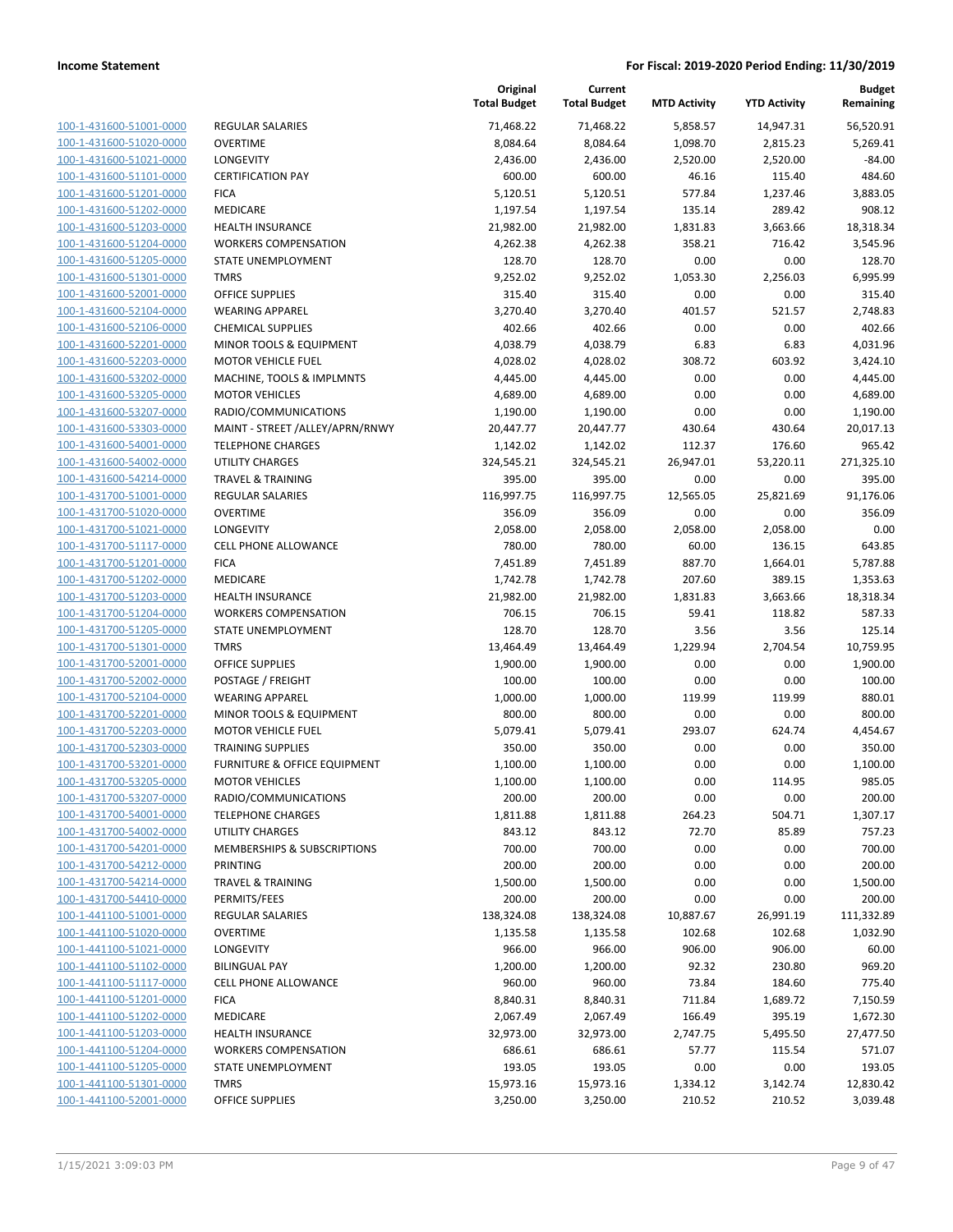**Income Statement** | **For Fiscal: 2019-2020 Period Ending: 11/30/2019**

| | | Original Total Budget | Current Total Budget | MTD Activity | YTD Activity | Budget Remaining |
|---|---|---|---|---|---|---|
| 100-1-431600-51001-0000 | REGULAR SALARIES | 71,468.22 | 71,468.22 | 5,858.57 | 14,947.31 | 56,520.91 |
| 100-1-431600-51020-0000 | OVERTIME | 8,084.64 | 8,084.64 | 1,098.70 | 2,815.23 | 5,269.41 |
| 100-1-431600-51021-0000 | LONGEVITY | 2,436.00 | 2,436.00 | 2,520.00 | 2,520.00 | -84.00 |
| 100-1-431600-51101-0000 | CERTIFICATION PAY | 600.00 | 600.00 | 46.16 | 115.40 | 484.60 |
| 100-1-431600-51201-0000 | FICA | 5,120.51 | 5,120.51 | 577.84 | 1,237.46 | 3,883.05 |
| 100-1-431600-51202-0000 | MEDICARE | 1,197.54 | 1,197.54 | 135.14 | 289.42 | 908.12 |
| 100-1-431600-51203-0000 | HEALTH INSURANCE | 21,982.00 | 21,982.00 | 1,831.83 | 3,663.66 | 18,318.34 |
| 100-1-431600-51204-0000 | WORKERS COMPENSATION | 4,262.38 | 4,262.38 | 358.21 | 716.42 | 3,545.96 |
| 100-1-431600-51205-0000 | STATE UNEMPLOYMENT | 128.70 | 128.70 | 0.00 | 0.00 | 128.70 |
| 100-1-431600-51301-0000 | TMRS | 9,252.02 | 9,252.02 | 1,053.30 | 2,256.03 | 6,995.99 |
| 100-1-431600-52001-0000 | OFFICE SUPPLIES | 315.40 | 315.40 | 0.00 | 0.00 | 315.40 |
| 100-1-431600-52104-0000 | WEARING APPAREL | 3,270.40 | 3,270.40 | 401.57 | 521.57 | 2,748.83 |
| 100-1-431600-52106-0000 | CHEMICAL SUPPLIES | 402.66 | 402.66 | 0.00 | 0.00 | 402.66 |
| 100-1-431600-52201-0000 | MINOR TOOLS & EQUIPMENT | 4,038.79 | 4,038.79 | 6.83 | 6.83 | 4,031.96 |
| 100-1-431600-52203-0000 | MOTOR VEHICLE FUEL | 4,028.02 | 4,028.02 | 308.72 | 603.92 | 3,424.10 |
| 100-1-431600-53202-0000 | MACHINE, TOOLS & IMPLMNTS | 4,445.00 | 4,445.00 | 0.00 | 0.00 | 4,445.00 |
| 100-1-431600-53205-0000 | MOTOR VEHICLES | 4,689.00 | 4,689.00 | 0.00 | 0.00 | 4,689.00 |
| 100-1-431600-53207-0000 | RADIO/COMMUNICATIONS | 1,190.00 | 1,190.00 | 0.00 | 0.00 | 1,190.00 |
| 100-1-431600-53303-0000 | MAINT - STREET /ALLEY/APRN/RNWY | 20,447.77 | 20,447.77 | 430.64 | 430.64 | 20,017.13 |
| 100-1-431600-54001-0000 | TELEPHONE CHARGES | 1,142.02 | 1,142.02 | 112.37 | 176.60 | 965.42 |
| 100-1-431600-54002-0000 | UTILITY CHARGES | 324,545.21 | 324,545.21 | 26,947.01 | 53,220.11 | 271,325.10 |
| 100-1-431600-54214-0000 | TRAVEL & TRAINING | 395.00 | 395.00 | 0.00 | 0.00 | 395.00 |
| 100-1-431700-51001-0000 | REGULAR SALARIES | 116,997.75 | 116,997.75 | 12,565.05 | 25,821.69 | 91,176.06 |
| 100-1-431700-51020-0000 | OVERTIME | 356.09 | 356.09 | 0.00 | 0.00 | 356.09 |
| 100-1-431700-51021-0000 | LONGEVITY | 2,058.00 | 2,058.00 | 2,058.00 | 2,058.00 | 0.00 |
| 100-1-431700-51117-0000 | CELL PHONE ALLOWANCE | 780.00 | 780.00 | 60.00 | 136.15 | 643.85 |
| 100-1-431700-51201-0000 | FICA | 7,451.89 | 7,451.89 | 887.70 | 1,664.01 | 5,787.88 |
| 100-1-431700-51202-0000 | MEDICARE | 1,742.78 | 1,742.78 | 207.60 | 389.15 | 1,353.63 |
| 100-1-431700-51203-0000 | HEALTH INSURANCE | 21,982.00 | 21,982.00 | 1,831.83 | 3,663.66 | 18,318.34 |
| 100-1-431700-51204-0000 | WORKERS COMPENSATION | 706.15 | 706.15 | 59.41 | 118.82 | 587.33 |
| 100-1-431700-51205-0000 | STATE UNEMPLOYMENT | 128.70 | 128.70 | 3.56 | 3.56 | 125.14 |
| 100-1-431700-51301-0000 | TMRS | 13,464.49 | 13,464.49 | 1,229.94 | 2,704.54 | 10,759.95 |
| 100-1-431700-52001-0000 | OFFICE SUPPLIES | 1,900.00 | 1,900.00 | 0.00 | 0.00 | 1,900.00 |
| 100-1-431700-52002-0000 | POSTAGE / FREIGHT | 100.00 | 100.00 | 0.00 | 0.00 | 100.00 |
| 100-1-431700-52104-0000 | WEARING APPAREL | 1,000.00 | 1,000.00 | 119.99 | 119.99 | 880.01 |
| 100-1-431700-52201-0000 | MINOR TOOLS & EQUIPMENT | 800.00 | 800.00 | 0.00 | 0.00 | 800.00 |
| 100-1-431700-52203-0000 | MOTOR VEHICLE FUEL | 5,079.41 | 5,079.41 | 293.07 | 624.74 | 4,454.67 |
| 100-1-431700-52303-0000 | TRAINING SUPPLIES | 350.00 | 350.00 | 0.00 | 0.00 | 350.00 |
| 100-1-431700-53201-0000 | FURNITURE & OFFICE EQUIPMENT | 1,100.00 | 1,100.00 | 0.00 | 0.00 | 1,100.00 |
| 100-1-431700-53205-0000 | MOTOR VEHICLES | 1,100.00 | 1,100.00 | 0.00 | 114.95 | 985.05 |
| 100-1-431700-53207-0000 | RADIO/COMMUNICATIONS | 200.00 | 200.00 | 0.00 | 0.00 | 200.00 |
| 100-1-431700-54001-0000 | TELEPHONE CHARGES | 1,811.88 | 1,811.88 | 264.23 | 504.71 | 1,307.17 |
| 100-1-431700-54002-0000 | UTILITY CHARGES | 843.12 | 843.12 | 72.70 | 85.89 | 757.23 |
| 100-1-431700-54201-0000 | MEMBERSHIPS & SUBSCRIPTIONS | 700.00 | 700.00 | 0.00 | 0.00 | 700.00 |
| 100-1-431700-54212-0000 | PRINTING | 200.00 | 200.00 | 0.00 | 0.00 | 200.00 |
| 100-1-431700-54214-0000 | TRAVEL & TRAINING | 1,500.00 | 1,500.00 | 0.00 | 0.00 | 1,500.00 |
| 100-1-431700-54410-0000 | PERMITS/FEES | 200.00 | 200.00 | 0.00 | 0.00 | 200.00 |
| 100-1-441100-51001-0000 | REGULAR SALARIES | 138,324.08 | 138,324.08 | 10,887.67 | 26,991.19 | 111,332.89 |
| 100-1-441100-51020-0000 | OVERTIME | 1,135.58 | 1,135.58 | 102.68 | 102.68 | 1,032.90 |
| 100-1-441100-51021-0000 | LONGEVITY | 966.00 | 966.00 | 906.00 | 906.00 | 60.00 |
| 100-1-441100-51102-0000 | BILINGUAL PAY | 1,200.00 | 1,200.00 | 92.32 | 230.80 | 969.20 |
| 100-1-441100-51117-0000 | CELL PHONE ALLOWANCE | 960.00 | 960.00 | 73.84 | 184.60 | 775.40 |
| 100-1-441100-51201-0000 | FICA | 8,840.31 | 8,840.31 | 711.84 | 1,689.72 | 7,150.59 |
| 100-1-441100-51202-0000 | MEDICARE | 2,067.49 | 2,067.49 | 166.49 | 395.19 | 1,672.30 |
| 100-1-441100-51203-0000 | HEALTH INSURANCE | 32,973.00 | 32,973.00 | 2,747.75 | 5,495.50 | 27,477.50 |
| 100-1-441100-51204-0000 | WORKERS COMPENSATION | 686.61 | 686.61 | 57.77 | 115.54 | 571.07 |
| 100-1-441100-51205-0000 | STATE UNEMPLOYMENT | 193.05 | 193.05 | 0.00 | 0.00 | 193.05 |
| 100-1-441100-51301-0000 | TMRS | 15,973.16 | 15,973.16 | 1,334.12 | 3,142.74 | 12,830.42 |
| 100-1-441100-52001-0000 | OFFICE SUPPLIES | 3,250.00 | 3,250.00 | 210.52 | 210.52 | 3,039.48 |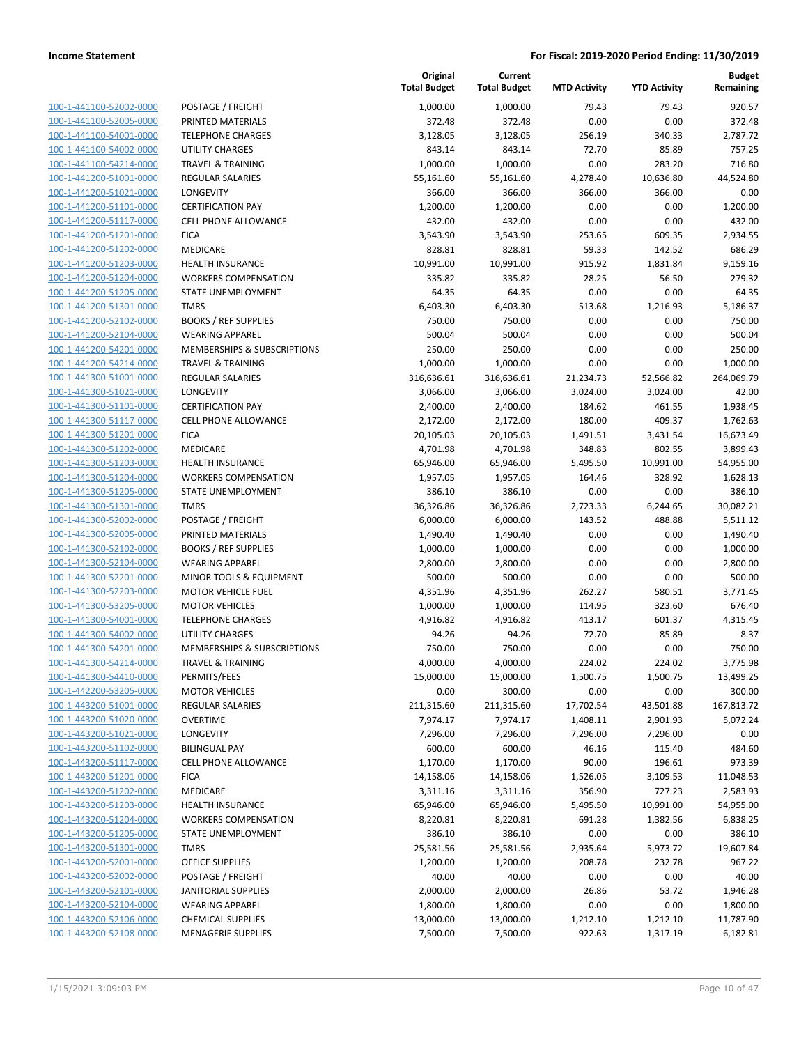| | | Original Total Budget | Current Total Budget | MTD Activity | YTD Activity | Budget Remaining |
|---|---|---|---|---|---|---|
| 100-1-441100-52002-0000 | POSTAGE / FREIGHT | 1,000.00 | 1,000.00 | 79.43 | 79.43 | 920.57 |
| 100-1-441100-52005-0000 | PRINTED MATERIALS | 372.48 | 372.48 | 0.00 | 0.00 | 372.48 |
| 100-1-441100-54001-0000 | TELEPHONE CHARGES | 3,128.05 | 3,128.05 | 256.19 | 340.33 | 2,787.72 |
| 100-1-441100-54002-0000 | UTILITY CHARGES | 843.14 | 843.14 | 72.70 | 85.89 | 757.25 |
| 100-1-441100-54214-0000 | TRAVEL & TRAINING | 1,000.00 | 1,000.00 | 0.00 | 283.20 | 716.80 |
| 100-1-441200-51001-0000 | REGULAR SALARIES | 55,161.60 | 55,161.60 | 4,278.40 | 10,636.80 | 44,524.80 |
| 100-1-441200-51021-0000 | LONGEVITY | 366.00 | 366.00 | 366.00 | 366.00 | 0.00 |
| 100-1-441200-51101-0000 | CERTIFICATION PAY | 1,200.00 | 1,200.00 | 0.00 | 0.00 | 1,200.00 |
| 100-1-441200-51117-0000 | CELL PHONE ALLOWANCE | 432.00 | 432.00 | 0.00 | 0.00 | 432.00 |
| 100-1-441200-51201-0000 | FICA | 3,543.90 | 3,543.90 | 253.65 | 609.35 | 2,934.55 |
| 100-1-441200-51202-0000 | MEDICARE | 828.81 | 828.81 | 59.33 | 142.52 | 686.29 |
| 100-1-441200-51203-0000 | HEALTH INSURANCE | 10,991.00 | 10,991.00 | 915.92 | 1,831.84 | 9,159.16 |
| 100-1-441200-51204-0000 | WORKERS COMPENSATION | 335.82 | 335.82 | 28.25 | 56.50 | 279.32 |
| 100-1-441200-51205-0000 | STATE UNEMPLOYMENT | 64.35 | 64.35 | 0.00 | 0.00 | 64.35 |
| 100-1-441200-51301-0000 | TMRS | 6,403.30 | 6,403.30 | 513.68 | 1,216.93 | 5,186.37 |
| 100-1-441200-52102-0000 | BOOKS / REF SUPPLIES | 750.00 | 750.00 | 0.00 | 0.00 | 750.00 |
| 100-1-441200-52104-0000 | WEARING APPAREL | 500.04 | 500.04 | 0.00 | 0.00 | 500.04 |
| 100-1-441200-54201-0000 | MEMBERSHIPS & SUBSCRIPTIONS | 250.00 | 250.00 | 0.00 | 0.00 | 250.00 |
| 100-1-441200-54214-0000 | TRAVEL & TRAINING | 1,000.00 | 1,000.00 | 0.00 | 0.00 | 1,000.00 |
| 100-1-441300-51001-0000 | REGULAR SALARIES | 316,636.61 | 316,636.61 | 21,234.73 | 52,566.82 | 264,069.79 |
| 100-1-441300-51021-0000 | LONGEVITY | 3,066.00 | 3,066.00 | 3,024.00 | 3,024.00 | 42.00 |
| 100-1-441300-51101-0000 | CERTIFICATION PAY | 2,400.00 | 2,400.00 | 184.62 | 461.55 | 1,938.45 |
| 100-1-441300-51117-0000 | CELL PHONE ALLOWANCE | 2,172.00 | 2,172.00 | 180.00 | 409.37 | 1,762.63 |
| 100-1-441300-51201-0000 | FICA | 20,105.03 | 20,105.03 | 1,491.51 | 3,431.54 | 16,673.49 |
| 100-1-441300-51202-0000 | MEDICARE | 4,701.98 | 4,701.98 | 348.83 | 802.55 | 3,899.43 |
| 100-1-441300-51203-0000 | HEALTH INSURANCE | 65,946.00 | 65,946.00 | 5,495.50 | 10,991.00 | 54,955.00 |
| 100-1-441300-51204-0000 | WORKERS COMPENSATION | 1,957.05 | 1,957.05 | 164.46 | 328.92 | 1,628.13 |
| 100-1-441300-51205-0000 | STATE UNEMPLOYMENT | 386.10 | 386.10 | 0.00 | 0.00 | 386.10 |
| 100-1-441300-51301-0000 | TMRS | 36,326.86 | 36,326.86 | 2,723.33 | 6,244.65 | 30,082.21 |
| 100-1-441300-52002-0000 | POSTAGE / FREIGHT | 6,000.00 | 6,000.00 | 143.52 | 488.88 | 5,511.12 |
| 100-1-441300-52005-0000 | PRINTED MATERIALS | 1,490.40 | 1,490.40 | 0.00 | 0.00 | 1,490.40 |
| 100-1-441300-52102-0000 | BOOKS / REF SUPPLIES | 1,000.00 | 1,000.00 | 0.00 | 0.00 | 1,000.00 |
| 100-1-441300-52104-0000 | WEARING APPAREL | 2,800.00 | 2,800.00 | 0.00 | 0.00 | 2,800.00 |
| 100-1-441300-52201-0000 | MINOR TOOLS & EQUIPMENT | 500.00 | 500.00 | 0.00 | 0.00 | 500.00 |
| 100-1-441300-52203-0000 | MOTOR VEHICLE FUEL | 4,351.96 | 4,351.96 | 262.27 | 580.51 | 3,771.45 |
| 100-1-441300-53205-0000 | MOTOR VEHICLES | 1,000.00 | 1,000.00 | 114.95 | 323.60 | 676.40 |
| 100-1-441300-54001-0000 | TELEPHONE CHARGES | 4,916.82 | 4,916.82 | 413.17 | 601.37 | 4,315.45 |
| 100-1-441300-54002-0000 | UTILITY CHARGES | 94.26 | 94.26 | 72.70 | 85.89 | 8.37 |
| 100-1-441300-54201-0000 | MEMBERSHIPS & SUBSCRIPTIONS | 750.00 | 750.00 | 0.00 | 0.00 | 750.00 |
| 100-1-441300-54214-0000 | TRAVEL & TRAINING | 4,000.00 | 4,000.00 | 224.02 | 224.02 | 3,775.98 |
| 100-1-441300-54410-0000 | PERMITS/FEES | 15,000.00 | 15,000.00 | 1,500.75 | 1,500.75 | 13,499.25 |
| 100-1-442200-53205-0000 | MOTOR VEHICLES | 0.00 | 300.00 | 0.00 | 0.00 | 300.00 |
| 100-1-443200-51001-0000 | REGULAR SALARIES | 211,315.60 | 211,315.60 | 17,702.54 | 43,501.88 | 167,813.72 |
| 100-1-443200-51020-0000 | OVERTIME | 7,974.17 | 7,974.17 | 1,408.11 | 2,901.93 | 5,072.24 |
| 100-1-443200-51021-0000 | LONGEVITY | 7,296.00 | 7,296.00 | 7,296.00 | 7,296.00 | 0.00 |
| 100-1-443200-51102-0000 | BILINGUAL PAY | 600.00 | 600.00 | 46.16 | 115.40 | 484.60 |
| 100-1-443200-51117-0000 | CELL PHONE ALLOWANCE | 1,170.00 | 1,170.00 | 90.00 | 196.61 | 973.39 |
| 100-1-443200-51201-0000 | FICA | 14,158.06 | 14,158.06 | 1,526.05 | 3,109.53 | 11,048.53 |
| 100-1-443200-51202-0000 | MEDICARE | 3,311.16 | 3,311.16 | 356.90 | 727.23 | 2,583.93 |
| 100-1-443200-51203-0000 | HEALTH INSURANCE | 65,946.00 | 65,946.00 | 5,495.50 | 10,991.00 | 54,955.00 |
| 100-1-443200-51204-0000 | WORKERS COMPENSATION | 8,220.81 | 8,220.81 | 691.28 | 1,382.56 | 6,838.25 |
| 100-1-443200-51205-0000 | STATE UNEMPLOYMENT | 386.10 | 386.10 | 0.00 | 0.00 | 386.10 |
| 100-1-443200-51301-0000 | TMRS | 25,581.56 | 25,581.56 | 2,935.64 | 5,973.72 | 19,607.84 |
| 100-1-443200-52001-0000 | OFFICE SUPPLIES | 1,200.00 | 1,200.00 | 208.78 | 232.78 | 967.22 |
| 100-1-443200-52002-0000 | POSTAGE / FREIGHT | 40.00 | 40.00 | 0.00 | 0.00 | 40.00 |
| 100-1-443200-52101-0000 | JANITORIAL SUPPLIES | 2,000.00 | 2,000.00 | 26.86 | 53.72 | 1,946.28 |
| 100-1-443200-52104-0000 | WEARING APPAREL | 1,800.00 | 1,800.00 | 0.00 | 0.00 | 1,800.00 |
| 100-1-443200-52106-0000 | CHEMICAL SUPPLIES | 13,000.00 | 13,000.00 | 1,212.10 | 1,212.10 | 11,787.90 |
| 100-1-443200-52108-0000 | MENAGERIE SUPPLIES | 7,500.00 | 7,500.00 | 922.63 | 1,317.19 | 6,182.81 |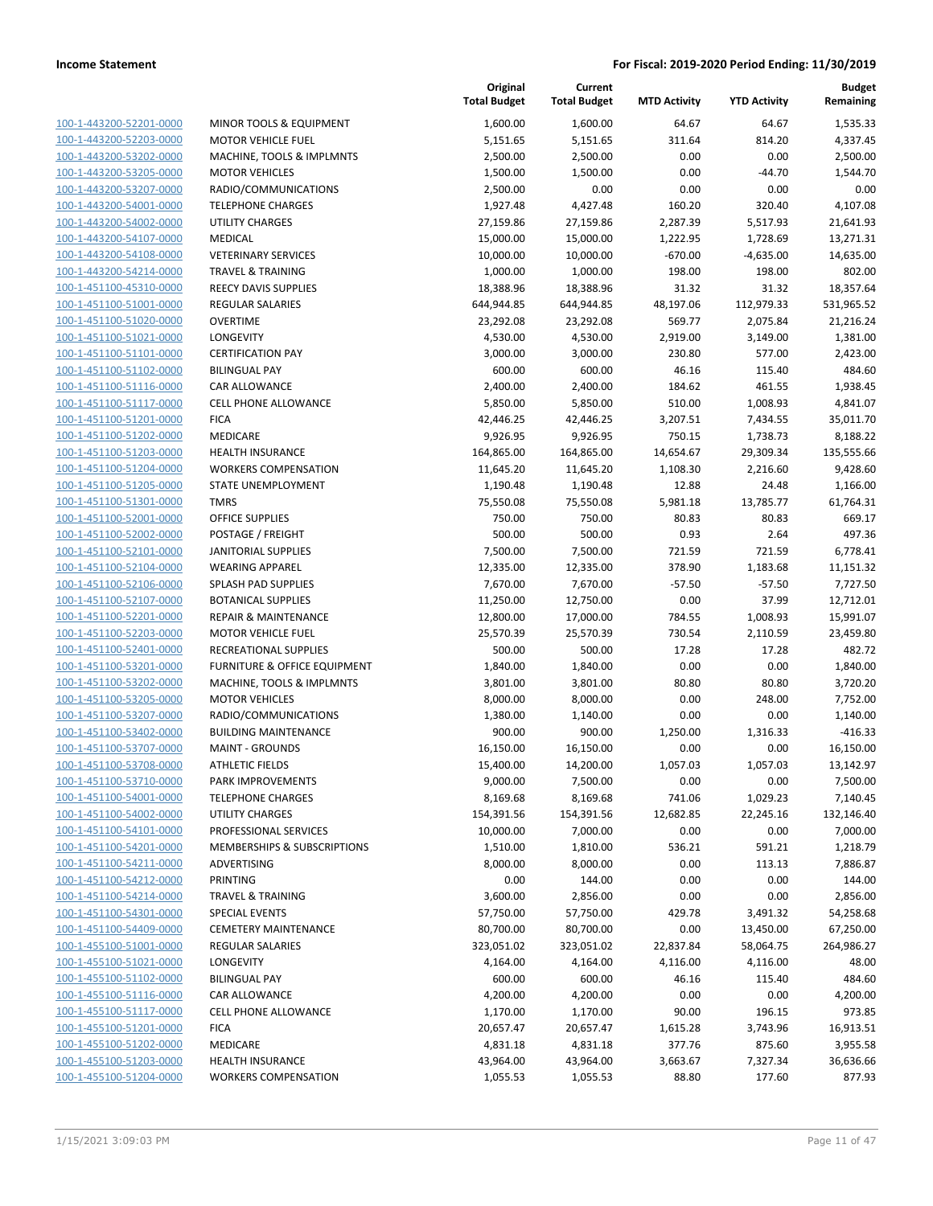| | | Original Total Budget | Current Total Budget | MTD Activity | YTD Activity | Budget Remaining |
|---|---|---|---|---|---|---|
| 100-1-443200-52201-0000 | MINOR TOOLS & EQUIPMENT | 1,600.00 | 1,600.00 | 64.67 | 64.67 | 1,535.33 |
| 100-1-443200-52203-0000 | MOTOR VEHICLE FUEL | 5,151.65 | 5,151.65 | 311.64 | 814.20 | 4,337.45 |
| 100-1-443200-53202-0000 | MACHINE, TOOLS & IMPLMNTS | 2,500.00 | 2,500.00 | 0.00 | 0.00 | 2,500.00 |
| 100-1-443200-53205-0000 | MOTOR VEHICLES | 1,500.00 | 1,500.00 | 0.00 | -44.70 | 1,544.70 |
| 100-1-443200-53207-0000 | RADIO/COMMUNICATIONS | 2,500.00 | 0.00 | 0.00 | 0.00 | 0.00 |
| 100-1-443200-54001-0000 | TELEPHONE CHARGES | 1,927.48 | 4,427.48 | 160.20 | 320.40 | 4,107.08 |
| 100-1-443200-54002-0000 | UTILITY CHARGES | 27,159.86 | 27,159.86 | 2,287.39 | 5,517.93 | 21,641.93 |
| 100-1-443200-54107-0000 | MEDICAL | 15,000.00 | 15,000.00 | 1,222.95 | 1,728.69 | 13,271.31 |
| 100-1-443200-54108-0000 | VETERINARY SERVICES | 10,000.00 | 10,000.00 | -670.00 | -4,635.00 | 14,635.00 |
| 100-1-443200-54214-0000 | TRAVEL & TRAINING | 1,000.00 | 1,000.00 | 198.00 | 198.00 | 802.00 |
| 100-1-451100-45310-0000 | REECY DAVIS SUPPLIES | 18,388.96 | 18,388.96 | 31.32 | 31.32 | 18,357.64 |
| 100-1-451100-51001-0000 | REGULAR SALARIES | 644,944.85 | 644,944.85 | 48,197.06 | 112,979.33 | 531,965.52 |
| 100-1-451100-51020-0000 | OVERTIME | 23,292.08 | 23,292.08 | 569.77 | 2,075.84 | 21,216.24 |
| 100-1-451100-51021-0000 | LONGEVITY | 4,530.00 | 4,530.00 | 2,919.00 | 3,149.00 | 1,381.00 |
| 100-1-451100-51101-0000 | CERTIFICATION PAY | 3,000.00 | 3,000.00 | 230.80 | 577.00 | 2,423.00 |
| 100-1-451100-51102-0000 | BILINGUAL PAY | 600.00 | 600.00 | 46.16 | 115.40 | 484.60 |
| 100-1-451100-51116-0000 | CAR ALLOWANCE | 2,400.00 | 2,400.00 | 184.62 | 461.55 | 1,938.45 |
| 100-1-451100-51117-0000 | CELL PHONE ALLOWANCE | 5,850.00 | 5,850.00 | 510.00 | 1,008.93 | 4,841.07 |
| 100-1-451100-51201-0000 | FICA | 42,446.25 | 42,446.25 | 3,207.51 | 7,434.55 | 35,011.70 |
| 100-1-451100-51202-0000 | MEDICARE | 9,926.95 | 9,926.95 | 750.15 | 1,738.73 | 8,188.22 |
| 100-1-451100-51203-0000 | HEALTH INSURANCE | 164,865.00 | 164,865.00 | 14,654.67 | 29,309.34 | 135,555.66 |
| 100-1-451100-51204-0000 | WORKERS COMPENSATION | 11,645.20 | 11,645.20 | 1,108.30 | 2,216.60 | 9,428.60 |
| 100-1-451100-51205-0000 | STATE UNEMPLOYMENT | 1,190.48 | 1,190.48 | 12.88 | 24.48 | 1,166.00 |
| 100-1-451100-51301-0000 | TMRS | 75,550.08 | 75,550.08 | 5,981.18 | 13,785.77 | 61,764.31 |
| 100-1-451100-52001-0000 | OFFICE SUPPLIES | 750.00 | 750.00 | 80.83 | 80.83 | 669.17 |
| 100-1-451100-52002-0000 | POSTAGE / FREIGHT | 500.00 | 500.00 | 0.93 | 2.64 | 497.36 |
| 100-1-451100-52101-0000 | JANITORIAL SUPPLIES | 7,500.00 | 7,500.00 | 721.59 | 721.59 | 6,778.41 |
| 100-1-451100-52104-0000 | WEARING APPAREL | 12,335.00 | 12,335.00 | 378.90 | 1,183.68 | 11,151.32 |
| 100-1-451100-52106-0000 | SPLASH PAD SUPPLIES | 7,670.00 | 7,670.00 | -57.50 | -57.50 | 7,727.50 |
| 100-1-451100-52107-0000 | BOTANICAL SUPPLIES | 11,250.00 | 12,750.00 | 0.00 | 37.99 | 12,712.01 |
| 100-1-451100-52201-0000 | REPAIR & MAINTENANCE | 12,800.00 | 17,000.00 | 784.55 | 1,008.93 | 15,991.07 |
| 100-1-451100-52203-0000 | MOTOR VEHICLE FUEL | 25,570.39 | 25,570.39 | 730.54 | 2,110.59 | 23,459.80 |
| 100-1-451100-52401-0000 | RECREATIONAL SUPPLIES | 500.00 | 500.00 | 17.28 | 17.28 | 482.72 |
| 100-1-451100-53201-0000 | FURNITURE & OFFICE EQUIPMENT | 1,840.00 | 1,840.00 | 0.00 | 0.00 | 1,840.00 |
| 100-1-451100-53202-0000 | MACHINE, TOOLS & IMPLMNTS | 3,801.00 | 3,801.00 | 80.80 | 80.80 | 3,720.20 |
| 100-1-451100-53205-0000 | MOTOR VEHICLES | 8,000.00 | 8,000.00 | 0.00 | 248.00 | 7,752.00 |
| 100-1-451100-53207-0000 | RADIO/COMMUNICATIONS | 1,380.00 | 1,140.00 | 0.00 | 0.00 | 1,140.00 |
| 100-1-451100-53402-0000 | BUILDING MAINTENANCE | 900.00 | 900.00 | 1,250.00 | 1,316.33 | -416.33 |
| 100-1-451100-53707-0000 | MAINT - GROUNDS | 16,150.00 | 16,150.00 | 0.00 | 0.00 | 16,150.00 |
| 100-1-451100-53708-0000 | ATHLETIC FIELDS | 15,400.00 | 14,200.00 | 1,057.03 | 1,057.03 | 13,142.97 |
| 100-1-451100-53710-0000 | PARK IMPROVEMENTS | 9,000.00 | 7,500.00 | 0.00 | 0.00 | 7,500.00 |
| 100-1-451100-54001-0000 | TELEPHONE CHARGES | 8,169.68 | 8,169.68 | 741.06 | 1,029.23 | 7,140.45 |
| 100-1-451100-54002-0000 | UTILITY CHARGES | 154,391.56 | 154,391.56 | 12,682.85 | 22,245.16 | 132,146.40 |
| 100-1-451100-54101-0000 | PROFESSIONAL SERVICES | 10,000.00 | 7,000.00 | 0.00 | 0.00 | 7,000.00 |
| 100-1-451100-54201-0000 | MEMBERSHIPS & SUBSCRIPTIONS | 1,510.00 | 1,810.00 | 536.21 | 591.21 | 1,218.79 |
| 100-1-451100-54211-0000 | ADVERTISING | 8,000.00 | 8,000.00 | 0.00 | 113.13 | 7,886.87 |
| 100-1-451100-54212-0000 | PRINTING | 0.00 | 144.00 | 0.00 | 0.00 | 144.00 |
| 100-1-451100-54214-0000 | TRAVEL & TRAINING | 3,600.00 | 2,856.00 | 0.00 | 0.00 | 2,856.00 |
| 100-1-451100-54301-0000 | SPECIAL EVENTS | 57,750.00 | 57,750.00 | 429.78 | 3,491.32 | 54,258.68 |
| 100-1-451100-54409-0000 | CEMETERY MAINTENANCE | 80,700.00 | 80,700.00 | 0.00 | 13,450.00 | 67,250.00 |
| 100-1-455100-51001-0000 | REGULAR SALARIES | 323,051.02 | 323,051.02 | 22,837.84 | 58,064.75 | 264,986.27 |
| 100-1-455100-51021-0000 | LONGEVITY | 4,164.00 | 4,164.00 | 4,116.00 | 4,116.00 | 48.00 |
| 100-1-455100-51102-0000 | BILINGUAL PAY | 600.00 | 600.00 | 46.16 | 115.40 | 484.60 |
| 100-1-455100-51116-0000 | CAR ALLOWANCE | 4,200.00 | 4,200.00 | 0.00 | 0.00 | 4,200.00 |
| 100-1-455100-51117-0000 | CELL PHONE ALLOWANCE | 1,170.00 | 1,170.00 | 90.00 | 196.15 | 973.85 |
| 100-1-455100-51201-0000 | FICA | 20,657.47 | 20,657.47 | 1,615.28 | 3,743.96 | 16,913.51 |
| 100-1-455100-51202-0000 | MEDICARE | 4,831.18 | 4,831.18 | 377.76 | 875.60 | 3,955.58 |
| 100-1-455100-51203-0000 | HEALTH INSURANCE | 43,964.00 | 43,964.00 | 3,663.67 | 7,327.34 | 36,636.66 |
| 100-1-455100-51204-0000 | WORKERS COMPENSATION | 1,055.53 | 1,055.53 | 88.80 | 177.60 | 877.93 |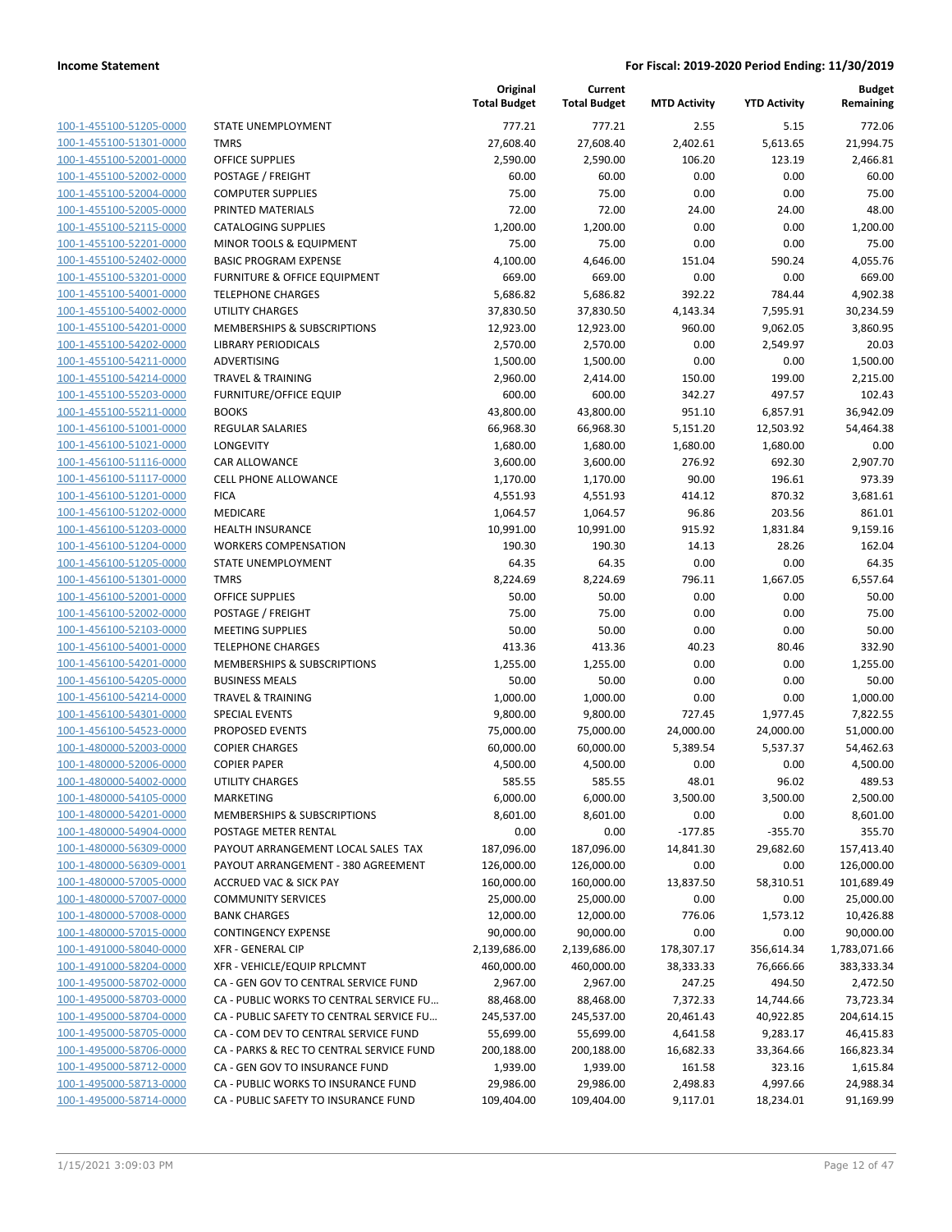| | | Original Total Budget | Current Total Budget | MTD Activity | YTD Activity | Budget Remaining |
|---|---|---|---|---|---|---|
| 100-1-455100-51205-0000 | STATE UNEMPLOYMENT | 777.21 | 777.21 | 2.55 | 5.15 | 772.06 |
| 100-1-455100-51301-0000 | TMRS | 27,608.40 | 27,608.40 | 2,402.61 | 5,613.65 | 21,994.75 |
| 100-1-455100-52001-0000 | OFFICE SUPPLIES | 2,590.00 | 2,590.00 | 106.20 | 123.19 | 2,466.81 |
| 100-1-455100-52002-0000 | POSTAGE / FREIGHT | 60.00 | 60.00 | 0.00 | 0.00 | 60.00 |
| 100-1-455100-52004-0000 | COMPUTER SUPPLIES | 75.00 | 75.00 | 0.00 | 0.00 | 75.00 |
| 100-1-455100-52005-0000 | PRINTED MATERIALS | 72.00 | 72.00 | 24.00 | 24.00 | 48.00 |
| 100-1-455100-52115-0000 | CATALOGING SUPPLIES | 1,200.00 | 1,200.00 | 0.00 | 0.00 | 1,200.00 |
| 100-1-455100-52201-0000 | MINOR TOOLS & EQUIPMENT | 75.00 | 75.00 | 0.00 | 0.00 | 75.00 |
| 100-1-455100-52402-0000 | BASIC PROGRAM EXPENSE | 4,100.00 | 4,646.00 | 151.04 | 590.24 | 4,055.76 |
| 100-1-455100-53201-0000 | FURNITURE & OFFICE EQUIPMENT | 669.00 | 669.00 | 0.00 | 0.00 | 669.00 |
| 100-1-455100-54001-0000 | TELEPHONE CHARGES | 5,686.82 | 5,686.82 | 392.22 | 784.44 | 4,902.38 |
| 100-1-455100-54002-0000 | UTILITY CHARGES | 37,830.50 | 37,830.50 | 4,143.34 | 7,595.91 | 30,234.59 |
| 100-1-455100-54201-0000 | MEMBERSHIPS & SUBSCRIPTIONS | 12,923.00 | 12,923.00 | 960.00 | 9,062.05 | 3,860.95 |
| 100-1-455100-54202-0000 | LIBRARY PERIODICALS | 2,570.00 | 2,570.00 | 0.00 | 2,549.97 | 20.03 |
| 100-1-455100-54211-0000 | ADVERTISING | 1,500.00 | 1,500.00 | 0.00 | 0.00 | 1,500.00 |
| 100-1-455100-54214-0000 | TRAVEL & TRAINING | 2,960.00 | 2,414.00 | 150.00 | 199.00 | 2,215.00 |
| 100-1-455100-55203-0000 | FURNITURE/OFFICE EQUIP | 600.00 | 600.00 | 342.27 | 497.57 | 102.43 |
| 100-1-455100-55211-0000 | BOOKS | 43,800.00 | 43,800.00 | 951.10 | 6,857.91 | 36,942.09 |
| 100-1-456100-51001-0000 | REGULAR SALARIES | 66,968.30 | 66,968.30 | 5,151.20 | 12,503.92 | 54,464.38 |
| 100-1-456100-51021-0000 | LONGEVITY | 1,680.00 | 1,680.00 | 1,680.00 | 1,680.00 | 0.00 |
| 100-1-456100-51116-0000 | CAR ALLOWANCE | 3,600.00 | 3,600.00 | 276.92 | 692.30 | 2,907.70 |
| 100-1-456100-51117-0000 | CELL PHONE ALLOWANCE | 1,170.00 | 1,170.00 | 90.00 | 196.61 | 973.39 |
| 100-1-456100-51201-0000 | FICA | 4,551.93 | 4,551.93 | 414.12 | 870.32 | 3,681.61 |
| 100-1-456100-51202-0000 | MEDICARE | 1,064.57 | 1,064.57 | 96.86 | 203.56 | 861.01 |
| 100-1-456100-51203-0000 | HEALTH INSURANCE | 10,991.00 | 10,991.00 | 915.92 | 1,831.84 | 9,159.16 |
| 100-1-456100-51204-0000 | WORKERS COMPENSATION | 190.30 | 190.30 | 14.13 | 28.26 | 162.04 |
| 100-1-456100-51205-0000 | STATE UNEMPLOYMENT | 64.35 | 64.35 | 0.00 | 0.00 | 64.35 |
| 100-1-456100-51301-0000 | TMRS | 8,224.69 | 8,224.69 | 796.11 | 1,667.05 | 6,557.64 |
| 100-1-456100-52001-0000 | OFFICE SUPPLIES | 50.00 | 50.00 | 0.00 | 0.00 | 50.00 |
| 100-1-456100-52002-0000 | POSTAGE / FREIGHT | 75.00 | 75.00 | 0.00 | 0.00 | 75.00 |
| 100-1-456100-52103-0000 | MEETING SUPPLIES | 50.00 | 50.00 | 0.00 | 0.00 | 50.00 |
| 100-1-456100-54001-0000 | TELEPHONE CHARGES | 413.36 | 413.36 | 40.23 | 80.46 | 332.90 |
| 100-1-456100-54201-0000 | MEMBERSHIPS & SUBSCRIPTIONS | 1,255.00 | 1,255.00 | 0.00 | 0.00 | 1,255.00 |
| 100-1-456100-54205-0000 | BUSINESS MEALS | 50.00 | 50.00 | 0.00 | 0.00 | 50.00 |
| 100-1-456100-54214-0000 | TRAVEL & TRAINING | 1,000.00 | 1,000.00 | 0.00 | 0.00 | 1,000.00 |
| 100-1-456100-54301-0000 | SPECIAL EVENTS | 9,800.00 | 9,800.00 | 727.45 | 1,977.45 | 7,822.55 |
| 100-1-456100-54523-0000 | PROPOSED EVENTS | 75,000.00 | 75,000.00 | 24,000.00 | 24,000.00 | 51,000.00 |
| 100-1-480000-52003-0000 | COPIER CHARGES | 60,000.00 | 60,000.00 | 5,389.54 | 5,537.37 | 54,462.63 |
| 100-1-480000-52006-0000 | COPIER PAPER | 4,500.00 | 4,500.00 | 0.00 | 0.00 | 4,500.00 |
| 100-1-480000-54002-0000 | UTILITY CHARGES | 585.55 | 585.55 | 48.01 | 96.02 | 489.53 |
| 100-1-480000-54105-0000 | MARKETING | 6,000.00 | 6,000.00 | 3,500.00 | 3,500.00 | 2,500.00 |
| 100-1-480000-54201-0000 | MEMBERSHIPS & SUBSCRIPTIONS | 8,601.00 | 8,601.00 | 0.00 | 0.00 | 8,601.00 |
| 100-1-480000-54904-0000 | POSTAGE METER RENTAL | 0.00 | 0.00 | -177.85 | -355.70 | 355.70 |
| 100-1-480000-56309-0000 | PAYOUT ARRANGEMENT LOCAL SALES TAX | 187,096.00 | 187,096.00 | 14,841.30 | 29,682.60 | 157,413.40 |
| 100-1-480000-56309-0001 | PAYOUT ARRANGEMENT - 380 AGREEMENT | 126,000.00 | 126,000.00 | 0.00 | 0.00 | 126,000.00 |
| 100-1-480000-57005-0000 | ACCRUED VAC & SICK PAY | 160,000.00 | 160,000.00 | 13,837.50 | 58,310.51 | 101,689.49 |
| 100-1-480000-57007-0000 | COMMUNITY SERVICES | 25,000.00 | 25,000.00 | 0.00 | 0.00 | 25,000.00 |
| 100-1-480000-57008-0000 | BANK CHARGES | 12,000.00 | 12,000.00 | 776.06 | 1,573.12 | 10,426.88 |
| 100-1-480000-57015-0000 | CONTINGENCY EXPENSE | 90,000.00 | 90,000.00 | 0.00 | 0.00 | 90,000.00 |
| 100-1-491000-58040-0000 | XFR - GENERAL CIP | 2,139,686.00 | 2,139,686.00 | 178,307.17 | 356,614.34 | 1,783,071.66 |
| 100-1-491000-58204-0000 | XFR - VEHICLE/EQUIP RPLCMNT | 460,000.00 | 460,000.00 | 38,333.33 | 76,666.66 | 383,333.34 |
| 100-1-495000-58702-0000 | CA - GEN GOV TO CENTRAL SERVICE FUND | 2,967.00 | 2,967.00 | 247.25 | 494.50 | 2,472.50 |
| 100-1-495000-58703-0000 | CA - PUBLIC WORKS TO CENTRAL SERVICE FU… | 88,468.00 | 88,468.00 | 7,372.33 | 14,744.66 | 73,723.34 |
| 100-1-495000-58704-0000 | CA - PUBLIC SAFETY TO CENTRAL SERVICE FU… | 245,537.00 | 245,537.00 | 20,461.43 | 40,922.85 | 204,614.15 |
| 100-1-495000-58705-0000 | CA - COM DEV TO CENTRAL SERVICE FUND | 55,699.00 | 55,699.00 | 4,641.58 | 9,283.17 | 46,415.83 |
| 100-1-495000-58706-0000 | CA - PARKS & REC TO CENTRAL SERVICE FUND | 200,188.00 | 200,188.00 | 16,682.33 | 33,364.66 | 166,823.34 |
| 100-1-495000-58712-0000 | CA - GEN GOV TO INSURANCE FUND | 1,939.00 | 1,939.00 | 161.58 | 323.16 | 1,615.84 |
| 100-1-495000-58713-0000 | CA - PUBLIC WORKS TO INSURANCE FUND | 29,986.00 | 29,986.00 | 2,498.83 | 4,997.66 | 24,988.34 |
| 100-1-495000-58714-0000 | CA - PUBLIC SAFETY TO INSURANCE FUND | 109,404.00 | 109,404.00 | 9,117.01 | 18,234.01 | 91,169.99 |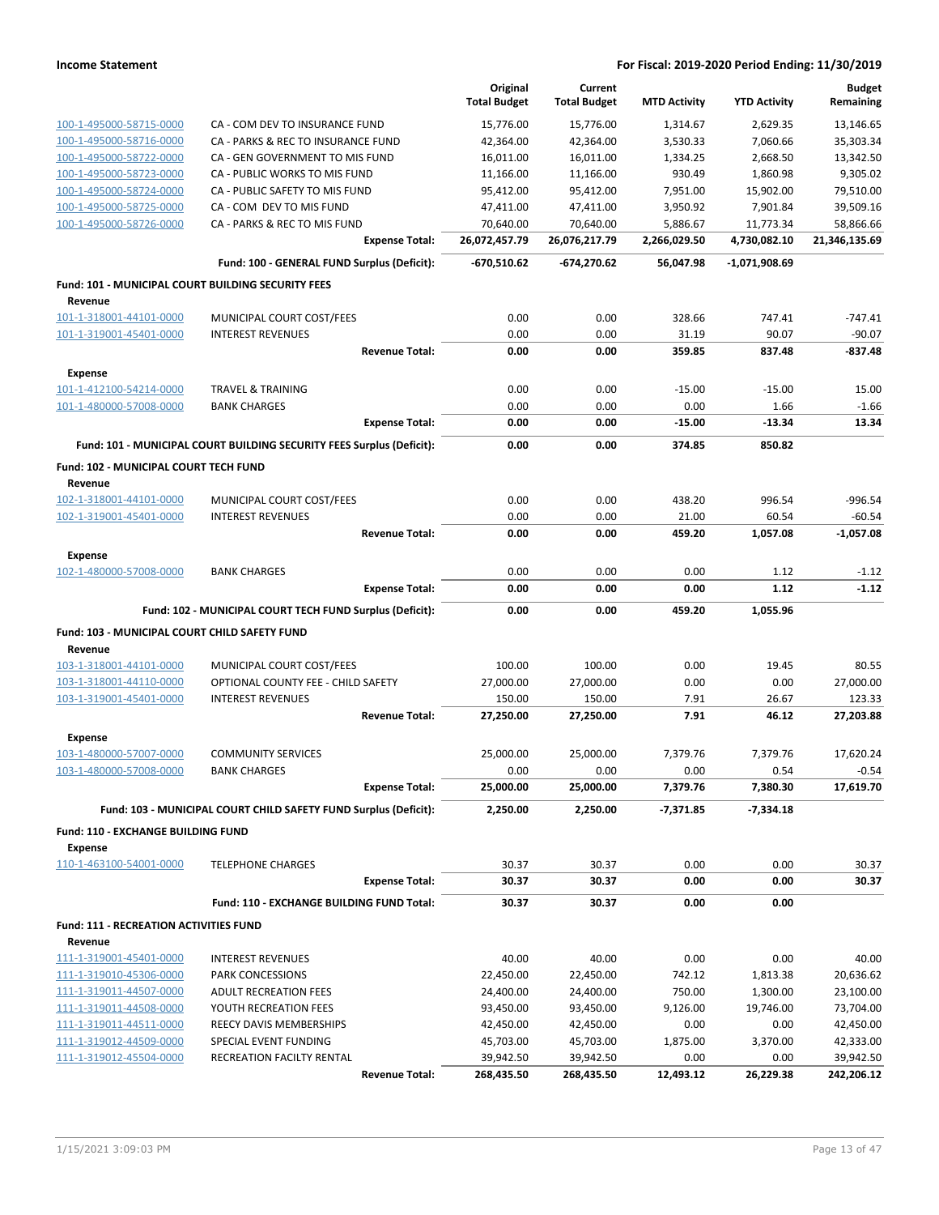| | | Original Total Budget | Current Total Budget | MTD Activity | YTD Activity | Budget Remaining |
|---|---|---|---|---|---|---|
| 100-1-495000-58715-0000 | CA - COM DEV TO INSURANCE FUND | 15,776.00 | 15,776.00 | 1,314.67 | 2,629.35 | 13,146.65 |
| 100-1-495000-58716-0000 | CA - PARKS & REC TO INSURANCE FUND | 42,364.00 | 42,364.00 | 3,530.33 | 7,060.66 | 35,303.34 |
| 100-1-495000-58722-0000 | CA - GEN GOVERNMENT TO MIS FUND | 16,011.00 | 16,011.00 | 1,334.25 | 2,668.50 | 13,342.50 |
| 100-1-495000-58723-0000 | CA - PUBLIC WORKS TO MIS FUND | 11,166.00 | 11,166.00 | 930.49 | 1,860.98 | 9,305.02 |
| 100-1-495000-58724-0000 | CA - PUBLIC SAFETY TO MIS FUND | 95,412.00 | 95,412.00 | 7,951.00 | 15,902.00 | 79,510.00 |
| 100-1-495000-58725-0000 | CA - COM DEV TO MIS FUND | 47,411.00 | 47,411.00 | 3,950.92 | 7,901.84 | 39,509.16 |
| 100-1-495000-58726-0000 | CA - PARKS & REC TO MIS FUND | 70,640.00 | 70,640.00 | 5,886.67 | 11,773.34 | 58,866.66 |
| | **Expense Total:** | **26,072,457.79** | **26,076,217.79** | **2,266,029.50** | **4,730,082.10** | **21,346,135.69** |
| | **Fund: 100 - GENERAL FUND Surplus (Deficit):** | **-670,510.62** | **-674,270.62** | **56,047.98** | **-1,071,908.69** | |
| **Fund: 101 - MUNICIPAL COURT BUILDING SECURITY FEES** | | | | | | |
| **Revenue** | | | | | | |
| 101-1-318001-44101-0000 | MUNICIPAL COURT COST/FEES | 0.00 | 0.00 | 328.66 | 747.41 | -747.41 |
| 101-1-319001-45401-0000 | INTEREST REVENUES | 0.00 | 0.00 | 31.19 | 90.07 | -90.07 |
| | **Revenue Total:** | **0.00** | **0.00** | **359.85** | **837.48** | **-837.48** |
| **Expense** | | | | | | |
| 101-1-412100-54214-0000 | TRAVEL & TRAINING | 0.00 | 0.00 | -15.00 | -15.00 | 15.00 |
| 101-1-480000-57008-0000 | BANK CHARGES | 0.00 | 0.00 | 0.00 | 1.66 | -1.66 |
| | **Expense Total:** | **0.00** | **0.00** | **-15.00** | **-13.34** | **13.34** |
| | **Fund: 101 - MUNICIPAL COURT BUILDING SECURITY FEES Surplus (Deficit):** | **0.00** | **0.00** | **374.85** | **850.82** | |
| **Fund: 102 - MUNICIPAL COURT TECH FUND** | | | | | | |
| **Revenue** | | | | | | |
| 102-1-318001-44101-0000 | MUNICIPAL COURT COST/FEES | 0.00 | 0.00 | 438.20 | 996.54 | -996.54 |
| 102-1-319001-45401-0000 | INTEREST REVENUES | 0.00 | 0.00 | 21.00 | 60.54 | -60.54 |
| | **Revenue Total:** | **0.00** | **0.00** | **459.20** | **1,057.08** | **-1,057.08** |
| **Expense** | | | | | | |
| 102-1-480000-57008-0000 | BANK CHARGES | 0.00 | 0.00 | 0.00 | 1.12 | -1.12 |
| | **Expense Total:** | **0.00** | **0.00** | **0.00** | **1.12** | **-1.12** |
| | **Fund: 102 - MUNICIPAL COURT TECH FUND Surplus (Deficit):** | **0.00** | **0.00** | **459.20** | **1,055.96** | |
| **Fund: 103 - MUNICIPAL COURT CHILD SAFETY FUND** | | | | | | |
| **Revenue** | | | | | | |
| 103-1-318001-44101-0000 | MUNICIPAL COURT COST/FEES | 100.00 | 100.00 | 0.00 | 19.45 | 80.55 |
| 103-1-318001-44110-0000 | OPTIONAL COUNTY FEE - CHILD SAFETY | 27,000.00 | 27,000.00 | 0.00 | 0.00 | 27,000.00 |
| 103-1-319001-45401-0000 | INTEREST REVENUES | 150.00 | 150.00 | 7.91 | 26.67 | 123.33 |
| | **Revenue Total:** | **27,250.00** | **27,250.00** | **7.91** | **46.12** | **27,203.88** |
| **Expense** | | | | | | |
| 103-1-480000-57007-0000 | COMMUNITY SERVICES | 25,000.00 | 25,000.00 | 7,379.76 | 7,379.76 | 17,620.24 |
| 103-1-480000-57008-0000 | BANK CHARGES | 0.00 | 0.00 | 0.00 | 0.54 | -0.54 |
| | **Expense Total:** | **25,000.00** | **25,000.00** | **7,379.76** | **7,380.30** | **17,619.70** |
| | **Fund: 103 - MUNICIPAL COURT CHILD SAFETY FUND Surplus (Deficit):** | **2,250.00** | **2,250.00** | **-7,371.85** | **-7,334.18** | |
| **Fund: 110 - EXCHANGE BUILDING FUND** | | | | | | |
| **Expense** | | | | | | |
| 110-1-463100-54001-0000 | TELEPHONE CHARGES | 30.37 | 30.37 | 0.00 | 0.00 | 30.37 |
| | **Expense Total:** | **30.37** | **30.37** | **0.00** | **0.00** | **30.37** |
| | **Fund: 110 - EXCHANGE BUILDING FUND Total:** | **30.37** | **30.37** | **0.00** | **0.00** | |
| **Fund: 111 - RECREATION ACTIVITIES FUND** | | | | | | |
| **Revenue** | | | | | | |
| 111-1-319001-45401-0000 | INTEREST REVENUES | 40.00 | 40.00 | 0.00 | 0.00 | 40.00 |
| 111-1-319010-45306-0000 | PARK CONCESSIONS | 22,450.00 | 22,450.00 | 742.12 | 1,813.38 | 20,636.62 |
| 111-1-319011-44507-0000 | ADULT RECREATION FEES | 24,400.00 | 24,400.00 | 750.00 | 1,300.00 | 23,100.00 |
| 111-1-319011-44508-0000 | YOUTH RECREATION FEES | 93,450.00 | 93,450.00 | 9,126.00 | 19,746.00 | 73,704.00 |
| 111-1-319011-44511-0000 | REECY DAVIS MEMBERSHIPS | 42,450.00 | 42,450.00 | 0.00 | 0.00 | 42,450.00 |
| 111-1-319012-44509-0000 | SPECIAL EVENT FUNDING | 45,703.00 | 45,703.00 | 1,875.00 | 3,370.00 | 42,333.00 |
| 111-1-319012-45504-0000 | RECREATION FACILTY RENTAL | 39,942.50 | 39,942.50 | 0.00 | 0.00 | 39,942.50 |
| | **Revenue Total:** | **268,435.50** | **268,435.50** | **12,493.12** | **26,229.38** | **242,206.12** |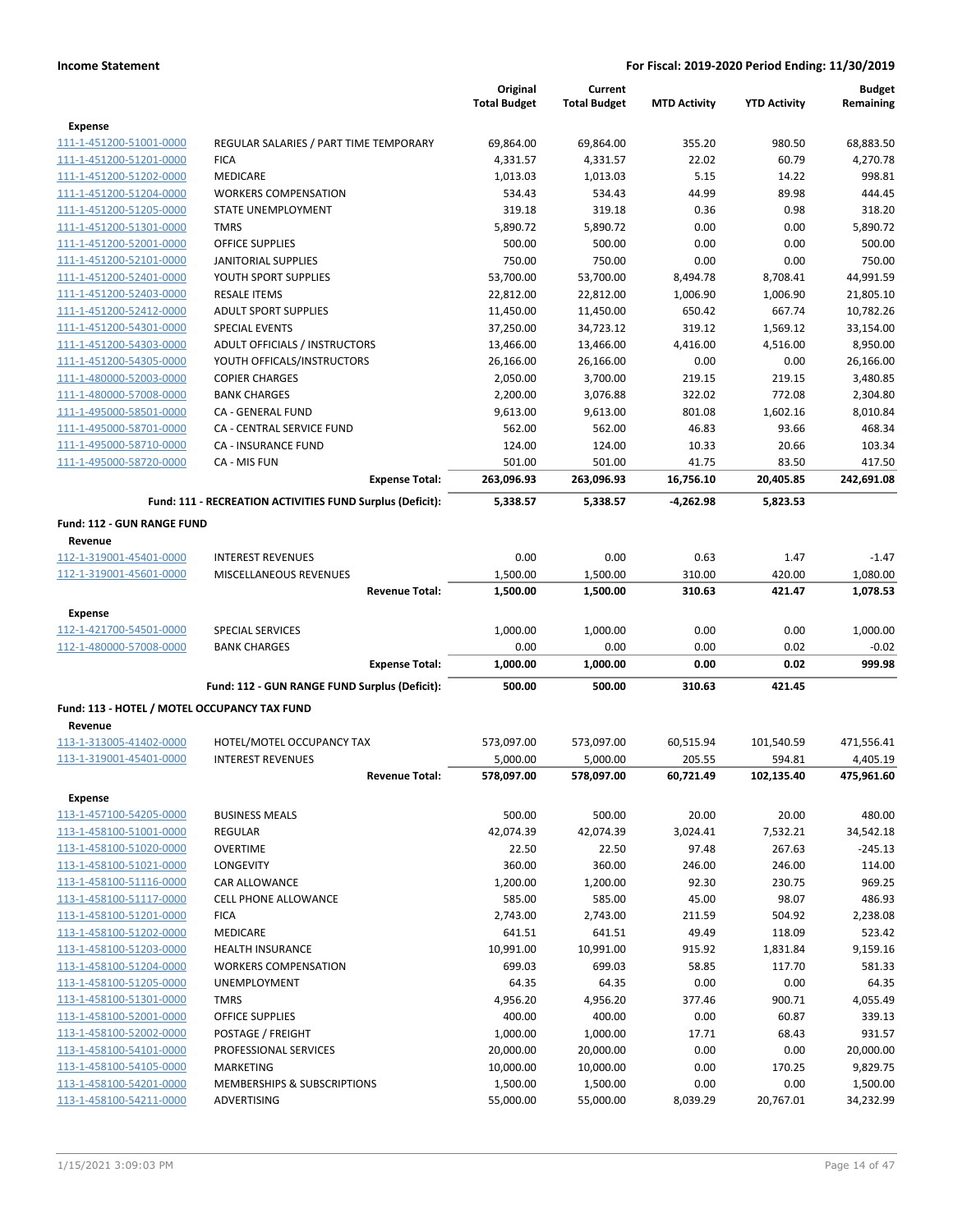**Income Statement** — For Fiscal: 2019-2020 Period Ending: 11/30/2019

| | | Original Total Budget | Current Total Budget | MTD Activity | YTD Activity | Budget Remaining |
|---|---|---|---|---|---|---|
| **Expense** | | | | | | |
| 111-1-451200-51001-0000 | REGULAR SALARIES / PART TIME TEMPORARY | 69,864.00 | 69,864.00 | 355.20 | 980.50 | 68,883.50 |
| 111-1-451200-51201-0000 | FICA | 4,331.57 | 4,331.57 | 22.02 | 60.79 | 4,270.78 |
| 111-1-451200-51202-0000 | MEDICARE | 1,013.03 | 1,013.03 | 5.15 | 14.22 | 998.81 |
| 111-1-451200-51204-0000 | WORKERS COMPENSATION | 534.43 | 534.43 | 44.99 | 89.98 | 444.45 |
| 111-1-451200-51205-0000 | STATE UNEMPLOYMENT | 319.18 | 319.18 | 0.36 | 0.98 | 318.20 |
| 111-1-451200-51301-0000 | TMRS | 5,890.72 | 5,890.72 | 0.00 | 0.00 | 5,890.72 |
| 111-1-451200-52001-0000 | OFFICE SUPPLIES | 500.00 | 500.00 | 0.00 | 0.00 | 500.00 |
| 111-1-451200-52101-0000 | JANITORIAL SUPPLIES | 750.00 | 750.00 | 0.00 | 0.00 | 750.00 |
| 111-1-451200-52401-0000 | YOUTH SPORT SUPPLIES | 53,700.00 | 53,700.00 | 8,494.78 | 8,708.41 | 44,991.59 |
| 111-1-451200-52403-0000 | RESALE ITEMS | 22,812.00 | 22,812.00 | 1,006.90 | 1,006.90 | 21,805.10 |
| 111-1-451200-52412-0000 | ADULT SPORT SUPPLIES | 11,450.00 | 11,450.00 | 650.42 | 667.74 | 10,782.26 |
| 111-1-451200-54301-0000 | SPECIAL EVENTS | 37,250.00 | 34,723.12 | 319.12 | 1,569.12 | 33,154.00 |
| 111-1-451200-54303-0000 | ADULT OFFICIALS / INSTRUCTORS | 13,466.00 | 13,466.00 | 4,416.00 | 4,516.00 | 8,950.00 |
| 111-1-451200-54305-0000 | YOUTH OFFICALS/INSTRUCTORS | 26,166.00 | 26,166.00 | 0.00 | 0.00 | 26,166.00 |
| 111-1-480000-52003-0000 | COPIER CHARGES | 2,050.00 | 3,700.00 | 219.15 | 219.15 | 3,480.85 |
| 111-1-480000-57008-0000 | BANK CHARGES | 2,200.00 | 3,076.88 | 322.02 | 772.08 | 2,304.80 |
| 111-1-495000-58501-0000 | CA - GENERAL FUND | 9,613.00 | 9,613.00 | 801.08 | 1,602.16 | 8,010.84 |
| 111-1-495000-58701-0000 | CA - CENTRAL SERVICE FUND | 562.00 | 562.00 | 46.83 | 93.66 | 468.34 |
| 111-1-495000-58710-0000 | CA - INSURANCE FUND | 124.00 | 124.00 | 10.33 | 20.66 | 103.34 |
| 111-1-495000-58720-0000 | CA - MIS FUN | 501.00 | 501.00 | 41.75 | 83.50 | 417.50 |
| | **Expense Total:** | **263,096.93** | **263,096.93** | **16,756.10** | **20,405.85** | **242,691.08** |
| | **Fund: 111 - RECREATION ACTIVITIES FUND Surplus (Deficit):** | **5,338.57** | **5,338.57** | **-4,262.98** | **5,823.53** | |
| **Fund: 112 - GUN RANGE FUND** | | | | | | |
| **Revenue** | | | | | | |
| 112-1-319001-45401-0000 | INTEREST REVENUES | 0.00 | 0.00 | 0.63 | 1.47 | -1.47 |
| 112-1-319001-45601-0000 | MISCELLANEOUS REVENUES | 1,500.00 | 1,500.00 | 310.00 | 420.00 | 1,080.00 |
| | **Revenue Total:** | **1,500.00** | **1,500.00** | **310.63** | **421.47** | **1,078.53** |
| **Expense** | | | | | | |
| 112-1-421700-54501-0000 | SPECIAL SERVICES | 1,000.00 | 1,000.00 | 0.00 | 0.00 | 1,000.00 |
| 112-1-480000-57008-0000 | BANK CHARGES | 0.00 | 0.00 | 0.00 | 0.02 | -0.02 |
| | **Expense Total:** | **1,000.00** | **1,000.00** | **0.00** | **0.02** | **999.98** |
| | **Fund: 112 - GUN RANGE FUND Surplus (Deficit):** | **500.00** | **500.00** | **310.63** | **421.45** | |
| **Fund: 113 - HOTEL / MOTEL OCCUPANCY TAX FUND** | | | | | | |
| **Revenue** | | | | | | |
| 113-1-313005-41402-0000 | HOTEL/MOTEL OCCUPANCY TAX | 573,097.00 | 573,097.00 | 60,515.94 | 101,540.59 | 471,556.41 |
| 113-1-319001-45401-0000 | INTEREST REVENUES | 5,000.00 | 5,000.00 | 205.55 | 594.81 | 4,405.19 |
| | **Revenue Total:** | **578,097.00** | **578,097.00** | **60,721.49** | **102,135.40** | **475,961.60** |
| **Expense** | | | | | | |
| 113-1-457100-54205-0000 | BUSINESS MEALS | 500.00 | 500.00 | 20.00 | 20.00 | 480.00 |
| 113-1-458100-51001-0000 | REGULAR | 42,074.39 | 42,074.39 | 3,024.41 | 7,532.21 | 34,542.18 |
| 113-1-458100-51020-0000 | OVERTIME | 22.50 | 22.50 | 97.48 | 267.63 | -245.13 |
| 113-1-458100-51021-0000 | LONGEVITY | 360.00 | 360.00 | 246.00 | 246.00 | 114.00 |
| 113-1-458100-51116-0000 | CAR ALLOWANCE | 1,200.00 | 1,200.00 | 92.30 | 230.75 | 969.25 |
| 113-1-458100-51117-0000 | CELL PHONE ALLOWANCE | 585.00 | 585.00 | 45.00 | 98.07 | 486.93 |
| 113-1-458100-51201-0000 | FICA | 2,743.00 | 2,743.00 | 211.59 | 504.92 | 2,238.08 |
| 113-1-458100-51202-0000 | MEDICARE | 641.51 | 641.51 | 49.49 | 118.09 | 523.42 |
| 113-1-458100-51203-0000 | HEALTH INSURANCE | 10,991.00 | 10,991.00 | 915.92 | 1,831.84 | 9,159.16 |
| 113-1-458100-51204-0000 | WORKERS COMPENSATION | 699.03 | 699.03 | 58.85 | 117.70 | 581.33 |
| 113-1-458100-51205-0000 | UNEMPLOYMENT | 64.35 | 64.35 | 0.00 | 0.00 | 64.35 |
| 113-1-458100-51301-0000 | TMRS | 4,956.20 | 4,956.20 | 377.46 | 900.71 | 4,055.49 |
| 113-1-458100-52001-0000 | OFFICE SUPPLIES | 400.00 | 400.00 | 0.00 | 60.87 | 339.13 |
| 113-1-458100-52002-0000 | POSTAGE / FREIGHT | 1,000.00 | 1,000.00 | 17.71 | 68.43 | 931.57 |
| 113-1-458100-54101-0000 | PROFESSIONAL SERVICES | 20,000.00 | 20,000.00 | 0.00 | 0.00 | 20,000.00 |
| 113-1-458100-54105-0000 | MARKETING | 10,000.00 | 10,000.00 | 0.00 | 170.25 | 9,829.75 |
| 113-1-458100-54201-0000 | MEMBERSHIPS & SUBSCRIPTIONS | 1,500.00 | 1,500.00 | 0.00 | 0.00 | 1,500.00 |
| 113-1-458100-54211-0000 | ADVERTISING | 55,000.00 | 55,000.00 | 8,039.29 | 20,767.01 | 34,232.99 |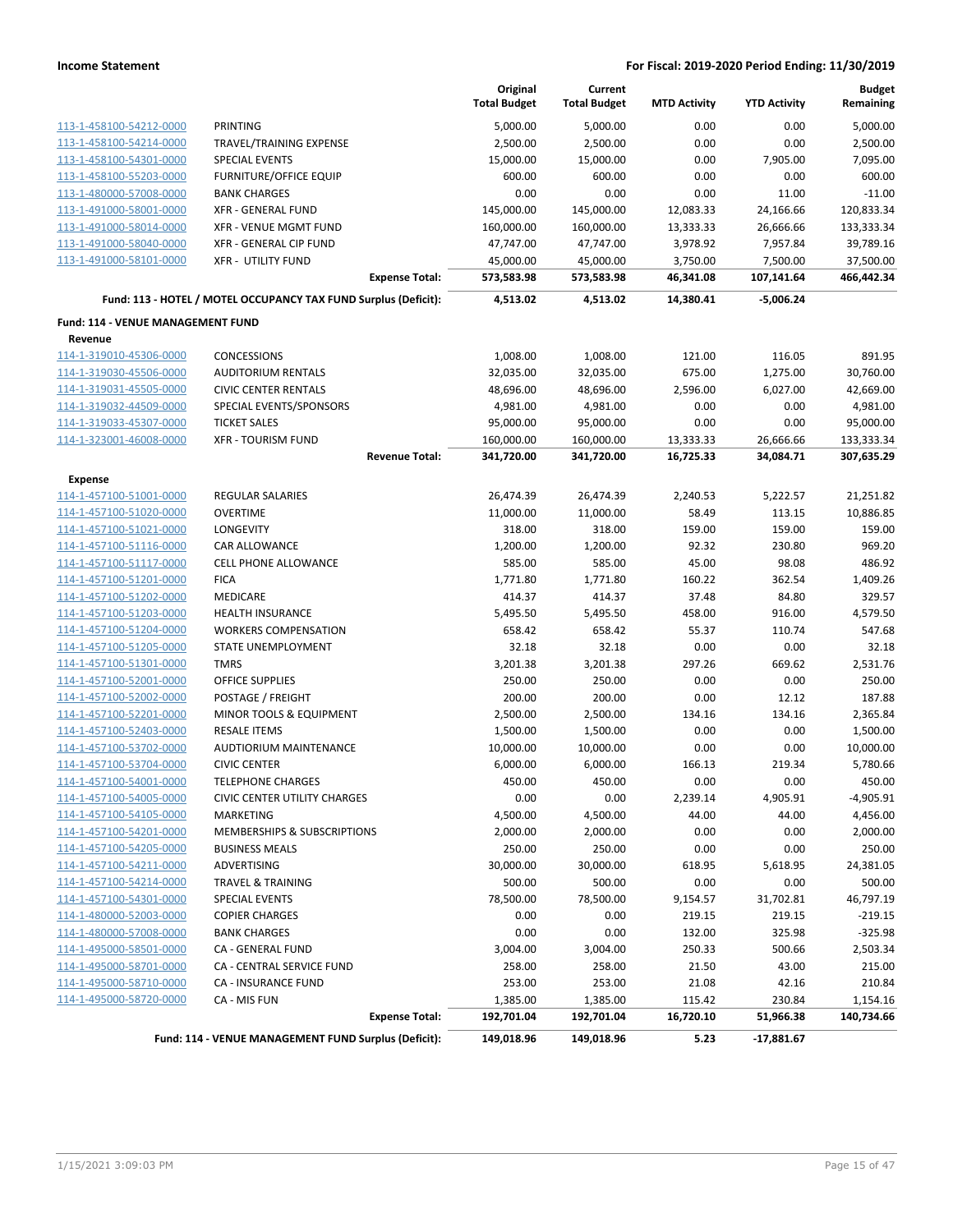| | | Original Total Budget | Current Total Budget | MTD Activity | YTD Activity | Budget Remaining |
|---|---|---|---|---|---|---|
| 113-1-458100-54212-0000 | PRINTING | 5,000.00 | 5,000.00 | 0.00 | 0.00 | 5,000.00 |
| 113-1-458100-54214-0000 | TRAVEL/TRAINING EXPENSE | 2,500.00 | 2,500.00 | 0.00 | 0.00 | 2,500.00 |
| 113-1-458100-54301-0000 | SPECIAL EVENTS | 15,000.00 | 15,000.00 | 0.00 | 7,905.00 | 7,095.00 |
| 113-1-458100-55203-0000 | FURNITURE/OFFICE EQUIP | 600.00 | 600.00 | 0.00 | 0.00 | 600.00 |
| 113-1-480000-57008-0000 | BANK CHARGES | 0.00 | 0.00 | 0.00 | 11.00 | -11.00 |
| 113-1-491000-58001-0000 | XFR - GENERAL FUND | 145,000.00 | 145,000.00 | 12,083.33 | 24,166.66 | 120,833.34 |
| 113-1-491000-58014-0000 | XFR - VENUE MGMT FUND | 160,000.00 | 160,000.00 | 13,333.33 | 26,666.66 | 133,333.34 |
| 113-1-491000-58040-0000 | XFR - GENERAL CIP FUND | 47,747.00 | 47,747.00 | 3,978.92 | 7,957.84 | 39,789.16 |
| 113-1-491000-58101-0000 | XFR - UTILITY FUND | 45,000.00 | 45,000.00 | 3,750.00 | 7,500.00 | 37,500.00 |
| | **Expense Total:** | **573,583.98** | **573,583.98** | **46,341.08** | **107,141.64** | **466,442.34** |
| | **Fund: 113 - HOTEL / MOTEL OCCUPANCY TAX FUND Surplus (Deficit):** | **4,513.02** | **4,513.02** | **14,380.41** | **-5,006.24** | |
| **Fund: 114 - VENUE MANAGEMENT FUND** | | | | | | |
| **Revenue** | | | | | | |
| 114-1-319010-45306-0000 | CONCESSIONS | 1,008.00 | 1,008.00 | 121.00 | 116.05 | 891.95 |
| 114-1-319030-45506-0000 | AUDITORIUM RENTALS | 32,035.00 | 32,035.00 | 675.00 | 1,275.00 | 30,760.00 |
| 114-1-319031-45505-0000 | CIVIC CENTER RENTALS | 48,696.00 | 48,696.00 | 2,596.00 | 6,027.00 | 42,669.00 |
| 114-1-319032-44509-0000 | SPECIAL EVENTS/SPONSORS | 4,981.00 | 4,981.00 | 0.00 | 0.00 | 4,981.00 |
| 114-1-319033-45307-0000 | TICKET SALES | 95,000.00 | 95,000.00 | 0.00 | 0.00 | 95,000.00 |
| 114-1-323001-46008-0000 | XFR - TOURISM FUND | 160,000.00 | 160,000.00 | 13,333.33 | 26,666.66 | 133,333.34 |
| | **Revenue Total:** | **341,720.00** | **341,720.00** | **16,725.33** | **34,084.71** | **307,635.29** |
| **Expense** | | | | | | |
| 114-1-457100-51001-0000 | REGULAR SALARIES | 26,474.39 | 26,474.39 | 2,240.53 | 5,222.57 | 21,251.82 |
| 114-1-457100-51020-0000 | OVERTIME | 11,000.00 | 11,000.00 | 58.49 | 113.15 | 10,886.85 |
| 114-1-457100-51021-0000 | LONGEVITY | 318.00 | 318.00 | 159.00 | 159.00 | 159.00 |
| 114-1-457100-51116-0000 | CAR ALLOWANCE | 1,200.00 | 1,200.00 | 92.32 | 230.80 | 969.20 |
| 114-1-457100-51117-0000 | CELL PHONE ALLOWANCE | 585.00 | 585.00 | 45.00 | 98.08 | 486.92 |
| 114-1-457100-51201-0000 | FICA | 1,771.80 | 1,771.80 | 160.22 | 362.54 | 1,409.26 |
| 114-1-457100-51202-0000 | MEDICARE | 414.37 | 414.37 | 37.48 | 84.80 | 329.57 |
| 114-1-457100-51203-0000 | HEALTH INSURANCE | 5,495.50 | 5,495.50 | 458.00 | 916.00 | 4,579.50 |
| 114-1-457100-51204-0000 | WORKERS COMPENSATION | 658.42 | 658.42 | 55.37 | 110.74 | 547.68 |
| 114-1-457100-51205-0000 | STATE UNEMPLOYMENT | 32.18 | 32.18 | 0.00 | 0.00 | 32.18 |
| 114-1-457100-51301-0000 | TMRS | 3,201.38 | 3,201.38 | 297.26 | 669.62 | 2,531.76 |
| 114-1-457100-52001-0000 | OFFICE SUPPLIES | 250.00 | 250.00 | 0.00 | 0.00 | 250.00 |
| 114-1-457100-52002-0000 | POSTAGE / FREIGHT | 200.00 | 200.00 | 0.00 | 12.12 | 187.88 |
| 114-1-457100-52201-0000 | MINOR TOOLS & EQUIPMENT | 2,500.00 | 2,500.00 | 134.16 | 134.16 | 2,365.84 |
| 114-1-457100-52403-0000 | RESALE ITEMS | 1,500.00 | 1,500.00 | 0.00 | 0.00 | 1,500.00 |
| 114-1-457100-53702-0000 | AUDTIORIUM MAINTENANCE | 10,000.00 | 10,000.00 | 0.00 | 0.00 | 10,000.00 |
| 114-1-457100-53704-0000 | CIVIC CENTER | 6,000.00 | 6,000.00 | 166.13 | 219.34 | 5,780.66 |
| 114-1-457100-54001-0000 | TELEPHONE CHARGES | 450.00 | 450.00 | 0.00 | 0.00 | 450.00 |
| 114-1-457100-54005-0000 | CIVIC CENTER UTILITY CHARGES | 0.00 | 0.00 | 2,239.14 | 4,905.91 | -4,905.91 |
| 114-1-457100-54105-0000 | MARKETING | 4,500.00 | 4,500.00 | 44.00 | 44.00 | 4,456.00 |
| 114-1-457100-54201-0000 | MEMBERSHIPS & SUBSCRIPTIONS | 2,000.00 | 2,000.00 | 0.00 | 0.00 | 2,000.00 |
| 114-1-457100-54205-0000 | BUSINESS MEALS | 250.00 | 250.00 | 0.00 | 0.00 | 250.00 |
| 114-1-457100-54211-0000 | ADVERTISING | 30,000.00 | 30,000.00 | 618.95 | 5,618.95 | 24,381.05 |
| 114-1-457100-54214-0000 | TRAVEL & TRAINING | 500.00 | 500.00 | 0.00 | 0.00 | 500.00 |
| 114-1-457100-54301-0000 | SPECIAL EVENTS | 78,500.00 | 78,500.00 | 9,154.57 | 31,702.81 | 46,797.19 |
| 114-1-480000-52003-0000 | COPIER CHARGES | 0.00 | 0.00 | 219.15 | 219.15 | -219.15 |
| 114-1-480000-57008-0000 | BANK CHARGES | 0.00 | 0.00 | 132.00 | 325.98 | -325.98 |
| 114-1-495000-58501-0000 | CA - GENERAL FUND | 3,004.00 | 3,004.00 | 250.33 | 500.66 | 2,503.34 |
| 114-1-495000-58701-0000 | CA - CENTRAL SERVICE FUND | 258.00 | 258.00 | 21.50 | 43.00 | 215.00 |
| 114-1-495000-58710-0000 | CA - INSURANCE FUND | 253.00 | 253.00 | 21.08 | 42.16 | 210.84 |
| 114-1-495000-58720-0000 | CA - MIS FUN | 1,385.00 | 1,385.00 | 115.42 | 230.84 | 1,154.16 |
| | **Expense Total:** | **192,701.04** | **192,701.04** | **16,720.10** | **51,966.38** | **140,734.66** |
| | **Fund: 114 - VENUE MANAGEMENT FUND Surplus (Deficit):** | **149,018.96** | **149,018.96** | **5.23** | **-17,881.67** | |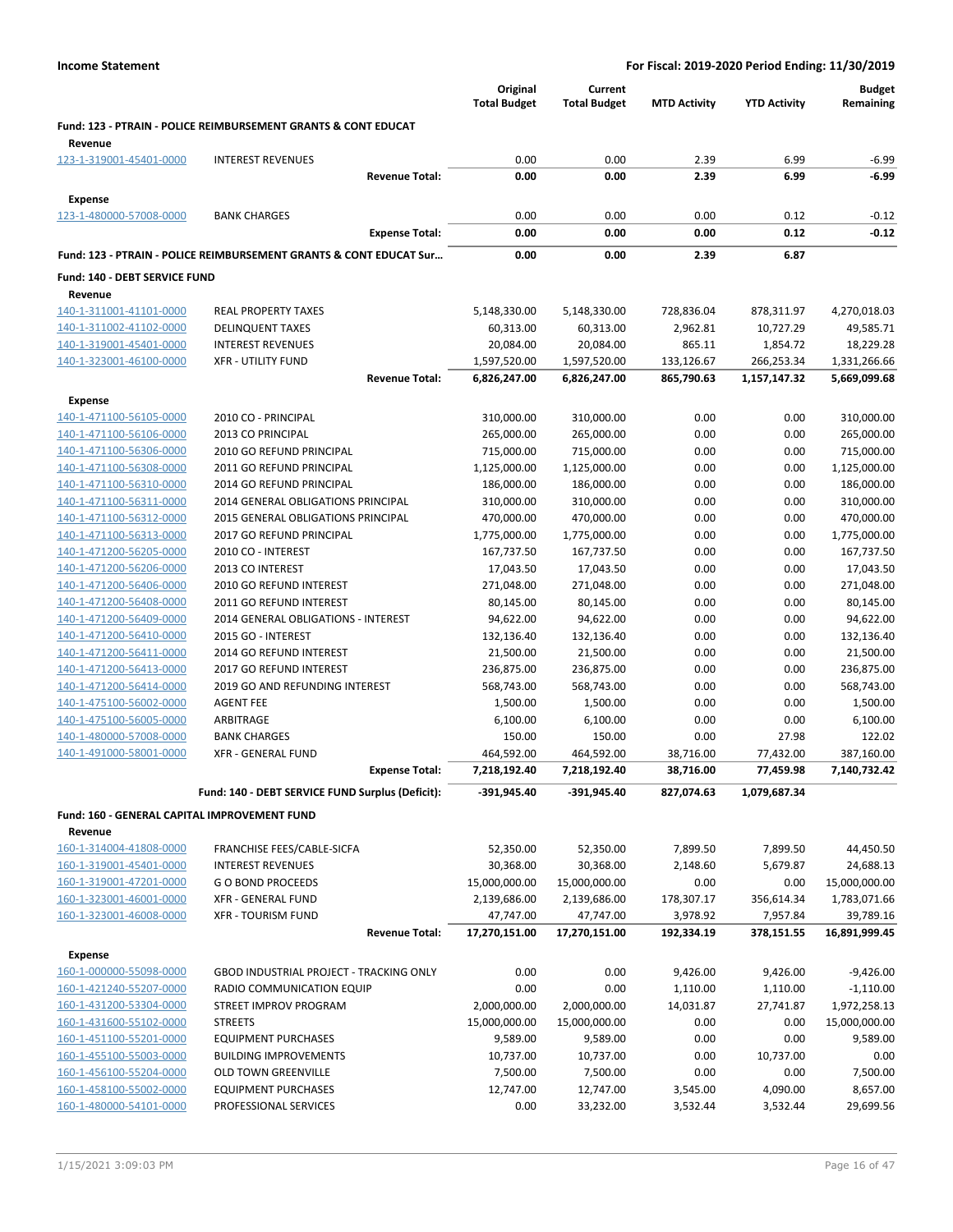**Income Statement** — For Fiscal: 2019-2020 Period Ending: 11/30/2019

| | | Original Total Budget | Current Total Budget | MTD Activity | YTD Activity | Budget Remaining |
|---|---|---|---|---|---|---|
| **Fund: 123 - PTRAIN - POLICE REIMBURSEMENT GRANTS & CONT EDUCAT** | | | | | | |
| **Revenue** | | | | | | |
| 123-1-319001-45401-0000 | INTEREST REVENUES | 0.00 | 0.00 | 2.39 | 6.99 | -6.99 |
| | **Revenue Total:** | **0.00** | **0.00** | **2.39** | **6.99** | **-6.99** |
| **Expense** | | | | | | |
| 123-1-480000-57008-0000 | BANK CHARGES | 0.00 | 0.00 | 0.00 | 0.12 | -0.12 |
| | **Expense Total:** | **0.00** | **0.00** | **0.00** | **0.12** | **-0.12** |
| **Fund: 123 - PTRAIN - POLICE REIMBURSEMENT GRANTS & CONT EDUCAT Sur...** | | **0.00** | **0.00** | **2.39** | **6.87** | |
| **Fund: 140 - DEBT SERVICE FUND** | | | | | | |
| **Revenue** | | | | | | |
| 140-1-311001-41101-0000 | REAL PROPERTY TAXES | 5,148,330.00 | 5,148,330.00 | 728,836.04 | 878,311.97 | 4,270,018.03 |
| 140-1-311002-41102-0000 | DELINQUENT TAXES | 60,313.00 | 60,313.00 | 2,962.81 | 10,727.29 | 49,585.71 |
| 140-1-319001-45401-0000 | INTEREST REVENUES | 20,084.00 | 20,084.00 | 865.11 | 1,854.72 | 18,229.28 |
| 140-1-323001-46100-0000 | XFR - UTILITY FUND | 1,597,520.00 | 1,597,520.00 | 133,126.67 | 266,253.34 | 1,331,266.66 |
| | **Revenue Total:** | **6,826,247.00** | **6,826,247.00** | **865,790.63** | **1,157,147.32** | **5,669,099.68** |
| **Expense** | | | | | | |
| 140-1-471100-56105-0000 | 2010 CO - PRINCIPAL | 310,000.00 | 310,000.00 | 0.00 | 0.00 | 310,000.00 |
| 140-1-471100-56106-0000 | 2013 CO PRINCIPAL | 265,000.00 | 265,000.00 | 0.00 | 0.00 | 265,000.00 |
| 140-1-471100-56306-0000 | 2010 GO REFUND PRINCIPAL | 715,000.00 | 715,000.00 | 0.00 | 0.00 | 715,000.00 |
| 140-1-471100-56308-0000 | 2011 GO REFUND PRINCIPAL | 1,125,000.00 | 1,125,000.00 | 0.00 | 0.00 | 1,125,000.00 |
| 140-1-471100-56310-0000 | 2014 GO REFUND PRINCIPAL | 186,000.00 | 186,000.00 | 0.00 | 0.00 | 186,000.00 |
| 140-1-471100-56311-0000 | 2014 GENERAL OBLIGATIONS PRINCIPAL | 310,000.00 | 310,000.00 | 0.00 | 0.00 | 310,000.00 |
| 140-1-471100-56312-0000 | 2015 GENERAL OBLIGATIONS PRINCIPAL | 470,000.00 | 470,000.00 | 0.00 | 0.00 | 470,000.00 |
| 140-1-471100-56313-0000 | 2017 GO REFUND PRINCIPAL | 1,775,000.00 | 1,775,000.00 | 0.00 | 0.00 | 1,775,000.00 |
| 140-1-471200-56205-0000 | 2010 CO - INTEREST | 167,737.50 | 167,737.50 | 0.00 | 0.00 | 167,737.50 |
| 140-1-471200-56206-0000 | 2013 CO INTEREST | 17,043.50 | 17,043.50 | 0.00 | 0.00 | 17,043.50 |
| 140-1-471200-56406-0000 | 2010 GO REFUND INTEREST | 271,048.00 | 271,048.00 | 0.00 | 0.00 | 271,048.00 |
| 140-1-471200-56408-0000 | 2011 GO REFUND INTEREST | 80,145.00 | 80,145.00 | 0.00 | 0.00 | 80,145.00 |
| 140-1-471200-56409-0000 | 2014 GENERAL OBLIGATIONS - INTEREST | 94,622.00 | 94,622.00 | 0.00 | 0.00 | 94,622.00 |
| 140-1-471200-56410-0000 | 2015 GO - INTEREST | 132,136.40 | 132,136.40 | 0.00 | 0.00 | 132,136.40 |
| 140-1-471200-56411-0000 | 2014 GO REFUND INTEREST | 21,500.00 | 21,500.00 | 0.00 | 0.00 | 21,500.00 |
| 140-1-471200-56413-0000 | 2017 GO REFUND INTEREST | 236,875.00 | 236,875.00 | 0.00 | 0.00 | 236,875.00 |
| 140-1-471200-56414-0000 | 2019 GO AND REFUNDING INTEREST | 568,743.00 | 568,743.00 | 0.00 | 0.00 | 568,743.00 |
| 140-1-475100-56002-0000 | AGENT FEE | 1,500.00 | 1,500.00 | 0.00 | 0.00 | 1,500.00 |
| 140-1-475100-56005-0000 | ARBITRAGE | 6,100.00 | 6,100.00 | 0.00 | 0.00 | 6,100.00 |
| 140-1-480000-57008-0000 | BANK CHARGES | 150.00 | 150.00 | 0.00 | 27.98 | 122.02 |
| 140-1-491000-58001-0000 | XFR - GENERAL FUND | 464,592.00 | 464,592.00 | 38,716.00 | 77,432.00 | 387,160.00 |
| | **Expense Total:** | **7,218,192.40** | **7,218,192.40** | **38,716.00** | **77,459.98** | **7,140,732.42** |
| | **Fund: 140 - DEBT SERVICE FUND Surplus (Deficit):** | **-391,945.40** | **-391,945.40** | **827,074.63** | **1,079,687.34** | |
| **Fund: 160 - GENERAL CAPITAL IMPROVEMENT FUND** | | | | | | |
| **Revenue** | | | | | | |
| 160-1-314004-41808-0000 | FRANCHISE FEES/CABLE-SICFA | 52,350.00 | 52,350.00 | 7,899.50 | 7,899.50 | 44,450.50 |
| 160-1-319001-45401-0000 | INTEREST REVENUES | 30,368.00 | 30,368.00 | 2,148.60 | 5,679.87 | 24,688.13 |
| 160-1-319001-47201-0000 | G O BOND PROCEEDS | 15,000,000.00 | 15,000,000.00 | 0.00 | 0.00 | 15,000,000.00 |
| 160-1-323001-46001-0000 | XFR - GENERAL FUND | 2,139,686.00 | 2,139,686.00 | 178,307.17 | 356,614.34 | 1,783,071.66 |
| 160-1-323001-46008-0000 | XFR - TOURISM FUND | 47,747.00 | 47,747.00 | 3,978.92 | 7,957.84 | 39,789.16 |
| | **Revenue Total:** | **17,270,151.00** | **17,270,151.00** | **192,334.19** | **378,151.55** | **16,891,999.45** |
| **Expense** | | | | | | |
| 160-1-000000-55098-0000 | GBOD INDUSTRIAL PROJECT - TRACKING ONLY | 0.00 | 0.00 | 9,426.00 | 9,426.00 | -9,426.00 |
| 160-1-421240-55207-0000 | RADIO COMMUNICATION EQUIP | 0.00 | 0.00 | 1,110.00 | 1,110.00 | -1,110.00 |
| 160-1-431200-53304-0000 | STREET IMPROV PROGRAM | 2,000,000.00 | 2,000,000.00 | 14,031.87 | 27,741.87 | 1,972,258.13 |
| 160-1-431600-55102-0000 | STREETS | 15,000,000.00 | 15,000,000.00 | 0.00 | 0.00 | 15,000,000.00 |
| 160-1-451100-55201-0000 | EQUIPMENT PURCHASES | 9,589.00 | 9,589.00 | 0.00 | 0.00 | 9,589.00 |
| 160-1-455100-55003-0000 | BUILDING IMPROVEMENTS | 10,737.00 | 10,737.00 | 0.00 | 10,737.00 | 0.00 |
| 160-1-456100-55204-0000 | OLD TOWN GREENVILLE | 7,500.00 | 7,500.00 | 0.00 | 0.00 | 7,500.00 |
| 160-1-458100-55002-0000 | EQUIPMENT PURCHASES | 12,747.00 | 12,747.00 | 3,545.00 | 4,090.00 | 8,657.00 |
| 160-1-480000-54101-0000 | PROFESSIONAL SERVICES | 0.00 | 33,232.00 | 3,532.44 | 3,532.44 | 29,699.56 |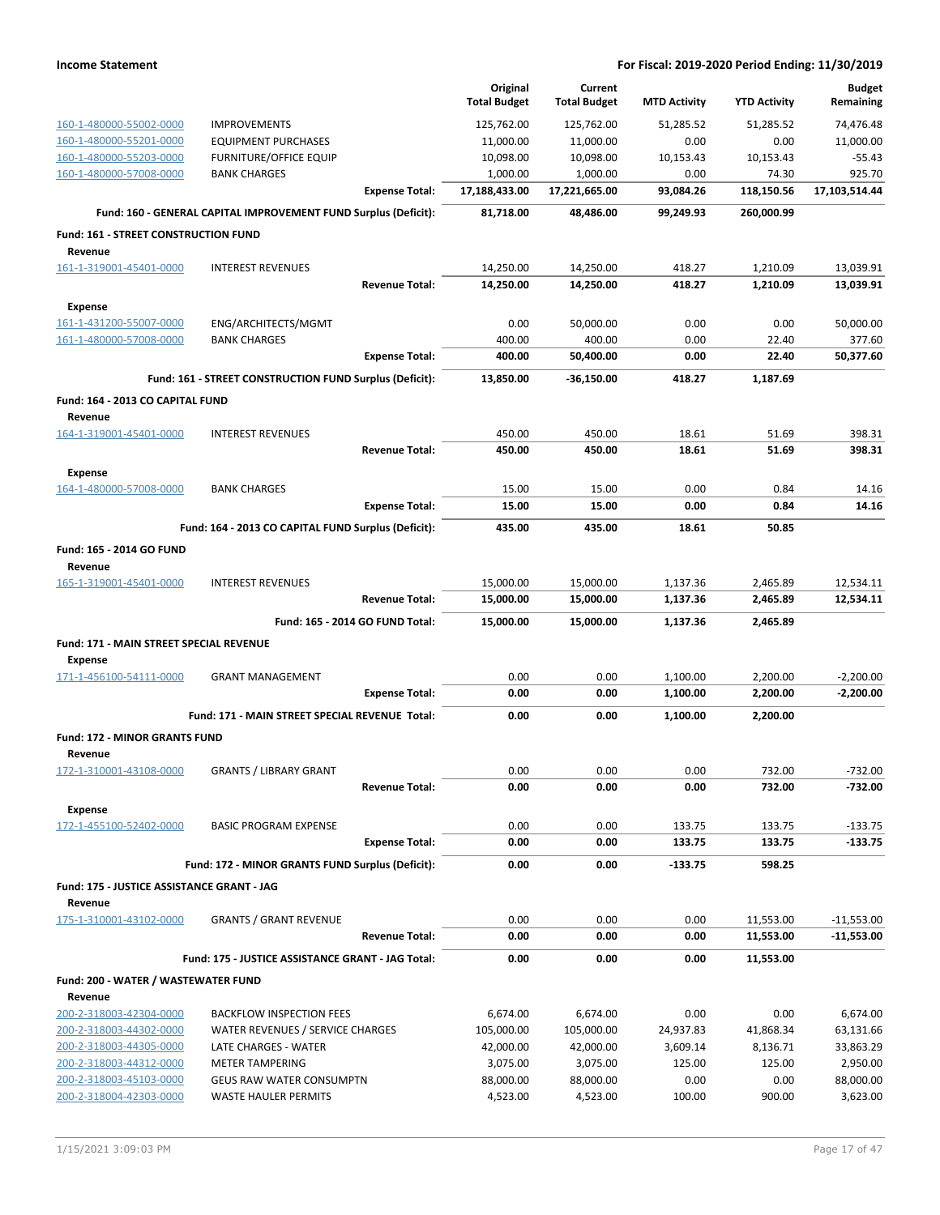| | | Original Total Budget | Current Total Budget | MTD Activity | YTD Activity | Budget Remaining |
|---|---|---|---|---|---|---|
| 160-1-480000-55002-0000 | IMPROVEMENTS | 125,762.00 | 125,762.00 | 51,285.52 | 51,285.52 | 74,476.48 |
| 160-1-480000-55201-0000 | EQUIPMENT PURCHASES | 11,000.00 | 11,000.00 | 0.00 | 0.00 | 11,000.00 |
| 160-1-480000-55203-0000 | FURNITURE/OFFICE EQUIP | 10,098.00 | 10,098.00 | 10,153.43 | 10,153.43 | -55.43 |
| 160-1-480000-57008-0000 | BANK CHARGES | 1,000.00 | 1,000.00 | 0.00 | 74.30 | 925.70 |
| | **Expense Total:** | **17,188,433.00** | **17,221,665.00** | **93,084.26** | **118,150.56** | **17,103,514.44** |
| | **Fund: 160 - GENERAL CAPITAL IMPROVEMENT FUND Surplus (Deficit):** | **81,718.00** | **48,486.00** | **99,249.93** | **260,000.99** | |
| **Fund: 161 - STREET CONSTRUCTION FUND** | | | | | | |
| **Revenue** | | | | | | |
| 161-1-319001-45401-0000 | INTEREST REVENUES | 14,250.00 | 14,250.00 | 418.27 | 1,210.09 | 13,039.91 |
| | **Revenue Total:** | **14,250.00** | **14,250.00** | **418.27** | **1,210.09** | **13,039.91** |
| **Expense** | | | | | | |
| 161-1-431200-55007-0000 | ENG/ARCHITECTS/MGMT | 0.00 | 50,000.00 | 0.00 | 0.00 | 50,000.00 |
| 161-1-480000-57008-0000 | BANK CHARGES | 400.00 | 400.00 | 0.00 | 22.40 | 377.60 |
| | **Expense Total:** | **400.00** | **50,400.00** | **0.00** | **22.40** | **50,377.60** |
| | **Fund: 161 - STREET CONSTRUCTION FUND Surplus (Deficit):** | **13,850.00** | **-36,150.00** | **418.27** | **1,187.69** | |
| **Fund: 164 - 2013 CO CAPITAL FUND** | | | | | | |
| **Revenue** | | | | | | |
| 164-1-319001-45401-0000 | INTEREST REVENUES | 450.00 | 450.00 | 18.61 | 51.69 | 398.31 |
| | **Revenue Total:** | **450.00** | **450.00** | **18.61** | **51.69** | **398.31** |
| **Expense** | | | | | | |
| 164-1-480000-57008-0000 | BANK CHARGES | 15.00 | 15.00 | 0.00 | 0.84 | 14.16 |
| | **Expense Total:** | **15.00** | **15.00** | **0.00** | **0.84** | **14.16** |
| | **Fund: 164 - 2013 CO CAPITAL FUND Surplus (Deficit):** | **435.00** | **435.00** | **18.61** | **50.85** | |
| **Fund: 165 - 2014 GO FUND** | | | | | | |
| **Revenue** | | | | | | |
| 165-1-319001-45401-0000 | INTEREST REVENUES | 15,000.00 | 15,000.00 | 1,137.36 | 2,465.89 | 12,534.11 |
| | **Revenue Total:** | **15,000.00** | **15,000.00** | **1,137.36** | **2,465.89** | **12,534.11** |
| | **Fund: 165 - 2014 GO FUND Total:** | **15,000.00** | **15,000.00** | **1,137.36** | **2,465.89** | |
| **Fund: 171 - MAIN STREET SPECIAL REVENUE** | | | | | | |
| **Expense** | | | | | | |
| 171-1-456100-54111-0000 | GRANT MANAGEMENT | 0.00 | 0.00 | 1,100.00 | 2,200.00 | -2,200.00 |
| | **Expense Total:** | **0.00** | **0.00** | **1,100.00** | **2,200.00** | **-2,200.00** |
| | **Fund: 171 - MAIN STREET SPECIAL REVENUE Total:** | **0.00** | **0.00** | **1,100.00** | **2,200.00** | |
| **Fund: 172 - MINOR GRANTS FUND** | | | | | | |
| **Revenue** | | | | | | |
| 172-1-310001-43108-0000 | GRANTS / LIBRARY GRANT | 0.00 | 0.00 | 0.00 | 732.00 | -732.00 |
| | **Revenue Total:** | **0.00** | **0.00** | **0.00** | **732.00** | **-732.00** |
| **Expense** | | | | | | |
| 172-1-455100-52402-0000 | BASIC PROGRAM EXPENSE | 0.00 | 0.00 | 133.75 | 133.75 | -133.75 |
| | **Expense Total:** | **0.00** | **0.00** | **133.75** | **133.75** | **-133.75** |
| | **Fund: 172 - MINOR GRANTS FUND Surplus (Deficit):** | **0.00** | **0.00** | **-133.75** | **598.25** | |
| **Fund: 175 - JUSTICE ASSISTANCE GRANT - JAG** | | | | | | |
| **Revenue** | | | | | | |
| 175-1-310001-43102-0000 | GRANTS / GRANT REVENUE | 0.00 | 0.00 | 0.00 | 11,553.00 | -11,553.00 |
| | **Revenue Total:** | **0.00** | **0.00** | **0.00** | **11,553.00** | **-11,553.00** |
| | **Fund: 175 - JUSTICE ASSISTANCE GRANT - JAG Total:** | **0.00** | **0.00** | **0.00** | **11,553.00** | |
| **Fund: 200 - WATER / WASTEWATER FUND** | | | | | | |
| **Revenue** | | | | | | |
| 200-2-318003-42304-0000 | BACKFLOW INSPECTION FEES | 6,674.00 | 6,674.00 | 0.00 | 0.00 | 6,674.00 |
| 200-2-318003-44302-0000 | WATER REVENUES / SERVICE CHARGES | 105,000.00 | 105,000.00 | 24,937.83 | 41,868.34 | 63,131.66 |
| 200-2-318003-44305-0000 | LATE CHARGES - WATER | 42,000.00 | 42,000.00 | 3,609.14 | 8,136.71 | 33,863.29 |
| 200-2-318003-44312-0000 | METER TAMPERING | 3,075.00 | 3,075.00 | 125.00 | 125.00 | 2,950.00 |
| 200-2-318003-45103-0000 | GEUS RAW WATER CONSUMPTN | 88,000.00 | 88,000.00 | 0.00 | 0.00 | 88,000.00 |
| 200-2-318004-42303-0000 | WASTE HAULER PERMITS | 4,523.00 | 4,523.00 | 100.00 | 900.00 | 3,623.00 |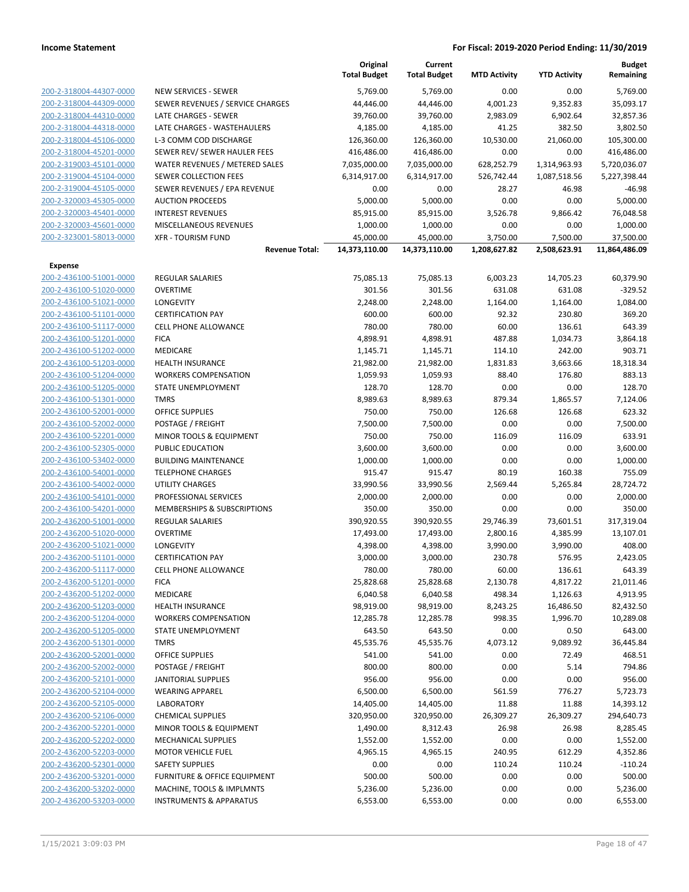| | | Original Total Budget | Current Total Budget | MTD Activity | YTD Activity | Budget Remaining |
|---|---|---|---|---|---|---|
| 200-2-318004-44307-0000 | NEW SERVICES - SEWER | 5,769.00 | 5,769.00 | 0.00 | 0.00 | 5,769.00 |
| 200-2-318004-44309-0000 | SEWER REVENUES / SERVICE CHARGES | 44,446.00 | 44,446.00 | 4,001.23 | 9,352.83 | 35,093.17 |
| 200-2-318004-44310-0000 | LATE CHARGES - SEWER | 39,760.00 | 39,760.00 | 2,983.09 | 6,902.64 | 32,857.36 |
| 200-2-318004-44318-0000 | LATE CHARGES - WASTEHAULERS | 4,185.00 | 4,185.00 | 41.25 | 382.50 | 3,802.50 |
| 200-2-318004-45106-0000 | L-3 COMM COD DISCHARGE | 126,360.00 | 126,360.00 | 10,530.00 | 21,060.00 | 105,300.00 |
| 200-2-318004-45201-0000 | SEWER REV/ SEWER HAULER FEES | 416,486.00 | 416,486.00 | 0.00 | 0.00 | 416,486.00 |
| 200-2-319003-45101-0000 | WATER REVENUES / METERED SALES | 7,035,000.00 | 7,035,000.00 | 628,252.79 | 1,314,963.93 | 5,720,036.07 |
| 200-2-319004-45104-0000 | SEWER COLLECTION FEES | 6,314,917.00 | 6,314,917.00 | 526,742.44 | 1,087,518.56 | 5,227,398.44 |
| 200-2-319004-45105-0000 | SEWER REVENUES / EPA REVENUE | 0.00 | 0.00 | 28.27 | 46.98 | -46.98 |
| 200-2-320003-45305-0000 | AUCTION PROCEEDS | 5,000.00 | 5,000.00 | 0.00 | 0.00 | 5,000.00 |
| 200-2-320003-45401-0000 | INTEREST REVENUES | 85,915.00 | 85,915.00 | 3,526.78 | 9,866.42 | 76,048.58 |
| 200-2-320003-45601-0000 | MISCELLANEOUS REVENUES | 1,000.00 | 1,000.00 | 0.00 | 0.00 | 1,000.00 |
| 200-2-323001-58013-0000 | XFR - TOURISM FUND | 45,000.00 | 45,000.00 | 3,750.00 | 7,500.00 | 37,500.00 |
| | **Revenue Total:** | **14,373,110.00** | **14,373,110.00** | **1,208,627.82** | **2,508,623.91** | **11,864,486.09** |
| **Expense** | | | | | | |
| 200-2-436100-51001-0000 | REGULAR SALARIES | 75,085.13 | 75,085.13 | 6,003.23 | 14,705.23 | 60,379.90 |
| 200-2-436100-51020-0000 | OVERTIME | 301.56 | 301.56 | 631.08 | 631.08 | -329.52 |
| 200-2-436100-51021-0000 | LONGEVITY | 2,248.00 | 2,248.00 | 1,164.00 | 1,164.00 | 1,084.00 |
| 200-2-436100-51101-0000 | CERTIFICATION PAY | 600.00 | 600.00 | 92.32 | 230.80 | 369.20 |
| 200-2-436100-51117-0000 | CELL PHONE ALLOWANCE | 780.00 | 780.00 | 60.00 | 136.61 | 643.39 |
| 200-2-436100-51201-0000 | FICA | 4,898.91 | 4,898.91 | 487.88 | 1,034.73 | 3,864.18 |
| 200-2-436100-51202-0000 | MEDICARE | 1,145.71 | 1,145.71 | 114.10 | 242.00 | 903.71 |
| 200-2-436100-51203-0000 | HEALTH INSURANCE | 21,982.00 | 21,982.00 | 1,831.83 | 3,663.66 | 18,318.34 |
| 200-2-436100-51204-0000 | WORKERS COMPENSATION | 1,059.93 | 1,059.93 | 88.40 | 176.80 | 883.13 |
| 200-2-436100-51205-0000 | STATE UNEMPLOYMENT | 128.70 | 128.70 | 0.00 | 0.00 | 128.70 |
| 200-2-436100-51301-0000 | TMRS | 8,989.63 | 8,989.63 | 879.34 | 1,865.57 | 7,124.06 |
| 200-2-436100-52001-0000 | OFFICE SUPPLIES | 750.00 | 750.00 | 126.68 | 126.68 | 623.32 |
| 200-2-436100-52002-0000 | POSTAGE / FREIGHT | 7,500.00 | 7,500.00 | 0.00 | 0.00 | 7,500.00 |
| 200-2-436100-52201-0000 | MINOR TOOLS & EQUIPMENT | 750.00 | 750.00 | 116.09 | 116.09 | 633.91 |
| 200-2-436100-52305-0000 | PUBLIC EDUCATION | 3,600.00 | 3,600.00 | 0.00 | 0.00 | 3,600.00 |
| 200-2-436100-53402-0000 | BUILDING MAINTENANCE | 1,000.00 | 1,000.00 | 0.00 | 0.00 | 1,000.00 |
| 200-2-436100-54001-0000 | TELEPHONE CHARGES | 915.47 | 915.47 | 80.19 | 160.38 | 755.09 |
| 200-2-436100-54002-0000 | UTILITY CHARGES | 33,990.56 | 33,990.56 | 2,569.44 | 5,265.84 | 28,724.72 |
| 200-2-436100-54101-0000 | PROFESSIONAL SERVICES | 2,000.00 | 2,000.00 | 0.00 | 0.00 | 2,000.00 |
| 200-2-436100-54201-0000 | MEMBERSHIPS & SUBSCRIPTIONS | 350.00 | 350.00 | 0.00 | 0.00 | 350.00 |
| 200-2-436200-51001-0000 | REGULAR SALARIES | 390,920.55 | 390,920.55 | 29,746.39 | 73,601.51 | 317,319.04 |
| 200-2-436200-51020-0000 | OVERTIME | 17,493.00 | 17,493.00 | 2,800.16 | 4,385.99 | 13,107.01 |
| 200-2-436200-51021-0000 | LONGEVITY | 4,398.00 | 4,398.00 | 3,990.00 | 3,990.00 | 408.00 |
| 200-2-436200-51101-0000 | CERTIFICATION PAY | 3,000.00 | 3,000.00 | 230.78 | 576.95 | 2,423.05 |
| 200-2-436200-51117-0000 | CELL PHONE ALLOWANCE | 780.00 | 780.00 | 60.00 | 136.61 | 643.39 |
| 200-2-436200-51201-0000 | FICA | 25,828.68 | 25,828.68 | 2,130.78 | 4,817.22 | 21,011.46 |
| 200-2-436200-51202-0000 | MEDICARE | 6,040.58 | 6,040.58 | 498.34 | 1,126.63 | 4,913.95 |
| 200-2-436200-51203-0000 | HEALTH INSURANCE | 98,919.00 | 98,919.00 | 8,243.25 | 16,486.50 | 82,432.50 |
| 200-2-436200-51204-0000 | WORKERS COMPENSATION | 12,285.78 | 12,285.78 | 998.35 | 1,996.70 | 10,289.08 |
| 200-2-436200-51205-0000 | STATE UNEMPLOYMENT | 643.50 | 643.50 | 0.00 | 0.50 | 643.00 |
| 200-2-436200-51301-0000 | TMRS | 45,535.76 | 45,535.76 | 4,073.12 | 9,089.92 | 36,445.84 |
| 200-2-436200-52001-0000 | OFFICE SUPPLIES | 541.00 | 541.00 | 0.00 | 72.49 | 468.51 |
| 200-2-436200-52002-0000 | POSTAGE / FREIGHT | 800.00 | 800.00 | 0.00 | 5.14 | 794.86 |
| 200-2-436200-52101-0000 | JANITORIAL SUPPLIES | 956.00 | 956.00 | 0.00 | 0.00 | 956.00 |
| 200-2-436200-52104-0000 | WEARING APPAREL | 6,500.00 | 6,500.00 | 561.59 | 776.27 | 5,723.73 |
| 200-2-436200-52105-0000 | LABORATORY | 14,405.00 | 14,405.00 | 11.88 | 11.88 | 14,393.12 |
| 200-2-436200-52106-0000 | CHEMICAL SUPPLIES | 320,950.00 | 320,950.00 | 26,309.27 | 26,309.27 | 294,640.73 |
| 200-2-436200-52201-0000 | MINOR TOOLS & EQUIPMENT | 1,490.00 | 8,312.43 | 26.98 | 26.98 | 8,285.45 |
| 200-2-436200-52202-0000 | MECHANICAL SUPPLIES | 1,552.00 | 1,552.00 | 0.00 | 0.00 | 1,552.00 |
| 200-2-436200-52203-0000 | MOTOR VEHICLE FUEL | 4,965.15 | 4,965.15 | 240.95 | 612.29 | 4,352.86 |
| 200-2-436200-52301-0000 | SAFETY SUPPLIES | 0.00 | 0.00 | 110.24 | 110.24 | -110.24 |
| 200-2-436200-53201-0000 | FURNITURE & OFFICE EQUIPMENT | 500.00 | 500.00 | 0.00 | 0.00 | 500.00 |
| 200-2-436200-53202-0000 | MACHINE, TOOLS & IMPLMNTS | 5,236.00 | 5,236.00 | 0.00 | 0.00 | 5,236.00 |
| 200-2-436200-53203-0000 | INSTRUMENTS & APPARATUS | 6,553.00 | 6,553.00 | 0.00 | 0.00 | 6,553.00 |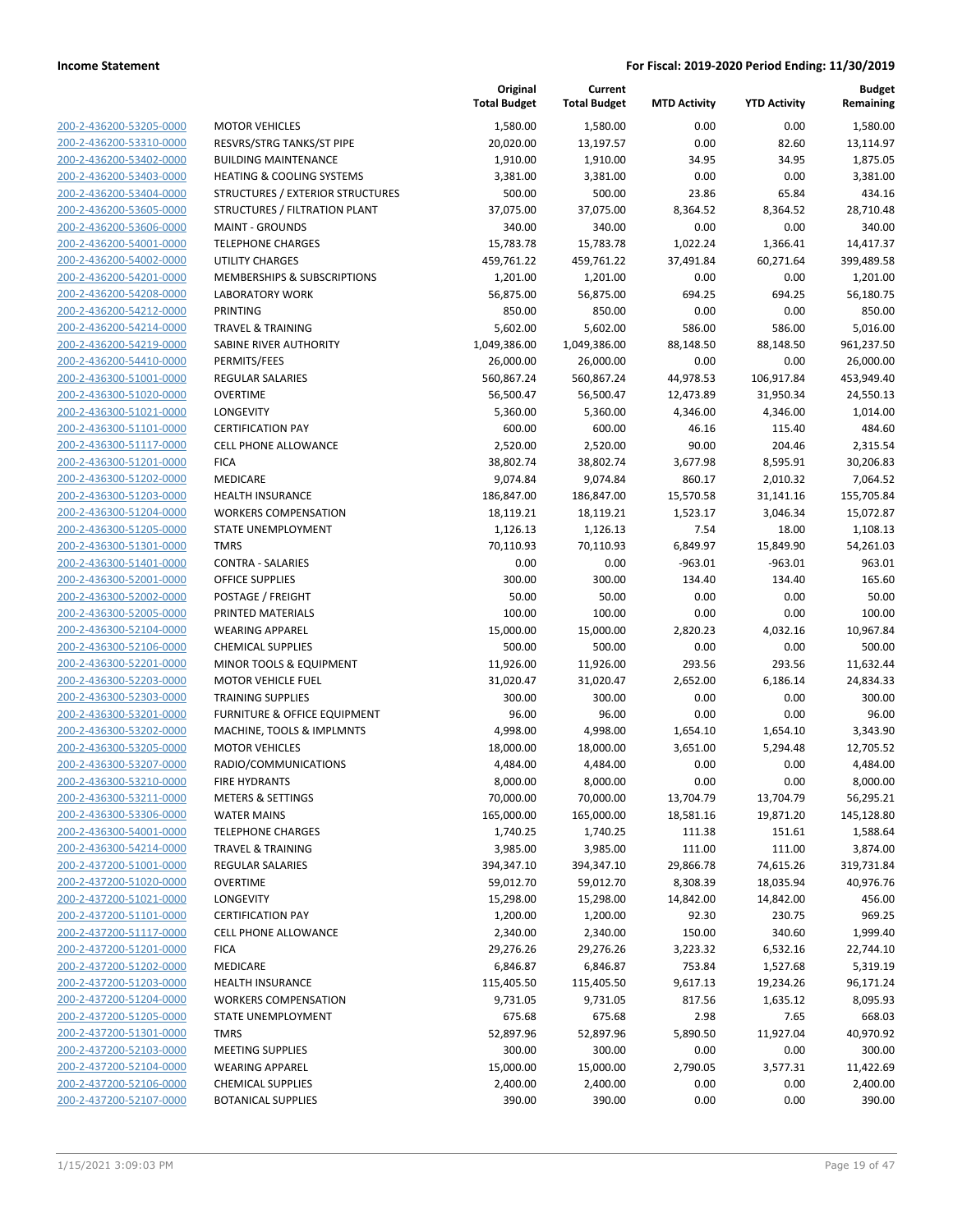**Income Statement** | **For Fiscal: 2019-2020 Period Ending: 11/30/2019**

| | | Original Total Budget | Current Total Budget | MTD Activity | YTD Activity | Budget Remaining |
|---|---|---|---|---|---|---|
| 200-2-436200-53205-0000 | MOTOR VEHICLES | 1,580.00 | 1,580.00 | 0.00 | 0.00 | 1,580.00 |
| 200-2-436200-53310-0000 | RESVRS/STRG TANKS/ST PIPE | 20,020.00 | 13,197.57 | 0.00 | 82.60 | 13,114.97 |
| 200-2-436200-53402-0000 | BUILDING MAINTENANCE | 1,910.00 | 1,910.00 | 34.95 | 34.95 | 1,875.05 |
| 200-2-436200-53403-0000 | HEATING & COOLING SYSTEMS | 3,381.00 | 3,381.00 | 0.00 | 0.00 | 3,381.00 |
| 200-2-436200-53404-0000 | STRUCTURES / EXTERIOR STRUCTURES | 500.00 | 500.00 | 23.86 | 65.84 | 434.16 |
| 200-2-436200-53605-0000 | STRUCTURES / FILTRATION PLANT | 37,075.00 | 37,075.00 | 8,364.52 | 8,364.52 | 28,710.48 |
| 200-2-436200-53606-0000 | MAINT - GROUNDS | 340.00 | 340.00 | 0.00 | 0.00 | 340.00 |
| 200-2-436200-54001-0000 | TELEPHONE CHARGES | 15,783.78 | 15,783.78 | 1,022.24 | 1,366.41 | 14,417.37 |
| 200-2-436200-54002-0000 | UTILITY CHARGES | 459,761.22 | 459,761.22 | 37,491.84 | 60,271.64 | 399,489.58 |
| 200-2-436200-54201-0000 | MEMBERSHIPS & SUBSCRIPTIONS | 1,201.00 | 1,201.00 | 0.00 | 0.00 | 1,201.00 |
| 200-2-436200-54208-0000 | LABORATORY WORK | 56,875.00 | 56,875.00 | 694.25 | 694.25 | 56,180.75 |
| 200-2-436200-54212-0000 | PRINTING | 850.00 | 850.00 | 0.00 | 0.00 | 850.00 |
| 200-2-436200-54214-0000 | TRAVEL & TRAINING | 5,602.00 | 5,602.00 | 586.00 | 586.00 | 5,016.00 |
| 200-2-436200-54219-0000 | SABINE RIVER AUTHORITY | 1,049,386.00 | 1,049,386.00 | 88,148.50 | 88,148.50 | 961,237.50 |
| 200-2-436200-54410-0000 | PERMITS/FEES | 26,000.00 | 26,000.00 | 0.00 | 0.00 | 26,000.00 |
| 200-2-436300-51001-0000 | REGULAR SALARIES | 560,867.24 | 560,867.24 | 44,978.53 | 106,917.84 | 453,949.40 |
| 200-2-436300-51020-0000 | OVERTIME | 56,500.47 | 56,500.47 | 12,473.89 | 31,950.34 | 24,550.13 |
| 200-2-436300-51021-0000 | LONGEVITY | 5,360.00 | 5,360.00 | 4,346.00 | 4,346.00 | 1,014.00 |
| 200-2-436300-51101-0000 | CERTIFICATION PAY | 600.00 | 600.00 | 46.16 | 115.40 | 484.60 |
| 200-2-436300-51117-0000 | CELL PHONE ALLOWANCE | 2,520.00 | 2,520.00 | 90.00 | 204.46 | 2,315.54 |
| 200-2-436300-51201-0000 | FICA | 38,802.74 | 38,802.74 | 3,677.98 | 8,595.91 | 30,206.83 |
| 200-2-436300-51202-0000 | MEDICARE | 9,074.84 | 9,074.84 | 860.17 | 2,010.32 | 7,064.52 |
| 200-2-436300-51203-0000 | HEALTH INSURANCE | 186,847.00 | 186,847.00 | 15,570.58 | 31,141.16 | 155,705.84 |
| 200-2-436300-51204-0000 | WORKERS COMPENSATION | 18,119.21 | 18,119.21 | 1,523.17 | 3,046.34 | 15,072.87 |
| 200-2-436300-51205-0000 | STATE UNEMPLOYMENT | 1,126.13 | 1,126.13 | 7.54 | 18.00 | 1,108.13 |
| 200-2-436300-51301-0000 | TMRS | 70,110.93 | 70,110.93 | 6,849.97 | 15,849.90 | 54,261.03 |
| 200-2-436300-51401-0000 | CONTRA - SALARIES | 0.00 | 0.00 | -963.01 | -963.01 | 963.01 |
| 200-2-436300-52001-0000 | OFFICE SUPPLIES | 300.00 | 300.00 | 134.40 | 134.40 | 165.60 |
| 200-2-436300-52002-0000 | POSTAGE / FREIGHT | 50.00 | 50.00 | 0.00 | 0.00 | 50.00 |
| 200-2-436300-52005-0000 | PRINTED MATERIALS | 100.00 | 100.00 | 0.00 | 0.00 | 100.00 |
| 200-2-436300-52104-0000 | WEARING APPAREL | 15,000.00 | 15,000.00 | 2,820.23 | 4,032.16 | 10,967.84 |
| 200-2-436300-52106-0000 | CHEMICAL SUPPLIES | 500.00 | 500.00 | 0.00 | 0.00 | 500.00 |
| 200-2-436300-52201-0000 | MINOR TOOLS & EQUIPMENT | 11,926.00 | 11,926.00 | 293.56 | 293.56 | 11,632.44 |
| 200-2-436300-52203-0000 | MOTOR VEHICLE FUEL | 31,020.47 | 31,020.47 | 2,652.00 | 6,186.14 | 24,834.33 |
| 200-2-436300-52303-0000 | TRAINING SUPPLIES | 300.00 | 300.00 | 0.00 | 0.00 | 300.00 |
| 200-2-436300-53201-0000 | FURNITURE & OFFICE EQUIPMENT | 96.00 | 96.00 | 0.00 | 0.00 | 96.00 |
| 200-2-436300-53202-0000 | MACHINE, TOOLS & IMPLMNTS | 4,998.00 | 4,998.00 | 1,654.10 | 1,654.10 | 3,343.90 |
| 200-2-436300-53205-0000 | MOTOR VEHICLES | 18,000.00 | 18,000.00 | 3,651.00 | 5,294.48 | 12,705.52 |
| 200-2-436300-53207-0000 | RADIO/COMMUNICATIONS | 4,484.00 | 4,484.00 | 0.00 | 0.00 | 4,484.00 |
| 200-2-436300-53210-0000 | FIRE HYDRANTS | 8,000.00 | 8,000.00 | 0.00 | 0.00 | 8,000.00 |
| 200-2-436300-53211-0000 | METERS & SETTINGS | 70,000.00 | 70,000.00 | 13,704.79 | 13,704.79 | 56,295.21 |
| 200-2-436300-53306-0000 | WATER MAINS | 165,000.00 | 165,000.00 | 18,581.16 | 19,871.20 | 145,128.80 |
| 200-2-436300-54001-0000 | TELEPHONE CHARGES | 1,740.25 | 1,740.25 | 111.38 | 151.61 | 1,588.64 |
| 200-2-436300-54214-0000 | TRAVEL & TRAINING | 3,985.00 | 3,985.00 | 111.00 | 111.00 | 3,874.00 |
| 200-2-437200-51001-0000 | REGULAR SALARIES | 394,347.10 | 394,347.10 | 29,866.78 | 74,615.26 | 319,731.84 |
| 200-2-437200-51020-0000 | OVERTIME | 59,012.70 | 59,012.70 | 8,308.39 | 18,035.94 | 40,976.76 |
| 200-2-437200-51021-0000 | LONGEVITY | 15,298.00 | 15,298.00 | 14,842.00 | 14,842.00 | 456.00 |
| 200-2-437200-51101-0000 | CERTIFICATION PAY | 1,200.00 | 1,200.00 | 92.30 | 230.75 | 969.25 |
| 200-2-437200-51117-0000 | CELL PHONE ALLOWANCE | 2,340.00 | 2,340.00 | 150.00 | 340.60 | 1,999.40 |
| 200-2-437200-51201-0000 | FICA | 29,276.26 | 29,276.26 | 3,223.32 | 6,532.16 | 22,744.10 |
| 200-2-437200-51202-0000 | MEDICARE | 6,846.87 | 6,846.87 | 753.84 | 1,527.68 | 5,319.19 |
| 200-2-437200-51203-0000 | HEALTH INSURANCE | 115,405.50 | 115,405.50 | 9,617.13 | 19,234.26 | 96,171.24 |
| 200-2-437200-51204-0000 | WORKERS COMPENSATION | 9,731.05 | 9,731.05 | 817.56 | 1,635.12 | 8,095.93 |
| 200-2-437200-51205-0000 | STATE UNEMPLOYMENT | 675.68 | 675.68 | 2.98 | 7.65 | 668.03 |
| 200-2-437200-51301-0000 | TMRS | 52,897.96 | 52,897.96 | 5,890.50 | 11,927.04 | 40,970.92 |
| 200-2-437200-52103-0000 | MEETING SUPPLIES | 300.00 | 300.00 | 0.00 | 0.00 | 300.00 |
| 200-2-437200-52104-0000 | WEARING APPAREL | 15,000.00 | 15,000.00 | 2,790.05 | 3,577.31 | 11,422.69 |
| 200-2-437200-52106-0000 | CHEMICAL SUPPLIES | 2,400.00 | 2,400.00 | 0.00 | 0.00 | 2,400.00 |
| 200-2-437200-52107-0000 | BOTANICAL SUPPLIES | 390.00 | 390.00 | 0.00 | 0.00 | 390.00 |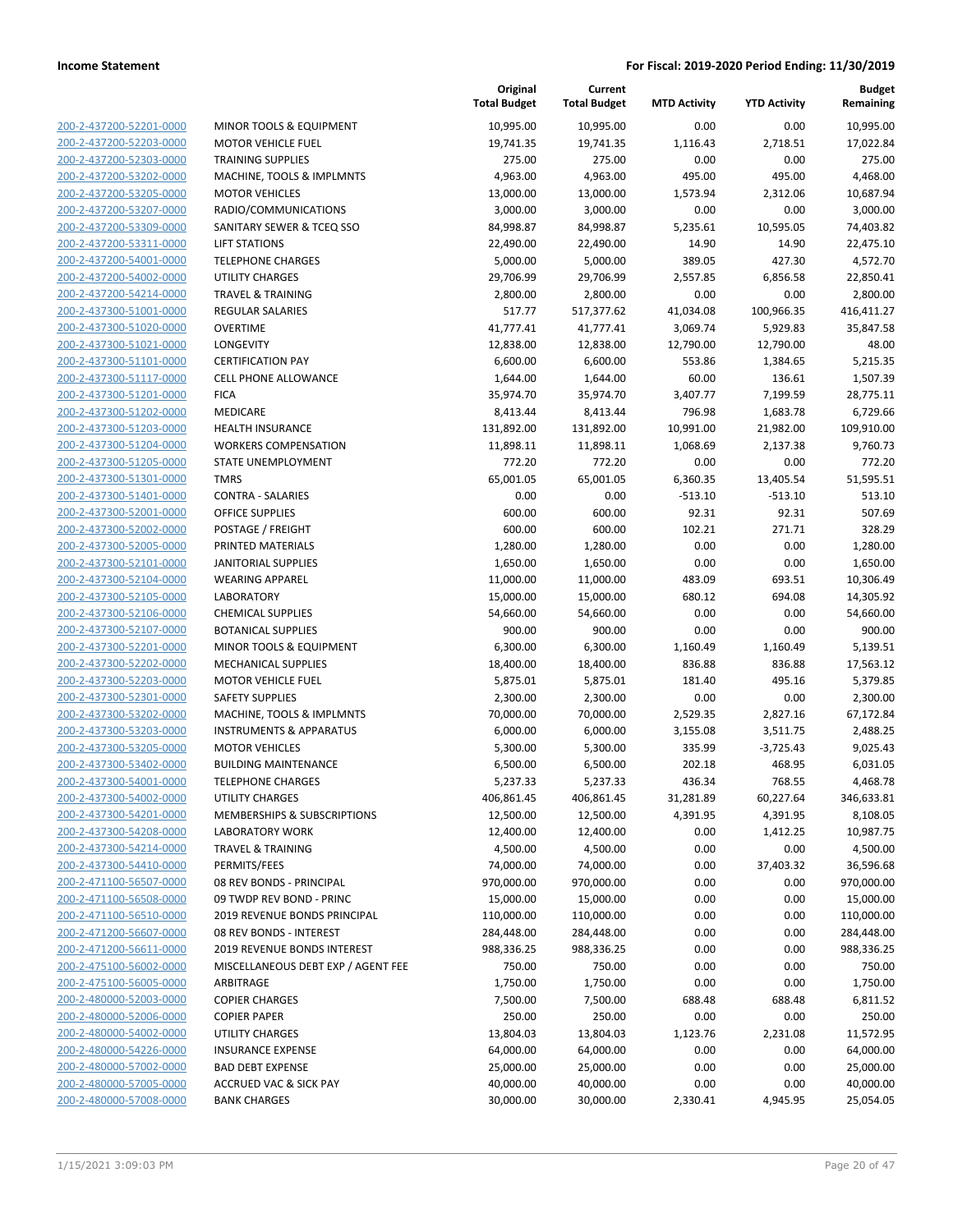| | | Original Total Budget | Current Total Budget | MTD Activity | YTD Activity | Budget Remaining |
|---|---|---|---|---|---|---|
| 200-2-437200-52201-0000 | MINOR TOOLS & EQUIPMENT | 10,995.00 | 10,995.00 | 0.00 | 0.00 | 10,995.00 |
| 200-2-437200-52203-0000 | MOTOR VEHICLE FUEL | 19,741.35 | 19,741.35 | 1,116.43 | 2,718.51 | 17,022.84 |
| 200-2-437200-52303-0000 | TRAINING SUPPLIES | 275.00 | 275.00 | 0.00 | 0.00 | 275.00 |
| 200-2-437200-53202-0000 | MACHINE, TOOLS & IMPLMNTS | 4,963.00 | 4,963.00 | 495.00 | 495.00 | 4,468.00 |
| 200-2-437200-53205-0000 | MOTOR VEHICLES | 13,000.00 | 13,000.00 | 1,573.94 | 2,312.06 | 10,687.94 |
| 200-2-437200-53207-0000 | RADIO/COMMUNICATIONS | 3,000.00 | 3,000.00 | 0.00 | 0.00 | 3,000.00 |
| 200-2-437200-53309-0000 | SANITARY SEWER & TCEQ SSO | 84,998.87 | 84,998.87 | 5,235.61 | 10,595.05 | 74,403.82 |
| 200-2-437200-53311-0000 | LIFT STATIONS | 22,490.00 | 22,490.00 | 14.90 | 14.90 | 22,475.10 |
| 200-2-437200-54001-0000 | TELEPHONE CHARGES | 5,000.00 | 5,000.00 | 389.05 | 427.30 | 4,572.70 |
| 200-2-437200-54002-0000 | UTILITY CHARGES | 29,706.99 | 29,706.99 | 2,557.85 | 6,856.58 | 22,850.41 |
| 200-2-437200-54214-0000 | TRAVEL & TRAINING | 2,800.00 | 2,800.00 | 0.00 | 0.00 | 2,800.00 |
| 200-2-437300-51001-0000 | REGULAR SALARIES | 517.77 | 517,377.62 | 41,034.08 | 100,966.35 | 416,411.27 |
| 200-2-437300-51020-0000 | OVERTIME | 41,777.41 | 41,777.41 | 3,069.74 | 5,929.83 | 35,847.58 |
| 200-2-437300-51021-0000 | LONGEVITY | 12,838.00 | 12,838.00 | 12,790.00 | 12,790.00 | 48.00 |
| 200-2-437300-51101-0000 | CERTIFICATION PAY | 6,600.00 | 6,600.00 | 553.86 | 1,384.65 | 5,215.35 |
| 200-2-437300-51117-0000 | CELL PHONE ALLOWANCE | 1,644.00 | 1,644.00 | 60.00 | 136.61 | 1,507.39 |
| 200-2-437300-51201-0000 | FICA | 35,974.70 | 35,974.70 | 3,407.77 | 7,199.59 | 28,775.11 |
| 200-2-437300-51202-0000 | MEDICARE | 8,413.44 | 8,413.44 | 796.98 | 1,683.78 | 6,729.66 |
| 200-2-437300-51203-0000 | HEALTH INSURANCE | 131,892.00 | 131,892.00 | 10,991.00 | 21,982.00 | 109,910.00 |
| 200-2-437300-51204-0000 | WORKERS COMPENSATION | 11,898.11 | 11,898.11 | 1,068.69 | 2,137.38 | 9,760.73 |
| 200-2-437300-51205-0000 | STATE UNEMPLOYMENT | 772.20 | 772.20 | 0.00 | 0.00 | 772.20 |
| 200-2-437300-51301-0000 | TMRS | 65,001.05 | 65,001.05 | 6,360.35 | 13,405.54 | 51,595.51 |
| 200-2-437300-51401-0000 | CONTRA - SALARIES | 0.00 | 0.00 | -513.10 | -513.10 | 513.10 |
| 200-2-437300-52001-0000 | OFFICE SUPPLIES | 600.00 | 600.00 | 92.31 | 92.31 | 507.69 |
| 200-2-437300-52002-0000 | POSTAGE / FREIGHT | 600.00 | 600.00 | 102.21 | 271.71 | 328.29 |
| 200-2-437300-52005-0000 | PRINTED MATERIALS | 1,280.00 | 1,280.00 | 0.00 | 0.00 | 1,280.00 |
| 200-2-437300-52101-0000 | JANITORIAL SUPPLIES | 1,650.00 | 1,650.00 | 0.00 | 0.00 | 1,650.00 |
| 200-2-437300-52104-0000 | WEARING APPAREL | 11,000.00 | 11,000.00 | 483.09 | 693.51 | 10,306.49 |
| 200-2-437300-52105-0000 | LABORATORY | 15,000.00 | 15,000.00 | 680.12 | 694.08 | 14,305.92 |
| 200-2-437300-52106-0000 | CHEMICAL SUPPLIES | 54,660.00 | 54,660.00 | 0.00 | 0.00 | 54,660.00 |
| 200-2-437300-52107-0000 | BOTANICAL SUPPLIES | 900.00 | 900.00 | 0.00 | 0.00 | 900.00 |
| 200-2-437300-52201-0000 | MINOR TOOLS & EQUIPMENT | 6,300.00 | 6,300.00 | 1,160.49 | 1,160.49 | 5,139.51 |
| 200-2-437300-52202-0000 | MECHANICAL SUPPLIES | 18,400.00 | 18,400.00 | 836.88 | 836.88 | 17,563.12 |
| 200-2-437300-52203-0000 | MOTOR VEHICLE FUEL | 5,875.01 | 5,875.01 | 181.40 | 495.16 | 5,379.85 |
| 200-2-437300-52301-0000 | SAFETY SUPPLIES | 2,300.00 | 2,300.00 | 0.00 | 0.00 | 2,300.00 |
| 200-2-437300-53202-0000 | MACHINE, TOOLS & IMPLMNTS | 70,000.00 | 70,000.00 | 2,529.35 | 2,827.16 | 67,172.84 |
| 200-2-437300-53203-0000 | INSTRUMENTS & APPARATUS | 6,000.00 | 6,000.00 | 3,155.08 | 3,511.75 | 2,488.25 |
| 200-2-437300-53205-0000 | MOTOR VEHICLES | 5,300.00 | 5,300.00 | 335.99 | -3,725.43 | 9,025.43 |
| 200-2-437300-53402-0000 | BUILDING MAINTENANCE | 6,500.00 | 6,500.00 | 202.18 | 468.95 | 6,031.05 |
| 200-2-437300-54001-0000 | TELEPHONE CHARGES | 5,237.33 | 5,237.33 | 436.34 | 768.55 | 4,468.78 |
| 200-2-437300-54002-0000 | UTILITY CHARGES | 406,861.45 | 406,861.45 | 31,281.89 | 60,227.64 | 346,633.81 |
| 200-2-437300-54201-0000 | MEMBERSHIPS & SUBSCRIPTIONS | 12,500.00 | 12,500.00 | 4,391.95 | 4,391.95 | 8,108.05 |
| 200-2-437300-54208-0000 | LABORATORY WORK | 12,400.00 | 12,400.00 | 0.00 | 1,412.25 | 10,987.75 |
| 200-2-437300-54214-0000 | TRAVEL & TRAINING | 4,500.00 | 4,500.00 | 0.00 | 0.00 | 4,500.00 |
| 200-2-437300-54410-0000 | PERMITS/FEES | 74,000.00 | 74,000.00 | 0.00 | 37,403.32 | 36,596.68 |
| 200-2-471100-56507-0000 | 08 REV BONDS - PRINCIPAL | 970,000.00 | 970,000.00 | 0.00 | 0.00 | 970,000.00 |
| 200-2-471100-56508-0000 | 09 TWDP REV BOND - PRINC | 15,000.00 | 15,000.00 | 0.00 | 0.00 | 15,000.00 |
| 200-2-471100-56510-0000 | 2019 REVENUE BONDS PRINCIPAL | 110,000.00 | 110,000.00 | 0.00 | 0.00 | 110,000.00 |
| 200-2-471200-56607-0000 | 08 REV BONDS - INTEREST | 284,448.00 | 284,448.00 | 0.00 | 0.00 | 284,448.00 |
| 200-2-471200-56611-0000 | 2019 REVENUE BONDS INTEREST | 988,336.25 | 988,336.25 | 0.00 | 0.00 | 988,336.25 |
| 200-2-475100-56002-0000 | MISCELLANEOUS DEBT EXP / AGENT FEE | 750.00 | 750.00 | 0.00 | 0.00 | 750.00 |
| 200-2-475100-56005-0000 | ARBITRAGE | 1,750.00 | 1,750.00 | 0.00 | 0.00 | 1,750.00 |
| 200-2-480000-52003-0000 | COPIER CHARGES | 7,500.00 | 7,500.00 | 688.48 | 688.48 | 6,811.52 |
| 200-2-480000-52006-0000 | COPIER PAPER | 250.00 | 250.00 | 0.00 | 0.00 | 250.00 |
| 200-2-480000-54002-0000 | UTILITY CHARGES | 13,804.03 | 13,804.03 | 1,123.76 | 2,231.08 | 11,572.95 |
| 200-2-480000-54226-0000 | INSURANCE EXPENSE | 64,000.00 | 64,000.00 | 0.00 | 0.00 | 64,000.00 |
| 200-2-480000-57002-0000 | BAD DEBT EXPENSE | 25,000.00 | 25,000.00 | 0.00 | 0.00 | 25,000.00 |
| 200-2-480000-57005-0000 | ACCRUED VAC & SICK PAY | 40,000.00 | 40,000.00 | 0.00 | 0.00 | 40,000.00 |
| 200-2-480000-57008-0000 | BANK CHARGES | 30,000.00 | 30,000.00 | 2,330.41 | 4,945.95 | 25,054.05 |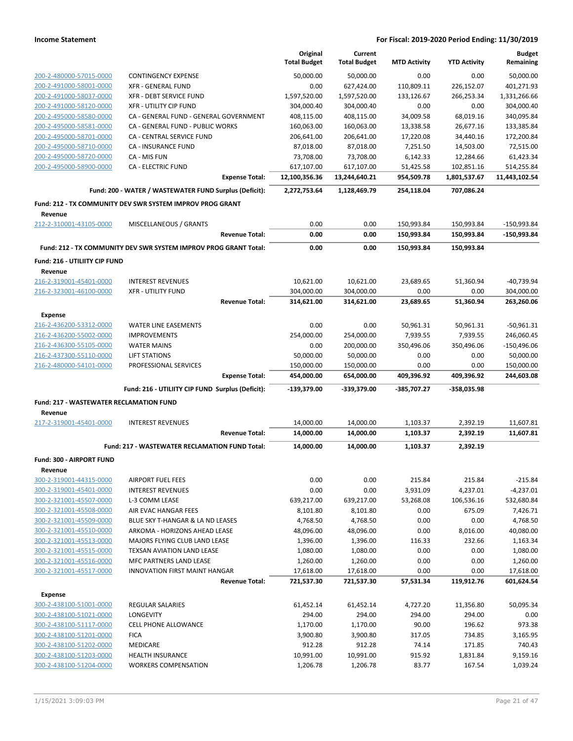**Income Statement** — For Fiscal: 2019-2020 Period Ending: 11/30/2019

| | | Original Total Budget | Current Total Budget | MTD Activity | YTD Activity | Budget Remaining |
|---|---|---|---|---|---|---|
| 200-2-480000-57015-0000 | CONTINGENCY EXPENSE | 50,000.00 | 50,000.00 | 0.00 | 0.00 | 50,000.00 |
| 200-2-491000-58001-0000 | XFR - GENERAL FUND | 0.00 | 627,424.00 | 110,809.11 | 226,152.07 | 401,271.93 |
| 200-2-491000-58037-0000 | XFR - DEBT SERVICE FUND | 1,597,520.00 | 1,597,520.00 | 133,126.67 | 266,253.34 | 1,331,266.66 |
| 200-2-491000-58120-0000 | XFR - UTILITY CIP FUND | 304,000.40 | 304,000.40 | 0.00 | 0.00 | 304,000.40 |
| 200-2-495000-58580-0000 | CA - GENERAL FUND - GENERAL GOVERNMENT | 408,115.00 | 408,115.00 | 34,009.58 | 68,019.16 | 340,095.84 |
| 200-2-495000-58581-0000 | CA - GENERAL FUND - PUBLIC WORKS | 160,063.00 | 160,063.00 | 13,338.58 | 26,677.16 | 133,385.84 |
| 200-2-495000-58701-0000 | CA - CENTRAL SERVICE FUND | 206,641.00 | 206,641.00 | 17,220.08 | 34,440.16 | 172,200.84 |
| 200-2-495000-58710-0000 | CA - INSURANCE FUND | 87,018.00 | 87,018.00 | 7,251.50 | 14,503.00 | 72,515.00 |
| 200-2-495000-58720-0000 | CA - MIS FUN | 73,708.00 | 73,708.00 | 6,142.33 | 12,284.66 | 61,423.34 |
| 200-2-495000-58900-0000 | CA - ELECTRIC FUND | 617,107.00 | 617,107.00 | 51,425.58 | 102,851.16 | 514,255.84 |
| | **Expense Total:** | **12,100,356.36** | **13,244,640.21** | **954,509.78** | **1,801,537.67** | **11,443,102.54** |
| | **Fund: 200 - WATER / WASTEWATER FUND Surplus (Deficit):** | **2,272,753.64** | **1,128,469.79** | **254,118.04** | **707,086.24** | |
| **Fund: 212 - TX COMMUNITY DEV SWR SYSTEM IMPROV PROG GRANT** | | | | | | |
| **Revenue** | | | | | | |
| 212-2-310001-43105-0000 | MISCELLANEOUS / GRANTS | 0.00 | 0.00 | 150,993.84 | 150,993.84 | -150,993.84 |
| | **Revenue Total:** | **0.00** | **0.00** | **150,993.84** | **150,993.84** | **-150,993.84** |
| | **Fund: 212 - TX COMMUNITY DEV SWR SYSTEM IMPROV PROG GRANT Total:** | **0.00** | **0.00** | **150,993.84** | **150,993.84** | |
| **Fund: 216 - UTILIITY CIP FUND** | | | | | | |
| **Revenue** | | | | | | |
| 216-2-319001-45401-0000 | INTEREST REVENUES | 10,621.00 | 10,621.00 | 23,689.65 | 51,360.94 | -40,739.94 |
| 216-2-323001-46100-0000 | XFR - UTILITY FUND | 304,000.00 | 304,000.00 | 0.00 | 0.00 | 304,000.00 |
| | **Revenue Total:** | **314,621.00** | **314,621.00** | **23,689.65** | **51,360.94** | **263,260.06** |
| **Expense** | | | | | | |
| 216-2-436200-53312-0000 | WATER LINE EASEMENTS | 0.00 | 0.00 | 50,961.31 | 50,961.31 | -50,961.31 |
| 216-2-436200-55002-0000 | IMPROVEMENTS | 254,000.00 | 254,000.00 | 7,939.55 | 7,939.55 | 246,060.45 |
| 216-2-436300-55105-0000 | WATER MAINS | 0.00 | 200,000.00 | 350,496.06 | 350,496.06 | -150,496.06 |
| 216-2-437300-55110-0000 | LIFT STATIONS | 50,000.00 | 50,000.00 | 0.00 | 0.00 | 50,000.00 |
| 216-2-480000-54101-0000 | PROFESSIONAL SERVICES | 150,000.00 | 150,000.00 | 0.00 | 0.00 | 150,000.00 |
| | **Expense Total:** | **454,000.00** | **654,000.00** | **409,396.92** | **409,396.92** | **244,603.08** |
| | **Fund: 216 - UTILIITY CIP FUND Surplus (Deficit):** | **-139,379.00** | **-339,379.00** | **-385,707.27** | **-358,035.98** | |
| **Fund: 217 - WASTEWATER RECLAMATION FUND** | | | | | | |
| **Revenue** | | | | | | |
| 217-2-319001-45401-0000 | INTEREST REVENUES | 14,000.00 | 14,000.00 | 1,103.37 | 2,392.19 | 11,607.81 |
| | **Revenue Total:** | **14,000.00** | **14,000.00** | **1,103.37** | **2,392.19** | **11,607.81** |
| | **Fund: 217 - WASTEWATER RECLAMATION FUND Total:** | **14,000.00** | **14,000.00** | **1,103.37** | **2,392.19** | |
| **Fund: 300 - AIRPORT FUND** | | | | | | |
| **Revenue** | | | | | | |
| 300-2-319001-44315-0000 | AIRPORT FUEL FEES | 0.00 | 0.00 | 215.84 | 215.84 | -215.84 |
| 300-2-319001-45401-0000 | INTEREST REVENUES | 0.00 | 0.00 | 3,931.09 | 4,237.01 | -4,237.01 |
| 300-2-321001-45507-0000 | L-3 COMM LEASE | 639,217.00 | 639,217.00 | 53,268.08 | 106,536.16 | 532,680.84 |
| 300-2-321001-45508-0000 | AIR EVAC HANGAR FEES | 8,101.80 | 8,101.80 | 0.00 | 675.09 | 7,426.71 |
| 300-2-321001-45509-0000 | BLUE SKY T-HANGAR & LA ND LEASES | 4,768.50 | 4,768.50 | 0.00 | 0.00 | 4,768.50 |
| 300-2-321001-45510-0000 | ARKOMA - HORIZONS AHEAD LEASE | 48,096.00 | 48,096.00 | 0.00 | 8,016.00 | 40,080.00 |
| 300-2-321001-45513-0000 | MAJORS FLYING CLUB LAND LEASE | 1,396.00 | 1,396.00 | 116.33 | 232.66 | 1,163.34 |
| 300-2-321001-45515-0000 | TEXSAN AVIATION LAND LEASE | 1,080.00 | 1,080.00 | 0.00 | 0.00 | 1,080.00 |
| 300-2-321001-45516-0000 | MFC PARTNERS LAND LEASE | 1,260.00 | 1,260.00 | 0.00 | 0.00 | 1,260.00 |
| 300-2-321001-45517-0000 | INNOVATION FIRST MAINT HANGAR | 17,618.00 | 17,618.00 | 0.00 | 0.00 | 17,618.00 |
| | **Revenue Total:** | **721,537.30** | **721,537.30** | **57,531.34** | **119,912.76** | **601,624.54** |
| **Expense** | | | | | | |
| 300-2-438100-51001-0000 | REGULAR SALARIES | 61,452.14 | 61,452.14 | 4,727.20 | 11,356.80 | 50,095.34 |
| 300-2-438100-51021-0000 | LONGEVITY | 294.00 | 294.00 | 294.00 | 294.00 | 0.00 |
| 300-2-438100-51117-0000 | CELL PHONE ALLOWANCE | 1,170.00 | 1,170.00 | 90.00 | 196.62 | 973.38 |
| 300-2-438100-51201-0000 | FICA | 3,900.80 | 3,900.80 | 317.05 | 734.85 | 3,165.95 |
| 300-2-438100-51202-0000 | MEDICARE | 912.28 | 912.28 | 74.14 | 171.85 | 740.43 |
| 300-2-438100-51203-0000 | HEALTH INSURANCE | 10,991.00 | 10,991.00 | 915.92 | 1,831.84 | 9,159.16 |
| 300-2-438100-51204-0000 | WORKERS COMPENSATION | 1,206.78 | 1,206.78 | 83.77 | 167.54 | 1,039.24 |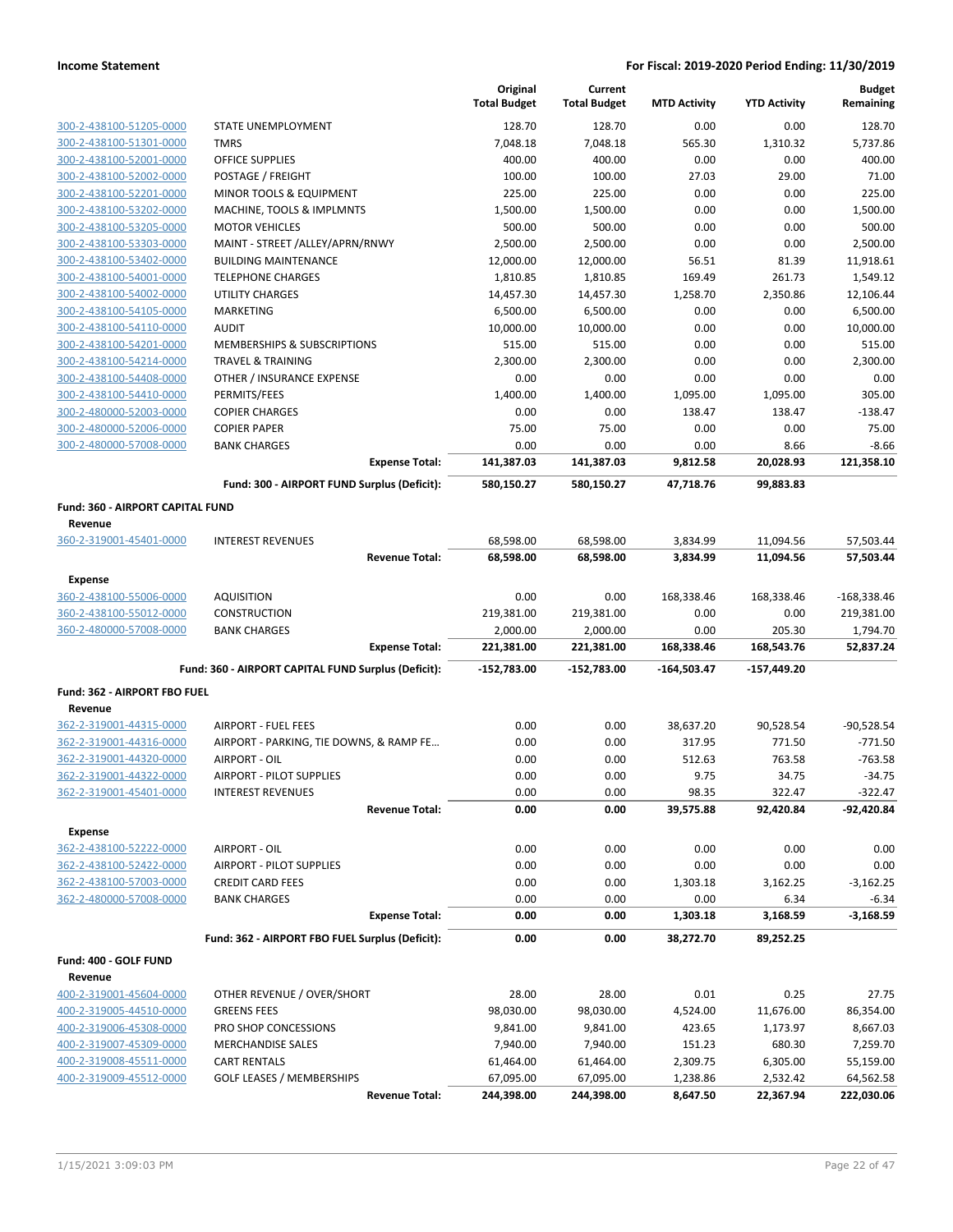**Income Statement** — **For Fiscal: 2019-2020 Period Ending: 11/30/2019**

| | | Original Total Budget | Current Total Budget | MTD Activity | YTD Activity | Budget Remaining |
|---|---|---|---|---|---|---|
| 300-2-438100-51205-0000 | STATE UNEMPLOYMENT | 128.70 | 128.70 | 0.00 | 0.00 | 128.70 |
| 300-2-438100-51301-0000 | TMRS | 7,048.18 | 7,048.18 | 565.30 | 1,310.32 | 5,737.86 |
| 300-2-438100-52001-0000 | OFFICE SUPPLIES | 400.00 | 400.00 | 0.00 | 0.00 | 400.00 |
| 300-2-438100-52002-0000 | POSTAGE / FREIGHT | 100.00 | 100.00 | 27.03 | 29.00 | 71.00 |
| 300-2-438100-52201-0000 | MINOR TOOLS & EQUIPMENT | 225.00 | 225.00 | 0.00 | 0.00 | 225.00 |
| 300-2-438100-53202-0000 | MACHINE, TOOLS & IMPLMNTS | 1,500.00 | 1,500.00 | 0.00 | 0.00 | 1,500.00 |
| 300-2-438100-53205-0000 | MOTOR VEHICLES | 500.00 | 500.00 | 0.00 | 0.00 | 500.00 |
| 300-2-438100-53303-0000 | MAINT - STREET /ALLEY/APRN/RNWY | 2,500.00 | 2,500.00 | 0.00 | 0.00 | 2,500.00 |
| 300-2-438100-53402-0000 | BUILDING MAINTENANCE | 12,000.00 | 12,000.00 | 56.51 | 81.39 | 11,918.61 |
| 300-2-438100-54001-0000 | TELEPHONE CHARGES | 1,810.85 | 1,810.85 | 169.49 | 261.73 | 1,549.12 |
| 300-2-438100-54002-0000 | UTILITY CHARGES | 14,457.30 | 14,457.30 | 1,258.70 | 2,350.86 | 12,106.44 |
| 300-2-438100-54105-0000 | MARKETING | 6,500.00 | 6,500.00 | 0.00 | 0.00 | 6,500.00 |
| 300-2-438100-54110-0000 | AUDIT | 10,000.00 | 10,000.00 | 0.00 | 0.00 | 10,000.00 |
| 300-2-438100-54201-0000 | MEMBERSHIPS & SUBSCRIPTIONS | 515.00 | 515.00 | 0.00 | 0.00 | 515.00 |
| 300-2-438100-54214-0000 | TRAVEL & TRAINING | 2,300.00 | 2,300.00 | 0.00 | 0.00 | 2,300.00 |
| 300-2-438100-54408-0000 | OTHER / INSURANCE EXPENSE | 0.00 | 0.00 | 0.00 | 0.00 | 0.00 |
| 300-2-438100-54410-0000 | PERMITS/FEES | 1,400.00 | 1,400.00 | 1,095.00 | 1,095.00 | 305.00 |
| 300-2-480000-52003-0000 | COPIER CHARGES | 0.00 | 0.00 | 138.47 | 138.47 | -138.47 |
| 300-2-480000-52006-0000 | COPIER PAPER | 75.00 | 75.00 | 0.00 | 0.00 | 75.00 |
| 300-2-480000-57008-0000 | BANK CHARGES | 0.00 | 0.00 | 0.00 | 8.66 | -8.66 |
| | **Expense Total:** | **141,387.03** | **141,387.03** | **9,812.58** | **20,028.93** | **121,358.10** |
| | **Fund: 300 - AIRPORT FUND Surplus (Deficit):** | **580,150.27** | **580,150.27** | **47,718.76** | **99,883.83** | |
| **Fund: 360 - AIRPORT CAPITAL FUND** | | | | | | |
| **Revenue** | | | | | | |
| 360-2-319001-45401-0000 | INTEREST REVENUES | 68,598.00 | 68,598.00 | 3,834.99 | 11,094.56 | 57,503.44 |
| | **Revenue Total:** | **68,598.00** | **68,598.00** | **3,834.99** | **11,094.56** | **57,503.44** |
| **Expense** | | | | | | |
| 360-2-438100-55006-0000 | AQUISITION | 0.00 | 0.00 | 168,338.46 | 168,338.46 | -168,338.46 |
| 360-2-438100-55012-0000 | CONSTRUCTION | 219,381.00 | 219,381.00 | 0.00 | 0.00 | 219,381.00 |
| 360-2-480000-57008-0000 | BANK CHARGES | 2,000.00 | 2,000.00 | 0.00 | 205.30 | 1,794.70 |
| | **Expense Total:** | **221,381.00** | **221,381.00** | **168,338.46** | **168,543.76** | **52,837.24** |
| | **Fund: 360 - AIRPORT CAPITAL FUND Surplus (Deficit):** | **-152,783.00** | **-152,783.00** | **-164,503.47** | **-157,449.20** | |
| **Fund: 362 - AIRPORT FBO FUEL** | | | | | | |
| **Revenue** | | | | | | |
| 362-2-319001-44315-0000 | AIRPORT - FUEL FEES | 0.00 | 0.00 | 38,637.20 | 90,528.54 | -90,528.54 |
| 362-2-319001-44316-0000 | AIRPORT - PARKING, TIE DOWNS, & RAMP FE… | 0.00 | 0.00 | 317.95 | 771.50 | -771.50 |
| 362-2-319001-44320-0000 | AIRPORT - OIL | 0.00 | 0.00 | 512.63 | 763.58 | -763.58 |
| 362-2-319001-44322-0000 | AIRPORT - PILOT SUPPLIES | 0.00 | 0.00 | 9.75 | 34.75 | -34.75 |
| 362-2-319001-45401-0000 | INTEREST REVENUES | 0.00 | 0.00 | 98.35 | 322.47 | -322.47 |
| | **Revenue Total:** | **0.00** | **0.00** | **39,575.88** | **92,420.84** | **-92,420.84** |
| **Expense** | | | | | | |
| 362-2-438100-52222-0000 | AIRPORT - OIL | 0.00 | 0.00 | 0.00 | 0.00 | 0.00 |
| 362-2-438100-52422-0000 | AIRPORT - PILOT SUPPLIES | 0.00 | 0.00 | 0.00 | 0.00 | 0.00 |
| 362-2-438100-57003-0000 | CREDIT CARD FEES | 0.00 | 0.00 | 1,303.18 | 3,162.25 | -3,162.25 |
| 362-2-480000-57008-0000 | BANK CHARGES | 0.00 | 0.00 | 0.00 | 6.34 | -6.34 |
| | **Expense Total:** | **0.00** | **0.00** | **1,303.18** | **3,168.59** | **-3,168.59** |
| | **Fund: 362 - AIRPORT FBO FUEL Surplus (Deficit):** | **0.00** | **0.00** | **38,272.70** | **89,252.25** | |
| **Fund: 400 - GOLF FUND** | | | | | | |
| **Revenue** | | | | | | |
| 400-2-319001-45604-0000 | OTHER REVENUE / OVER/SHORT | 28.00 | 28.00 | 0.01 | 0.25 | 27.75 |
| 400-2-319005-44510-0000 | GREENS FEES | 98,030.00 | 98,030.00 | 4,524.00 | 11,676.00 | 86,354.00 |
| 400-2-319006-45308-0000 | PRO SHOP CONCESSIONS | 9,841.00 | 9,841.00 | 423.65 | 1,173.97 | 8,667.03 |
| 400-2-319007-45309-0000 | MERCHANDISE SALES | 7,940.00 | 7,940.00 | 151.23 | 680.30 | 7,259.70 |
| 400-2-319008-45511-0000 | CART RENTALS | 61,464.00 | 61,464.00 | 2,309.75 | 6,305.00 | 55,159.00 |
| 400-2-319009-45512-0000 | GOLF LEASES / MEMBERSHIPS | 67,095.00 | 67,095.00 | 1,238.86 | 2,532.42 | 64,562.58 |
| | **Revenue Total:** | **244,398.00** | **244,398.00** | **8,647.50** | **22,367.94** | **222,030.06** |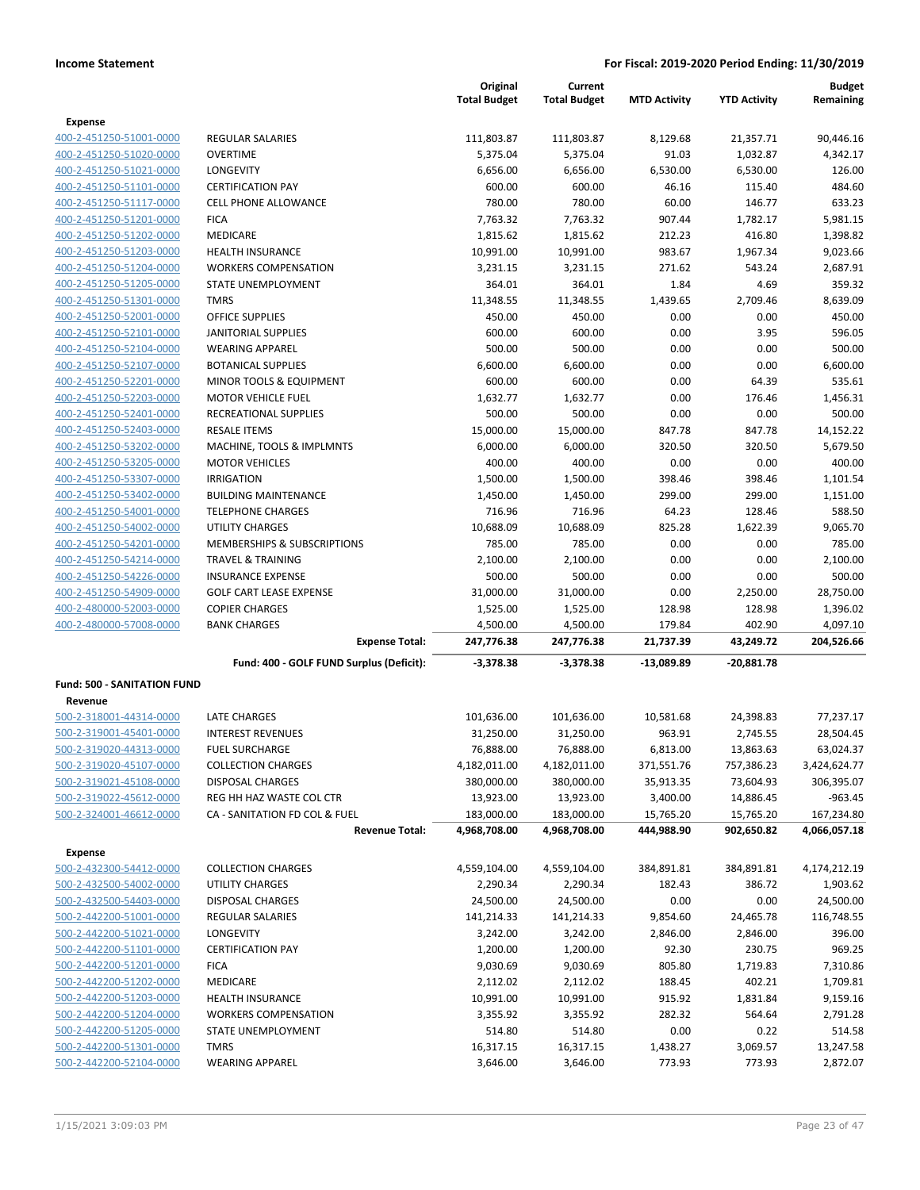**Income Statement** — **For Fiscal: 2019-2020 Period Ending: 11/30/2019**

| | | Original Total Budget | Current Total Budget | MTD Activity | YTD Activity | Budget Remaining |
|---|---|---|---|---|---|---|
| **Expense** | | | | | | |
| 400-2-451250-51001-0000 | REGULAR SALARIES | 111,803.87 | 111,803.87 | 8,129.68 | 21,357.71 | 90,446.16 |
| 400-2-451250-51020-0000 | OVERTIME | 5,375.04 | 5,375.04 | 91.03 | 1,032.87 | 4,342.17 |
| 400-2-451250-51021-0000 | LONGEVITY | 6,656.00 | 6,656.00 | 6,530.00 | 6,530.00 | 126.00 |
| 400-2-451250-51101-0000 | CERTIFICATION PAY | 600.00 | 600.00 | 46.16 | 115.40 | 484.60 |
| 400-2-451250-51117-0000 | CELL PHONE ALLOWANCE | 780.00 | 780.00 | 60.00 | 146.77 | 633.23 |
| 400-2-451250-51201-0000 | FICA | 7,763.32 | 7,763.32 | 907.44 | 1,782.17 | 5,981.15 |
| 400-2-451250-51202-0000 | MEDICARE | 1,815.62 | 1,815.62 | 212.23 | 416.80 | 1,398.82 |
| 400-2-451250-51203-0000 | HEALTH INSURANCE | 10,991.00 | 10,991.00 | 983.67 | 1,967.34 | 9,023.66 |
| 400-2-451250-51204-0000 | WORKERS COMPENSATION | 3,231.15 | 3,231.15 | 271.62 | 543.24 | 2,687.91 |
| 400-2-451250-51205-0000 | STATE UNEMPLOYMENT | 364.01 | 364.01 | 1.84 | 4.69 | 359.32 |
| 400-2-451250-51301-0000 | TMRS | 11,348.55 | 11,348.55 | 1,439.65 | 2,709.46 | 8,639.09 |
| 400-2-451250-52001-0000 | OFFICE SUPPLIES | 450.00 | 450.00 | 0.00 | 0.00 | 450.00 |
| 400-2-451250-52101-0000 | JANITORIAL SUPPLIES | 600.00 | 600.00 | 0.00 | 3.95 | 596.05 |
| 400-2-451250-52104-0000 | WEARING APPAREL | 500.00 | 500.00 | 0.00 | 0.00 | 500.00 |
| 400-2-451250-52107-0000 | BOTANICAL SUPPLIES | 6,600.00 | 6,600.00 | 0.00 | 0.00 | 6,600.00 |
| 400-2-451250-52201-0000 | MINOR TOOLS & EQUIPMENT | 600.00 | 600.00 | 0.00 | 64.39 | 535.61 |
| 400-2-451250-52203-0000 | MOTOR VEHICLE FUEL | 1,632.77 | 1,632.77 | 0.00 | 176.46 | 1,456.31 |
| 400-2-451250-52401-0000 | RECREATIONAL SUPPLIES | 500.00 | 500.00 | 0.00 | 0.00 | 500.00 |
| 400-2-451250-52403-0000 | RESALE ITEMS | 15,000.00 | 15,000.00 | 847.78 | 847.78 | 14,152.22 |
| 400-2-451250-53202-0000 | MACHINE, TOOLS & IMPLMNTS | 6,000.00 | 6,000.00 | 320.50 | 320.50 | 5,679.50 |
| 400-2-451250-53205-0000 | MOTOR VEHICLES | 400.00 | 400.00 | 0.00 | 0.00 | 400.00 |
| 400-2-451250-53307-0000 | IRRIGATION | 1,500.00 | 1,500.00 | 398.46 | 398.46 | 1,101.54 |
| 400-2-451250-53402-0000 | BUILDING MAINTENANCE | 1,450.00 | 1,450.00 | 299.00 | 299.00 | 1,151.00 |
| 400-2-451250-54001-0000 | TELEPHONE CHARGES | 716.96 | 716.96 | 64.23 | 128.46 | 588.50 |
| 400-2-451250-54002-0000 | UTILITY CHARGES | 10,688.09 | 10,688.09 | 825.28 | 1,622.39 | 9,065.70 |
| 400-2-451250-54201-0000 | MEMBERSHIPS & SUBSCRIPTIONS | 785.00 | 785.00 | 0.00 | 0.00 | 785.00 |
| 400-2-451250-54214-0000 | TRAVEL & TRAINING | 2,100.00 | 2,100.00 | 0.00 | 0.00 | 2,100.00 |
| 400-2-451250-54226-0000 | INSURANCE EXPENSE | 500.00 | 500.00 | 0.00 | 0.00 | 500.00 |
| 400-2-451250-54909-0000 | GOLF CART LEASE EXPENSE | 31,000.00 | 31,000.00 | 0.00 | 2,250.00 | 28,750.00 |
| 400-2-480000-52003-0000 | COPIER CHARGES | 1,525.00 | 1,525.00 | 128.98 | 128.98 | 1,396.02 |
| 400-2-480000-57008-0000 | BANK CHARGES | 4,500.00 | 4,500.00 | 179.84 | 402.90 | 4,097.10 |
| | **Expense Total:** | **247,776.38** | **247,776.38** | **21,737.39** | **43,249.72** | **204,526.66** |
| | **Fund: 400 - GOLF FUND Surplus (Deficit):** | **-3,378.38** | **-3,378.38** | **-13,089.89** | **-20,881.78** | |
| **Fund: 500 - SANITATION FUND** | | | | | | |
| **Revenue** | | | | | | |
| 500-2-318001-44314-0000 | LATE CHARGES | 101,636.00 | 101,636.00 | 10,581.68 | 24,398.83 | 77,237.17 |
| 500-2-319001-45401-0000 | INTEREST REVENUES | 31,250.00 | 31,250.00 | 963.91 | 2,745.55 | 28,504.45 |
| 500-2-319020-44313-0000 | FUEL SURCHARGE | 76,888.00 | 76,888.00 | 6,813.00 | 13,863.63 | 63,024.37 |
| 500-2-319020-45107-0000 | COLLECTION CHARGES | 4,182,011.00 | 4,182,011.00 | 371,551.76 | 757,386.23 | 3,424,624.77 |
| 500-2-319021-45108-0000 | DISPOSAL CHARGES | 380,000.00 | 380,000.00 | 35,913.35 | 73,604.93 | 306,395.07 |
| 500-2-319022-45612-0000 | REG HH HAZ WASTE COL CTR | 13,923.00 | 13,923.00 | 3,400.00 | 14,886.45 | -963.45 |
| 500-2-324001-46612-0000 | CA - SANITATION FD COL & FUEL | 183,000.00 | 183,000.00 | 15,765.20 | 15,765.20 | 167,234.80 |
| | **Revenue Total:** | **4,968,708.00** | **4,968,708.00** | **444,988.90** | **902,650.82** | **4,066,057.18** |
| **Expense** | | | | | | |
| 500-2-432300-54412-0000 | COLLECTION CHARGES | 4,559,104.00 | 4,559,104.00 | 384,891.81 | 384,891.81 | 4,174,212.19 |
| 500-2-432500-54002-0000 | UTILITY CHARGES | 2,290.34 | 2,290.34 | 182.43 | 386.72 | 1,903.62 |
| 500-2-432500-54403-0000 | DISPOSAL CHARGES | 24,500.00 | 24,500.00 | 0.00 | 0.00 | 24,500.00 |
| 500-2-442200-51001-0000 | REGULAR SALARIES | 141,214.33 | 141,214.33 | 9,854.60 | 24,465.78 | 116,748.55 |
| 500-2-442200-51021-0000 | LONGEVITY | 3,242.00 | 3,242.00 | 2,846.00 | 2,846.00 | 396.00 |
| 500-2-442200-51101-0000 | CERTIFICATION PAY | 1,200.00 | 1,200.00 | 92.30 | 230.75 | 969.25 |
| 500-2-442200-51201-0000 | FICA | 9,030.69 | 9,030.69 | 805.80 | 1,719.83 | 7,310.86 |
| 500-2-442200-51202-0000 | MEDICARE | 2,112.02 | 2,112.02 | 188.45 | 402.21 | 1,709.81 |
| 500-2-442200-51203-0000 | HEALTH INSURANCE | 10,991.00 | 10,991.00 | 915.92 | 1,831.84 | 9,159.16 |
| 500-2-442200-51204-0000 | WORKERS COMPENSATION | 3,355.92 | 3,355.92 | 282.32 | 564.64 | 2,791.28 |
| 500-2-442200-51205-0000 | STATE UNEMPLOYMENT | 514.80 | 514.80 | 0.00 | 0.22 | 514.58 |
| 500-2-442200-51301-0000 | TMRS | 16,317.15 | 16,317.15 | 1,438.27 | 3,069.57 | 13,247.58 |
| 500-2-442200-52104-0000 | WEARING APPAREL | 3,646.00 | 3,646.00 | 773.93 | 773.93 | 2,872.07 |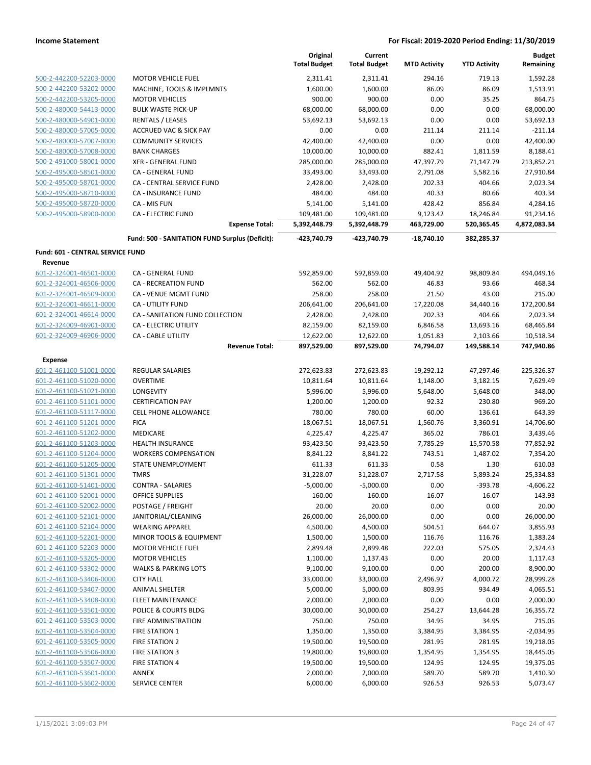| | | Original Total Budget | Current Total Budget | MTD Activity | YTD Activity | Budget Remaining |
|---|---|---|---|---|---|---|
| 500-2-442200-52203-0000 | MOTOR VEHICLE FUEL | 2,311.41 | 2,311.41 | 294.16 | 719.13 | 1,592.28 |
| 500-2-442200-53202-0000 | MACHINE, TOOLS & IMPLMNTS | 1,600.00 | 1,600.00 | 86.09 | 86.09 | 1,513.91 |
| 500-2-442200-53205-0000 | MOTOR VEHICLES | 900.00 | 900.00 | 0.00 | 35.25 | 864.75 |
| 500-2-480000-54413-0000 | BULK WASTE PICK-UP | 68,000.00 | 68,000.00 | 0.00 | 0.00 | 68,000.00 |
| 500-2-480000-54901-0000 | RENTALS / LEASES | 53,692.13 | 53,692.13 | 0.00 | 0.00 | 53,692.13 |
| 500-2-480000-57005-0000 | ACCRUED VAC & SICK PAY | 0.00 | 0.00 | 211.14 | 211.14 | -211.14 |
| 500-2-480000-57007-0000 | COMMUNITY SERVICES | 42,400.00 | 42,400.00 | 0.00 | 0.00 | 42,400.00 |
| 500-2-480000-57008-0000 | BANK CHARGES | 10,000.00 | 10,000.00 | 882.41 | 1,811.59 | 8,188.41 |
| 500-2-491000-58001-0000 | XFR - GENERAL FUND | 285,000.00 | 285,000.00 | 47,397.79 | 71,147.79 | 213,852.21 |
| 500-2-495000-58501-0000 | CA - GENERAL FUND | 33,493.00 | 33,493.00 | 2,791.08 | 5,582.16 | 27,910.84 |
| 500-2-495000-58701-0000 | CA - CENTRAL SERVICE FUND | 2,428.00 | 2,428.00 | 202.33 | 404.66 | 2,023.34 |
| 500-2-495000-58710-0000 | CA - INSURANCE FUND | 484.00 | 484.00 | 40.33 | 80.66 | 403.34 |
| 500-2-495000-58720-0000 | CA - MIS FUN | 5,141.00 | 5,141.00 | 428.42 | 856.84 | 4,284.16 |
| 500-2-495000-58900-0000 | CA - ELECTRIC FUND | 109,481.00 | 109,481.00 | 9,123.42 | 18,246.84 | 91,234.16 |
| | **Expense Total:** | **5,392,448.79** | **5,392,448.79** | **463,729.00** | **520,365.45** | **4,872,083.34** |
| | **Fund: 500 - SANITATION FUND Surplus (Deficit):** | **-423,740.79** | **-423,740.79** | **-18,740.10** | **382,285.37** | |

**Fund: 601 - CENTRAL SERVICE FUND**

**Revenue**

| | | Original Total Budget | Current Total Budget | MTD Activity | YTD Activity | Budget Remaining |
|---|---|---|---|---|---|---|
| 601-2-324001-46501-0000 | CA - GENERAL FUND | 592,859.00 | 592,859.00 | 49,404.92 | 98,809.84 | 494,049.16 |
| 601-2-324001-46506-0000 | CA - RECREATION FUND | 562.00 | 562.00 | 46.83 | 93.66 | 468.34 |
| 601-2-324001-46509-0000 | CA - VENUE MGMT FUND | 258.00 | 258.00 | 21.50 | 43.00 | 215.00 |
| 601-2-324001-46611-0000 | CA - UTILITY FUND | 206,641.00 | 206,641.00 | 17,220.08 | 34,440.16 | 172,200.84 |
| 601-2-324001-46614-0000 | CA - SANITATION FUND COLLECTION | 2,428.00 | 2,428.00 | 202.33 | 404.66 | 2,023.34 |
| 601-2-324009-46901-0000 | CA - ELECTRIC UTILITY | 82,159.00 | 82,159.00 | 6,846.58 | 13,693.16 | 68,465.84 |
| 601-2-324009-46906-0000 | CA - CABLE UTILITY | 12,622.00 | 12,622.00 | 1,051.83 | 2,103.66 | 10,518.34 |
| | **Revenue Total:** | **897,529.00** | **897,529.00** | **74,794.07** | **149,588.14** | **747,940.86** |

**Expense**

| | | Original Total Budget | Current Total Budget | MTD Activity | YTD Activity | Budget Remaining |
|---|---|---|---|---|---|---|
| 601-2-461100-51001-0000 | REGULAR SALARIES | 272,623.83 | 272,623.83 | 19,292.12 | 47,297.46 | 225,326.37 |
| 601-2-461100-51020-0000 | OVERTIME | 10,811.64 | 10,811.64 | 1,148.00 | 3,182.15 | 7,629.49 |
| 601-2-461100-51021-0000 | LONGEVITY | 5,996.00 | 5,996.00 | 5,648.00 | 5,648.00 | 348.00 |
| 601-2-461100-51101-0000 | CERTIFICATION PAY | 1,200.00 | 1,200.00 | 92.32 | 230.80 | 969.20 |
| 601-2-461100-51117-0000 | CELL PHONE ALLOWANCE | 780.00 | 780.00 | 60.00 | 136.61 | 643.39 |
| 601-2-461100-51201-0000 | FICA | 18,067.51 | 18,067.51 | 1,560.76 | 3,360.91 | 14,706.60 |
| 601-2-461100-51202-0000 | MEDICARE | 4,225.47 | 4,225.47 | 365.02 | 786.01 | 3,439.46 |
| 601-2-461100-51203-0000 | HEALTH INSURANCE | 93,423.50 | 93,423.50 | 7,785.29 | 15,570.58 | 77,852.92 |
| 601-2-461100-51204-0000 | WORKERS COMPENSATION | 8,841.22 | 8,841.22 | 743.51 | 1,487.02 | 7,354.20 |
| 601-2-461100-51205-0000 | STATE UNEMPLOYMENT | 611.33 | 611.33 | 0.58 | 1.30 | 610.03 |
| 601-2-461100-51301-0000 | TMRS | 31,228.07 | 31,228.07 | 2,717.58 | 5,893.24 | 25,334.83 |
| 601-2-461100-51401-0000 | CONTRA - SALARIES | -5,000.00 | -5,000.00 | 0.00 | -393.78 | -4,606.22 |
| 601-2-461100-52001-0000 | OFFICE SUPPLIES | 160.00 | 160.00 | 16.07 | 16.07 | 143.93 |
| 601-2-461100-52002-0000 | POSTAGE / FREIGHT | 20.00 | 20.00 | 0.00 | 0.00 | 20.00 |
| 601-2-461100-52101-0000 | JANITORIAL/CLEANING | 26,000.00 | 26,000.00 | 0.00 | 0.00 | 26,000.00 |
| 601-2-461100-52104-0000 | WEARING APPAREL | 4,500.00 | 4,500.00 | 504.51 | 644.07 | 3,855.93 |
| 601-2-461100-52201-0000 | MINOR TOOLS & EQUIPMENT | 1,500.00 | 1,500.00 | 116.76 | 116.76 | 1,383.24 |
| 601-2-461100-52203-0000 | MOTOR VEHICLE FUEL | 2,899.48 | 2,899.48 | 222.03 | 575.05 | 2,324.43 |
| 601-2-461100-53205-0000 | MOTOR VEHICLES | 1,100.00 | 1,137.43 | 0.00 | 20.00 | 1,117.43 |
| 601-2-461100-53302-0000 | WALKS & PARKING LOTS | 9,100.00 | 9,100.00 | 0.00 | 200.00 | 8,900.00 |
| 601-2-461100-53406-0000 | CITY HALL | 33,000.00 | 33,000.00 | 2,496.97 | 4,000.72 | 28,999.28 |
| 601-2-461100-53407-0000 | ANIMAL SHELTER | 5,000.00 | 5,000.00 | 803.95 | 934.49 | 4,065.51 |
| 601-2-461100-53408-0000 | FLEET MAINTENANCE | 2,000.00 | 2,000.00 | 0.00 | 0.00 | 2,000.00 |
| 601-2-461100-53501-0000 | POLICE & COURTS BLDG | 30,000.00 | 30,000.00 | 254.27 | 13,644.28 | 16,355.72 |
| 601-2-461100-53503-0000 | FIRE ADMINISTRATION | 750.00 | 750.00 | 34.95 | 34.95 | 715.05 |
| 601-2-461100-53504-0000 | FIRE STATION 1 | 1,350.00 | 1,350.00 | 3,384.95 | 3,384.95 | -2,034.95 |
| 601-2-461100-53505-0000 | FIRE STATION 2 | 19,500.00 | 19,500.00 | 281.95 | 281.95 | 19,218.05 |
| 601-2-461100-53506-0000 | FIRE STATION 3 | 19,800.00 | 19,800.00 | 1,354.95 | 1,354.95 | 18,445.05 |
| 601-2-461100-53507-0000 | FIRE STATION 4 | 19,500.00 | 19,500.00 | 124.95 | 124.95 | 19,375.05 |
| 601-2-461100-53601-0000 | ANNEX | 2,000.00 | 2,000.00 | 589.70 | 589.70 | 1,410.30 |
| 601-2-461100-53602-0000 | SERVICE CENTER | 6,000.00 | 6,000.00 | 926.53 | 926.53 | 5,073.47 |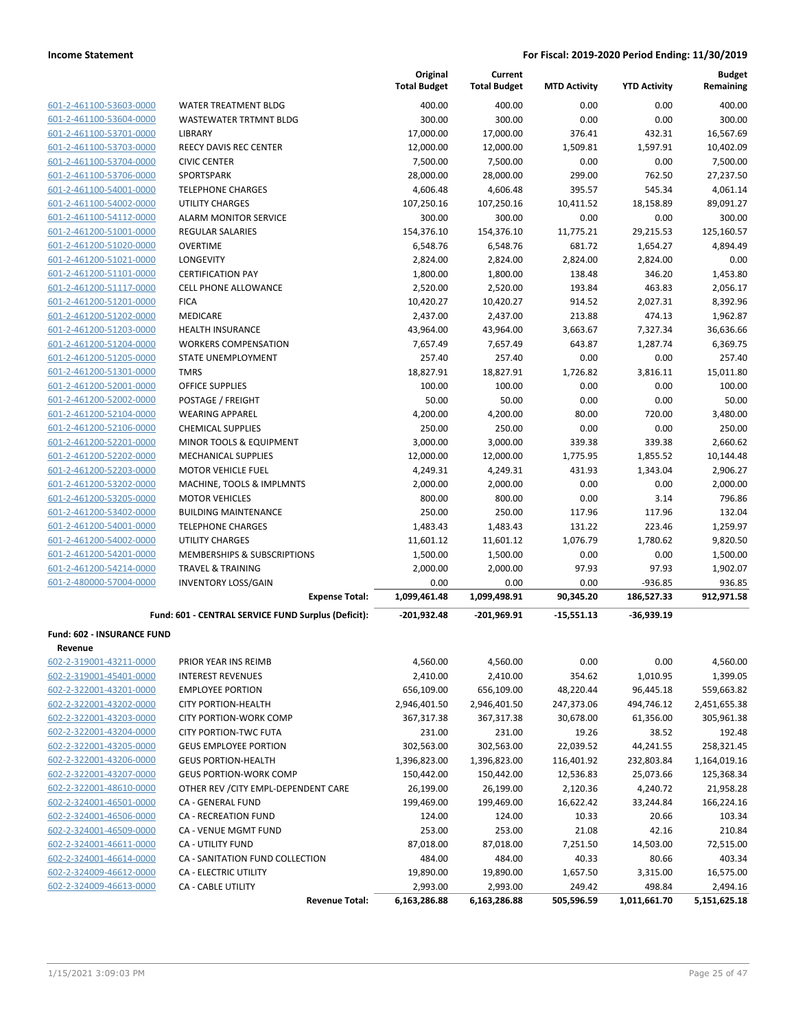| | | Original Total Budget | Current Total Budget | MTD Activity | YTD Activity | Budget Remaining |
|---|---|---|---|---|---|---|
| 601-2-461100-53603-0000 | WATER TREATMENT BLDG | 400.00 | 400.00 | 0.00 | 0.00 | 400.00 |
| 601-2-461100-53604-0000 | WASTEWATER TRTMNT BLDG | 300.00 | 300.00 | 0.00 | 0.00 | 300.00 |
| 601-2-461100-53701-0000 | LIBRARY | 17,000.00 | 17,000.00 | 376.41 | 432.31 | 16,567.69 |
| 601-2-461100-53703-0000 | REECY DAVIS REC CENTER | 12,000.00 | 12,000.00 | 1,509.81 | 1,597.91 | 10,402.09 |
| 601-2-461100-53704-0000 | CIVIC CENTER | 7,500.00 | 7,500.00 | 0.00 | 0.00 | 7,500.00 |
| 601-2-461100-53706-0000 | SPORTSPARK | 28,000.00 | 28,000.00 | 299.00 | 762.50 | 27,237.50 |
| 601-2-461100-54001-0000 | TELEPHONE CHARGES | 4,606.48 | 4,606.48 | 395.57 | 545.34 | 4,061.14 |
| 601-2-461100-54002-0000 | UTILITY CHARGES | 107,250.16 | 107,250.16 | 10,411.52 | 18,158.89 | 89,091.27 |
| 601-2-461100-54112-0000 | ALARM MONITOR SERVICE | 300.00 | 300.00 | 0.00 | 0.00 | 300.00 |
| 601-2-461200-51001-0000 | REGULAR SALARIES | 154,376.10 | 154,376.10 | 11,775.21 | 29,215.53 | 125,160.57 |
| 601-2-461200-51020-0000 | OVERTIME | 6,548.76 | 6,548.76 | 681.72 | 1,654.27 | 4,894.49 |
| 601-2-461200-51021-0000 | LONGEVITY | 2,824.00 | 2,824.00 | 2,824.00 | 2,824.00 | 0.00 |
| 601-2-461200-51101-0000 | CERTIFICATION PAY | 1,800.00 | 1,800.00 | 138.48 | 346.20 | 1,453.80 |
| 601-2-461200-51117-0000 | CELL PHONE ALLOWANCE | 2,520.00 | 2,520.00 | 193.84 | 463.83 | 2,056.17 |
| 601-2-461200-51201-0000 | FICA | 10,420.27 | 10,420.27 | 914.52 | 2,027.31 | 8,392.96 |
| 601-2-461200-51202-0000 | MEDICARE | 2,437.00 | 2,437.00 | 213.88 | 474.13 | 1,962.87 |
| 601-2-461200-51203-0000 | HEALTH INSURANCE | 43,964.00 | 43,964.00 | 3,663.67 | 7,327.34 | 36,636.66 |
| 601-2-461200-51204-0000 | WORKERS COMPENSATION | 7,657.49 | 7,657.49 | 643.87 | 1,287.74 | 6,369.75 |
| 601-2-461200-51205-0000 | STATE UNEMPLOYMENT | 257.40 | 257.40 | 0.00 | 0.00 | 257.40 |
| 601-2-461200-51301-0000 | TMRS | 18,827.91 | 18,827.91 | 1,726.82 | 3,816.11 | 15,011.80 |
| 601-2-461200-52001-0000 | OFFICE SUPPLIES | 100.00 | 100.00 | 0.00 | 0.00 | 100.00 |
| 601-2-461200-52002-0000 | POSTAGE / FREIGHT | 50.00 | 50.00 | 0.00 | 0.00 | 50.00 |
| 601-2-461200-52104-0000 | WEARING APPAREL | 4,200.00 | 4,200.00 | 80.00 | 720.00 | 3,480.00 |
| 601-2-461200-52106-0000 | CHEMICAL SUPPLIES | 250.00 | 250.00 | 0.00 | 0.00 | 250.00 |
| 601-2-461200-52201-0000 | MINOR TOOLS & EQUIPMENT | 3,000.00 | 3,000.00 | 339.38 | 339.38 | 2,660.62 |
| 601-2-461200-52202-0000 | MECHANICAL SUPPLIES | 12,000.00 | 12,000.00 | 1,775.95 | 1,855.52 | 10,144.48 |
| 601-2-461200-52203-0000 | MOTOR VEHICLE FUEL | 4,249.31 | 4,249.31 | 431.93 | 1,343.04 | 2,906.27 |
| 601-2-461200-53202-0000 | MACHINE, TOOLS & IMPLMNTS | 2,000.00 | 2,000.00 | 0.00 | 0.00 | 2,000.00 |
| 601-2-461200-53205-0000 | MOTOR VEHICLES | 800.00 | 800.00 | 0.00 | 3.14 | 796.86 |
| 601-2-461200-53402-0000 | BUILDING MAINTENANCE | 250.00 | 250.00 | 117.96 | 117.96 | 132.04 |
| 601-2-461200-54001-0000 | TELEPHONE CHARGES | 1,483.43 | 1,483.43 | 131.22 | 223.46 | 1,259.97 |
| 601-2-461200-54002-0000 | UTILITY CHARGES | 11,601.12 | 11,601.12 | 1,076.79 | 1,780.62 | 9,820.50 |
| 601-2-461200-54201-0000 | MEMBERSHIPS & SUBSCRIPTIONS | 1,500.00 | 1,500.00 | 0.00 | 0.00 | 1,500.00 |
| 601-2-461200-54214-0000 | TRAVEL & TRAINING | 2,000.00 | 2,000.00 | 97.93 | 97.93 | 1,902.07 |
| 601-2-480000-57004-0000 | INVENTORY LOSS/GAIN | 0.00 | 0.00 | 0.00 | -936.85 | 936.85 |
| | **Expense Total:** | **1,099,461.48** | **1,099,498.91** | **90,345.20** | **186,527.33** | **912,971.58** |
| | **Fund: 601 - CENTRAL SERVICE FUND Surplus (Deficit):** | **-201,932.48** | **-201,969.91** | **-15,551.13** | **-36,939.19** | |

**Fund: 602 - INSURANCE FUND**

**Revenue**

| | | Original Total Budget | Current Total Budget | MTD Activity | YTD Activity | Budget Remaining |
|---|---|---|---|---|---|---|
| 602-2-319001-43211-0000 | PRIOR YEAR INS REIMB | 4,560.00 | 4,560.00 | 0.00 | 0.00 | 4,560.00 |
| 602-2-319001-45401-0000 | INTEREST REVENUES | 2,410.00 | 2,410.00 | 354.62 | 1,010.95 | 1,399.05 |
| 602-2-322001-43201-0000 | EMPLOYEE PORTION | 656,109.00 | 656,109.00 | 48,220.44 | 96,445.18 | 559,663.82 |
| 602-2-322001-43202-0000 | CITY PORTION-HEALTH | 2,946,401.50 | 2,946,401.50 | 247,373.06 | 494,746.12 | 2,451,655.38 |
| 602-2-322001-43203-0000 | CITY PORTION-WORK COMP | 367,317.38 | 367,317.38 | 30,678.00 | 61,356.00 | 305,961.38 |
| 602-2-322001-43204-0000 | CITY PORTION-TWC FUTA | 231.00 | 231.00 | 19.26 | 38.52 | 192.48 |
| 602-2-322001-43205-0000 | GEUS EMPLOYEE PORTION | 302,563.00 | 302,563.00 | 22,039.52 | 44,241.55 | 258,321.45 |
| 602-2-322001-43206-0000 | GEUS PORTION-HEALTH | 1,396,823.00 | 1,396,823.00 | 116,401.92 | 232,803.84 | 1,164,019.16 |
| 602-2-322001-43207-0000 | GEUS PORTION-WORK COMP | 150,442.00 | 150,442.00 | 12,536.83 | 25,073.66 | 125,368.34 |
| 602-2-322001-48610-0000 | OTHER REV /CITY EMPL-DEPENDENT CARE | 26,199.00 | 26,199.00 | 2,120.36 | 4,240.72 | 21,958.28 |
| 602-2-324001-46501-0000 | CA - GENERAL FUND | 199,469.00 | 199,469.00 | 16,622.42 | 33,244.84 | 166,224.16 |
| 602-2-324001-46506-0000 | CA - RECREATION FUND | 124.00 | 124.00 | 10.33 | 20.66 | 103.34 |
| 602-2-324001-46509-0000 | CA - VENUE MGMT FUND | 253.00 | 253.00 | 21.08 | 42.16 | 210.84 |
| 602-2-324001-46611-0000 | CA - UTILITY FUND | 87,018.00 | 87,018.00 | 7,251.50 | 14,503.00 | 72,515.00 |
| 602-2-324001-46614-0000 | CA - SANITATION FUND COLLECTION | 484.00 | 484.00 | 40.33 | 80.66 | 403.34 |
| 602-2-324009-46612-0000 | CA - ELECTRIC UTILITY | 19,890.00 | 19,890.00 | 1,657.50 | 3,315.00 | 16,575.00 |
| 602-2-324009-46613-0000 | CA - CABLE UTILITY | 2,993.00 | 2,993.00 | 249.42 | 498.84 | 2,494.16 |
| | **Revenue Total:** | **6,163,286.88** | **6,163,286.88** | **505,596.59** | **1,011,661.70** | **5,151,625.18** |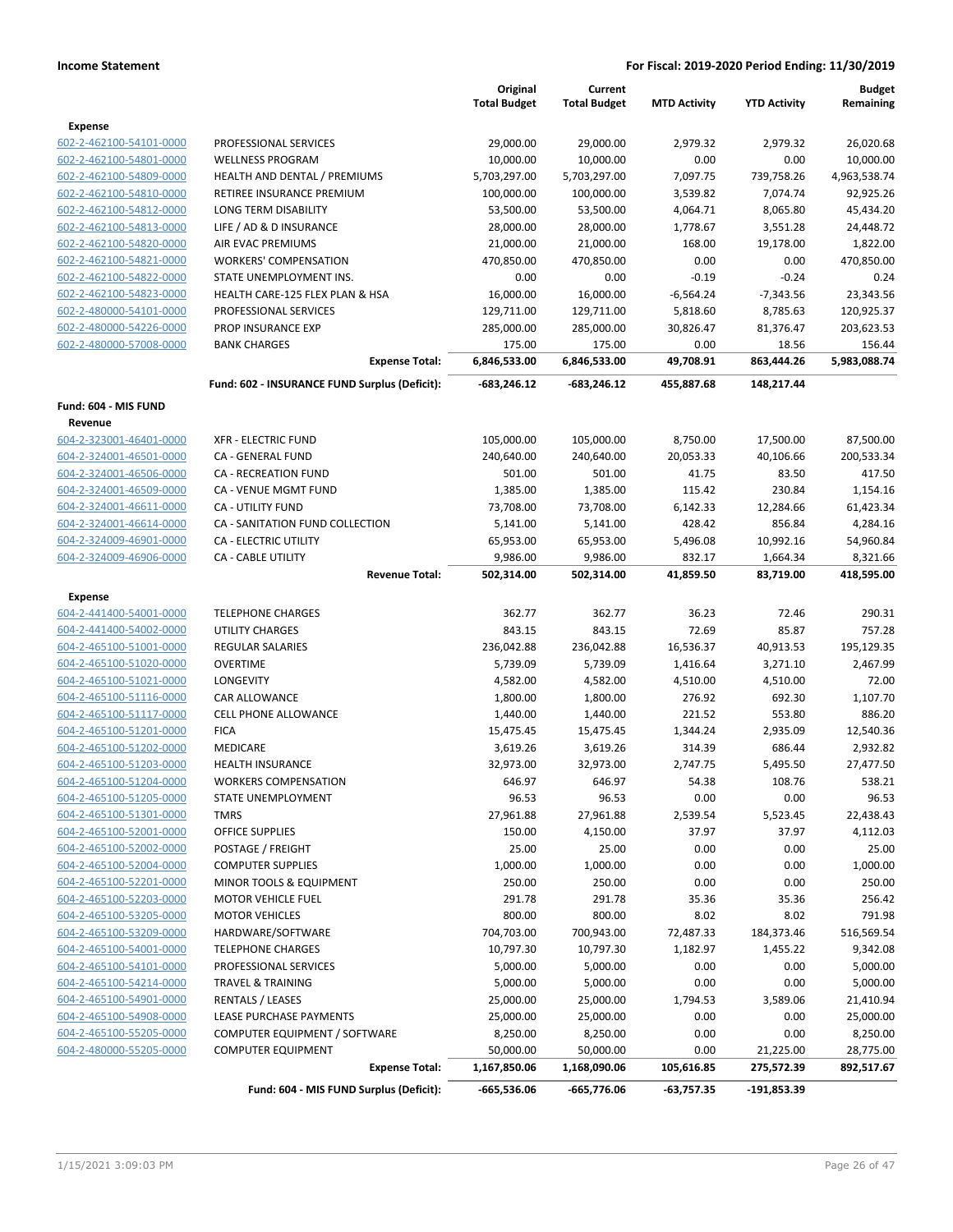| | | Original Total Budget | Current Total Budget | MTD Activity | YTD Activity | Budget Remaining |
|---|---|---|---|---|---|---|
| **Expense** | | | | | | |
| 602-2-462100-54101-0000 | PROFESSIONAL SERVICES | 29,000.00 | 29,000.00 | 2,979.32 | 2,979.32 | 26,020.68 |
| 602-2-462100-54801-0000 | WELLNESS PROGRAM | 10,000.00 | 10,000.00 | 0.00 | 0.00 | 10,000.00 |
| 602-2-462100-54809-0000 | HEALTH AND DENTAL / PREMIUMS | 5,703,297.00 | 5,703,297.00 | 7,097.75 | 739,758.26 | 4,963,538.74 |
| 602-2-462100-54810-0000 | RETIREE INSURANCE PREMIUM | 100,000.00 | 100,000.00 | 3,539.82 | 7,074.74 | 92,925.26 |
| 602-2-462100-54812-0000 | LONG TERM DISABILITY | 53,500.00 | 53,500.00 | 4,064.71 | 8,065.80 | 45,434.20 |
| 602-2-462100-54813-0000 | LIFE / AD & D INSURANCE | 28,000.00 | 28,000.00 | 1,778.67 | 3,551.28 | 24,448.72 |
| 602-2-462100-54820-0000 | AIR EVAC PREMIUMS | 21,000.00 | 21,000.00 | 168.00 | 19,178.00 | 1,822.00 |
| 602-2-462100-54821-0000 | WORKERS' COMPENSATION | 470,850.00 | 470,850.00 | 0.00 | 0.00 | 470,850.00 |
| 602-2-462100-54822-0000 | STATE UNEMPLOYMENT INS. | 0.00 | 0.00 | -0.19 | -0.24 | 0.24 |
| 602-2-462100-54823-0000 | HEALTH CARE-125 FLEX PLAN & HSA | 16,000.00 | 16,000.00 | -6,564.24 | -7,343.56 | 23,343.56 |
| 602-2-480000-54101-0000 | PROFESSIONAL SERVICES | 129,711.00 | 129,711.00 | 5,818.60 | 8,785.63 | 120,925.37 |
| 602-2-480000-54226-0000 | PROP INSURANCE EXP | 285,000.00 | 285,000.00 | 30,826.47 | 81,376.47 | 203,623.53 |
| 602-2-480000-57008-0000 | BANK CHARGES | 175.00 | 175.00 | 0.00 | 18.56 | 156.44 |
| | **Expense Total:** | **6,846,533.00** | **6,846,533.00** | **49,708.91** | **863,444.26** | **5,983,088.74** |
| | **Fund: 602 - INSURANCE FUND Surplus (Deficit):** | **-683,246.12** | **-683,246.12** | **455,887.68** | **148,217.44** | |
| **Fund: 604 - MIS FUND** | | | | | | |
| **Revenue** | | | | | | |
| 604-2-323001-46401-0000 | XFR - ELECTRIC FUND | 105,000.00 | 105,000.00 | 8,750.00 | 17,500.00 | 87,500.00 |
| 604-2-324001-46501-0000 | CA - GENERAL FUND | 240,640.00 | 240,640.00 | 20,053.33 | 40,106.66 | 200,533.34 |
| 604-2-324001-46506-0000 | CA - RECREATION FUND | 501.00 | 501.00 | 41.75 | 83.50 | 417.50 |
| 604-2-324001-46509-0000 | CA - VENUE MGMT FUND | 1,385.00 | 1,385.00 | 115.42 | 230.84 | 1,154.16 |
| 604-2-324001-46611-0000 | CA - UTILITY FUND | 73,708.00 | 73,708.00 | 6,142.33 | 12,284.66 | 61,423.34 |
| 604-2-324001-46614-0000 | CA - SANITATION FUND COLLECTION | 5,141.00 | 5,141.00 | 428.42 | 856.84 | 4,284.16 |
| 604-2-324009-46901-0000 | CA - ELECTRIC UTILITY | 65,953.00 | 65,953.00 | 5,496.08 | 10,992.16 | 54,960.84 |
| 604-2-324009-46906-0000 | CA - CABLE UTILITY | 9,986.00 | 9,986.00 | 832.17 | 1,664.34 | 8,321.66 |
| | **Revenue Total:** | **502,314.00** | **502,314.00** | **41,859.50** | **83,719.00** | **418,595.00** |
| **Expense** | | | | | | |
| 604-2-441400-54001-0000 | TELEPHONE CHARGES | 362.77 | 362.77 | 36.23 | 72.46 | 290.31 |
| 604-2-441400-54002-0000 | UTILITY CHARGES | 843.15 | 843.15 | 72.69 | 85.87 | 757.28 |
| 604-2-465100-51001-0000 | REGULAR SALARIES | 236,042.88 | 236,042.88 | 16,536.37 | 40,913.53 | 195,129.35 |
| 604-2-465100-51020-0000 | OVERTIME | 5,739.09 | 5,739.09 | 1,416.64 | 3,271.10 | 2,467.99 |
| 604-2-465100-51021-0000 | LONGEVITY | 4,582.00 | 4,582.00 | 4,510.00 | 4,510.00 | 72.00 |
| 604-2-465100-51116-0000 | CAR ALLOWANCE | 1,800.00 | 1,800.00 | 276.92 | 692.30 | 1,107.70 |
| 604-2-465100-51117-0000 | CELL PHONE ALLOWANCE | 1,440.00 | 1,440.00 | 221.52 | 553.80 | 886.20 |
| 604-2-465100-51201-0000 | FICA | 15,475.45 | 15,475.45 | 1,344.24 | 2,935.09 | 12,540.36 |
| 604-2-465100-51202-0000 | MEDICARE | 3,619.26 | 3,619.26 | 314.39 | 686.44 | 2,932.82 |
| 604-2-465100-51203-0000 | HEALTH INSURANCE | 32,973.00 | 32,973.00 | 2,747.75 | 5,495.50 | 27,477.50 |
| 604-2-465100-51204-0000 | WORKERS COMPENSATION | 646.97 | 646.97 | 54.38 | 108.76 | 538.21 |
| 604-2-465100-51205-0000 | STATE UNEMPLOYMENT | 96.53 | 96.53 | 0.00 | 0.00 | 96.53 |
| 604-2-465100-51301-0000 | TMRS | 27,961.88 | 27,961.88 | 2,539.54 | 5,523.45 | 22,438.43 |
| 604-2-465100-52001-0000 | OFFICE SUPPLIES | 150.00 | 4,150.00 | 37.97 | 37.97 | 4,112.03 |
| 604-2-465100-52002-0000 | POSTAGE / FREIGHT | 25.00 | 25.00 | 0.00 | 0.00 | 25.00 |
| 604-2-465100-52004-0000 | COMPUTER SUPPLIES | 1,000.00 | 1,000.00 | 0.00 | 0.00 | 1,000.00 |
| 604-2-465100-52201-0000 | MINOR TOOLS & EQUIPMENT | 250.00 | 250.00 | 0.00 | 0.00 | 250.00 |
| 604-2-465100-52203-0000 | MOTOR VEHICLE FUEL | 291.78 | 291.78 | 35.36 | 35.36 | 256.42 |
| 604-2-465100-53205-0000 | MOTOR VEHICLES | 800.00 | 800.00 | 8.02 | 8.02 | 791.98 |
| 604-2-465100-53209-0000 | HARDWARE/SOFTWARE | 704,703.00 | 700,943.00 | 72,487.33 | 184,373.46 | 516,569.54 |
| 604-2-465100-54001-0000 | TELEPHONE CHARGES | 10,797.30 | 10,797.30 | 1,182.97 | 1,455.22 | 9,342.08 |
| 604-2-465100-54101-0000 | PROFESSIONAL SERVICES | 5,000.00 | 5,000.00 | 0.00 | 0.00 | 5,000.00 |
| 604-2-465100-54214-0000 | TRAVEL & TRAINING | 5,000.00 | 5,000.00 | 0.00 | 0.00 | 5,000.00 |
| 604-2-465100-54901-0000 | RENTALS / LEASES | 25,000.00 | 25,000.00 | 1,794.53 | 3,589.06 | 21,410.94 |
| 604-2-465100-54908-0000 | LEASE PURCHASE PAYMENTS | 25,000.00 | 25,000.00 | 0.00 | 0.00 | 25,000.00 |
| 604-2-465100-55205-0000 | COMPUTER EQUIPMENT / SOFTWARE | 8,250.00 | 8,250.00 | 0.00 | 0.00 | 8,250.00 |
| 604-2-480000-55205-0000 | COMPUTER EQUIPMENT | 50,000.00 | 50,000.00 | 0.00 | 21,225.00 | 28,775.00 |
| | **Expense Total:** | **1,167,850.06** | **1,168,090.06** | **105,616.85** | **275,572.39** | **892,517.67** |
| | **Fund: 604 - MIS FUND Surplus (Deficit):** | **-665,536.06** | **-665,776.06** | **-63,757.35** | **-191,853.39** | |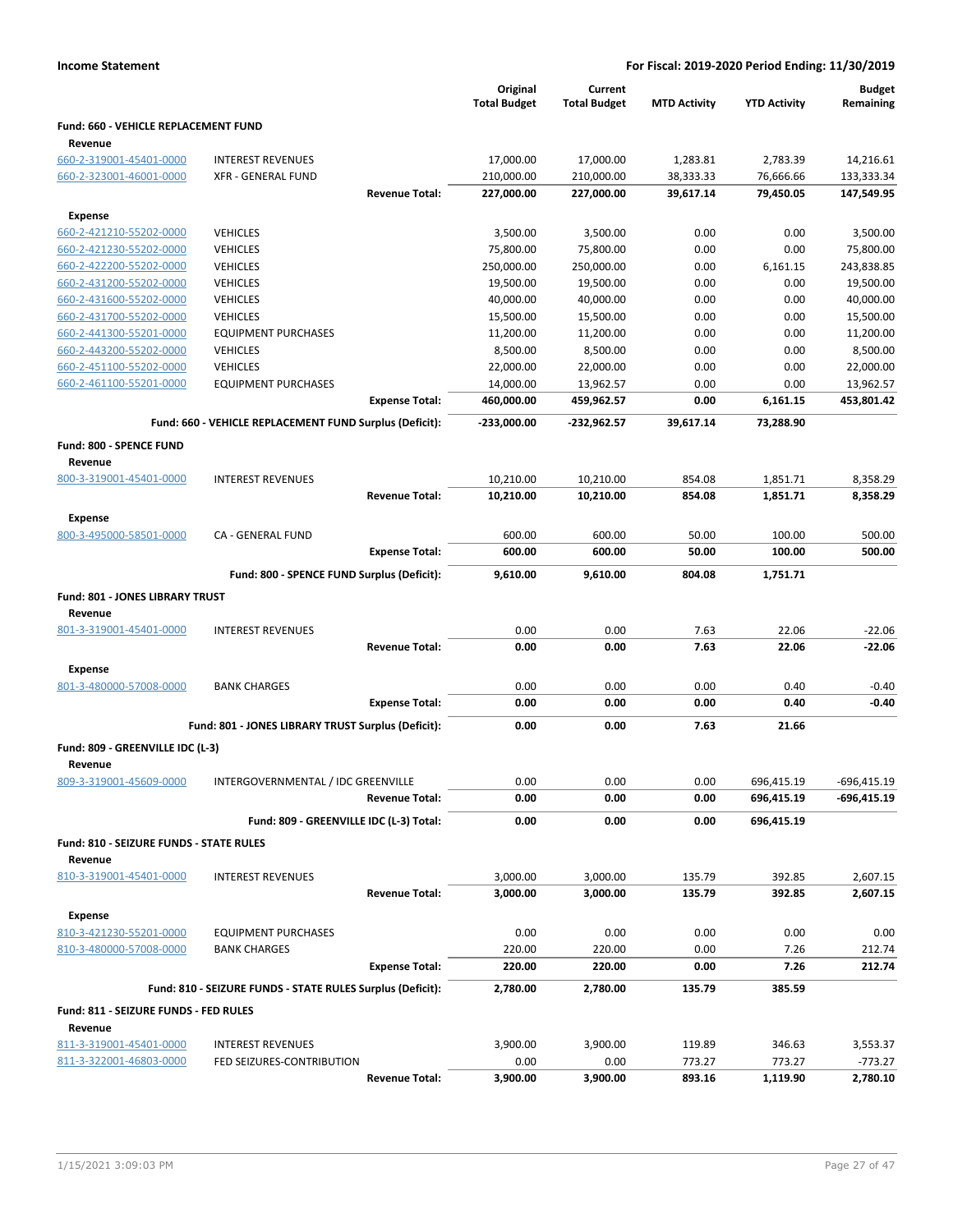**Income Statement** — **For Fiscal: 2019-2020 Period Ending: 11/30/2019**

| | | Original Total Budget | Current Total Budget | MTD Activity | YTD Activity | Budget Remaining |
|---|---|---|---|---|---|---|
| **Fund: 660 - VEHICLE REPLACEMENT FUND** | | | | | | |
| **Revenue** | | | | | | |
| 660-2-319001-45401-0000 | INTEREST REVENUES | 17,000.00 | 17,000.00 | 1,283.81 | 2,783.39 | 14,216.61 |
| 660-2-323001-46001-0000 | XFR - GENERAL FUND | 210,000.00 | 210,000.00 | 38,333.33 | 76,666.66 | 133,333.34 |
| | **Revenue Total:** | **227,000.00** | **227,000.00** | **39,617.14** | **79,450.05** | **147,549.95** |
| **Expense** | | | | | | |
| 660-2-421210-55202-0000 | VEHICLES | 3,500.00 | 3,500.00 | 0.00 | 0.00 | 3,500.00 |
| 660-2-421230-55202-0000 | VEHICLES | 75,800.00 | 75,800.00 | 0.00 | 0.00 | 75,800.00 |
| 660-2-422200-55202-0000 | VEHICLES | 250,000.00 | 250,000.00 | 0.00 | 6,161.15 | 243,838.85 |
| 660-2-431200-55202-0000 | VEHICLES | 19,500.00 | 19,500.00 | 0.00 | 0.00 | 19,500.00 |
| 660-2-431600-55202-0000 | VEHICLES | 40,000.00 | 40,000.00 | 0.00 | 0.00 | 40,000.00 |
| 660-2-431700-55202-0000 | VEHICLES | 15,500.00 | 15,500.00 | 0.00 | 0.00 | 15,500.00 |
| 660-2-441300-55201-0000 | EQUIPMENT PURCHASES | 11,200.00 | 11,200.00 | 0.00 | 0.00 | 11,200.00 |
| 660-2-443200-55202-0000 | VEHICLES | 8,500.00 | 8,500.00 | 0.00 | 0.00 | 8,500.00 |
| 660-2-451100-55202-0000 | VEHICLES | 22,000.00 | 22,000.00 | 0.00 | 0.00 | 22,000.00 |
| 660-2-461100-55201-0000 | EQUIPMENT PURCHASES | 14,000.00 | 13,962.57 | 0.00 | 0.00 | 13,962.57 |
| | **Expense Total:** | **460,000.00** | **459,962.57** | **0.00** | **6,161.15** | **453,801.42** |
| | **Fund: 660 - VEHICLE REPLACEMENT FUND Surplus (Deficit):** | **-233,000.00** | **-232,962.57** | **39,617.14** | **73,288.90** | |
| **Fund: 800 - SPENCE FUND** | | | | | | |
| **Revenue** | | | | | | |
| 800-3-319001-45401-0000 | INTEREST REVENUES | 10,210.00 | 10,210.00 | 854.08 | 1,851.71 | 8,358.29 |
| | **Revenue Total:** | **10,210.00** | **10,210.00** | **854.08** | **1,851.71** | **8,358.29** |
| **Expense** | | | | | | |
| 800-3-495000-58501-0000 | CA - GENERAL FUND | 600.00 | 600.00 | 50.00 | 100.00 | 500.00 |
| | **Expense Total:** | **600.00** | **600.00** | **50.00** | **100.00** | **500.00** |
| | **Fund: 800 - SPENCE FUND Surplus (Deficit):** | **9,610.00** | **9,610.00** | **804.08** | **1,751.71** | |
| **Fund: 801 - JONES LIBRARY TRUST** | | | | | | |
| **Revenue** | | | | | | |
| 801-3-319001-45401-0000 | INTEREST REVENUES | 0.00 | 0.00 | 7.63 | 22.06 | -22.06 |
| | **Revenue Total:** | **0.00** | **0.00** | **7.63** | **22.06** | **-22.06** |
| **Expense** | | | | | | |
| 801-3-480000-57008-0000 | BANK CHARGES | 0.00 | 0.00 | 0.00 | 0.40 | -0.40 |
| | **Expense Total:** | **0.00** | **0.00** | **0.00** | **0.40** | **-0.40** |
| | **Fund: 801 - JONES LIBRARY TRUST Surplus (Deficit):** | **0.00** | **0.00** | **7.63** | **21.66** | |
| **Fund: 809 - GREENVILLE IDC (L-3)** | | | | | | |
| **Revenue** | | | | | | |
| 809-3-319001-45609-0000 | INTERGOVERNMENTAL / IDC GREENVILLE | 0.00 | 0.00 | 0.00 | 696,415.19 | -696,415.19 |
| | **Revenue Total:** | **0.00** | **0.00** | **0.00** | **696,415.19** | **-696,415.19** |
| | **Fund: 809 - GREENVILLE IDC (L-3) Total:** | **0.00** | **0.00** | **0.00** | **696,415.19** | |
| **Fund: 810 - SEIZURE FUNDS - STATE RULES** | | | | | | |
| **Revenue** | | | | | | |
| 810-3-319001-45401-0000 | INTEREST REVENUES | 3,000.00 | 3,000.00 | 135.79 | 392.85 | 2,607.15 |
| | **Revenue Total:** | **3,000.00** | **3,000.00** | **135.79** | **392.85** | **2,607.15** |
| **Expense** | | | | | | |
| 810-3-421230-55201-0000 | EQUIPMENT PURCHASES | 0.00 | 0.00 | 0.00 | 0.00 | 0.00 |
| 810-3-480000-57008-0000 | BANK CHARGES | 220.00 | 220.00 | 0.00 | 7.26 | 212.74 |
| | **Expense Total:** | **220.00** | **220.00** | **0.00** | **7.26** | **212.74** |
| | **Fund: 810 - SEIZURE FUNDS - STATE RULES Surplus (Deficit):** | **2,780.00** | **2,780.00** | **135.79** | **385.59** | |
| **Fund: 811 - SEIZURE FUNDS - FED RULES** | | | | | | |
| **Revenue** | | | | | | |
| 811-3-319001-45401-0000 | INTEREST REVENUES | 3,900.00 | 3,900.00 | 119.89 | 346.63 | 3,553.37 |
| 811-3-322001-46803-0000 | FED SEIZURES-CONTRIBUTION | 0.00 | 0.00 | 773.27 | 773.27 | -773.27 |
| | **Revenue Total:** | **3,900.00** | **3,900.00** | **893.16** | **1,119.90** | **2,780.10** |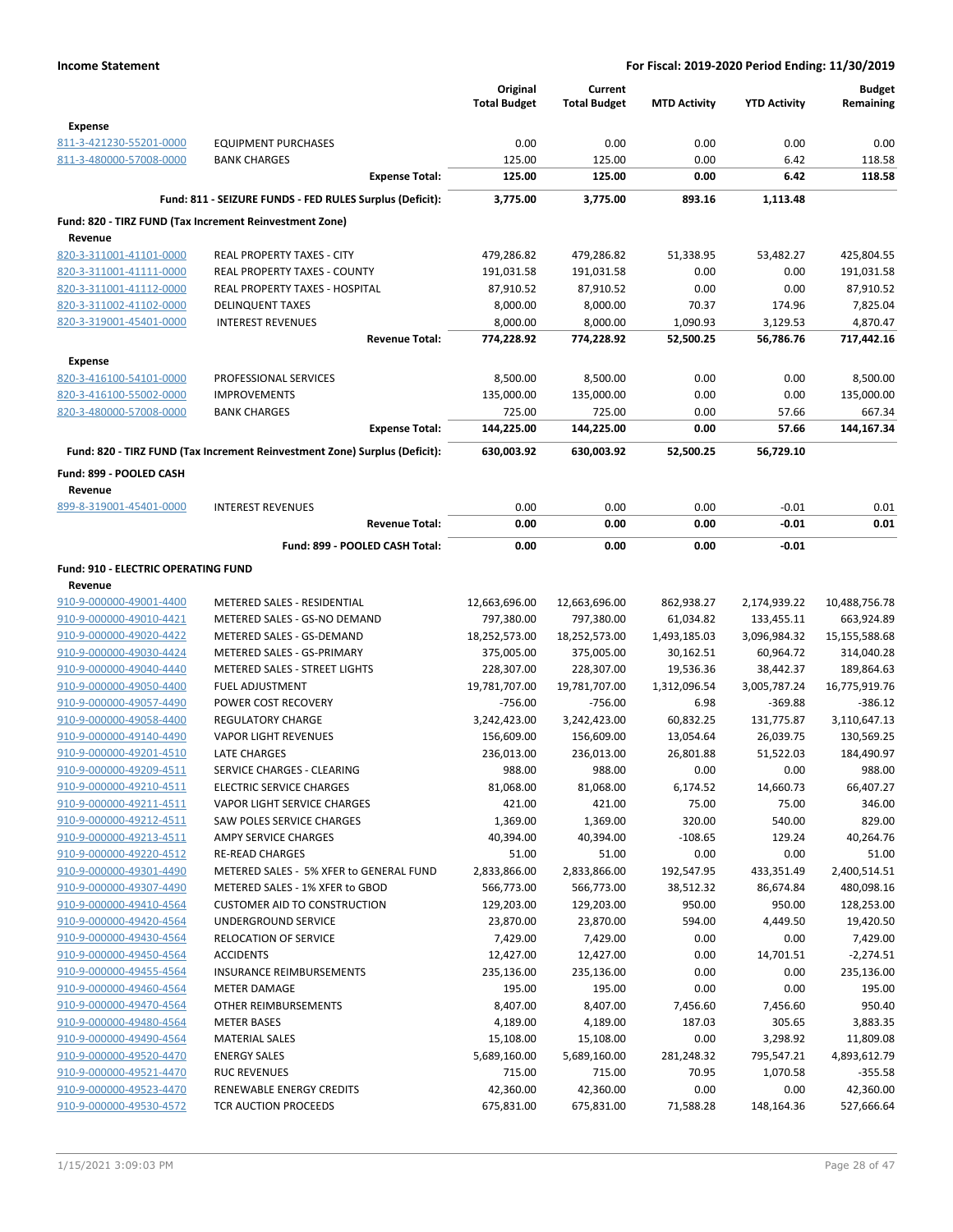**Income Statement** | **For Fiscal: 2019-2020 Period Ending: 11/30/2019**

| | | Original Total Budget | Current Total Budget | MTD Activity | YTD Activity | Budget Remaining |
|---|---|---|---|---|---|---|
| **Expense** | | | | | | |
| 811-3-421230-55201-0000 | EQUIPMENT PURCHASES | 0.00 | 0.00 | 0.00 | 0.00 | 0.00 |
| 811-3-480000-57008-0000 | BANK CHARGES | 125.00 | 125.00 | 0.00 | 6.42 | 118.58 |
| | **Expense Total:** | **125.00** | **125.00** | **0.00** | **6.42** | **118.58** |
| | **Fund: 811 - SEIZURE FUNDS - FED RULES Surplus (Deficit):** | **3,775.00** | **3,775.00** | **893.16** | **1,113.48** | |
| **Fund: 820 - TIRZ FUND (Tax Increment Reinvestment Zone)** | | | | | | |
| **Revenue** | | | | | | |
| 820-3-311001-41101-0000 | REAL PROPERTY TAXES - CITY | 479,286.82 | 479,286.82 | 51,338.95 | 53,482.27 | 425,804.55 |
| 820-3-311001-41111-0000 | REAL PROPERTY TAXES - COUNTY | 191,031.58 | 191,031.58 | 0.00 | 0.00 | 191,031.58 |
| 820-3-311001-41112-0000 | REAL PROPERTY TAXES - HOSPITAL | 87,910.52 | 87,910.52 | 0.00 | 0.00 | 87,910.52 |
| 820-3-311002-41102-0000 | DELINQUENT TAXES | 8,000.00 | 8,000.00 | 70.37 | 174.96 | 7,825.04 |
| 820-3-319001-45401-0000 | INTEREST REVENUES | 8,000.00 | 8,000.00 | 1,090.93 | 3,129.53 | 4,870.47 |
| | **Revenue Total:** | **774,228.92** | **774,228.92** | **52,500.25** | **56,786.76** | **717,442.16** |
| **Expense** | | | | | | |
| 820-3-416100-54101-0000 | PROFESSIONAL SERVICES | 8,500.00 | 8,500.00 | 0.00 | 0.00 | 8,500.00 |
| 820-3-416100-55002-0000 | IMPROVEMENTS | 135,000.00 | 135,000.00 | 0.00 | 0.00 | 135,000.00 |
| 820-3-480000-57008-0000 | BANK CHARGES | 725.00 | 725.00 | 0.00 | 57.66 | 667.34 |
| | **Expense Total:** | **144,225.00** | **144,225.00** | **0.00** | **57.66** | **144,167.34** |
| | **Fund: 820 - TIRZ FUND (Tax Increment Reinvestment Zone) Surplus (Deficit):** | **630,003.92** | **630,003.92** | **52,500.25** | **56,729.10** | |
| **Fund: 899 - POOLED CASH** | | | | | | |
| **Revenue** | | | | | | |
| 899-8-319001-45401-0000 | INTEREST REVENUES | 0.00 | 0.00 | 0.00 | -0.01 | 0.01 |
| | **Revenue Total:** | **0.00** | **0.00** | **0.00** | **-0.01** | **0.01** |
| | **Fund: 899 - POOLED CASH Total:** | **0.00** | **0.00** | **0.00** | **-0.01** | |
| **Fund: 910 - ELECTRIC OPERATING FUND** | | | | | | |
| **Revenue** | | | | | | |
| 910-9-000000-49001-4400 | METERED SALES - RESIDENTIAL | 12,663,696.00 | 12,663,696.00 | 862,938.27 | 2,174,939.22 | 10,488,756.78 |
| 910-9-000000-49010-4421 | METERED SALES - GS-NO DEMAND | 797,380.00 | 797,380.00 | 61,034.82 | 133,455.11 | 663,924.89 |
| 910-9-000000-49020-4422 | METERED SALES - GS-DEMAND | 18,252,573.00 | 18,252,573.00 | 1,493,185.03 | 3,096,984.32 | 15,155,588.68 |
| 910-9-000000-49030-4424 | METERED SALES - GS-PRIMARY | 375,005.00 | 375,005.00 | 30,162.51 | 60,964.72 | 314,040.28 |
| 910-9-000000-49040-4440 | METERED SALES - STREET LIGHTS | 228,307.00 | 228,307.00 | 19,536.36 | 38,442.37 | 189,864.63 |
| 910-9-000000-49050-4400 | FUEL ADJUSTMENT | 19,781,707.00 | 19,781,707.00 | 1,312,096.54 | 3,005,787.24 | 16,775,919.76 |
| 910-9-000000-49057-4490 | POWER COST RECOVERY | -756.00 | -756.00 | 6.98 | -369.88 | -386.12 |
| 910-9-000000-49058-4400 | REGULATORY CHARGE | 3,242,423.00 | 3,242,423.00 | 60,832.25 | 131,775.87 | 3,110,647.13 |
| 910-9-000000-49140-4490 | VAPOR LIGHT REVENUES | 156,609.00 | 156,609.00 | 13,054.64 | 26,039.75 | 130,569.25 |
| 910-9-000000-49201-4510 | LATE CHARGES | 236,013.00 | 236,013.00 | 26,801.88 | 51,522.03 | 184,490.97 |
| 910-9-000000-49209-4511 | SERVICE CHARGES - CLEARING | 988.00 | 988.00 | 0.00 | 0.00 | 988.00 |
| 910-9-000000-49210-4511 | ELECTRIC SERVICE CHARGES | 81,068.00 | 81,068.00 | 6,174.52 | 14,660.73 | 66,407.27 |
| 910-9-000000-49211-4511 | VAPOR LIGHT SERVICE CHARGES | 421.00 | 421.00 | 75.00 | 75.00 | 346.00 |
| 910-9-000000-49212-4511 | SAW POLES SERVICE CHARGES | 1,369.00 | 1,369.00 | 320.00 | 540.00 | 829.00 |
| 910-9-000000-49213-4511 | AMPY SERVICE CHARGES | 40,394.00 | 40,394.00 | -108.65 | 129.24 | 40,264.76 |
| 910-9-000000-49220-4512 | RE-READ CHARGES | 51.00 | 51.00 | 0.00 | 0.00 | 51.00 |
| 910-9-000000-49301-4490 | METERED SALES - 5% XFER to GENERAL FUND | 2,833,866.00 | 2,833,866.00 | 192,547.95 | 433,351.49 | 2,400,514.51 |
| 910-9-000000-49307-4490 | METERED SALES - 1% XFER to GBOD | 566,773.00 | 566,773.00 | 38,512.32 | 86,674.84 | 480,098.16 |
| 910-9-000000-49410-4564 | CUSTOMER AID TO CONSTRUCTION | 129,203.00 | 129,203.00 | 950.00 | 950.00 | 128,253.00 |
| 910-9-000000-49420-4564 | UNDERGROUND SERVICE | 23,870.00 | 23,870.00 | 594.00 | 4,449.50 | 19,420.50 |
| 910-9-000000-49430-4564 | RELOCATION OF SERVICE | 7,429.00 | 7,429.00 | 0.00 | 0.00 | 7,429.00 |
| 910-9-000000-49450-4564 | ACCIDENTS | 12,427.00 | 12,427.00 | 0.00 | 14,701.51 | -2,274.51 |
| 910-9-000000-49455-4564 | INSURANCE REIMBURSEMENTS | 235,136.00 | 235,136.00 | 0.00 | 0.00 | 235,136.00 |
| 910-9-000000-49460-4564 | METER DAMAGE | 195.00 | 195.00 | 0.00 | 0.00 | 195.00 |
| 910-9-000000-49470-4564 | OTHER REIMBURSEMENTS | 8,407.00 | 8,407.00 | 7,456.60 | 7,456.60 | 950.40 |
| 910-9-000000-49480-4564 | METER BASES | 4,189.00 | 4,189.00 | 187.03 | 305.65 | 3,883.35 |
| 910-9-000000-49490-4564 | MATERIAL SALES | 15,108.00 | 15,108.00 | 0.00 | 3,298.92 | 11,809.08 |
| 910-9-000000-49520-4470 | ENERGY SALES | 5,689,160.00 | 5,689,160.00 | 281,248.32 | 795,547.21 | 4,893,612.79 |
| 910-9-000000-49521-4470 | RUC REVENUES | 715.00 | 715.00 | 70.95 | 1,070.58 | -355.58 |
| 910-9-000000-49523-4470 | RENEWABLE ENERGY CREDITS | 42,360.00 | 42,360.00 | 0.00 | 0.00 | 42,360.00 |
| 910-9-000000-49530-4572 | TCR AUCTION PROCEEDS | 675,831.00 | 675,831.00 | 71,588.28 | 148,164.36 | 527,666.64 |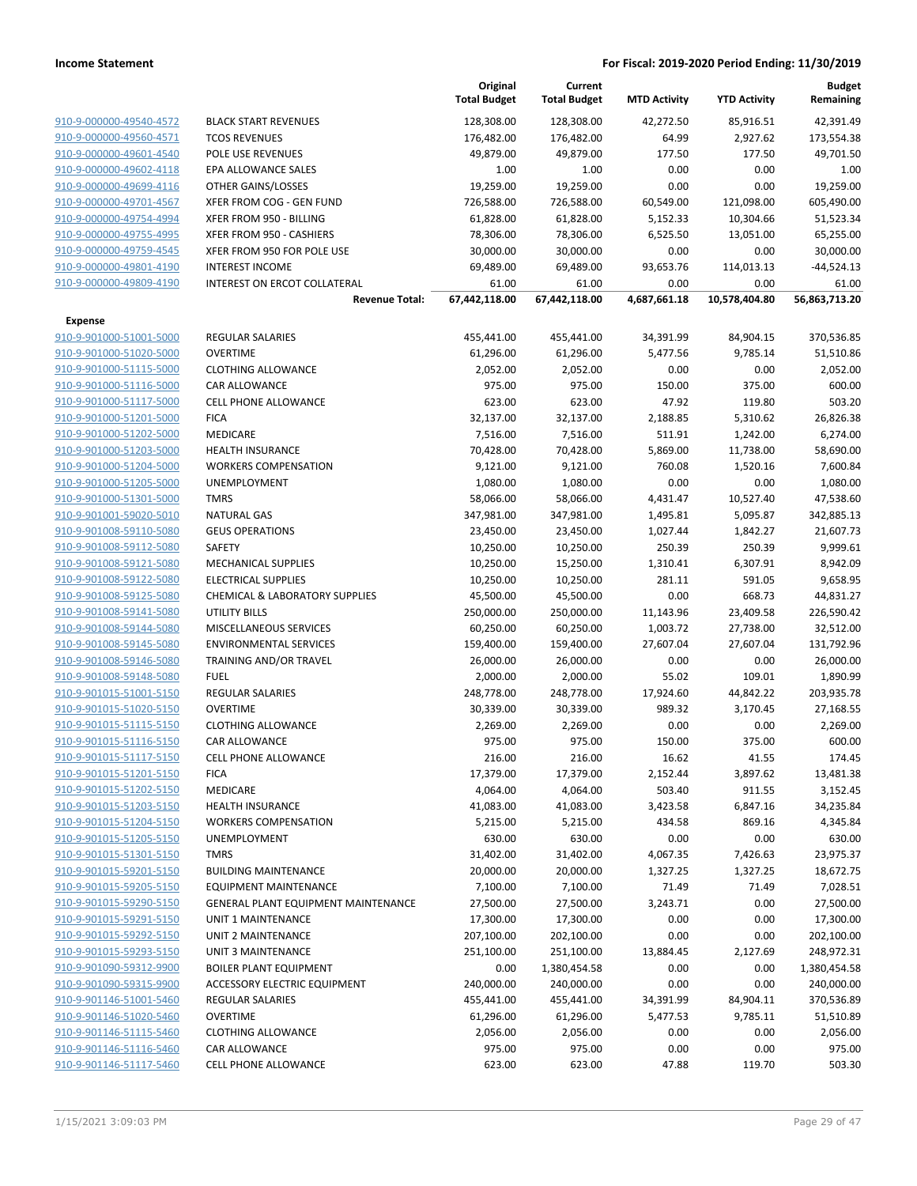| | | Original Total Budget | Current Total Budget | MTD Activity | YTD Activity | Budget Remaining |
|---|---|---|---|---|---|---|
| 910-9-000000-49540-4572 | BLACK START REVENUES | 128,308.00 | 128,308.00 | 42,272.50 | 85,916.51 | 42,391.49 |
| 910-9-000000-49560-4571 | TCOS REVENUES | 176,482.00 | 176,482.00 | 64.99 | 2,927.62 | 173,554.38 |
| 910-9-000000-49601-4540 | POLE USE REVENUES | 49,879.00 | 49,879.00 | 177.50 | 177.50 | 49,701.50 |
| 910-9-000000-49602-4118 | EPA ALLOWANCE SALES | 1.00 | 1.00 | 0.00 | 0.00 | 1.00 |
| 910-9-000000-49699-4116 | OTHER GAINS/LOSSES | 19,259.00 | 19,259.00 | 0.00 | 0.00 | 19,259.00 |
| 910-9-000000-49701-4567 | XFER FROM COG - GEN FUND | 726,588.00 | 726,588.00 | 60,549.00 | 121,098.00 | 605,490.00 |
| 910-9-000000-49754-4994 | XFER FROM 950 - BILLING | 61,828.00 | 61,828.00 | 5,152.33 | 10,304.66 | 51,523.34 |
| 910-9-000000-49755-4995 | XFER FROM 950 - CASHIERS | 78,306.00 | 78,306.00 | 6,525.50 | 13,051.00 | 65,255.00 |
| 910-9-000000-49759-4545 | XFER FROM 950 FOR POLE USE | 30,000.00 | 30,000.00 | 0.00 | 0.00 | 30,000.00 |
| 910-9-000000-49801-4190 | INTEREST INCOME | 69,489.00 | 69,489.00 | 93,653.76 | 114,013.13 | -44,524.13 |
| 910-9-000000-49809-4190 | INTEREST ON ERCOT COLLATERAL | 61.00 | 61.00 | 0.00 | 0.00 | 61.00 |
| | **Revenue Total:** | **67,442,118.00** | **67,442,118.00** | **4,687,661.18** | **10,578,404.80** | **56,863,713.20** |
| **Expense** | | | | | | |
| 910-9-901000-51001-5000 | REGULAR SALARIES | 455,441.00 | 455,441.00 | 34,391.99 | 84,904.15 | 370,536.85 |
| 910-9-901000-51020-5000 | OVERTIME | 61,296.00 | 61,296.00 | 5,477.56 | 9,785.14 | 51,510.86 |
| 910-9-901000-51115-5000 | CLOTHING ALLOWANCE | 2,052.00 | 2,052.00 | 0.00 | 0.00 | 2,052.00 |
| 910-9-901000-51116-5000 | CAR ALLOWANCE | 975.00 | 975.00 | 150.00 | 375.00 | 600.00 |
| 910-9-901000-51117-5000 | CELL PHONE ALLOWANCE | 623.00 | 623.00 | 47.92 | 119.80 | 503.20 |
| 910-9-901000-51201-5000 | FICA | 32,137.00 | 32,137.00 | 2,188.85 | 5,310.62 | 26,826.38 |
| 910-9-901000-51202-5000 | MEDICARE | 7,516.00 | 7,516.00 | 511.91 | 1,242.00 | 6,274.00 |
| 910-9-901000-51203-5000 | HEALTH INSURANCE | 70,428.00 | 70,428.00 | 5,869.00 | 11,738.00 | 58,690.00 |
| 910-9-901000-51204-5000 | WORKERS COMPENSATION | 9,121.00 | 9,121.00 | 760.08 | 1,520.16 | 7,600.84 |
| 910-9-901000-51205-5000 | UNEMPLOYMENT | 1,080.00 | 1,080.00 | 0.00 | 0.00 | 1,080.00 |
| 910-9-901000-51301-5000 | TMRS | 58,066.00 | 58,066.00 | 4,431.47 | 10,527.40 | 47,538.60 |
| 910-9-901001-59020-5010 | NATURAL GAS | 347,981.00 | 347,981.00 | 1,495.81 | 5,095.87 | 342,885.13 |
| 910-9-901008-59110-5080 | GEUS OPERATIONS | 23,450.00 | 23,450.00 | 1,027.44 | 1,842.27 | 21,607.73 |
| 910-9-901008-59112-5080 | SAFETY | 10,250.00 | 10,250.00 | 250.39 | 250.39 | 9,999.61 |
| 910-9-901008-59121-5080 | MECHANICAL SUPPLIES | 10,250.00 | 15,250.00 | 1,310.41 | 6,307.91 | 8,942.09 |
| 910-9-901008-59122-5080 | ELECTRICAL SUPPLIES | 10,250.00 | 10,250.00 | 281.11 | 591.05 | 9,658.95 |
| 910-9-901008-59125-5080 | CHEMICAL & LABORATORY SUPPLIES | 45,500.00 | 45,500.00 | 0.00 | 668.73 | 44,831.27 |
| 910-9-901008-59141-5080 | UTILITY BILLS | 250,000.00 | 250,000.00 | 11,143.96 | 23,409.58 | 226,590.42 |
| 910-9-901008-59144-5080 | MISCELLANEOUS SERVICES | 60,250.00 | 60,250.00 | 1,003.72 | 27,738.00 | 32,512.00 |
| 910-9-901008-59145-5080 | ENVIRONMENTAL SERVICES | 159,400.00 | 159,400.00 | 27,607.04 | 27,607.04 | 131,792.96 |
| 910-9-901008-59146-5080 | TRAINING AND/OR TRAVEL | 26,000.00 | 26,000.00 | 0.00 | 0.00 | 26,000.00 |
| 910-9-901008-59148-5080 | FUEL | 2,000.00 | 2,000.00 | 55.02 | 109.01 | 1,890.99 |
| 910-9-901015-51001-5150 | REGULAR SALARIES | 248,778.00 | 248,778.00 | 17,924.60 | 44,842.22 | 203,935.78 |
| 910-9-901015-51020-5150 | OVERTIME | 30,339.00 | 30,339.00 | 989.32 | 3,170.45 | 27,168.55 |
| 910-9-901015-51115-5150 | CLOTHING ALLOWANCE | 2,269.00 | 2,269.00 | 0.00 | 0.00 | 2,269.00 |
| 910-9-901015-51116-5150 | CAR ALLOWANCE | 975.00 | 975.00 | 150.00 | 375.00 | 600.00 |
| 910-9-901015-51117-5150 | CELL PHONE ALLOWANCE | 216.00 | 216.00 | 16.62 | 41.55 | 174.45 |
| 910-9-901015-51201-5150 | FICA | 17,379.00 | 17,379.00 | 2,152.44 | 3,897.62 | 13,481.38 |
| 910-9-901015-51202-5150 | MEDICARE | 4,064.00 | 4,064.00 | 503.40 | 911.55 | 3,152.45 |
| 910-9-901015-51203-5150 | HEALTH INSURANCE | 41,083.00 | 41,083.00 | 3,423.58 | 6,847.16 | 34,235.84 |
| 910-9-901015-51204-5150 | WORKERS COMPENSATION | 5,215.00 | 5,215.00 | 434.58 | 869.16 | 4,345.84 |
| 910-9-901015-51205-5150 | UNEMPLOYMENT | 630.00 | 630.00 | 0.00 | 0.00 | 630.00 |
| 910-9-901015-51301-5150 | TMRS | 31,402.00 | 31,402.00 | 4,067.35 | 7,426.63 | 23,975.37 |
| 910-9-901015-59201-5150 | BUILDING MAINTENANCE | 20,000.00 | 20,000.00 | 1,327.25 | 1,327.25 | 18,672.75 |
| 910-9-901015-59205-5150 | EQUIPMENT MAINTENANCE | 7,100.00 | 7,100.00 | 71.49 | 71.49 | 7,028.51 |
| 910-9-901015-59290-5150 | GENERAL PLANT EQUIPMENT MAINTENANCE | 27,500.00 | 27,500.00 | 3,243.71 | 0.00 | 27,500.00 |
| 910-9-901015-59291-5150 | UNIT 1 MAINTENANCE | 17,300.00 | 17,300.00 | 0.00 | 0.00 | 17,300.00 |
| 910-9-901015-59292-5150 | UNIT 2 MAINTENANCE | 207,100.00 | 202,100.00 | 0.00 | 0.00 | 202,100.00 |
| 910-9-901015-59293-5150 | UNIT 3 MAINTENANCE | 251,100.00 | 251,100.00 | 13,884.45 | 2,127.69 | 248,972.31 |
| 910-9-901090-59312-9900 | BOILER PLANT EQUIPMENT | 0.00 | 1,380,454.58 | 0.00 | 0.00 | 1,380,454.58 |
| 910-9-901090-59315-9900 | ACCESSORY ELECTRIC EQUIPMENT | 240,000.00 | 240,000.00 | 0.00 | 0.00 | 240,000.00 |
| 910-9-901146-51001-5460 | REGULAR SALARIES | 455,441.00 | 455,441.00 | 34,391.99 | 84,904.11 | 370,536.89 |
| 910-9-901146-51020-5460 | OVERTIME | 61,296.00 | 61,296.00 | 5,477.53 | 9,785.11 | 51,510.89 |
| 910-9-901146-51115-5460 | CLOTHING ALLOWANCE | 2,056.00 | 2,056.00 | 0.00 | 0.00 | 2,056.00 |
| 910-9-901146-51116-5460 | CAR ALLOWANCE | 975.00 | 975.00 | 0.00 | 0.00 | 975.00 |
| 910-9-901146-51117-5460 | CELL PHONE ALLOWANCE | 623.00 | 623.00 | 47.88 | 119.70 | 503.30 |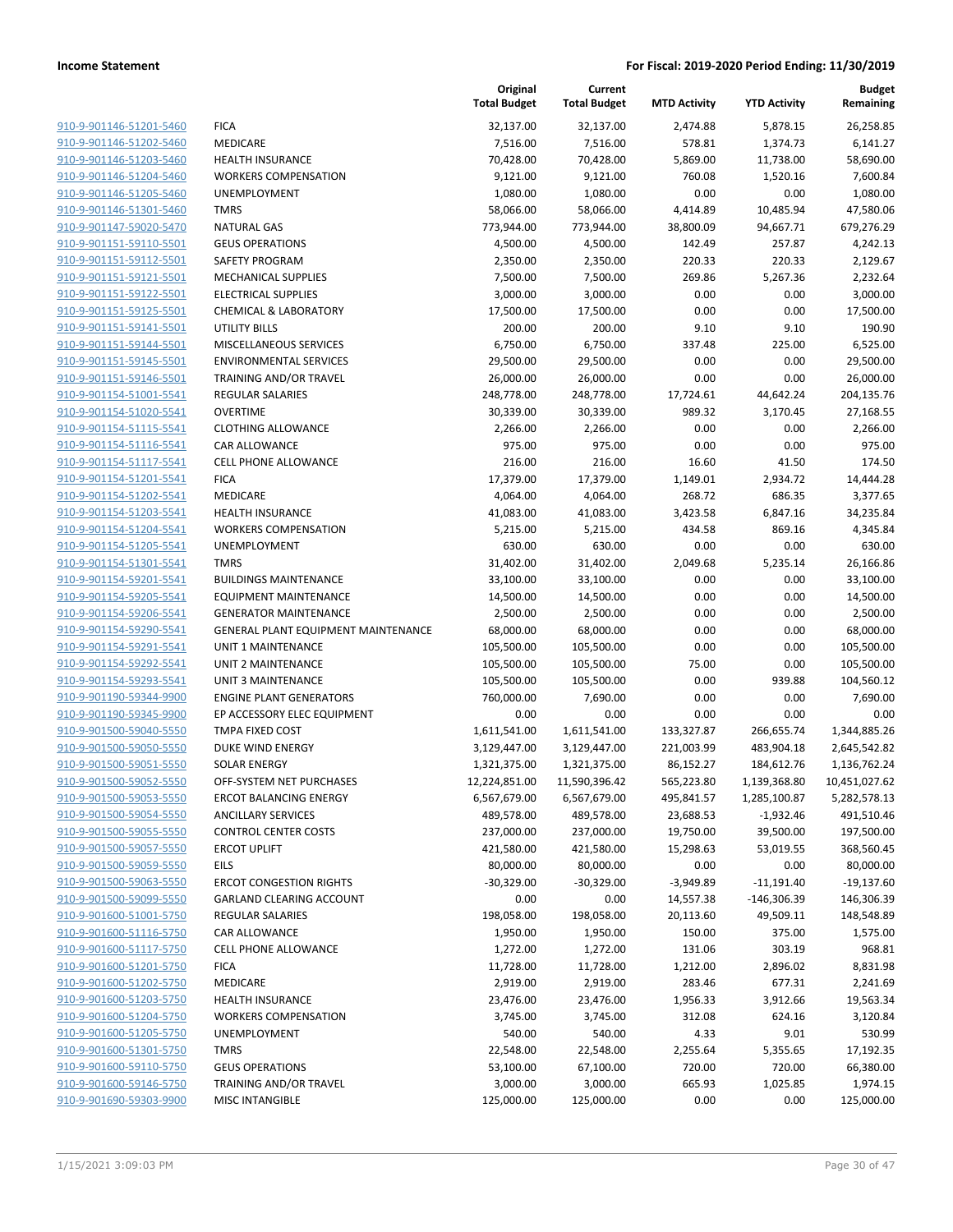**Income Statement** — **For Fiscal: 2019-2020 Period Ending: 11/30/2019**

| | | Original Total Budget | Current Total Budget | MTD Activity | YTD Activity | Budget Remaining |
|---|---|---|---|---|---|---|
| 910-9-901146-51201-5460 | FICA | 32,137.00 | 32,137.00 | 2,474.88 | 5,878.15 | 26,258.85 |
| 910-9-901146-51202-5460 | MEDICARE | 7,516.00 | 7,516.00 | 578.81 | 1,374.73 | 6,141.27 |
| 910-9-901146-51203-5460 | HEALTH INSURANCE | 70,428.00 | 70,428.00 | 5,869.00 | 11,738.00 | 58,690.00 |
| 910-9-901146-51204-5460 | WORKERS COMPENSATION | 9,121.00 | 9,121.00 | 760.08 | 1,520.16 | 7,600.84 |
| 910-9-901146-51205-5460 | UNEMPLOYMENT | 1,080.00 | 1,080.00 | 0.00 | 0.00 | 1,080.00 |
| 910-9-901146-51301-5460 | TMRS | 58,066.00 | 58,066.00 | 4,414.89 | 10,485.94 | 47,580.06 |
| 910-9-901147-59020-5470 | NATURAL GAS | 773,944.00 | 773,944.00 | 38,800.09 | 94,667.71 | 679,276.29 |
| 910-9-901151-59110-5501 | GEUS OPERATIONS | 4,500.00 | 4,500.00 | 142.49 | 257.87 | 4,242.13 |
| 910-9-901151-59112-5501 | SAFETY PROGRAM | 2,350.00 | 2,350.00 | 220.33 | 220.33 | 2,129.67 |
| 910-9-901151-59121-5501 | MECHANICAL SUPPLIES | 7,500.00 | 7,500.00 | 269.86 | 5,267.36 | 2,232.64 |
| 910-9-901151-59122-5501 | ELECTRICAL SUPPLIES | 3,000.00 | 3,000.00 | 0.00 | 0.00 | 3,000.00 |
| 910-9-901151-59125-5501 | CHEMICAL & LABORATORY | 17,500.00 | 17,500.00 | 0.00 | 0.00 | 17,500.00 |
| 910-9-901151-59141-5501 | UTILITY BILLS | 200.00 | 200.00 | 9.10 | 9.10 | 190.90 |
| 910-9-901151-59144-5501 | MISCELLANEOUS SERVICES | 6,750.00 | 6,750.00 | 337.48 | 225.00 | 6,525.00 |
| 910-9-901151-59145-5501 | ENVIRONMENTAL SERVICES | 29,500.00 | 29,500.00 | 0.00 | 0.00 | 29,500.00 |
| 910-9-901151-59146-5501 | TRAINING AND/OR TRAVEL | 26,000.00 | 26,000.00 | 0.00 | 0.00 | 26,000.00 |
| 910-9-901154-51001-5541 | REGULAR SALARIES | 248,778.00 | 248,778.00 | 17,724.61 | 44,642.24 | 204,135.76 |
| 910-9-901154-51020-5541 | OVERTIME | 30,339.00 | 30,339.00 | 989.32 | 3,170.45 | 27,168.55 |
| 910-9-901154-51115-5541 | CLOTHING ALLOWANCE | 2,266.00 | 2,266.00 | 0.00 | 0.00 | 2,266.00 |
| 910-9-901154-51116-5541 | CAR ALLOWANCE | 975.00 | 975.00 | 0.00 | 0.00 | 975.00 |
| 910-9-901154-51117-5541 | CELL PHONE ALLOWANCE | 216.00 | 216.00 | 16.60 | 41.50 | 174.50 |
| 910-9-901154-51201-5541 | FICA | 17,379.00 | 17,379.00 | 1,149.01 | 2,934.72 | 14,444.28 |
| 910-9-901154-51202-5541 | MEDICARE | 4,064.00 | 4,064.00 | 268.72 | 686.35 | 3,377.65 |
| 910-9-901154-51203-5541 | HEALTH INSURANCE | 41,083.00 | 41,083.00 | 3,423.58 | 6,847.16 | 34,235.84 |
| 910-9-901154-51204-5541 | WORKERS COMPENSATION | 5,215.00 | 5,215.00 | 434.58 | 869.16 | 4,345.84 |
| 910-9-901154-51205-5541 | UNEMPLOYMENT | 630.00 | 630.00 | 0.00 | 0.00 | 630.00 |
| 910-9-901154-51301-5541 | TMRS | 31,402.00 | 31,402.00 | 2,049.68 | 5,235.14 | 26,166.86 |
| 910-9-901154-59201-5541 | BUILDINGS MAINTENANCE | 33,100.00 | 33,100.00 | 0.00 | 0.00 | 33,100.00 |
| 910-9-901154-59205-5541 | EQUIPMENT MAINTENANCE | 14,500.00 | 14,500.00 | 0.00 | 0.00 | 14,500.00 |
| 910-9-901154-59206-5541 | GENERATOR MAINTENANCE | 2,500.00 | 2,500.00 | 0.00 | 0.00 | 2,500.00 |
| 910-9-901154-59290-5541 | GENERAL PLANT EQUIPMENT MAINTENANCE | 68,000.00 | 68,000.00 | 0.00 | 0.00 | 68,000.00 |
| 910-9-901154-59291-5541 | UNIT 1 MAINTENANCE | 105,500.00 | 105,500.00 | 0.00 | 0.00 | 105,500.00 |
| 910-9-901154-59292-5541 | UNIT 2 MAINTENANCE | 105,500.00 | 105,500.00 | 75.00 | 0.00 | 105,500.00 |
| 910-9-901154-59293-5541 | UNIT 3 MAINTENANCE | 105,500.00 | 105,500.00 | 0.00 | 939.88 | 104,560.12 |
| 910-9-901190-59344-9900 | ENGINE PLANT GENERATORS | 760,000.00 | 7,690.00 | 0.00 | 0.00 | 7,690.00 |
| 910-9-901190-59345-9900 | EP ACCESSORY ELEC EQUIPMENT | 0.00 | 0.00 | 0.00 | 0.00 | 0.00 |
| 910-9-901500-59040-5550 | TMPA FIXED COST | 1,611,541.00 | 1,611,541.00 | 133,327.87 | 266,655.74 | 1,344,885.26 |
| 910-9-901500-59050-5550 | DUKE WIND ENERGY | 3,129,447.00 | 3,129,447.00 | 221,003.99 | 483,904.18 | 2,645,542.82 |
| 910-9-901500-59051-5550 | SOLAR ENERGY | 1,321,375.00 | 1,321,375.00 | 86,152.27 | 184,612.76 | 1,136,762.24 |
| 910-9-901500-59052-5550 | OFF-SYSTEM NET PURCHASES | 12,224,851.00 | 11,590,396.42 | 565,223.80 | 1,139,368.80 | 10,451,027.62 |
| 910-9-901500-59053-5550 | ERCOT BALANCING ENERGY | 6,567,679.00 | 6,567,679.00 | 495,841.57 | 1,285,100.87 | 5,282,578.13 |
| 910-9-901500-59054-5550 | ANCILLARY SERVICES | 489,578.00 | 489,578.00 | 23,688.53 | -1,932.46 | 491,510.46 |
| 910-9-901500-59055-5550 | CONTROL CENTER COSTS | 237,000.00 | 237,000.00 | 19,750.00 | 39,500.00 | 197,500.00 |
| 910-9-901500-59057-5550 | ERCOT UPLIFT | 421,580.00 | 421,580.00 | 15,298.63 | 53,019.55 | 368,560.45 |
| 910-9-901500-59059-5550 | EILS | 80,000.00 | 80,000.00 | 0.00 | 0.00 | 80,000.00 |
| 910-9-901500-59063-5550 | ERCOT CONGESTION RIGHTS | -30,329.00 | -30,329.00 | -3,949.89 | -11,191.40 | -19,137.60 |
| 910-9-901500-59099-5550 | GARLAND CLEARING ACCOUNT | 0.00 | 0.00 | 14,557.38 | -146,306.39 | 146,306.39 |
| 910-9-901600-51001-5750 | REGULAR SALARIES | 198,058.00 | 198,058.00 | 20,113.60 | 49,509.11 | 148,548.89 |
| 910-9-901600-51116-5750 | CAR ALLOWANCE | 1,950.00 | 1,950.00 | 150.00 | 375.00 | 1,575.00 |
| 910-9-901600-51117-5750 | CELL PHONE ALLOWANCE | 1,272.00 | 1,272.00 | 131.06 | 303.19 | 968.81 |
| 910-9-901600-51201-5750 | FICA | 11,728.00 | 11,728.00 | 1,212.00 | 2,896.02 | 8,831.98 |
| 910-9-901600-51202-5750 | MEDICARE | 2,919.00 | 2,919.00 | 283.46 | 677.31 | 2,241.69 |
| 910-9-901600-51203-5750 | HEALTH INSURANCE | 23,476.00 | 23,476.00 | 1,956.33 | 3,912.66 | 19,563.34 |
| 910-9-901600-51204-5750 | WORKERS COMPENSATION | 3,745.00 | 3,745.00 | 312.08 | 624.16 | 3,120.84 |
| 910-9-901600-51205-5750 | UNEMPLOYMENT | 540.00 | 540.00 | 4.33 | 9.01 | 530.99 |
| 910-9-901600-51301-5750 | TMRS | 22,548.00 | 22,548.00 | 2,255.64 | 5,355.65 | 17,192.35 |
| 910-9-901600-59110-5750 | GEUS OPERATIONS | 53,100.00 | 67,100.00 | 720.00 | 720.00 | 66,380.00 |
| 910-9-901600-59146-5750 | TRAINING AND/OR TRAVEL | 3,000.00 | 3,000.00 | 665.93 | 1,025.85 | 1,974.15 |
| 910-9-901690-59303-9900 | MISC INTANGIBLE | 125,000.00 | 125,000.00 | 0.00 | 0.00 | 125,000.00 |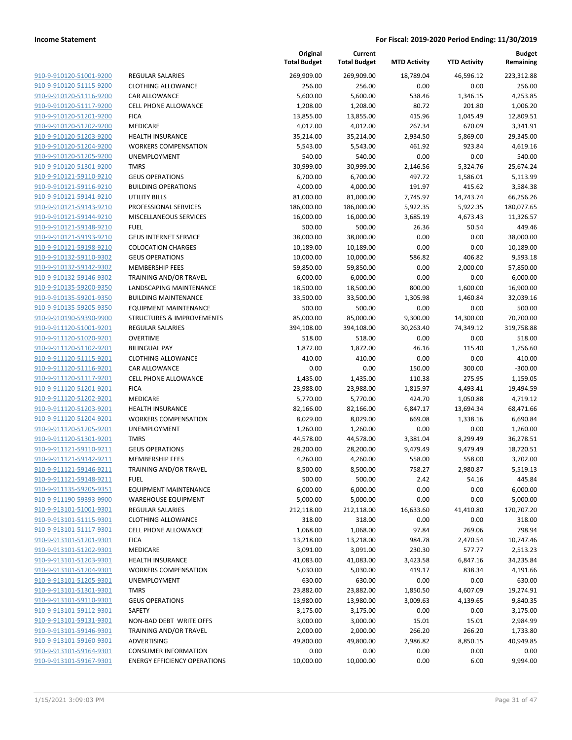| | | Original Total Budget | Current Total Budget | MTD Activity | YTD Activity | Budget Remaining |
|---|---|---|---|---|---|---|
| 910-9-910120-51001-9200 | REGULAR SALARIES | 269,909.00 | 269,909.00 | 18,789.04 | 46,596.12 | 223,312.88 |
| 910-9-910120-51115-9200 | CLOTHING ALLOWANCE | 256.00 | 256.00 | 0.00 | 0.00 | 256.00 |
| 910-9-910120-51116-9200 | CAR ALLOWANCE | 5,600.00 | 5,600.00 | 538.46 | 1,346.15 | 4,253.85 |
| 910-9-910120-51117-9200 | CELL PHONE ALLOWANCE | 1,208.00 | 1,208.00 | 80.72 | 201.80 | 1,006.20 |
| 910-9-910120-51201-9200 | FICA | 13,855.00 | 13,855.00 | 415.96 | 1,045.49 | 12,809.51 |
| 910-9-910120-51202-9200 | MEDICARE | 4,012.00 | 4,012.00 | 267.34 | 670.09 | 3,341.91 |
| 910-9-910120-51203-9200 | HEALTH INSURANCE | 35,214.00 | 35,214.00 | 2,934.50 | 5,869.00 | 29,345.00 |
| 910-9-910120-51204-9200 | WORKERS COMPENSATION | 5,543.00 | 5,543.00 | 461.92 | 923.84 | 4,619.16 |
| 910-9-910120-51205-9200 | UNEMPLOYMENT | 540.00 | 540.00 | 0.00 | 0.00 | 540.00 |
| 910-9-910120-51301-9200 | TMRS | 30,999.00 | 30,999.00 | 2,146.56 | 5,324.76 | 25,674.24 |
| 910-9-910121-59110-9210 | GEUS OPERATIONS | 6,700.00 | 6,700.00 | 497.72 | 1,586.01 | 5,113.99 |
| 910-9-910121-59116-9210 | BUILDING OPERATIONS | 4,000.00 | 4,000.00 | 191.97 | 415.62 | 3,584.38 |
| 910-9-910121-59141-9210 | UTILITY BILLS | 81,000.00 | 81,000.00 | 7,745.97 | 14,743.74 | 66,256.26 |
| 910-9-910121-59143-9210 | PROFESSIONAL SERVICES | 186,000.00 | 186,000.00 | 5,922.35 | 5,922.35 | 180,077.65 |
| 910-9-910121-59144-9210 | MISCELLANEOUS SERVICES | 16,000.00 | 16,000.00 | 3,685.19 | 4,673.43 | 11,326.57 |
| 910-9-910121-59148-9210 | FUEL | 500.00 | 500.00 | 26.36 | 50.54 | 449.46 |
| 910-9-910121-59193-9210 | GEUS INTERNET SERVICE | 38,000.00 | 38,000.00 | 0.00 | 0.00 | 38,000.00 |
| 910-9-910121-59198-9210 | COLOCATION CHARGES | 10,189.00 | 10,189.00 | 0.00 | 0.00 | 10,189.00 |
| 910-9-910132-59110-9302 | GEUS OPERATIONS | 10,000.00 | 10,000.00 | 586.82 | 406.82 | 9,593.18 |
| 910-9-910132-59142-9302 | MEMBERSHIP FEES | 59,850.00 | 59,850.00 | 0.00 | 2,000.00 | 57,850.00 |
| 910-9-910132-59146-9302 | TRAINING AND/OR TRAVEL | 6,000.00 | 6,000.00 | 0.00 | 0.00 | 6,000.00 |
| 910-9-910135-59200-9350 | LANDSCAPING MAINTENANCE | 18,500.00 | 18,500.00 | 800.00 | 1,600.00 | 16,900.00 |
| 910-9-910135-59201-9350 | BUILDING MAINTENANCE | 33,500.00 | 33,500.00 | 1,305.98 | 1,460.84 | 32,039.16 |
| 910-9-910135-59205-9350 | EQUIPMENT MAINTENANCE | 500.00 | 500.00 | 0.00 | 0.00 | 500.00 |
| 910-9-910190-59390-9900 | STRUCTURES & IMPROVEMENTS | 85,000.00 | 85,000.00 | 9,300.00 | 14,300.00 | 70,700.00 |
| 910-9-911120-51001-9201 | REGULAR SALARIES | 394,108.00 | 394,108.00 | 30,263.40 | 74,349.12 | 319,758.88 |
| 910-9-911120-51020-9201 | OVERTIME | 518.00 | 518.00 | 0.00 | 0.00 | 518.00 |
| 910-9-911120-51102-9201 | BILINGUAL PAY | 1,872.00 | 1,872.00 | 46.16 | 115.40 | 1,756.60 |
| 910-9-911120-51115-9201 | CLOTHING ALLOWANCE | 410.00 | 410.00 | 0.00 | 0.00 | 410.00 |
| 910-9-911120-51116-9201 | CAR ALLOWANCE | 0.00 | 0.00 | 150.00 | 300.00 | -300.00 |
| 910-9-911120-51117-9201 | CELL PHONE ALLOWANCE | 1,435.00 | 1,435.00 | 110.38 | 275.95 | 1,159.05 |
| 910-9-911120-51201-9201 | FICA | 23,988.00 | 23,988.00 | 1,815.97 | 4,493.41 | 19,494.59 |
| 910-9-911120-51202-9201 | MEDICARE | 5,770.00 | 5,770.00 | 424.70 | 1,050.88 | 4,719.12 |
| 910-9-911120-51203-9201 | HEALTH INSURANCE | 82,166.00 | 82,166.00 | 6,847.17 | 13,694.34 | 68,471.66 |
| 910-9-911120-51204-9201 | WORKERS COMPENSATION | 8,029.00 | 8,029.00 | 669.08 | 1,338.16 | 6,690.84 |
| 910-9-911120-51205-9201 | UNEMPLOYMENT | 1,260.00 | 1,260.00 | 0.00 | 0.00 | 1,260.00 |
| 910-9-911120-51301-9201 | TMRS | 44,578.00 | 44,578.00 | 3,381.04 | 8,299.49 | 36,278.51 |
| 910-9-911121-59110-9211 | GEUS OPERATIONS | 28,200.00 | 28,200.00 | 9,479.49 | 9,479.49 | 18,720.51 |
| 910-9-911121-59142-9211 | MEMBERSHIP FEES | 4,260.00 | 4,260.00 | 558.00 | 558.00 | 3,702.00 |
| 910-9-911121-59146-9211 | TRAINING AND/OR TRAVEL | 8,500.00 | 8,500.00 | 758.27 | 2,980.87 | 5,519.13 |
| 910-9-911121-59148-9211 | FUEL | 500.00 | 500.00 | 2.42 | 54.16 | 445.84 |
| 910-9-911135-59205-9351 | EQUIPMENT MAINTENANCE | 6,000.00 | 6,000.00 | 0.00 | 0.00 | 6,000.00 |
| 910-9-911190-59393-9900 | WAREHOUSE EQUIPMENT | 5,000.00 | 5,000.00 | 0.00 | 0.00 | 5,000.00 |
| 910-9-913101-51001-9301 | REGULAR SALARIES | 212,118.00 | 212,118.00 | 16,633.60 | 41,410.80 | 170,707.20 |
| 910-9-913101-51115-9301 | CLOTHING ALLOWANCE | 318.00 | 318.00 | 0.00 | 0.00 | 318.00 |
| 910-9-913101-51117-9301 | CELL PHONE ALLOWANCE | 1,068.00 | 1,068.00 | 97.84 | 269.06 | 798.94 |
| 910-9-913101-51201-9301 | FICA | 13,218.00 | 13,218.00 | 984.78 | 2,470.54 | 10,747.46 |
| 910-9-913101-51202-9301 | MEDICARE | 3,091.00 | 3,091.00 | 230.30 | 577.77 | 2,513.23 |
| 910-9-913101-51203-9301 | HEALTH INSURANCE | 41,083.00 | 41,083.00 | 3,423.58 | 6,847.16 | 34,235.84 |
| 910-9-913101-51204-9301 | WORKERS COMPENSATION | 5,030.00 | 5,030.00 | 419.17 | 838.34 | 4,191.66 |
| 910-9-913101-51205-9301 | UNEMPLOYMENT | 630.00 | 630.00 | 0.00 | 0.00 | 630.00 |
| 910-9-913101-51301-9301 | TMRS | 23,882.00 | 23,882.00 | 1,850.50 | 4,607.09 | 19,274.91 |
| 910-9-913101-59110-9301 | GEUS OPERATIONS | 13,980.00 | 13,980.00 | 3,009.63 | 4,139.65 | 9,840.35 |
| 910-9-913101-59112-9301 | SAFETY | 3,175.00 | 3,175.00 | 0.00 | 0.00 | 3,175.00 |
| 910-9-913101-59131-9301 | NON-BAD DEBT WRITE OFFS | 3,000.00 | 3,000.00 | 15.01 | 15.01 | 2,984.99 |
| 910-9-913101-59146-9301 | TRAINING AND/OR TRAVEL | 2,000.00 | 2,000.00 | 266.20 | 266.20 | 1,733.80 |
| 910-9-913101-59160-9301 | ADVERTISING | 49,800.00 | 49,800.00 | 2,986.82 | 8,850.15 | 40,949.85 |
| 910-9-913101-59164-9301 | CONSUMER INFORMATION | 0.00 | 0.00 | 0.00 | 0.00 | 0.00 |
| 910-9-913101-59167-9301 | ENERGY EFFICIENCY OPERATIONS | 10,000.00 | 10,000.00 | 0.00 | 6.00 | 9,994.00 |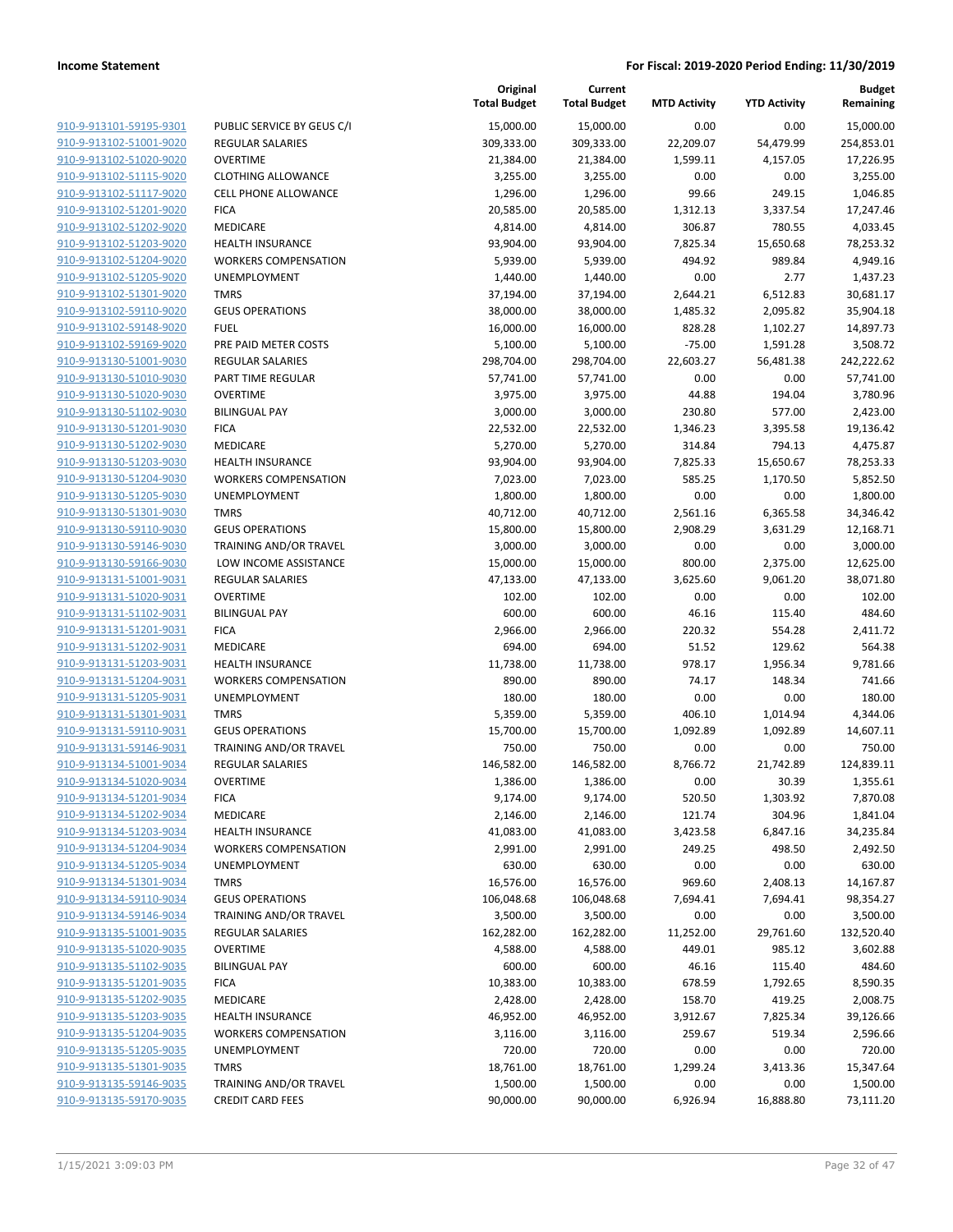**Income Statement** **For Fiscal: 2019-2020 Period Ending: 11/30/2019**

| | | Original Total Budget | Current Total Budget | MTD Activity | YTD Activity | Budget Remaining |
|---|---|---|---|---|---|---|
| 910-9-913101-59195-9301 | PUBLIC SERVICE BY GEUS C/I | 15,000.00 | 15,000.00 | 0.00 | 0.00 | 15,000.00 |
| 910-9-913102-51001-9020 | REGULAR SALARIES | 309,333.00 | 309,333.00 | 22,209.07 | 54,479.99 | 254,853.01 |
| 910-9-913102-51020-9020 | OVERTIME | 21,384.00 | 21,384.00 | 1,599.11 | 4,157.05 | 17,226.95 |
| 910-9-913102-51115-9020 | CLOTHING ALLOWANCE | 3,255.00 | 3,255.00 | 0.00 | 0.00 | 3,255.00 |
| 910-9-913102-51117-9020 | CELL PHONE ALLOWANCE | 1,296.00 | 1,296.00 | 99.66 | 249.15 | 1,046.85 |
| 910-9-913102-51201-9020 | FICA | 20,585.00 | 20,585.00 | 1,312.13 | 3,337.54 | 17,247.46 |
| 910-9-913102-51202-9020 | MEDICARE | 4,814.00 | 4,814.00 | 306.87 | 780.55 | 4,033.45 |
| 910-9-913102-51203-9020 | HEALTH INSURANCE | 93,904.00 | 93,904.00 | 7,825.34 | 15,650.68 | 78,253.32 |
| 910-9-913102-51204-9020 | WORKERS COMPENSATION | 5,939.00 | 5,939.00 | 494.92 | 989.84 | 4,949.16 |
| 910-9-913102-51205-9020 | UNEMPLOYMENT | 1,440.00 | 1,440.00 | 0.00 | 2.77 | 1,437.23 |
| 910-9-913102-51301-9020 | TMRS | 37,194.00 | 37,194.00 | 2,644.21 | 6,512.83 | 30,681.17 |
| 910-9-913102-59110-9020 | GEUS OPERATIONS | 38,000.00 | 38,000.00 | 1,485.32 | 2,095.82 | 35,904.18 |
| 910-9-913102-59148-9020 | FUEL | 16,000.00 | 16,000.00 | 828.28 | 1,102.27 | 14,897.73 |
| 910-9-913102-59169-9020 | PRE PAID METER COSTS | 5,100.00 | 5,100.00 | -75.00 | 1,591.28 | 3,508.72 |
| 910-9-913130-51001-9030 | REGULAR SALARIES | 298,704.00 | 298,704.00 | 22,603.27 | 56,481.38 | 242,222.62 |
| 910-9-913130-51010-9030 | PART TIME REGULAR | 57,741.00 | 57,741.00 | 0.00 | 0.00 | 57,741.00 |
| 910-9-913130-51020-9030 | OVERTIME | 3,975.00 | 3,975.00 | 44.88 | 194.04 | 3,780.96 |
| 910-9-913130-51102-9030 | BILINGUAL PAY | 3,000.00 | 3,000.00 | 230.80 | 577.00 | 2,423.00 |
| 910-9-913130-51201-9030 | FICA | 22,532.00 | 22,532.00 | 1,346.23 | 3,395.58 | 19,136.42 |
| 910-9-913130-51202-9030 | MEDICARE | 5,270.00 | 5,270.00 | 314.84 | 794.13 | 4,475.87 |
| 910-9-913130-51203-9030 | HEALTH INSURANCE | 93,904.00 | 93,904.00 | 7,825.33 | 15,650.67 | 78,253.33 |
| 910-9-913130-51204-9030 | WORKERS COMPENSATION | 7,023.00 | 7,023.00 | 585.25 | 1,170.50 | 5,852.50 |
| 910-9-913130-51205-9030 | UNEMPLOYMENT | 1,800.00 | 1,800.00 | 0.00 | 0.00 | 1,800.00 |
| 910-9-913130-51301-9030 | TMRS | 40,712.00 | 40,712.00 | 2,561.16 | 6,365.58 | 34,346.42 |
| 910-9-913130-59110-9030 | GEUS OPERATIONS | 15,800.00 | 15,800.00 | 2,908.29 | 3,631.29 | 12,168.71 |
| 910-9-913130-59146-9030 | TRAINING AND/OR TRAVEL | 3,000.00 | 3,000.00 | 0.00 | 0.00 | 3,000.00 |
| 910-9-913130-59166-9030 | LOW INCOME ASSISTANCE | 15,000.00 | 15,000.00 | 800.00 | 2,375.00 | 12,625.00 |
| 910-9-913131-51001-9031 | REGULAR SALARIES | 47,133.00 | 47,133.00 | 3,625.60 | 9,061.20 | 38,071.80 |
| 910-9-913131-51020-9031 | OVERTIME | 102.00 | 102.00 | 0.00 | 0.00 | 102.00 |
| 910-9-913131-51102-9031 | BILINGUAL PAY | 600.00 | 600.00 | 46.16 | 115.40 | 484.60 |
| 910-9-913131-51201-9031 | FICA | 2,966.00 | 2,966.00 | 220.32 | 554.28 | 2,411.72 |
| 910-9-913131-51202-9031 | MEDICARE | 694.00 | 694.00 | 51.52 | 129.62 | 564.38 |
| 910-9-913131-51203-9031 | HEALTH INSURANCE | 11,738.00 | 11,738.00 | 978.17 | 1,956.34 | 9,781.66 |
| 910-9-913131-51204-9031 | WORKERS COMPENSATION | 890.00 | 890.00 | 74.17 | 148.34 | 741.66 |
| 910-9-913131-51205-9031 | UNEMPLOYMENT | 180.00 | 180.00 | 0.00 | 0.00 | 180.00 |
| 910-9-913131-51301-9031 | TMRS | 5,359.00 | 5,359.00 | 406.10 | 1,014.94 | 4,344.06 |
| 910-9-913131-59110-9031 | GEUS OPERATIONS | 15,700.00 | 15,700.00 | 1,092.89 | 1,092.89 | 14,607.11 |
| 910-9-913131-59146-9031 | TRAINING AND/OR TRAVEL | 750.00 | 750.00 | 0.00 | 0.00 | 750.00 |
| 910-9-913134-51001-9034 | REGULAR SALARIES | 146,582.00 | 146,582.00 | 8,766.72 | 21,742.89 | 124,839.11 |
| 910-9-913134-51020-9034 | OVERTIME | 1,386.00 | 1,386.00 | 0.00 | 30.39 | 1,355.61 |
| 910-9-913134-51201-9034 | FICA | 9,174.00 | 9,174.00 | 520.50 | 1,303.92 | 7,870.08 |
| 910-9-913134-51202-9034 | MEDICARE | 2,146.00 | 2,146.00 | 121.74 | 304.96 | 1,841.04 |
| 910-9-913134-51203-9034 | HEALTH INSURANCE | 41,083.00 | 41,083.00 | 3,423.58 | 6,847.16 | 34,235.84 |
| 910-9-913134-51204-9034 | WORKERS COMPENSATION | 2,991.00 | 2,991.00 | 249.25 | 498.50 | 2,492.50 |
| 910-9-913134-51205-9034 | UNEMPLOYMENT | 630.00 | 630.00 | 0.00 | 0.00 | 630.00 |
| 910-9-913134-51301-9034 | TMRS | 16,576.00 | 16,576.00 | 969.60 | 2,408.13 | 14,167.87 |
| 910-9-913134-59110-9034 | GEUS OPERATIONS | 106,048.68 | 106,048.68 | 7,694.41 | 7,694.41 | 98,354.27 |
| 910-9-913134-59146-9034 | TRAINING AND/OR TRAVEL | 3,500.00 | 3,500.00 | 0.00 | 0.00 | 3,500.00 |
| 910-9-913135-51001-9035 | REGULAR SALARIES | 162,282.00 | 162,282.00 | 11,252.00 | 29,761.60 | 132,520.40 |
| 910-9-913135-51020-9035 | OVERTIME | 4,588.00 | 4,588.00 | 449.01 | 985.12 | 3,602.88 |
| 910-9-913135-51102-9035 | BILINGUAL PAY | 600.00 | 600.00 | 46.16 | 115.40 | 484.60 |
| 910-9-913135-51201-9035 | FICA | 10,383.00 | 10,383.00 | 678.59 | 1,792.65 | 8,590.35 |
| 910-9-913135-51202-9035 | MEDICARE | 2,428.00 | 2,428.00 | 158.70 | 419.25 | 2,008.75 |
| 910-9-913135-51203-9035 | HEALTH INSURANCE | 46,952.00 | 46,952.00 | 3,912.67 | 7,825.34 | 39,126.66 |
| 910-9-913135-51204-9035 | WORKERS COMPENSATION | 3,116.00 | 3,116.00 | 259.67 | 519.34 | 2,596.66 |
| 910-9-913135-51205-9035 | UNEMPLOYMENT | 720.00 | 720.00 | 0.00 | 0.00 | 720.00 |
| 910-9-913135-51301-9035 | TMRS | 18,761.00 | 18,761.00 | 1,299.24 | 3,413.36 | 15,347.64 |
| 910-9-913135-59146-9035 | TRAINING AND/OR TRAVEL | 1,500.00 | 1,500.00 | 0.00 | 0.00 | 1,500.00 |
| 910-9-913135-59170-9035 | CREDIT CARD FEES | 90,000.00 | 90,000.00 | 6,926.94 | 16,888.80 | 73,111.20 |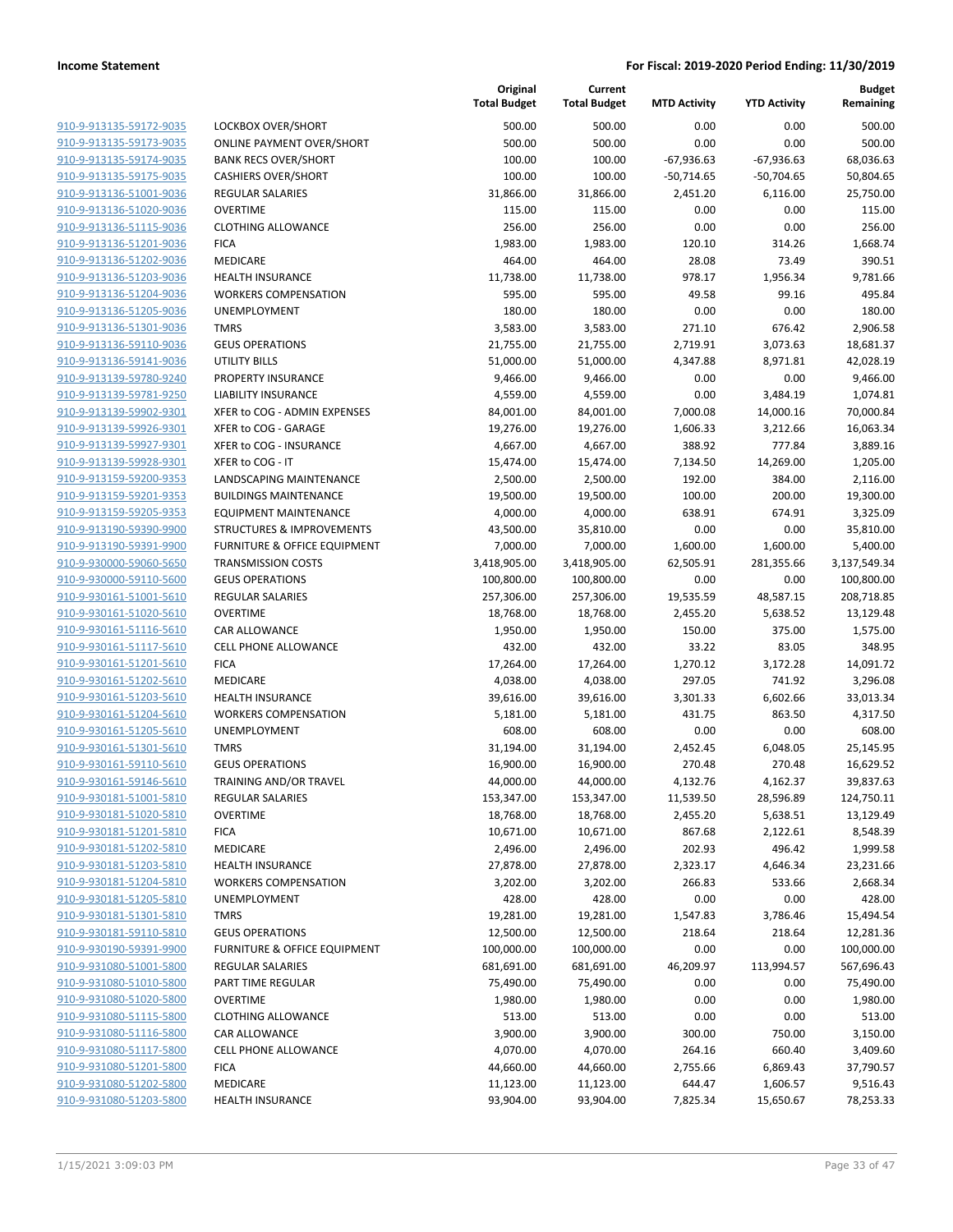**Income Statement** | **For Fiscal: 2019-2020 Period Ending: 11/30/2019**

| | | Original Total Budget | Current Total Budget | MTD Activity | YTD Activity | Budget Remaining |
|---|---|---|---|---|---|---|
| 910-9-913135-59172-9035 | LOCKBOX OVER/SHORT | 500.00 | 500.00 | 0.00 | 0.00 | 500.00 |
| 910-9-913135-59173-9035 | ONLINE PAYMENT OVER/SHORT | 500.00 | 500.00 | 0.00 | 0.00 | 500.00 |
| 910-9-913135-59174-9035 | BANK RECS OVER/SHORT | 100.00 | 100.00 | -67,936.63 | -67,936.63 | 68,036.63 |
| 910-9-913135-59175-9035 | CASHIERS OVER/SHORT | 100.00 | 100.00 | -50,714.65 | -50,704.65 | 50,804.65 |
| 910-9-913136-51001-9036 | REGULAR SALARIES | 31,866.00 | 31,866.00 | 2,451.20 | 6,116.00 | 25,750.00 |
| 910-9-913136-51020-9036 | OVERTIME | 115.00 | 115.00 | 0.00 | 0.00 | 115.00 |
| 910-9-913136-51115-9036 | CLOTHING ALLOWANCE | 256.00 | 256.00 | 0.00 | 0.00 | 256.00 |
| 910-9-913136-51201-9036 | FICA | 1,983.00 | 1,983.00 | 120.10 | 314.26 | 1,668.74 |
| 910-9-913136-51202-9036 | MEDICARE | 464.00 | 464.00 | 28.08 | 73.49 | 390.51 |
| 910-9-913136-51203-9036 | HEALTH INSURANCE | 11,738.00 | 11,738.00 | 978.17 | 1,956.34 | 9,781.66 |
| 910-9-913136-51204-9036 | WORKERS COMPENSATION | 595.00 | 595.00 | 49.58 | 99.16 | 495.84 |
| 910-9-913136-51205-9036 | UNEMPLOYMENT | 180.00 | 180.00 | 0.00 | 0.00 | 180.00 |
| 910-9-913136-51301-9036 | TMRS | 3,583.00 | 3,583.00 | 271.10 | 676.42 | 2,906.58 |
| 910-9-913136-59110-9036 | GEUS OPERATIONS | 21,755.00 | 21,755.00 | 2,719.91 | 3,073.63 | 18,681.37 |
| 910-9-913136-59141-9036 | UTILITY BILLS | 51,000.00 | 51,000.00 | 4,347.88 | 8,971.81 | 42,028.19 |
| 910-9-913139-59780-9240 | PROPERTY INSURANCE | 9,466.00 | 9,466.00 | 0.00 | 0.00 | 9,466.00 |
| 910-9-913139-59781-9250 | LIABILITY INSURANCE | 4,559.00 | 4,559.00 | 0.00 | 3,484.19 | 1,074.81 |
| 910-9-913139-59902-9301 | XFER to COG - ADMIN EXPENSES | 84,001.00 | 84,001.00 | 7,000.08 | 14,000.16 | 70,000.84 |
| 910-9-913139-59926-9301 | XFER to COG - GARAGE | 19,276.00 | 19,276.00 | 1,606.33 | 3,212.66 | 16,063.34 |
| 910-9-913139-59927-9301 | XFER to COG - INSURANCE | 4,667.00 | 4,667.00 | 388.92 | 777.84 | 3,889.16 |
| 910-9-913139-59928-9301 | XFER to COG - IT | 15,474.00 | 15,474.00 | 7,134.50 | 14,269.00 | 1,205.00 |
| 910-9-913159-59200-9353 | LANDSCAPING MAINTENANCE | 2,500.00 | 2,500.00 | 192.00 | 384.00 | 2,116.00 |
| 910-9-913159-59201-9353 | BUILDINGS MAINTENANCE | 19,500.00 | 19,500.00 | 100.00 | 200.00 | 19,300.00 |
| 910-9-913159-59205-9353 | EQUIPMENT MAINTENANCE | 4,000.00 | 4,000.00 | 638.91 | 674.91 | 3,325.09 |
| 910-9-913190-59390-9900 | STRUCTURES & IMPROVEMENTS | 43,500.00 | 35,810.00 | 0.00 | 0.00 | 35,810.00 |
| 910-9-913190-59391-9900 | FURNITURE & OFFICE EQUIPMENT | 7,000.00 | 7,000.00 | 1,600.00 | 1,600.00 | 5,400.00 |
| 910-9-930000-59060-5650 | TRANSMISSION COSTS | 3,418,905.00 | 3,418,905.00 | 62,505.91 | 281,355.66 | 3,137,549.34 |
| 910-9-930000-59110-5600 | GEUS OPERATIONS | 100,800.00 | 100,800.00 | 0.00 | 0.00 | 100,800.00 |
| 910-9-930161-51001-5610 | REGULAR SALARIES | 257,306.00 | 257,306.00 | 19,535.59 | 48,587.15 | 208,718.85 |
| 910-9-930161-51020-5610 | OVERTIME | 18,768.00 | 18,768.00 | 2,455.20 | 5,638.52 | 13,129.48 |
| 910-9-930161-51116-5610 | CAR ALLOWANCE | 1,950.00 | 1,950.00 | 150.00 | 375.00 | 1,575.00 |
| 910-9-930161-51117-5610 | CELL PHONE ALLOWANCE | 432.00 | 432.00 | 33.22 | 83.05 | 348.95 |
| 910-9-930161-51201-5610 | FICA | 17,264.00 | 17,264.00 | 1,270.12 | 3,172.28 | 14,091.72 |
| 910-9-930161-51202-5610 | MEDICARE | 4,038.00 | 4,038.00 | 297.05 | 741.92 | 3,296.08 |
| 910-9-930161-51203-5610 | HEALTH INSURANCE | 39,616.00 | 39,616.00 | 3,301.33 | 6,602.66 | 33,013.34 |
| 910-9-930161-51204-5610 | WORKERS COMPENSATION | 5,181.00 | 5,181.00 | 431.75 | 863.50 | 4,317.50 |
| 910-9-930161-51205-5610 | UNEMPLOYMENT | 608.00 | 608.00 | 0.00 | 0.00 | 608.00 |
| 910-9-930161-51301-5610 | TMRS | 31,194.00 | 31,194.00 | 2,452.45 | 6,048.05 | 25,145.95 |
| 910-9-930161-59110-5610 | GEUS OPERATIONS | 16,900.00 | 16,900.00 | 270.48 | 270.48 | 16,629.52 |
| 910-9-930161-59146-5610 | TRAINING AND/OR TRAVEL | 44,000.00 | 44,000.00 | 4,132.76 | 4,162.37 | 39,837.63 |
| 910-9-930181-51001-5810 | REGULAR SALARIES | 153,347.00 | 153,347.00 | 11,539.50 | 28,596.89 | 124,750.11 |
| 910-9-930181-51020-5810 | OVERTIME | 18,768.00 | 18,768.00 | 2,455.20 | 5,638.51 | 13,129.49 |
| 910-9-930181-51201-5810 | FICA | 10,671.00 | 10,671.00 | 867.68 | 2,122.61 | 8,548.39 |
| 910-9-930181-51202-5810 | MEDICARE | 2,496.00 | 2,496.00 | 202.93 | 496.42 | 1,999.58 |
| 910-9-930181-51203-5810 | HEALTH INSURANCE | 27,878.00 | 27,878.00 | 2,323.17 | 4,646.34 | 23,231.66 |
| 910-9-930181-51204-5810 | WORKERS COMPENSATION | 3,202.00 | 3,202.00 | 266.83 | 533.66 | 2,668.34 |
| 910-9-930181-51205-5810 | UNEMPLOYMENT | 428.00 | 428.00 | 0.00 | 0.00 | 428.00 |
| 910-9-930181-51301-5810 | TMRS | 19,281.00 | 19,281.00 | 1,547.83 | 3,786.46 | 15,494.54 |
| 910-9-930181-59110-5810 | GEUS OPERATIONS | 12,500.00 | 12,500.00 | 218.64 | 218.64 | 12,281.36 |
| 910-9-930190-59391-9900 | FURNITURE & OFFICE EQUIPMENT | 100,000.00 | 100,000.00 | 0.00 | 0.00 | 100,000.00 |
| 910-9-931080-51001-5800 | REGULAR SALARIES | 681,691.00 | 681,691.00 | 46,209.97 | 113,994.57 | 567,696.43 |
| 910-9-931080-51010-5800 | PART TIME REGULAR | 75,490.00 | 75,490.00 | 0.00 | 0.00 | 75,490.00 |
| 910-9-931080-51020-5800 | OVERTIME | 1,980.00 | 1,980.00 | 0.00 | 0.00 | 1,980.00 |
| 910-9-931080-51115-5800 | CLOTHING ALLOWANCE | 513.00 | 513.00 | 0.00 | 0.00 | 513.00 |
| 910-9-931080-51116-5800 | CAR ALLOWANCE | 3,900.00 | 3,900.00 | 300.00 | 750.00 | 3,150.00 |
| 910-9-931080-51117-5800 | CELL PHONE ALLOWANCE | 4,070.00 | 4,070.00 | 264.16 | 660.40 | 3,409.60 |
| 910-9-931080-51201-5800 | FICA | 44,660.00 | 44,660.00 | 2,755.66 | 6,869.43 | 37,790.57 |
| 910-9-931080-51202-5800 | MEDICARE | 11,123.00 | 11,123.00 | 644.47 | 1,606.57 | 9,516.43 |
| 910-9-931080-51203-5800 | HEALTH INSURANCE | 93,904.00 | 93,904.00 | 7,825.34 | 15,650.67 | 78,253.33 |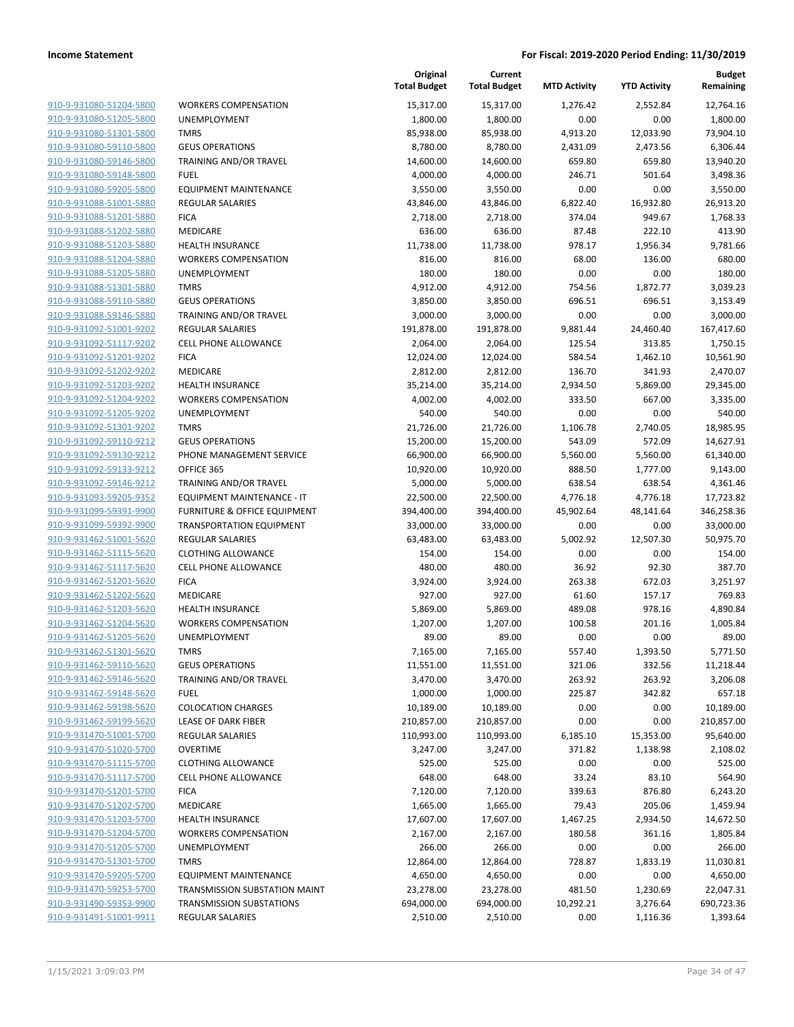**Income Statement** **For Fiscal: 2019-2020 Period Ending: 11/30/2019**

| | | Original Total Budget | Current Total Budget | MTD Activity | YTD Activity | Budget Remaining |
|---|---|---|---|---|---|---|
| 910-9-931080-51204-5800 | WORKERS COMPENSATION | 15,317.00 | 15,317.00 | 1,276.42 | 2,552.84 | 12,764.16 |
| 910-9-931080-51205-5800 | UNEMPLOYMENT | 1,800.00 | 1,800.00 | 0.00 | 0.00 | 1,800.00 |
| 910-9-931080-51301-5800 | TMRS | 85,938.00 | 85,938.00 | 4,913.20 | 12,033.90 | 73,904.10 |
| 910-9-931080-59110-5800 | GEUS OPERATIONS | 8,780.00 | 8,780.00 | 2,431.09 | 2,473.56 | 6,306.44 |
| 910-9-931080-59146-5800 | TRAINING AND/OR TRAVEL | 14,600.00 | 14,600.00 | 659.80 | 659.80 | 13,940.20 |
| 910-9-931080-59148-5800 | FUEL | 4,000.00 | 4,000.00 | 246.71 | 501.64 | 3,498.36 |
| 910-9-931080-59205-5800 | EQUIPMENT MAINTENANCE | 3,550.00 | 3,550.00 | 0.00 | 0.00 | 3,550.00 |
| 910-9-931088-51001-5880 | REGULAR SALARIES | 43,846.00 | 43,846.00 | 6,822.40 | 16,932.80 | 26,913.20 |
| 910-9-931088-51201-5880 | FICA | 2,718.00 | 2,718.00 | 374.04 | 949.67 | 1,768.33 |
| 910-9-931088-51202-5880 | MEDICARE | 636.00 | 636.00 | 87.48 | 222.10 | 413.90 |
| 910-9-931088-51203-5880 | HEALTH INSURANCE | 11,738.00 | 11,738.00 | 978.17 | 1,956.34 | 9,781.66 |
| 910-9-931088-51204-5880 | WORKERS COMPENSATION | 816.00 | 816.00 | 68.00 | 136.00 | 680.00 |
| 910-9-931088-51205-5880 | UNEMPLOYMENT | 180.00 | 180.00 | 0.00 | 0.00 | 180.00 |
| 910-9-931088-51301-5880 | TMRS | 4,912.00 | 4,912.00 | 754.56 | 1,872.77 | 3,039.23 |
| 910-9-931088-59110-5880 | GEUS OPERATIONS | 3,850.00 | 3,850.00 | 696.51 | 696.51 | 3,153.49 |
| 910-9-931088-59146-5880 | TRAINING AND/OR TRAVEL | 3,000.00 | 3,000.00 | 0.00 | 0.00 | 3,000.00 |
| 910-9-931092-51001-9202 | REGULAR SALARIES | 191,878.00 | 191,878.00 | 9,881.44 | 24,460.40 | 167,417.60 |
| 910-9-931092-51117-9202 | CELL PHONE ALLOWANCE | 2,064.00 | 2,064.00 | 125.54 | 313.85 | 1,750.15 |
| 910-9-931092-51201-9202 | FICA | 12,024.00 | 12,024.00 | 584.54 | 1,462.10 | 10,561.90 |
| 910-9-931092-51202-9202 | MEDICARE | 2,812.00 | 2,812.00 | 136.70 | 341.93 | 2,470.07 |
| 910-9-931092-51203-9202 | HEALTH INSURANCE | 35,214.00 | 35,214.00 | 2,934.50 | 5,869.00 | 29,345.00 |
| 910-9-931092-51204-9202 | WORKERS COMPENSATION | 4,002.00 | 4,002.00 | 333.50 | 667.00 | 3,335.00 |
| 910-9-931092-51205-9202 | UNEMPLOYMENT | 540.00 | 540.00 | 0.00 | 0.00 | 540.00 |
| 910-9-931092-51301-9202 | TMRS | 21,726.00 | 21,726.00 | 1,106.78 | 2,740.05 | 18,985.95 |
| 910-9-931092-59110-9212 | GEUS OPERATIONS | 15,200.00 | 15,200.00 | 543.09 | 572.09 | 14,627.91 |
| 910-9-931092-59130-9212 | PHONE MANAGEMENT SERVICE | 66,900.00 | 66,900.00 | 5,560.00 | 5,560.00 | 61,340.00 |
| 910-9-931092-59133-9212 | OFFICE 365 | 10,920.00 | 10,920.00 | 888.50 | 1,777.00 | 9,143.00 |
| 910-9-931092-59146-9212 | TRAINING AND/OR TRAVEL | 5,000.00 | 5,000.00 | 638.54 | 638.54 | 4,361.46 |
| 910-9-931093-59205-9352 | EQUIPMENT MAINTENANCE - IT | 22,500.00 | 22,500.00 | 4,776.18 | 4,776.18 | 17,723.82 |
| 910-9-931099-59391-9900 | FURNITURE & OFFICE EQUIPMENT | 394,400.00 | 394,400.00 | 45,902.64 | 48,141.64 | 346,258.36 |
| 910-9-931099-59392-9900 | TRANSPORTATION EQUIPMENT | 33,000.00 | 33,000.00 | 0.00 | 0.00 | 33,000.00 |
| 910-9-931462-51001-5620 | REGULAR SALARIES | 63,483.00 | 63,483.00 | 5,002.92 | 12,507.30 | 50,975.70 |
| 910-9-931462-51115-5620 | CLOTHING ALLOWANCE | 154.00 | 154.00 | 0.00 | 0.00 | 154.00 |
| 910-9-931462-51117-5620 | CELL PHONE ALLOWANCE | 480.00 | 480.00 | 36.92 | 92.30 | 387.70 |
| 910-9-931462-51201-5620 | FICA | 3,924.00 | 3,924.00 | 263.38 | 672.03 | 3,251.97 |
| 910-9-931462-51202-5620 | MEDICARE | 927.00 | 927.00 | 61.60 | 157.17 | 769.83 |
| 910-9-931462-51203-5620 | HEALTH INSURANCE | 5,869.00 | 5,869.00 | 489.08 | 978.16 | 4,890.84 |
| 910-9-931462-51204-5620 | WORKERS COMPENSATION | 1,207.00 | 1,207.00 | 100.58 | 201.16 | 1,005.84 |
| 910-9-931462-51205-5620 | UNEMPLOYMENT | 89.00 | 89.00 | 0.00 | 0.00 | 89.00 |
| 910-9-931462-51301-5620 | TMRS | 7,165.00 | 7,165.00 | 557.40 | 1,393.50 | 5,771.50 |
| 910-9-931462-59110-5620 | GEUS OPERATIONS | 11,551.00 | 11,551.00 | 321.06 | 332.56 | 11,218.44 |
| 910-9-931462-59146-5620 | TRAINING AND/OR TRAVEL | 3,470.00 | 3,470.00 | 263.92 | 263.92 | 3,206.08 |
| 910-9-931462-59148-5620 | FUEL | 1,000.00 | 1,000.00 | 225.87 | 342.82 | 657.18 |
| 910-9-931462-59198-5620 | COLOCATION CHARGES | 10,189.00 | 10,189.00 | 0.00 | 0.00 | 10,189.00 |
| 910-9-931462-59199-5620 | LEASE OF DARK FIBER | 210,857.00 | 210,857.00 | 0.00 | 0.00 | 210,857.00 |
| 910-9-931470-51001-5700 | REGULAR SALARIES | 110,993.00 | 110,993.00 | 6,185.10 | 15,353.00 | 95,640.00 |
| 910-9-931470-51020-5700 | OVERTIME | 3,247.00 | 3,247.00 | 371.82 | 1,138.98 | 2,108.02 |
| 910-9-931470-51115-5700 | CLOTHING ALLOWANCE | 525.00 | 525.00 | 0.00 | 0.00 | 525.00 |
| 910-9-931470-51117-5700 | CELL PHONE ALLOWANCE | 648.00 | 648.00 | 33.24 | 83.10 | 564.90 |
| 910-9-931470-51201-5700 | FICA | 7,120.00 | 7,120.00 | 339.63 | 876.80 | 6,243.20 |
| 910-9-931470-51202-5700 | MEDICARE | 1,665.00 | 1,665.00 | 79.43 | 205.06 | 1,459.94 |
| 910-9-931470-51203-5700 | HEALTH INSURANCE | 17,607.00 | 17,607.00 | 1,467.25 | 2,934.50 | 14,672.50 |
| 910-9-931470-51204-5700 | WORKERS COMPENSATION | 2,167.00 | 2,167.00 | 180.58 | 361.16 | 1,805.84 |
| 910-9-931470-51205-5700 | UNEMPLOYMENT | 266.00 | 266.00 | 0.00 | 0.00 | 266.00 |
| 910-9-931470-51301-5700 | TMRS | 12,864.00 | 12,864.00 | 728.87 | 1,833.19 | 11,030.81 |
| 910-9-931470-59205-5700 | EQUIPMENT MAINTENANCE | 4,650.00 | 4,650.00 | 0.00 | 0.00 | 4,650.00 |
| 910-9-931470-59253-5700 | TRANSMISSION SUBSTATION MAINT | 23,278.00 | 23,278.00 | 481.50 | 1,230.69 | 22,047.31 |
| 910-9-931490-59353-9900 | TRANSMISSION SUBSTATIONS | 694,000.00 | 694,000.00 | 10,292.21 | 3,276.64 | 690,723.36 |
| 910-9-931491-51001-9911 | REGULAR SALARIES | 2,510.00 | 2,510.00 | 0.00 | 1,116.36 | 1,393.64 |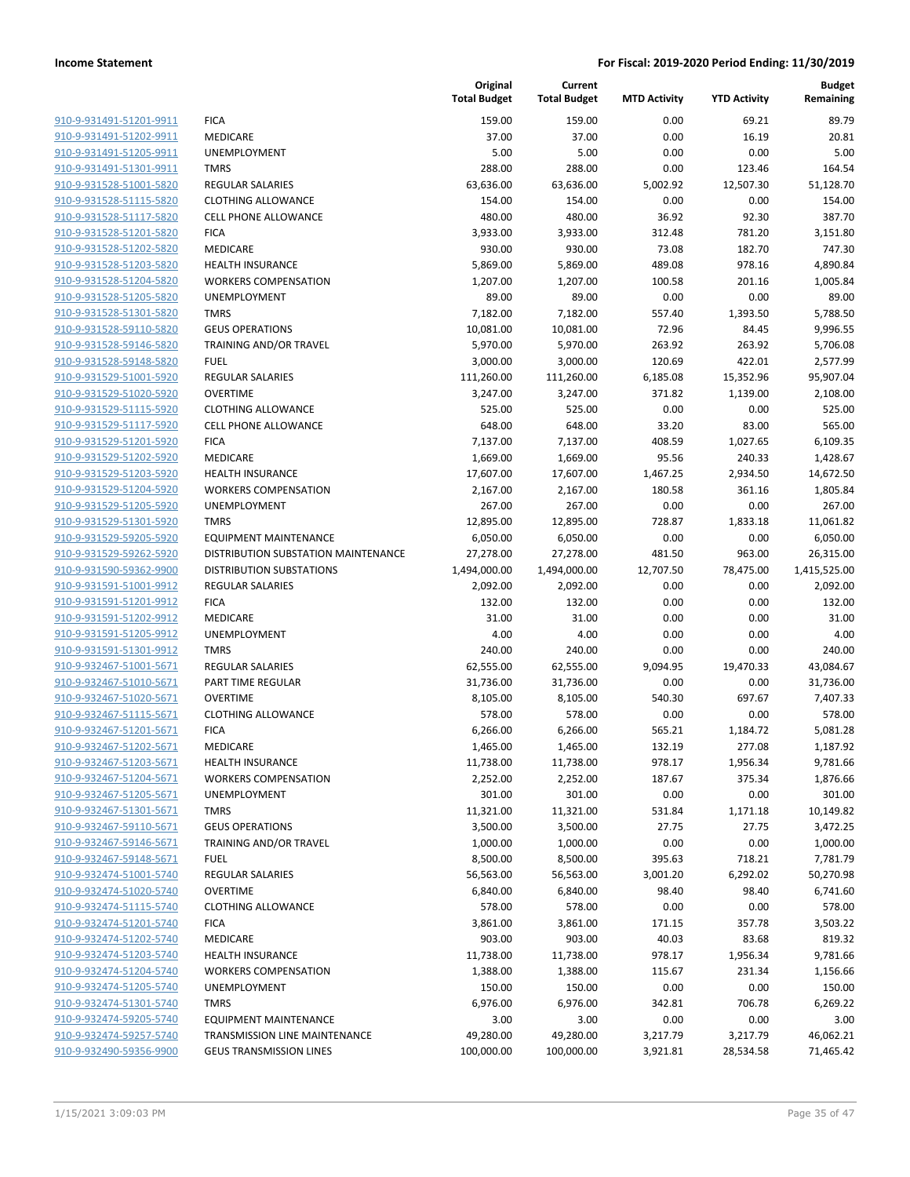| | | Original Total Budget | Current Total Budget | MTD Activity | YTD Activity | Budget Remaining |
|---|---|---|---|---|---|---|
| 910-9-931491-51201-9911 | FICA | 159.00 | 159.00 | 0.00 | 69.21 | 89.79 |
| 910-9-931491-51202-9911 | MEDICARE | 37.00 | 37.00 | 0.00 | 16.19 | 20.81 |
| 910-9-931491-51205-9911 | UNEMPLOYMENT | 5.00 | 5.00 | 0.00 | 0.00 | 5.00 |
| 910-9-931491-51301-9911 | TMRS | 288.00 | 288.00 | 0.00 | 123.46 | 164.54 |
| 910-9-931528-51001-5820 | REGULAR SALARIES | 63,636.00 | 63,636.00 | 5,002.92 | 12,507.30 | 51,128.70 |
| 910-9-931528-51115-5820 | CLOTHING ALLOWANCE | 154.00 | 154.00 | 0.00 | 0.00 | 154.00 |
| 910-9-931528-51117-5820 | CELL PHONE ALLOWANCE | 480.00 | 480.00 | 36.92 | 92.30 | 387.70 |
| 910-9-931528-51201-5820 | FICA | 3,933.00 | 3,933.00 | 312.48 | 781.20 | 3,151.80 |
| 910-9-931528-51202-5820 | MEDICARE | 930.00 | 930.00 | 73.08 | 182.70 | 747.30 |
| 910-9-931528-51203-5820 | HEALTH INSURANCE | 5,869.00 | 5,869.00 | 489.08 | 978.16 | 4,890.84 |
| 910-9-931528-51204-5820 | WORKERS COMPENSATION | 1,207.00 | 1,207.00 | 100.58 | 201.16 | 1,005.84 |
| 910-9-931528-51205-5820 | UNEMPLOYMENT | 89.00 | 89.00 | 0.00 | 0.00 | 89.00 |
| 910-9-931528-51301-5820 | TMRS | 7,182.00 | 7,182.00 | 557.40 | 1,393.50 | 5,788.50 |
| 910-9-931528-59110-5820 | GEUS OPERATIONS | 10,081.00 | 10,081.00 | 72.96 | 84.45 | 9,996.55 |
| 910-9-931528-59146-5820 | TRAINING AND/OR TRAVEL | 5,970.00 | 5,970.00 | 263.92 | 263.92 | 5,706.08 |
| 910-9-931528-59148-5820 | FUEL | 3,000.00 | 3,000.00 | 120.69 | 422.01 | 2,577.99 |
| 910-9-931529-51001-5920 | REGULAR SALARIES | 111,260.00 | 111,260.00 | 6,185.08 | 15,352.96 | 95,907.04 |
| 910-9-931529-51020-5920 | OVERTIME | 3,247.00 | 3,247.00 | 371.82 | 1,139.00 | 2,108.00 |
| 910-9-931529-51115-5920 | CLOTHING ALLOWANCE | 525.00 | 525.00 | 0.00 | 0.00 | 525.00 |
| 910-9-931529-51117-5920 | CELL PHONE ALLOWANCE | 648.00 | 648.00 | 33.20 | 83.00 | 565.00 |
| 910-9-931529-51201-5920 | FICA | 7,137.00 | 7,137.00 | 408.59 | 1,027.65 | 6,109.35 |
| 910-9-931529-51202-5920 | MEDICARE | 1,669.00 | 1,669.00 | 95.56 | 240.33 | 1,428.67 |
| 910-9-931529-51203-5920 | HEALTH INSURANCE | 17,607.00 | 17,607.00 | 1,467.25 | 2,934.50 | 14,672.50 |
| 910-9-931529-51204-5920 | WORKERS COMPENSATION | 2,167.00 | 2,167.00 | 180.58 | 361.16 | 1,805.84 |
| 910-9-931529-51205-5920 | UNEMPLOYMENT | 267.00 | 267.00 | 0.00 | 0.00 | 267.00 |
| 910-9-931529-51301-5920 | TMRS | 12,895.00 | 12,895.00 | 728.87 | 1,833.18 | 11,061.82 |
| 910-9-931529-59205-5920 | EQUIPMENT MAINTENANCE | 6,050.00 | 6,050.00 | 0.00 | 0.00 | 6,050.00 |
| 910-9-931529-59262-5920 | DISTRIBUTION SUBSTATION MAINTENANCE | 27,278.00 | 27,278.00 | 481.50 | 963.00 | 26,315.00 |
| 910-9-931590-59362-9900 | DISTRIBUTION SUBSTATIONS | 1,494,000.00 | 1,494,000.00 | 12,707.50 | 78,475.00 | 1,415,525.00 |
| 910-9-931591-51001-9912 | REGULAR SALARIES | 2,092.00 | 2,092.00 | 0.00 | 0.00 | 2,092.00 |
| 910-9-931591-51201-9912 | FICA | 132.00 | 132.00 | 0.00 | 0.00 | 132.00 |
| 910-9-931591-51202-9912 | MEDICARE | 31.00 | 31.00 | 0.00 | 0.00 | 31.00 |
| 910-9-931591-51205-9912 | UNEMPLOYMENT | 4.00 | 4.00 | 0.00 | 0.00 | 4.00 |
| 910-9-931591-51301-9912 | TMRS | 240.00 | 240.00 | 0.00 | 0.00 | 240.00 |
| 910-9-932467-51001-5671 | REGULAR SALARIES | 62,555.00 | 62,555.00 | 9,094.95 | 19,470.33 | 43,084.67 |
| 910-9-932467-51010-5671 | PART TIME REGULAR | 31,736.00 | 31,736.00 | 0.00 | 0.00 | 31,736.00 |
| 910-9-932467-51020-5671 | OVERTIME | 8,105.00 | 8,105.00 | 540.30 | 697.67 | 7,407.33 |
| 910-9-932467-51115-5671 | CLOTHING ALLOWANCE | 578.00 | 578.00 | 0.00 | 0.00 | 578.00 |
| 910-9-932467-51201-5671 | FICA | 6,266.00 | 6,266.00 | 565.21 | 1,184.72 | 5,081.28 |
| 910-9-932467-51202-5671 | MEDICARE | 1,465.00 | 1,465.00 | 132.19 | 277.08 | 1,187.92 |
| 910-9-932467-51203-5671 | HEALTH INSURANCE | 11,738.00 | 11,738.00 | 978.17 | 1,956.34 | 9,781.66 |
| 910-9-932467-51204-5671 | WORKERS COMPENSATION | 2,252.00 | 2,252.00 | 187.67 | 375.34 | 1,876.66 |
| 910-9-932467-51205-5671 | UNEMPLOYMENT | 301.00 | 301.00 | 0.00 | 0.00 | 301.00 |
| 910-9-932467-51301-5671 | TMRS | 11,321.00 | 11,321.00 | 531.84 | 1,171.18 | 10,149.82 |
| 910-9-932467-59110-5671 | GEUS OPERATIONS | 3,500.00 | 3,500.00 | 27.75 | 27.75 | 3,472.25 |
| 910-9-932467-59146-5671 | TRAINING AND/OR TRAVEL | 1,000.00 | 1,000.00 | 0.00 | 0.00 | 1,000.00 |
| 910-9-932467-59148-5671 | FUEL | 8,500.00 | 8,500.00 | 395.63 | 718.21 | 7,781.79 |
| 910-9-932474-51001-5740 | REGULAR SALARIES | 56,563.00 | 56,563.00 | 3,001.20 | 6,292.02 | 50,270.98 |
| 910-9-932474-51020-5740 | OVERTIME | 6,840.00 | 6,840.00 | 98.40 | 98.40 | 6,741.60 |
| 910-9-932474-51115-5740 | CLOTHING ALLOWANCE | 578.00 | 578.00 | 0.00 | 0.00 | 578.00 |
| 910-9-932474-51201-5740 | FICA | 3,861.00 | 3,861.00 | 171.15 | 357.78 | 3,503.22 |
| 910-9-932474-51202-5740 | MEDICARE | 903.00 | 903.00 | 40.03 | 83.68 | 819.32 |
| 910-9-932474-51203-5740 | HEALTH INSURANCE | 11,738.00 | 11,738.00 | 978.17 | 1,956.34 | 9,781.66 |
| 910-9-932474-51204-5740 | WORKERS COMPENSATION | 1,388.00 | 1,388.00 | 115.67 | 231.34 | 1,156.66 |
| 910-9-932474-51205-5740 | UNEMPLOYMENT | 150.00 | 150.00 | 0.00 | 0.00 | 150.00 |
| 910-9-932474-51301-5740 | TMRS | 6,976.00 | 6,976.00 | 342.81 | 706.78 | 6,269.22 |
| 910-9-932474-59205-5740 | EQUIPMENT MAINTENANCE | 3.00 | 3.00 | 0.00 | 0.00 | 3.00 |
| 910-9-932474-59257-5740 | TRANSMISSION LINE MAINTENANCE | 49,280.00 | 49,280.00 | 3,217.79 | 3,217.79 | 46,062.21 |
| 910-9-932490-59356-9900 | GEUS TRANSMISSION LINES | 100,000.00 | 100,000.00 | 3,921.81 | 28,534.58 | 71,465.42 |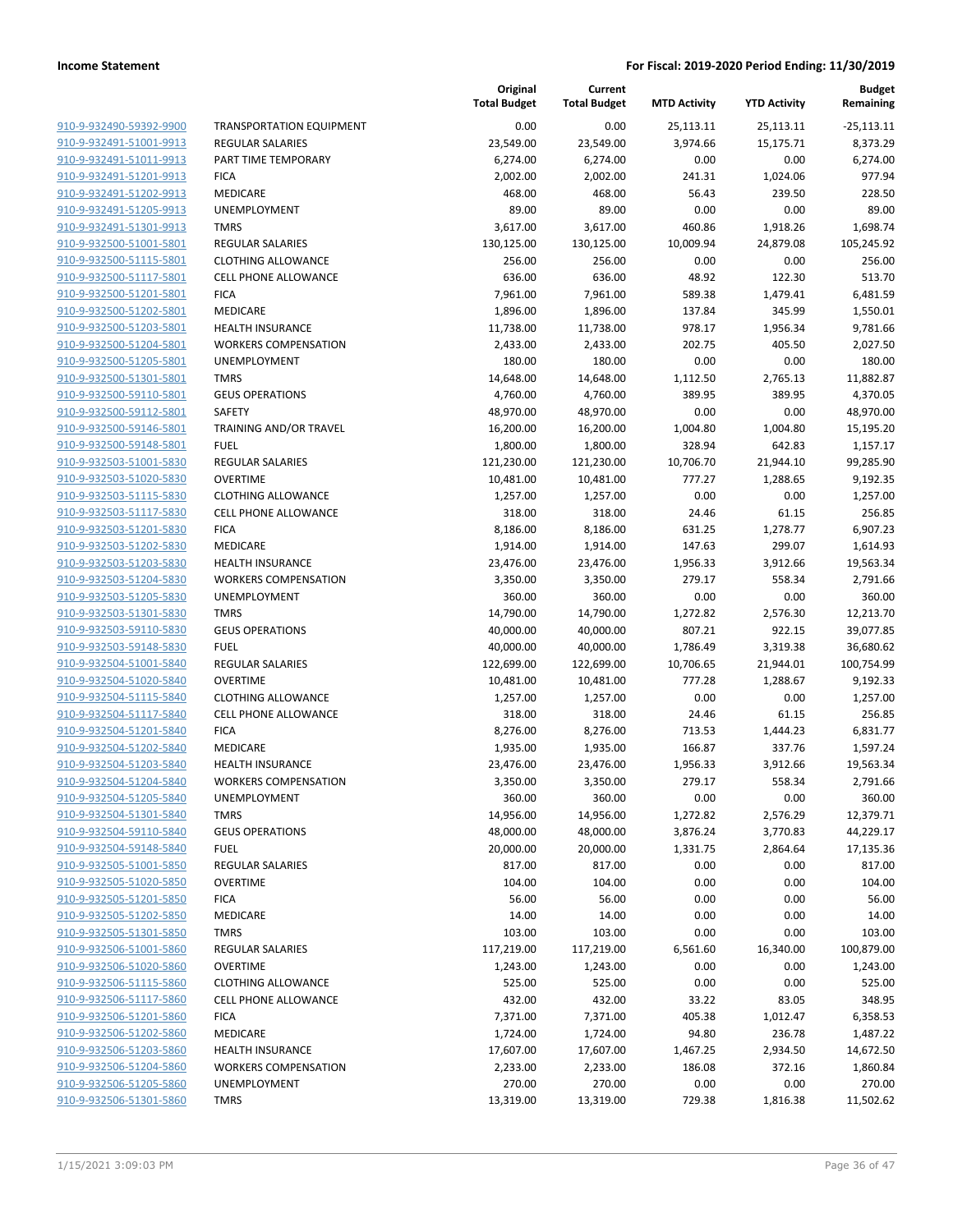| | | Original Total Budget | Current Total Budget | MTD Activity | YTD Activity | Budget Remaining |
|---|---|---|---|---|---|---|
| 910-9-932490-59392-9900 | TRANSPORTATION EQUIPMENT | 0.00 | 0.00 | 25,113.11 | 25,113.11 | -25,113.11 |
| 910-9-932491-51001-9913 | REGULAR SALARIES | 23,549.00 | 23,549.00 | 3,974.66 | 15,175.71 | 8,373.29 |
| 910-9-932491-51011-9913 | PART TIME TEMPORARY | 6,274.00 | 6,274.00 | 0.00 | 0.00 | 6,274.00 |
| 910-9-932491-51201-9913 | FICA | 2,002.00 | 2,002.00 | 241.31 | 1,024.06 | 977.94 |
| 910-9-932491-51202-9913 | MEDICARE | 468.00 | 468.00 | 56.43 | 239.50 | 228.50 |
| 910-9-932491-51205-9913 | UNEMPLOYMENT | 89.00 | 89.00 | 0.00 | 0.00 | 89.00 |
| 910-9-932491-51301-9913 | TMRS | 3,617.00 | 3,617.00 | 460.86 | 1,918.26 | 1,698.74 |
| 910-9-932500-51001-5801 | REGULAR SALARIES | 130,125.00 | 130,125.00 | 10,009.94 | 24,879.08 | 105,245.92 |
| 910-9-932500-51115-5801 | CLOTHING ALLOWANCE | 256.00 | 256.00 | 0.00 | 0.00 | 256.00 |
| 910-9-932500-51117-5801 | CELL PHONE ALLOWANCE | 636.00 | 636.00 | 48.92 | 122.30 | 513.70 |
| 910-9-932500-51201-5801 | FICA | 7,961.00 | 7,961.00 | 589.38 | 1,479.41 | 6,481.59 |
| 910-9-932500-51202-5801 | MEDICARE | 1,896.00 | 1,896.00 | 137.84 | 345.99 | 1,550.01 |
| 910-9-932500-51203-5801 | HEALTH INSURANCE | 11,738.00 | 11,738.00 | 978.17 | 1,956.34 | 9,781.66 |
| 910-9-932500-51204-5801 | WORKERS COMPENSATION | 2,433.00 | 2,433.00 | 202.75 | 405.50 | 2,027.50 |
| 910-9-932500-51205-5801 | UNEMPLOYMENT | 180.00 | 180.00 | 0.00 | 0.00 | 180.00 |
| 910-9-932500-51301-5801 | TMRS | 14,648.00 | 14,648.00 | 1,112.50 | 2,765.13 | 11,882.87 |
| 910-9-932500-59110-5801 | GEUS OPERATIONS | 4,760.00 | 4,760.00 | 389.95 | 389.95 | 4,370.05 |
| 910-9-932500-59112-5801 | SAFETY | 48,970.00 | 48,970.00 | 0.00 | 0.00 | 48,970.00 |
| 910-9-932500-59146-5801 | TRAINING AND/OR TRAVEL | 16,200.00 | 16,200.00 | 1,004.80 | 1,004.80 | 15,195.20 |
| 910-9-932500-59148-5801 | FUEL | 1,800.00 | 1,800.00 | 328.94 | 642.83 | 1,157.17 |
| 910-9-932503-51001-5830 | REGULAR SALARIES | 121,230.00 | 121,230.00 | 10,706.70 | 21,944.10 | 99,285.90 |
| 910-9-932503-51020-5830 | OVERTIME | 10,481.00 | 10,481.00 | 777.27 | 1,288.65 | 9,192.35 |
| 910-9-932503-51115-5830 | CLOTHING ALLOWANCE | 1,257.00 | 1,257.00 | 0.00 | 0.00 | 1,257.00 |
| 910-9-932503-51117-5830 | CELL PHONE ALLOWANCE | 318.00 | 318.00 | 24.46 | 61.15 | 256.85 |
| 910-9-932503-51201-5830 | FICA | 8,186.00 | 8,186.00 | 631.25 | 1,278.77 | 6,907.23 |
| 910-9-932503-51202-5830 | MEDICARE | 1,914.00 | 1,914.00 | 147.63 | 299.07 | 1,614.93 |
| 910-9-932503-51203-5830 | HEALTH INSURANCE | 23,476.00 | 23,476.00 | 1,956.33 | 3,912.66 | 19,563.34 |
| 910-9-932503-51204-5830 | WORKERS COMPENSATION | 3,350.00 | 3,350.00 | 279.17 | 558.34 | 2,791.66 |
| 910-9-932503-51205-5830 | UNEMPLOYMENT | 360.00 | 360.00 | 0.00 | 0.00 | 360.00 |
| 910-9-932503-51301-5830 | TMRS | 14,790.00 | 14,790.00 | 1,272.82 | 2,576.30 | 12,213.70 |
| 910-9-932503-59110-5830 | GEUS OPERATIONS | 40,000.00 | 40,000.00 | 807.21 | 922.15 | 39,077.85 |
| 910-9-932503-59148-5830 | FUEL | 40,000.00 | 40,000.00 | 1,786.49 | 3,319.38 | 36,680.62 |
| 910-9-932504-51001-5840 | REGULAR SALARIES | 122,699.00 | 122,699.00 | 10,706.65 | 21,944.01 | 100,754.99 |
| 910-9-932504-51020-5840 | OVERTIME | 10,481.00 | 10,481.00 | 777.28 | 1,288.67 | 9,192.33 |
| 910-9-932504-51115-5840 | CLOTHING ALLOWANCE | 1,257.00 | 1,257.00 | 0.00 | 0.00 | 1,257.00 |
| 910-9-932504-51117-5840 | CELL PHONE ALLOWANCE | 318.00 | 318.00 | 24.46 | 61.15 | 256.85 |
| 910-9-932504-51201-5840 | FICA | 8,276.00 | 8,276.00 | 713.53 | 1,444.23 | 6,831.77 |
| 910-9-932504-51202-5840 | MEDICARE | 1,935.00 | 1,935.00 | 166.87 | 337.76 | 1,597.24 |
| 910-9-932504-51203-5840 | HEALTH INSURANCE | 23,476.00 | 23,476.00 | 1,956.33 | 3,912.66 | 19,563.34 |
| 910-9-932504-51204-5840 | WORKERS COMPENSATION | 3,350.00 | 3,350.00 | 279.17 | 558.34 | 2,791.66 |
| 910-9-932504-51205-5840 | UNEMPLOYMENT | 360.00 | 360.00 | 0.00 | 0.00 | 360.00 |
| 910-9-932504-51301-5840 | TMRS | 14,956.00 | 14,956.00 | 1,272.82 | 2,576.29 | 12,379.71 |
| 910-9-932504-59110-5840 | GEUS OPERATIONS | 48,000.00 | 48,000.00 | 3,876.24 | 3,770.83 | 44,229.17 |
| 910-9-932504-59148-5840 | FUEL | 20,000.00 | 20,000.00 | 1,331.75 | 2,864.64 | 17,135.36 |
| 910-9-932505-51001-5850 | REGULAR SALARIES | 817.00 | 817.00 | 0.00 | 0.00 | 817.00 |
| 910-9-932505-51020-5850 | OVERTIME | 104.00 | 104.00 | 0.00 | 0.00 | 104.00 |
| 910-9-932505-51201-5850 | FICA | 56.00 | 56.00 | 0.00 | 0.00 | 56.00 |
| 910-9-932505-51202-5850 | MEDICARE | 14.00 | 14.00 | 0.00 | 0.00 | 14.00 |
| 910-9-932505-51301-5850 | TMRS | 103.00 | 103.00 | 0.00 | 0.00 | 103.00 |
| 910-9-932506-51001-5860 | REGULAR SALARIES | 117,219.00 | 117,219.00 | 6,561.60 | 16,340.00 | 100,879.00 |
| 910-9-932506-51020-5860 | OVERTIME | 1,243.00 | 1,243.00 | 0.00 | 0.00 | 1,243.00 |
| 910-9-932506-51115-5860 | CLOTHING ALLOWANCE | 525.00 | 525.00 | 0.00 | 0.00 | 525.00 |
| 910-9-932506-51117-5860 | CELL PHONE ALLOWANCE | 432.00 | 432.00 | 33.22 | 83.05 | 348.95 |
| 910-9-932506-51201-5860 | FICA | 7,371.00 | 7,371.00 | 405.38 | 1,012.47 | 6,358.53 |
| 910-9-932506-51202-5860 | MEDICARE | 1,724.00 | 1,724.00 | 94.80 | 236.78 | 1,487.22 |
| 910-9-932506-51203-5860 | HEALTH INSURANCE | 17,607.00 | 17,607.00 | 1,467.25 | 2,934.50 | 14,672.50 |
| 910-9-932506-51204-5860 | WORKERS COMPENSATION | 2,233.00 | 2,233.00 | 186.08 | 372.16 | 1,860.84 |
| 910-9-932506-51205-5860 | UNEMPLOYMENT | 270.00 | 270.00 | 0.00 | 0.00 | 270.00 |
| 910-9-932506-51301-5860 | TMRS | 13,319.00 | 13,319.00 | 729.38 | 1,816.38 | 11,502.62 |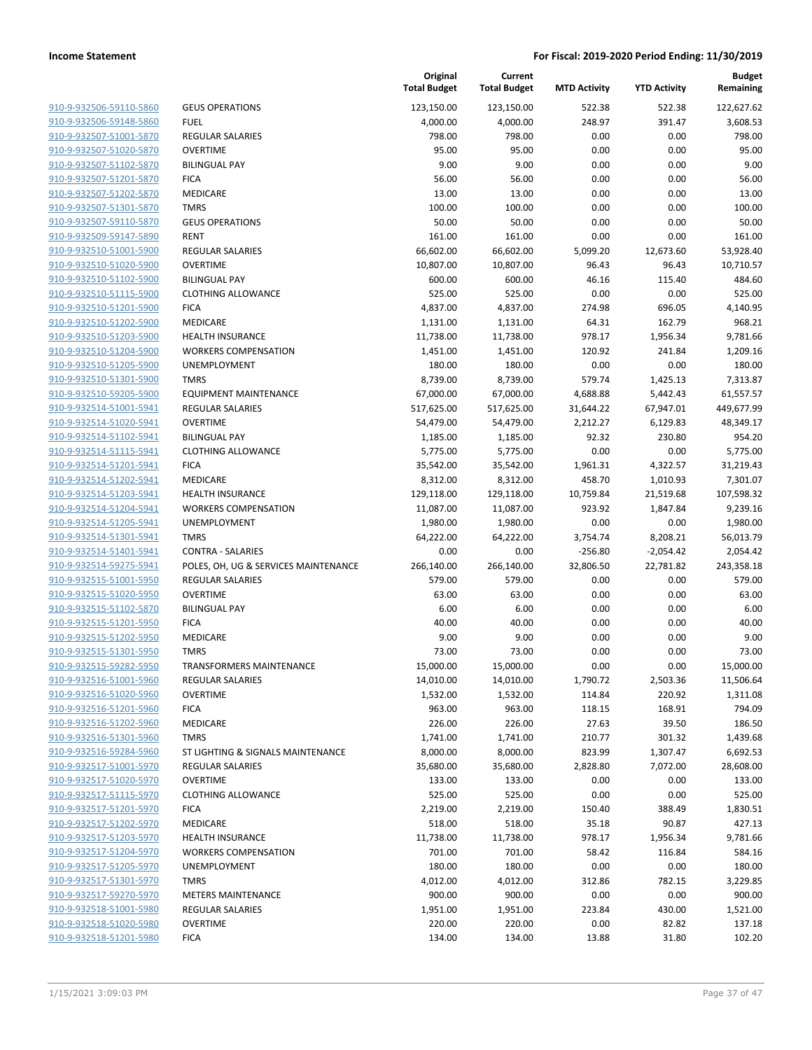| | | Original Total Budget | Current Total Budget | MTD Activity | YTD Activity | Budget Remaining |
|---|---|---|---|---|---|---|
| 910-9-932506-59110-5860 | GEUS OPERATIONS | 123,150.00 | 123,150.00 | 522.38 | 522.38 | 122,627.62 |
| 910-9-932506-59148-5860 | FUEL | 4,000.00 | 4,000.00 | 248.97 | 391.47 | 3,608.53 |
| 910-9-932507-51001-5870 | REGULAR SALARIES | 798.00 | 798.00 | 0.00 | 0.00 | 798.00 |
| 910-9-932507-51020-5870 | OVERTIME | 95.00 | 95.00 | 0.00 | 0.00 | 95.00 |
| 910-9-932507-51102-5870 | BILINGUAL PAY | 9.00 | 9.00 | 0.00 | 0.00 | 9.00 |
| 910-9-932507-51201-5870 | FICA | 56.00 | 56.00 | 0.00 | 0.00 | 56.00 |
| 910-9-932507-51202-5870 | MEDICARE | 13.00 | 13.00 | 0.00 | 0.00 | 13.00 |
| 910-9-932507-51301-5870 | TMRS | 100.00 | 100.00 | 0.00 | 0.00 | 100.00 |
| 910-9-932507-59110-5870 | GEUS OPERATIONS | 50.00 | 50.00 | 0.00 | 0.00 | 50.00 |
| 910-9-932509-59147-5890 | RENT | 161.00 | 161.00 | 0.00 | 0.00 | 161.00 |
| 910-9-932510-51001-5900 | REGULAR SALARIES | 66,602.00 | 66,602.00 | 5,099.20 | 12,673.60 | 53,928.40 |
| 910-9-932510-51020-5900 | OVERTIME | 10,807.00 | 10,807.00 | 96.43 | 96.43 | 10,710.57 |
| 910-9-932510-51102-5900 | BILINGUAL PAY | 600.00 | 600.00 | 46.16 | 115.40 | 484.60 |
| 910-9-932510-51115-5900 | CLOTHING ALLOWANCE | 525.00 | 525.00 | 0.00 | 0.00 | 525.00 |
| 910-9-932510-51201-5900 | FICA | 4,837.00 | 4,837.00 | 274.98 | 696.05 | 4,140.95 |
| 910-9-932510-51202-5900 | MEDICARE | 1,131.00 | 1,131.00 | 64.31 | 162.79 | 968.21 |
| 910-9-932510-51203-5900 | HEALTH INSURANCE | 11,738.00 | 11,738.00 | 978.17 | 1,956.34 | 9,781.66 |
| 910-9-932510-51204-5900 | WORKERS COMPENSATION | 1,451.00 | 1,451.00 | 120.92 | 241.84 | 1,209.16 |
| 910-9-932510-51205-5900 | UNEMPLOYMENT | 180.00 | 180.00 | 0.00 | 0.00 | 180.00 |
| 910-9-932510-51301-5900 | TMRS | 8,739.00 | 8,739.00 | 579.74 | 1,425.13 | 7,313.87 |
| 910-9-932510-59205-5900 | EQUIPMENT MAINTENANCE | 67,000.00 | 67,000.00 | 4,688.88 | 5,442.43 | 61,557.57 |
| 910-9-932514-51001-5941 | REGULAR SALARIES | 517,625.00 | 517,625.00 | 31,644.22 | 67,947.01 | 449,677.99 |
| 910-9-932514-51020-5941 | OVERTIME | 54,479.00 | 54,479.00 | 2,212.27 | 6,129.83 | 48,349.17 |
| 910-9-932514-51102-5941 | BILINGUAL PAY | 1,185.00 | 1,185.00 | 92.32 | 230.80 | 954.20 |
| 910-9-932514-51115-5941 | CLOTHING ALLOWANCE | 5,775.00 | 5,775.00 | 0.00 | 0.00 | 5,775.00 |
| 910-9-932514-51201-5941 | FICA | 35,542.00 | 35,542.00 | 1,961.31 | 4,322.57 | 31,219.43 |
| 910-9-932514-51202-5941 | MEDICARE | 8,312.00 | 8,312.00 | 458.70 | 1,010.93 | 7,301.07 |
| 910-9-932514-51203-5941 | HEALTH INSURANCE | 129,118.00 | 129,118.00 | 10,759.84 | 21,519.68 | 107,598.32 |
| 910-9-932514-51204-5941 | WORKERS COMPENSATION | 11,087.00 | 11,087.00 | 923.92 | 1,847.84 | 9,239.16 |
| 910-9-932514-51205-5941 | UNEMPLOYMENT | 1,980.00 | 1,980.00 | 0.00 | 0.00 | 1,980.00 |
| 910-9-932514-51301-5941 | TMRS | 64,222.00 | 64,222.00 | 3,754.74 | 8,208.21 | 56,013.79 |
| 910-9-932514-51401-5941 | CONTRA - SALARIES | 0.00 | 0.00 | -256.80 | -2,054.42 | 2,054.42 |
| 910-9-932514-59275-5941 | POLES, OH, UG & SERVICES MAINTENANCE | 266,140.00 | 266,140.00 | 32,806.50 | 22,781.82 | 243,358.18 |
| 910-9-932515-51001-5950 | REGULAR SALARIES | 579.00 | 579.00 | 0.00 | 0.00 | 579.00 |
| 910-9-932515-51020-5950 | OVERTIME | 63.00 | 63.00 | 0.00 | 0.00 | 63.00 |
| 910-9-932515-51102-5870 | BILINGUAL PAY | 6.00 | 6.00 | 0.00 | 0.00 | 6.00 |
| 910-9-932515-51201-5950 | FICA | 40.00 | 40.00 | 0.00 | 0.00 | 40.00 |
| 910-9-932515-51202-5950 | MEDICARE | 9.00 | 9.00 | 0.00 | 0.00 | 9.00 |
| 910-9-932515-51301-5950 | TMRS | 73.00 | 73.00 | 0.00 | 0.00 | 73.00 |
| 910-9-932515-59282-5950 | TRANSFORMERS MAINTENANCE | 15,000.00 | 15,000.00 | 0.00 | 0.00 | 15,000.00 |
| 910-9-932516-51001-5960 | REGULAR SALARIES | 14,010.00 | 14,010.00 | 1,790.72 | 2,503.36 | 11,506.64 |
| 910-9-932516-51020-5960 | OVERTIME | 1,532.00 | 1,532.00 | 114.84 | 220.92 | 1,311.08 |
| 910-9-932516-51201-5960 | FICA | 963.00 | 963.00 | 118.15 | 168.91 | 794.09 |
| 910-9-932516-51202-5960 | MEDICARE | 226.00 | 226.00 | 27.63 | 39.50 | 186.50 |
| 910-9-932516-51301-5960 | TMRS | 1,741.00 | 1,741.00 | 210.77 | 301.32 | 1,439.68 |
| 910-9-932516-59284-5960 | ST LIGHTING & SIGNALS MAINTENANCE | 8,000.00 | 8,000.00 | 823.99 | 1,307.47 | 6,692.53 |
| 910-9-932517-51001-5970 | REGULAR SALARIES | 35,680.00 | 35,680.00 | 2,828.80 | 7,072.00 | 28,608.00 |
| 910-9-932517-51020-5970 | OVERTIME | 133.00 | 133.00 | 0.00 | 0.00 | 133.00 |
| 910-9-932517-51115-5970 | CLOTHING ALLOWANCE | 525.00 | 525.00 | 0.00 | 0.00 | 525.00 |
| 910-9-932517-51201-5970 | FICA | 2,219.00 | 2,219.00 | 150.40 | 388.49 | 1,830.51 |
| 910-9-932517-51202-5970 | MEDICARE | 518.00 | 518.00 | 35.18 | 90.87 | 427.13 |
| 910-9-932517-51203-5970 | HEALTH INSURANCE | 11,738.00 | 11,738.00 | 978.17 | 1,956.34 | 9,781.66 |
| 910-9-932517-51204-5970 | WORKERS COMPENSATION | 701.00 | 701.00 | 58.42 | 116.84 | 584.16 |
| 910-9-932517-51205-5970 | UNEMPLOYMENT | 180.00 | 180.00 | 0.00 | 0.00 | 180.00 |
| 910-9-932517-51301-5970 | TMRS | 4,012.00 | 4,012.00 | 312.86 | 782.15 | 3,229.85 |
| 910-9-932517-59270-5970 | METERS MAINTENANCE | 900.00 | 900.00 | 0.00 | 0.00 | 900.00 |
| 910-9-932518-51001-5980 | REGULAR SALARIES | 1,951.00 | 1,951.00 | 223.84 | 430.00 | 1,521.00 |
| 910-9-932518-51020-5980 | OVERTIME | 220.00 | 220.00 | 0.00 | 82.82 | 137.18 |
| 910-9-932518-51201-5980 | FICA | 134.00 | 134.00 | 13.88 | 31.80 | 102.20 |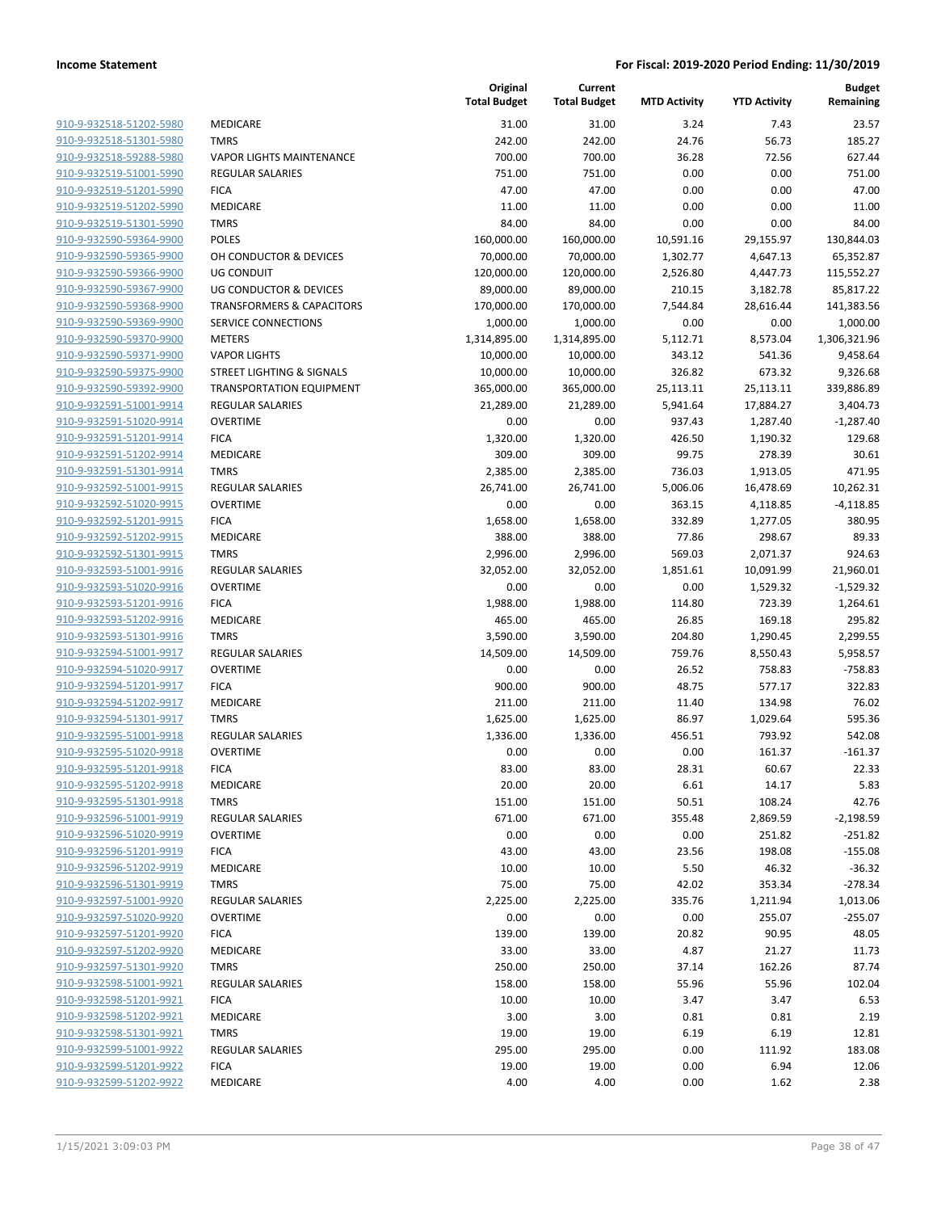| | | Original Total Budget | Current Total Budget | MTD Activity | YTD Activity | Budget Remaining |
|---|---|---|---|---|---|---|
| 910-9-932518-51202-5980 | MEDICARE | 31.00 | 31.00 | 3.24 | 7.43 | 23.57 |
| 910-9-932518-51301-5980 | TMRS | 242.00 | 242.00 | 24.76 | 56.73 | 185.27 |
| 910-9-932518-59288-5980 | VAPOR LIGHTS MAINTENANCE | 700.00 | 700.00 | 36.28 | 72.56 | 627.44 |
| 910-9-932519-51001-5990 | REGULAR SALARIES | 751.00 | 751.00 | 0.00 | 0.00 | 751.00 |
| 910-9-932519-51201-5990 | FICA | 47.00 | 47.00 | 0.00 | 0.00 | 47.00 |
| 910-9-932519-51202-5990 | MEDICARE | 11.00 | 11.00 | 0.00 | 0.00 | 11.00 |
| 910-9-932519-51301-5990 | TMRS | 84.00 | 84.00 | 0.00 | 0.00 | 84.00 |
| 910-9-932590-59364-9900 | POLES | 160,000.00 | 160,000.00 | 10,591.16 | 29,155.97 | 130,844.03 |
| 910-9-932590-59365-9900 | OH CONDUCTOR & DEVICES | 70,000.00 | 70,000.00 | 1,302.77 | 4,647.13 | 65,352.87 |
| 910-9-932590-59366-9900 | UG CONDUIT | 120,000.00 | 120,000.00 | 2,526.80 | 4,447.73 | 115,552.27 |
| 910-9-932590-59367-9900 | UG CONDUCTOR & DEVICES | 89,000.00 | 89,000.00 | 210.15 | 3,182.78 | 85,817.22 |
| 910-9-932590-59368-9900 | TRANSFORMERS & CAPACITORS | 170,000.00 | 170,000.00 | 7,544.84 | 28,616.44 | 141,383.56 |
| 910-9-932590-59369-9900 | SERVICE CONNECTIONS | 1,000.00 | 1,000.00 | 0.00 | 0.00 | 1,000.00 |
| 910-9-932590-59370-9900 | METERS | 1,314,895.00 | 1,314,895.00 | 5,112.71 | 8,573.04 | 1,306,321.96 |
| 910-9-932590-59371-9900 | VAPOR LIGHTS | 10,000.00 | 10,000.00 | 343.12 | 541.36 | 9,458.64 |
| 910-9-932590-59375-9900 | STREET LIGHTING & SIGNALS | 10,000.00 | 10,000.00 | 326.82 | 673.32 | 9,326.68 |
| 910-9-932590-59392-9900 | TRANSPORTATION EQUIPMENT | 365,000.00 | 365,000.00 | 25,113.11 | 25,113.11 | 339,886.89 |
| 910-9-932591-51001-9914 | REGULAR SALARIES | 21,289.00 | 21,289.00 | 5,941.64 | 17,884.27 | 3,404.73 |
| 910-9-932591-51020-9914 | OVERTIME | 0.00 | 0.00 | 937.43 | 1,287.40 | -1,287.40 |
| 910-9-932591-51201-9914 | FICA | 1,320.00 | 1,320.00 | 426.50 | 1,190.32 | 129.68 |
| 910-9-932591-51202-9914 | MEDICARE | 309.00 | 309.00 | 99.75 | 278.39 | 30.61 |
| 910-9-932591-51301-9914 | TMRS | 2,385.00 | 2,385.00 | 736.03 | 1,913.05 | 471.95 |
| 910-9-932592-51001-9915 | REGULAR SALARIES | 26,741.00 | 26,741.00 | 5,006.06 | 16,478.69 | 10,262.31 |
| 910-9-932592-51020-9915 | OVERTIME | 0.00 | 0.00 | 363.15 | 4,118.85 | -4,118.85 |
| 910-9-932592-51201-9915 | FICA | 1,658.00 | 1,658.00 | 332.89 | 1,277.05 | 380.95 |
| 910-9-932592-51202-9915 | MEDICARE | 388.00 | 388.00 | 77.86 | 298.67 | 89.33 |
| 910-9-932592-51301-9915 | TMRS | 2,996.00 | 2,996.00 | 569.03 | 2,071.37 | 924.63 |
| 910-9-932593-51001-9916 | REGULAR SALARIES | 32,052.00 | 32,052.00 | 1,851.61 | 10,091.99 | 21,960.01 |
| 910-9-932593-51020-9916 | OVERTIME | 0.00 | 0.00 | 0.00 | 1,529.32 | -1,529.32 |
| 910-9-932593-51201-9916 | FICA | 1,988.00 | 1,988.00 | 114.80 | 723.39 | 1,264.61 |
| 910-9-932593-51202-9916 | MEDICARE | 465.00 | 465.00 | 26.85 | 169.18 | 295.82 |
| 910-9-932593-51301-9916 | TMRS | 3,590.00 | 3,590.00 | 204.80 | 1,290.45 | 2,299.55 |
| 910-9-932594-51001-9917 | REGULAR SALARIES | 14,509.00 | 14,509.00 | 759.76 | 8,550.43 | 5,958.57 |
| 910-9-932594-51020-9917 | OVERTIME | 0.00 | 0.00 | 26.52 | 758.83 | -758.83 |
| 910-9-932594-51201-9917 | FICA | 900.00 | 900.00 | 48.75 | 577.17 | 322.83 |
| 910-9-932594-51202-9917 | MEDICARE | 211.00 | 211.00 | 11.40 | 134.98 | 76.02 |
| 910-9-932594-51301-9917 | TMRS | 1,625.00 | 1,625.00 | 86.97 | 1,029.64 | 595.36 |
| 910-9-932595-51001-9918 | REGULAR SALARIES | 1,336.00 | 1,336.00 | 456.51 | 793.92 | 542.08 |
| 910-9-932595-51020-9918 | OVERTIME | 0.00 | 0.00 | 0.00 | 161.37 | -161.37 |
| 910-9-932595-51201-9918 | FICA | 83.00 | 83.00 | 28.31 | 60.67 | 22.33 |
| 910-9-932595-51202-9918 | MEDICARE | 20.00 | 20.00 | 6.61 | 14.17 | 5.83 |
| 910-9-932595-51301-9918 | TMRS | 151.00 | 151.00 | 50.51 | 108.24 | 42.76 |
| 910-9-932596-51001-9919 | REGULAR SALARIES | 671.00 | 671.00 | 355.48 | 2,869.59 | -2,198.59 |
| 910-9-932596-51020-9919 | OVERTIME | 0.00 | 0.00 | 0.00 | 251.82 | -251.82 |
| 910-9-932596-51201-9919 | FICA | 43.00 | 43.00 | 23.56 | 198.08 | -155.08 |
| 910-9-932596-51202-9919 | MEDICARE | 10.00 | 10.00 | 5.50 | 46.32 | -36.32 |
| 910-9-932596-51301-9919 | TMRS | 75.00 | 75.00 | 42.02 | 353.34 | -278.34 |
| 910-9-932597-51001-9920 | REGULAR SALARIES | 2,225.00 | 2,225.00 | 335.76 | 1,211.94 | 1,013.06 |
| 910-9-932597-51020-9920 | OVERTIME | 0.00 | 0.00 | 0.00 | 255.07 | -255.07 |
| 910-9-932597-51201-9920 | FICA | 139.00 | 139.00 | 20.82 | 90.95 | 48.05 |
| 910-9-932597-51202-9920 | MEDICARE | 33.00 | 33.00 | 4.87 | 21.27 | 11.73 |
| 910-9-932597-51301-9920 | TMRS | 250.00 | 250.00 | 37.14 | 162.26 | 87.74 |
| 910-9-932598-51001-9921 | REGULAR SALARIES | 158.00 | 158.00 | 55.96 | 55.96 | 102.04 |
| 910-9-932598-51201-9921 | FICA | 10.00 | 10.00 | 3.47 | 3.47 | 6.53 |
| 910-9-932598-51202-9921 | MEDICARE | 3.00 | 3.00 | 0.81 | 0.81 | 2.19 |
| 910-9-932598-51301-9921 | TMRS | 19.00 | 19.00 | 6.19 | 6.19 | 12.81 |
| 910-9-932599-51001-9922 | REGULAR SALARIES | 295.00 | 295.00 | 0.00 | 111.92 | 183.08 |
| 910-9-932599-51201-9922 | FICA | 19.00 | 19.00 | 0.00 | 6.94 | 12.06 |
| 910-9-932599-51202-9922 | MEDICARE | 4.00 | 4.00 | 0.00 | 1.62 | 2.38 |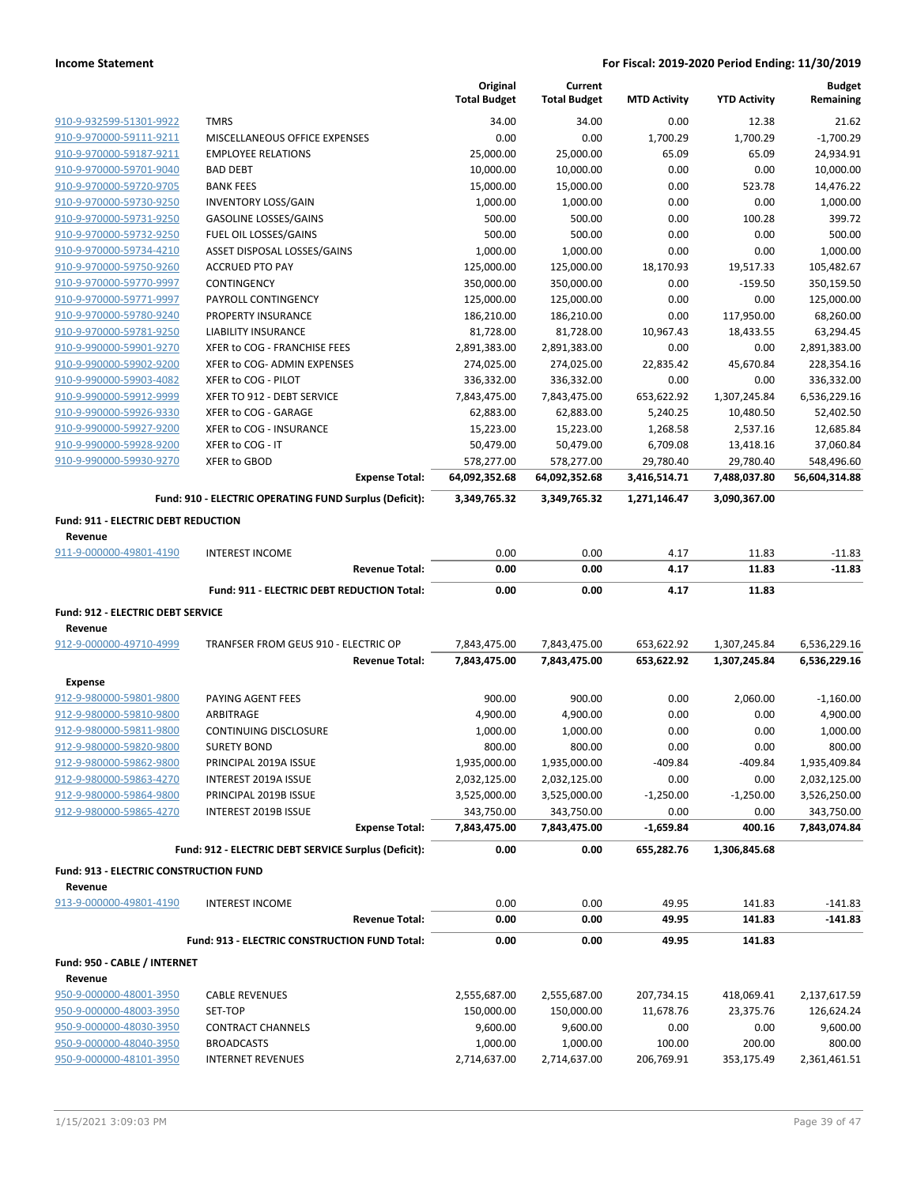## Income Statement

**For Fiscal: 2019-2020 Period Ending: 11/30/2019**

| | | Original Total Budget | Current Total Budget | MTD Activity | YTD Activity | Budget Remaining |
|---|---|---|---|---|---|---|
| 910-9-932599-51301-9922 | TMRS | 34.00 | 34.00 | 0.00 | 12.38 | 21.62 |
| 910-9-970000-59111-9211 | MISCELLANEOUS OFFICE EXPENSES | 0.00 | 0.00 | 1,700.29 | 1,700.29 | -1,700.29 |
| 910-9-970000-59187-9211 | EMPLOYEE RELATIONS | 25,000.00 | 25,000.00 | 65.09 | 65.09 | 24,934.91 |
| 910-9-970000-59701-9040 | BAD DEBT | 10,000.00 | 10,000.00 | 0.00 | 0.00 | 10,000.00 |
| 910-9-970000-59720-9705 | BANK FEES | 15,000.00 | 15,000.00 | 0.00 | 523.78 | 14,476.22 |
| 910-9-970000-59730-9250 | INVENTORY LOSS/GAIN | 1,000.00 | 1,000.00 | 0.00 | 0.00 | 1,000.00 |
| 910-9-970000-59731-9250 | GASOLINE LOSSES/GAINS | 500.00 | 500.00 | 0.00 | 100.28 | 399.72 |
| 910-9-970000-59732-9250 | FUEL OIL LOSSES/GAINS | 500.00 | 500.00 | 0.00 | 0.00 | 500.00 |
| 910-9-970000-59734-4210 | ASSET DISPOSAL LOSSES/GAINS | 1,000.00 | 1,000.00 | 0.00 | 0.00 | 1,000.00 |
| 910-9-970000-59750-9260 | ACCRUED PTO PAY | 125,000.00 | 125,000.00 | 18,170.93 | 19,517.33 | 105,482.67 |
| 910-9-970000-59770-9997 | CONTINGENCY | 350,000.00 | 350,000.00 | 0.00 | -159.50 | 350,159.50 |
| 910-9-970000-59771-9997 | PAYROLL CONTINGENCY | 125,000.00 | 125,000.00 | 0.00 | 0.00 | 125,000.00 |
| 910-9-970000-59780-9240 | PROPERTY INSURANCE | 186,210.00 | 186,210.00 | 0.00 | 117,950.00 | 68,260.00 |
| 910-9-970000-59781-9250 | LIABILITY INSURANCE | 81,728.00 | 81,728.00 | 10,967.43 | 18,433.55 | 63,294.45 |
| 910-9-990000-59901-9270 | XFER to COG - FRANCHISE FEES | 2,891,383.00 | 2,891,383.00 | 0.00 | 0.00 | 2,891,383.00 |
| 910-9-990000-59902-9200 | XFER to COG- ADMIN EXPENSES | 274,025.00 | 274,025.00 | 22,835.42 | 45,670.84 | 228,354.16 |
| 910-9-990000-59903-4082 | XFER to COG - PILOT | 336,332.00 | 336,332.00 | 0.00 | 0.00 | 336,332.00 |
| 910-9-990000-59912-9999 | XFER TO 912 - DEBT SERVICE | 7,843,475.00 | 7,843,475.00 | 653,622.92 | 1,307,245.84 | 6,536,229.16 |
| 910-9-990000-59926-9330 | XFER to COG - GARAGE | 62,883.00 | 62,883.00 | 5,240.25 | 10,480.50 | 52,402.50 |
| 910-9-990000-59927-9200 | XFER to COG - INSURANCE | 15,223.00 | 15,223.00 | 1,268.58 | 2,537.16 | 12,685.84 |
| 910-9-990000-59928-9200 | XFER to COG - IT | 50,479.00 | 50,479.00 | 6,709.08 | 13,418.16 | 37,060.84 |
| 910-9-990000-59930-9270 | XFER to GBOD | 578,277.00 | 578,277.00 | 29,780.40 | 29,780.40 | 548,496.60 |
| | **Expense Total:** | **64,092,352.68** | **64,092,352.68** | **3,416,514.71** | **7,488,037.80** | **56,604,314.88** |
| | **Fund: 910 - ELECTRIC OPERATING FUND Surplus (Deficit):** | **3,349,765.32** | **3,349,765.32** | **1,271,146.47** | **3,090,367.00** | |

**Fund: 911 - ELECTRIC DEBT REDUCTION**

**Revenue**

| | | Original Total Budget | Current Total Budget | MTD Activity | YTD Activity | Budget Remaining |
|---|---|---|---|---|---|---|
| 911-9-000000-49801-4190 | INTEREST INCOME | 0.00 | 0.00 | 4.17 | 11.83 | -11.83 |
| | **Revenue Total:** | **0.00** | **0.00** | **4.17** | **11.83** | **-11.83** |
| | **Fund: 911 - ELECTRIC DEBT REDUCTION Total:** | **0.00** | **0.00** | **4.17** | **11.83** | |

**Fund: 912 - ELECTRIC DEBT SERVICE**

**Revenue**

| | | Original Total Budget | Current Total Budget | MTD Activity | YTD Activity | Budget Remaining |
|---|---|---|---|---|---|---|
| 912-9-000000-49710-4999 | TRANFSER FROM GEUS 910 - ELECTRIC OP | 7,843,475.00 | 7,843,475.00 | 653,622.92 | 1,307,245.84 | 6,536,229.16 |
| | **Revenue Total:** | **7,843,475.00** | **7,843,475.00** | **653,622.92** | **1,307,245.84** | **6,536,229.16** |

**Expense**

| | | Original Total Budget | Current Total Budget | MTD Activity | YTD Activity | Budget Remaining |
|---|---|---|---|---|---|---|
| 912-9-980000-59801-9800 | PAYING AGENT FEES | 900.00 | 900.00 | 0.00 | 2,060.00 | -1,160.00 |
| 912-9-980000-59810-9800 | ARBITRAGE | 4,900.00 | 4,900.00 | 0.00 | 0.00 | 4,900.00 |
| 912-9-980000-59811-9800 | CONTINUING DISCLOSURE | 1,000.00 | 1,000.00 | 0.00 | 0.00 | 1,000.00 |
| 912-9-980000-59820-9800 | SURETY BOND | 800.00 | 800.00 | 0.00 | 0.00 | 800.00 |
| 912-9-980000-59862-9800 | PRINCIPAL 2019A ISSUE | 1,935,000.00 | 1,935,000.00 | -409.84 | -409.84 | 1,935,409.84 |
| 912-9-980000-59863-4270 | INTEREST 2019A ISSUE | 2,032,125.00 | 2,032,125.00 | 0.00 | 0.00 | 2,032,125.00 |
| 912-9-980000-59864-9800 | PRINCIPAL 2019B ISSUE | 3,525,000.00 | 3,525,000.00 | -1,250.00 | -1,250.00 | 3,526,250.00 |
| 912-9-980000-59865-4270 | INTEREST 2019B ISSUE | 343,750.00 | 343,750.00 | 0.00 | 0.00 | 343,750.00 |
| | **Expense Total:** | **7,843,475.00** | **7,843,475.00** | **-1,659.84** | **400.16** | **7,843,074.84** |
| | **Fund: 912 - ELECTRIC DEBT SERVICE Surplus (Deficit):** | **0.00** | **0.00** | **655,282.76** | **1,306,845.68** | |

**Fund: 913 - ELECTRIC CONSTRUCTION FUND**

**Revenue**

| | | Original Total Budget | Current Total Budget | MTD Activity | YTD Activity | Budget Remaining |
|---|---|---|---|---|---|---|
| 913-9-000000-49801-4190 | INTEREST INCOME | 0.00 | 0.00 | 49.95 | 141.83 | -141.83 |
| | **Revenue Total:** | **0.00** | **0.00** | **49.95** | **141.83** | **-141.83** |
| | **Fund: 913 - ELECTRIC CONSTRUCTION FUND Total:** | **0.00** | **0.00** | **49.95** | **141.83** | |

**Fund: 950 - CABLE / INTERNET**

**Revenue**

| | | Original Total Budget | Current Total Budget | MTD Activity | YTD Activity | Budget Remaining |
|---|---|---|---|---|---|---|
| 950-9-000000-48001-3950 | CABLE REVENUES | 2,555,687.00 | 2,555,687.00 | 207,734.15 | 418,069.41 | 2,137,617.59 |
| 950-9-000000-48003-3950 | SET-TOP | 150,000.00 | 150,000.00 | 11,678.76 | 23,375.76 | 126,624.24 |
| 950-9-000000-48030-3950 | CONTRACT CHANNELS | 9,600.00 | 9,600.00 | 0.00 | 0.00 | 9,600.00 |
| 950-9-000000-48040-3950 | BROADCASTS | 1,000.00 | 1,000.00 | 100.00 | 200.00 | 800.00 |
| 950-9-000000-48101-3950 | INTERNET REVENUES | 2,714,637.00 | 2,714,637.00 | 206,769.91 | 353,175.49 | 2,361,461.51 |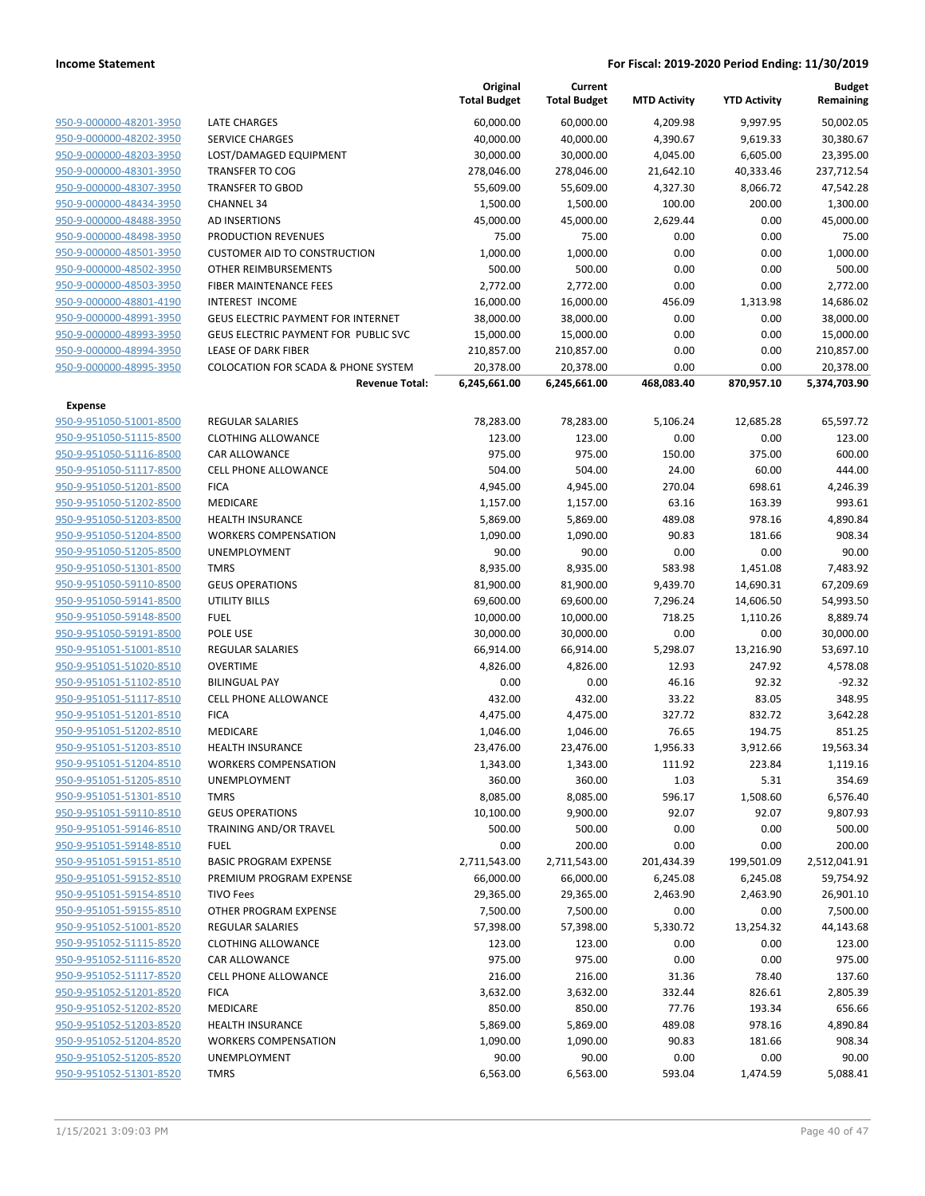| | | Original Total Budget | Current Total Budget | MTD Activity | YTD Activity | Budget Remaining |
|---|---|---|---|---|---|---|
| 950-9-000000-48201-3950 | LATE CHARGES | 60,000.00 | 60,000.00 | 4,209.98 | 9,997.95 | 50,002.05 |
| 950-9-000000-48202-3950 | SERVICE CHARGES | 40,000.00 | 40,000.00 | 4,390.67 | 9,619.33 | 30,380.67 |
| 950-9-000000-48203-3950 | LOST/DAMAGED EQUIPMENT | 30,000.00 | 30,000.00 | 4,045.00 | 6,605.00 | 23,395.00 |
| 950-9-000000-48301-3950 | TRANSFER TO COG | 278,046.00 | 278,046.00 | 21,642.10 | 40,333.46 | 237,712.54 |
| 950-9-000000-48307-3950 | TRANSFER TO GBOD | 55,609.00 | 55,609.00 | 4,327.30 | 8,066.72 | 47,542.28 |
| 950-9-000000-48434-3950 | CHANNEL 34 | 1,500.00 | 1,500.00 | 100.00 | 200.00 | 1,300.00 |
| 950-9-000000-48488-3950 | AD INSERTIONS | 45,000.00 | 45,000.00 | 2,629.44 | 0.00 | 45,000.00 |
| 950-9-000000-48498-3950 | PRODUCTION REVENUES | 75.00 | 75.00 | 0.00 | 0.00 | 75.00 |
| 950-9-000000-48501-3950 | CUSTOMER AID TO CONSTRUCTION | 1,000.00 | 1,000.00 | 0.00 | 0.00 | 1,000.00 |
| 950-9-000000-48502-3950 | OTHER REIMBURSEMENTS | 500.00 | 500.00 | 0.00 | 0.00 | 500.00 |
| 950-9-000000-48503-3950 | FIBER MAINTENANCE FEES | 2,772.00 | 2,772.00 | 0.00 | 0.00 | 2,772.00 |
| 950-9-000000-48801-4190 | INTEREST INCOME | 16,000.00 | 16,000.00 | 456.09 | 1,313.98 | 14,686.02 |
| 950-9-000000-48991-3950 | GEUS ELECTRIC PAYMENT FOR INTERNET | 38,000.00 | 38,000.00 | 0.00 | 0.00 | 38,000.00 |
| 950-9-000000-48993-3950 | GEUS ELECTRIC PAYMENT FOR PUBLIC SVC | 15,000.00 | 15,000.00 | 0.00 | 0.00 | 15,000.00 |
| 950-9-000000-48994-3950 | LEASE OF DARK FIBER | 210,857.00 | 210,857.00 | 0.00 | 0.00 | 210,857.00 |
| 950-9-000000-48995-3950 | COLOCATION FOR SCADA & PHONE SYSTEM | 20,378.00 | 20,378.00 | 0.00 | 0.00 | 20,378.00 |
| | **Revenue Total:** | **6,245,661.00** | **6,245,661.00** | **468,083.40** | **870,957.10** | **5,374,703.90** |
| **Expense** | | | | | | |
| 950-9-951050-51001-8500 | REGULAR SALARIES | 78,283.00 | 78,283.00 | 5,106.24 | 12,685.28 | 65,597.72 |
| 950-9-951050-51115-8500 | CLOTHING ALLOWANCE | 123.00 | 123.00 | 0.00 | 0.00 | 123.00 |
| 950-9-951050-51116-8500 | CAR ALLOWANCE | 975.00 | 975.00 | 150.00 | 375.00 | 600.00 |
| 950-9-951050-51117-8500 | CELL PHONE ALLOWANCE | 504.00 | 504.00 | 24.00 | 60.00 | 444.00 |
| 950-9-951050-51201-8500 | FICA | 4,945.00 | 4,945.00 | 270.04 | 698.61 | 4,246.39 |
| 950-9-951050-51202-8500 | MEDICARE | 1,157.00 | 1,157.00 | 63.16 | 163.39 | 993.61 |
| 950-9-951050-51203-8500 | HEALTH INSURANCE | 5,869.00 | 5,869.00 | 489.08 | 978.16 | 4,890.84 |
| 950-9-951050-51204-8500 | WORKERS COMPENSATION | 1,090.00 | 1,090.00 | 90.83 | 181.66 | 908.34 |
| 950-9-951050-51205-8500 | UNEMPLOYMENT | 90.00 | 90.00 | 0.00 | 0.00 | 90.00 |
| 950-9-951050-51301-8500 | TMRS | 8,935.00 | 8,935.00 | 583.98 | 1,451.08 | 7,483.92 |
| 950-9-951050-59110-8500 | GEUS OPERATIONS | 81,900.00 | 81,900.00 | 9,439.70 | 14,690.31 | 67,209.69 |
| 950-9-951050-59141-8500 | UTILITY BILLS | 69,600.00 | 69,600.00 | 7,296.24 | 14,606.50 | 54,993.50 |
| 950-9-951050-59148-8500 | FUEL | 10,000.00 | 10,000.00 | 718.25 | 1,110.26 | 8,889.74 |
| 950-9-951050-59191-8500 | POLE USE | 30,000.00 | 30,000.00 | 0.00 | 0.00 | 30,000.00 |
| 950-9-951051-51001-8510 | REGULAR SALARIES | 66,914.00 | 66,914.00 | 5,298.07 | 13,216.90 | 53,697.10 |
| 950-9-951051-51020-8510 | OVERTIME | 4,826.00 | 4,826.00 | 12.93 | 247.92 | 4,578.08 |
| 950-9-951051-51102-8510 | BILINGUAL PAY | 0.00 | 0.00 | 46.16 | 92.32 | -92.32 |
| 950-9-951051-51117-8510 | CELL PHONE ALLOWANCE | 432.00 | 432.00 | 33.22 | 83.05 | 348.95 |
| 950-9-951051-51201-8510 | FICA | 4,475.00 | 4,475.00 | 327.72 | 832.72 | 3,642.28 |
| 950-9-951051-51202-8510 | MEDICARE | 1,046.00 | 1,046.00 | 76.65 | 194.75 | 851.25 |
| 950-9-951051-51203-8510 | HEALTH INSURANCE | 23,476.00 | 23,476.00 | 1,956.33 | 3,912.66 | 19,563.34 |
| 950-9-951051-51204-8510 | WORKERS COMPENSATION | 1,343.00 | 1,343.00 | 111.92 | 223.84 | 1,119.16 |
| 950-9-951051-51205-8510 | UNEMPLOYMENT | 360.00 | 360.00 | 1.03 | 5.31 | 354.69 |
| 950-9-951051-51301-8510 | TMRS | 8,085.00 | 8,085.00 | 596.17 | 1,508.60 | 6,576.40 |
| 950-9-951051-59110-8510 | GEUS OPERATIONS | 10,100.00 | 9,900.00 | 92.07 | 92.07 | 9,807.93 |
| 950-9-951051-59146-8510 | TRAINING AND/OR TRAVEL | 500.00 | 500.00 | 0.00 | 0.00 | 500.00 |
| 950-9-951051-59148-8510 | FUEL | 0.00 | 200.00 | 0.00 | 0.00 | 200.00 |
| 950-9-951051-59151-8510 | BASIC PROGRAM EXPENSE | 2,711,543.00 | 2,711,543.00 | 201,434.39 | 199,501.09 | 2,512,041.91 |
| 950-9-951051-59152-8510 | PREMIUM PROGRAM EXPENSE | 66,000.00 | 66,000.00 | 6,245.08 | 6,245.08 | 59,754.92 |
| 950-9-951051-59154-8510 | TIVO Fees | 29,365.00 | 29,365.00 | 2,463.90 | 2,463.90 | 26,901.10 |
| 950-9-951051-59155-8510 | OTHER PROGRAM EXPENSE | 7,500.00 | 7,500.00 | 0.00 | 0.00 | 7,500.00 |
| 950-9-951052-51001-8520 | REGULAR SALARIES | 57,398.00 | 57,398.00 | 5,330.72 | 13,254.32 | 44,143.68 |
| 950-9-951052-51115-8520 | CLOTHING ALLOWANCE | 123.00 | 123.00 | 0.00 | 0.00 | 123.00 |
| 950-9-951052-51116-8520 | CAR ALLOWANCE | 975.00 | 975.00 | 0.00 | 0.00 | 975.00 |
| 950-9-951052-51117-8520 | CELL PHONE ALLOWANCE | 216.00 | 216.00 | 31.36 | 78.40 | 137.60 |
| 950-9-951052-51201-8520 | FICA | 3,632.00 | 3,632.00 | 332.44 | 826.61 | 2,805.39 |
| 950-9-951052-51202-8520 | MEDICARE | 850.00 | 850.00 | 77.76 | 193.34 | 656.66 |
| 950-9-951052-51203-8520 | HEALTH INSURANCE | 5,869.00 | 5,869.00 | 489.08 | 978.16 | 4,890.84 |
| 950-9-951052-51204-8520 | WORKERS COMPENSATION | 1,090.00 | 1,090.00 | 90.83 | 181.66 | 908.34 |
| 950-9-951052-51205-8520 | UNEMPLOYMENT | 90.00 | 90.00 | 0.00 | 0.00 | 90.00 |
| 950-9-951052-51301-8520 | TMRS | 6,563.00 | 6,563.00 | 593.04 | 1,474.59 | 5,088.41 |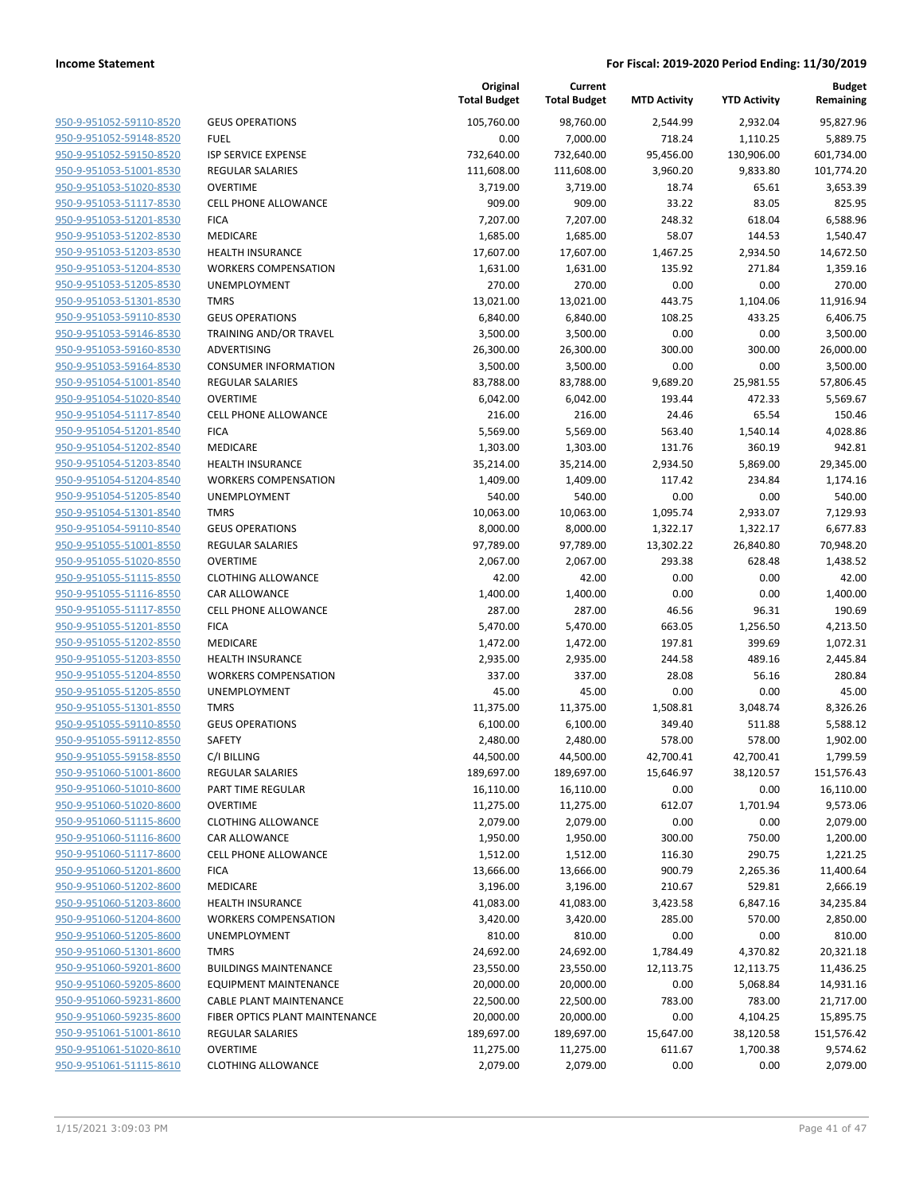**Income Statement** **For Fiscal: 2019-2020 Period Ending: 11/30/2019**

| | | Original Total Budget | Current Total Budget | MTD Activity | YTD Activity | Budget Remaining |
|---|---|---|---|---|---|---|
| 950-9-951052-59110-8520 | GEUS OPERATIONS | 105,760.00 | 98,760.00 | 2,544.99 | 2,932.04 | 95,827.96 |
| 950-9-951052-59148-8520 | FUEL | 0.00 | 7,000.00 | 718.24 | 1,110.25 | 5,889.75 |
| 950-9-951052-59150-8520 | ISP SERVICE EXPENSE | 732,640.00 | 732,640.00 | 95,456.00 | 130,906.00 | 601,734.00 |
| 950-9-951053-51001-8530 | REGULAR SALARIES | 111,608.00 | 111,608.00 | 3,960.20 | 9,833.80 | 101,774.20 |
| 950-9-951053-51020-8530 | OVERTIME | 3,719.00 | 3,719.00 | 18.74 | 65.61 | 3,653.39 |
| 950-9-951053-51117-8530 | CELL PHONE ALLOWANCE | 909.00 | 909.00 | 33.22 | 83.05 | 825.95 |
| 950-9-951053-51201-8530 | FICA | 7,207.00 | 7,207.00 | 248.32 | 618.04 | 6,588.96 |
| 950-9-951053-51202-8530 | MEDICARE | 1,685.00 | 1,685.00 | 58.07 | 144.53 | 1,540.47 |
| 950-9-951053-51203-8530 | HEALTH INSURANCE | 17,607.00 | 17,607.00 | 1,467.25 | 2,934.50 | 14,672.50 |
| 950-9-951053-51204-8530 | WORKERS COMPENSATION | 1,631.00 | 1,631.00 | 135.92 | 271.84 | 1,359.16 |
| 950-9-951053-51205-8530 | UNEMPLOYMENT | 270.00 | 270.00 | 0.00 | 0.00 | 270.00 |
| 950-9-951053-51301-8530 | TMRS | 13,021.00 | 13,021.00 | 443.75 | 1,104.06 | 11,916.94 |
| 950-9-951053-59110-8530 | GEUS OPERATIONS | 6,840.00 | 6,840.00 | 108.25 | 433.25 | 6,406.75 |
| 950-9-951053-59146-8530 | TRAINING AND/OR TRAVEL | 3,500.00 | 3,500.00 | 0.00 | 0.00 | 3,500.00 |
| 950-9-951053-59160-8530 | ADVERTISING | 26,300.00 | 26,300.00 | 300.00 | 300.00 | 26,000.00 |
| 950-9-951053-59164-8530 | CONSUMER INFORMATION | 3,500.00 | 3,500.00 | 0.00 | 0.00 | 3,500.00 |
| 950-9-951054-51001-8540 | REGULAR SALARIES | 83,788.00 | 83,788.00 | 9,689.20 | 25,981.55 | 57,806.45 |
| 950-9-951054-51020-8540 | OVERTIME | 6,042.00 | 6,042.00 | 193.44 | 472.33 | 5,569.67 |
| 950-9-951054-51117-8540 | CELL PHONE ALLOWANCE | 216.00 | 216.00 | 24.46 | 65.54 | 150.46 |
| 950-9-951054-51201-8540 | FICA | 5,569.00 | 5,569.00 | 563.40 | 1,540.14 | 4,028.86 |
| 950-9-951054-51202-8540 | MEDICARE | 1,303.00 | 1,303.00 | 131.76 | 360.19 | 942.81 |
| 950-9-951054-51203-8540 | HEALTH INSURANCE | 35,214.00 | 35,214.00 | 2,934.50 | 5,869.00 | 29,345.00 |
| 950-9-951054-51204-8540 | WORKERS COMPENSATION | 1,409.00 | 1,409.00 | 117.42 | 234.84 | 1,174.16 |
| 950-9-951054-51205-8540 | UNEMPLOYMENT | 540.00 | 540.00 | 0.00 | 0.00 | 540.00 |
| 950-9-951054-51301-8540 | TMRS | 10,063.00 | 10,063.00 | 1,095.74 | 2,933.07 | 7,129.93 |
| 950-9-951054-59110-8540 | GEUS OPERATIONS | 8,000.00 | 8,000.00 | 1,322.17 | 1,322.17 | 6,677.83 |
| 950-9-951055-51001-8550 | REGULAR SALARIES | 97,789.00 | 97,789.00 | 13,302.22 | 26,840.80 | 70,948.20 |
| 950-9-951055-51020-8550 | OVERTIME | 2,067.00 | 2,067.00 | 293.38 | 628.48 | 1,438.52 |
| 950-9-951055-51115-8550 | CLOTHING ALLOWANCE | 42.00 | 42.00 | 0.00 | 0.00 | 42.00 |
| 950-9-951055-51116-8550 | CAR ALLOWANCE | 1,400.00 | 1,400.00 | 0.00 | 0.00 | 1,400.00 |
| 950-9-951055-51117-8550 | CELL PHONE ALLOWANCE | 287.00 | 287.00 | 46.56 | 96.31 | 190.69 |
| 950-9-951055-51201-8550 | FICA | 5,470.00 | 5,470.00 | 663.05 | 1,256.50 | 4,213.50 |
| 950-9-951055-51202-8550 | MEDICARE | 1,472.00 | 1,472.00 | 197.81 | 399.69 | 1,072.31 |
| 950-9-951055-51203-8550 | HEALTH INSURANCE | 2,935.00 | 2,935.00 | 244.58 | 489.16 | 2,445.84 |
| 950-9-951055-51204-8550 | WORKERS COMPENSATION | 337.00 | 337.00 | 28.08 | 56.16 | 280.84 |
| 950-9-951055-51205-8550 | UNEMPLOYMENT | 45.00 | 45.00 | 0.00 | 0.00 | 45.00 |
| 950-9-951055-51301-8550 | TMRS | 11,375.00 | 11,375.00 | 1,508.81 | 3,048.74 | 8,326.26 |
| 950-9-951055-59110-8550 | GEUS OPERATIONS | 6,100.00 | 6,100.00 | 349.40 | 511.88 | 5,588.12 |
| 950-9-951055-59112-8550 | SAFETY | 2,480.00 | 2,480.00 | 578.00 | 578.00 | 1,902.00 |
| 950-9-951055-59158-8550 | C/I BILLING | 44,500.00 | 44,500.00 | 42,700.41 | 42,700.41 | 1,799.59 |
| 950-9-951060-51001-8600 | REGULAR SALARIES | 189,697.00 | 189,697.00 | 15,646.97 | 38,120.57 | 151,576.43 |
| 950-9-951060-51010-8600 | PART TIME REGULAR | 16,110.00 | 16,110.00 | 0.00 | 0.00 | 16,110.00 |
| 950-9-951060-51020-8600 | OVERTIME | 11,275.00 | 11,275.00 | 612.07 | 1,701.94 | 9,573.06 |
| 950-9-951060-51115-8600 | CLOTHING ALLOWANCE | 2,079.00 | 2,079.00 | 0.00 | 0.00 | 2,079.00 |
| 950-9-951060-51116-8600 | CAR ALLOWANCE | 1,950.00 | 1,950.00 | 300.00 | 750.00 | 1,200.00 |
| 950-9-951060-51117-8600 | CELL PHONE ALLOWANCE | 1,512.00 | 1,512.00 | 116.30 | 290.75 | 1,221.25 |
| 950-9-951060-51201-8600 | FICA | 13,666.00 | 13,666.00 | 900.79 | 2,265.36 | 11,400.64 |
| 950-9-951060-51202-8600 | MEDICARE | 3,196.00 | 3,196.00 | 210.67 | 529.81 | 2,666.19 |
| 950-9-951060-51203-8600 | HEALTH INSURANCE | 41,083.00 | 41,083.00 | 3,423.58 | 6,847.16 | 34,235.84 |
| 950-9-951060-51204-8600 | WORKERS COMPENSATION | 3,420.00 | 3,420.00 | 285.00 | 570.00 | 2,850.00 |
| 950-9-951060-51205-8600 | UNEMPLOYMENT | 810.00 | 810.00 | 0.00 | 0.00 | 810.00 |
| 950-9-951060-51301-8600 | TMRS | 24,692.00 | 24,692.00 | 1,784.49 | 4,370.82 | 20,321.18 |
| 950-9-951060-59201-8600 | BUILDINGS MAINTENANCE | 23,550.00 | 23,550.00 | 12,113.75 | 12,113.75 | 11,436.25 |
| 950-9-951060-59205-8600 | EQUIPMENT MAINTENANCE | 20,000.00 | 20,000.00 | 0.00 | 5,068.84 | 14,931.16 |
| 950-9-951060-59231-8600 | CABLE PLANT MAINTENANCE | 22,500.00 | 22,500.00 | 783.00 | 783.00 | 21,717.00 |
| 950-9-951060-59235-8600 | FIBER OPTICS PLANT MAINTENANCE | 20,000.00 | 20,000.00 | 0.00 | 4,104.25 | 15,895.75 |
| 950-9-951061-51001-8610 | REGULAR SALARIES | 189,697.00 | 189,697.00 | 15,647.00 | 38,120.58 | 151,576.42 |
| 950-9-951061-51020-8610 | OVERTIME | 11,275.00 | 11,275.00 | 611.67 | 1,700.38 | 9,574.62 |
| 950-9-951061-51115-8610 | CLOTHING ALLOWANCE | 2,079.00 | 2,079.00 | 0.00 | 0.00 | 2,079.00 |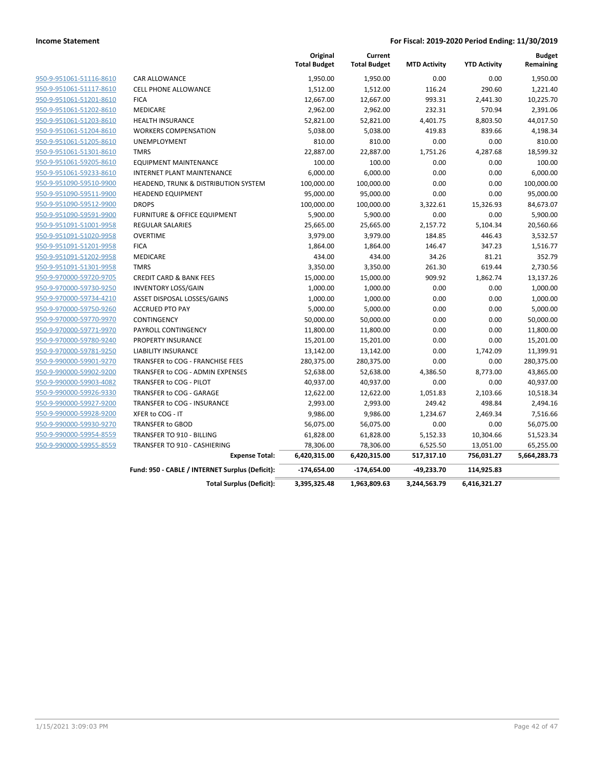**Income Statement** | **For Fiscal: 2019-2020 Period Ending: 11/30/2019**

| | | Original Total Budget | Current Total Budget | MTD Activity | YTD Activity | Budget Remaining |
|---|---|---|---|---|---|---|
| 950-9-951061-51116-8610 | CAR ALLOWANCE | 1,950.00 | 1,950.00 | 0.00 | 0.00 | 1,950.00 |
| 950-9-951061-51117-8610 | CELL PHONE ALLOWANCE | 1,512.00 | 1,512.00 | 116.24 | 290.60 | 1,221.40 |
| 950-9-951061-51201-8610 | FICA | 12,667.00 | 12,667.00 | 993.31 | 2,441.30 | 10,225.70 |
| 950-9-951061-51202-8610 | MEDICARE | 2,962.00 | 2,962.00 | 232.31 | 570.94 | 2,391.06 |
| 950-9-951061-51203-8610 | HEALTH INSURANCE | 52,821.00 | 52,821.00 | 4,401.75 | 8,803.50 | 44,017.50 |
| 950-9-951061-51204-8610 | WORKERS COMPENSATION | 5,038.00 | 5,038.00 | 419.83 | 839.66 | 4,198.34 |
| 950-9-951061-51205-8610 | UNEMPLOYMENT | 810.00 | 810.00 | 0.00 | 0.00 | 810.00 |
| 950-9-951061-51301-8610 | TMRS | 22,887.00 | 22,887.00 | 1,751.26 | 4,287.68 | 18,599.32 |
| 950-9-951061-59205-8610 | EQUIPMENT MAINTENANCE | 100.00 | 100.00 | 0.00 | 0.00 | 100.00 |
| 950-9-951061-59233-8610 | INTERNET PLANT MAINTENANCE | 6,000.00 | 6,000.00 | 0.00 | 0.00 | 6,000.00 |
| 950-9-951090-59510-9900 | HEADEND, TRUNK & DISTRIBUTION SYSTEM | 100,000.00 | 100,000.00 | 0.00 | 0.00 | 100,000.00 |
| 950-9-951090-59511-9900 | HEADEND EQUIPMENT | 95,000.00 | 95,000.00 | 0.00 | 0.00 | 95,000.00 |
| 950-9-951090-59512-9900 | DROPS | 100,000.00 | 100,000.00 | 3,322.61 | 15,326.93 | 84,673.07 |
| 950-9-951090-59591-9900 | FURNITURE & OFFICE EQUIPMENT | 5,900.00 | 5,900.00 | 0.00 | 0.00 | 5,900.00 |
| 950-9-951091-51001-9958 | REGULAR SALARIES | 25,665.00 | 25,665.00 | 2,157.72 | 5,104.34 | 20,560.66 |
| 950-9-951091-51020-9958 | OVERTIME | 3,979.00 | 3,979.00 | 184.85 | 446.43 | 3,532.57 |
| 950-9-951091-51201-9958 | FICA | 1,864.00 | 1,864.00 | 146.47 | 347.23 | 1,516.77 |
| 950-9-951091-51202-9958 | MEDICARE | 434.00 | 434.00 | 34.26 | 81.21 | 352.79 |
| 950-9-951091-51301-9958 | TMRS | 3,350.00 | 3,350.00 | 261.30 | 619.44 | 2,730.56 |
| 950-9-951091-59720-9705 | CREDIT CARD & BANK FEES | 15,000.00 | 15,000.00 | 909.92 | 1,862.74 | 13,137.26 |
| 950-9-970000-59730-9250 | INVENTORY LOSS/GAIN | 1,000.00 | 1,000.00 | 0.00 | 0.00 | 1,000.00 |
| 950-9-970000-59734-4210 | ASSET DISPOSAL LOSSES/GAINS | 1,000.00 | 1,000.00 | 0.00 | 0.00 | 1,000.00 |
| 950-9-970000-59750-9260 | ACCRUED PTO PAY | 5,000.00 | 5,000.00 | 0.00 | 0.00 | 5,000.00 |
| 950-9-970000-59770-9970 | CONTINGENCY | 50,000.00 | 50,000.00 | 0.00 | 0.00 | 50,000.00 |
| 950-9-970000-59771-9970 | PAYROLL CONTINGENCY | 11,800.00 | 11,800.00 | 0.00 | 0.00 | 11,800.00 |
| 950-9-970000-59780-9240 | PROPERTY INSURANCE | 15,201.00 | 15,201.00 | 0.00 | 0.00 | 15,201.00 |
| 950-9-970000-59781-9250 | LIABILITY INSURANCE | 13,142.00 | 13,142.00 | 0.00 | 1,742.09 | 11,399.91 |
| 950-9-990000-59901-9270 | TRANSFER to COG - FRANCHISE FEES | 280,375.00 | 280,375.00 | 0.00 | 0.00 | 280,375.00 |
| 950-9-990000-59902-9200 | TRANSFER to COG - ADMIN EXPENSES | 52,638.00 | 52,638.00 | 4,386.50 | 8,773.00 | 43,865.00 |
| 950-9-990000-59903-4082 | TRANSFER to COG - PILOT | 40,937.00 | 40,937.00 | 0.00 | 0.00 | 40,937.00 |
| 950-9-990000-59926-9330 | TRANSFER to COG - GARAGE | 12,622.00 | 12,622.00 | 1,051.83 | 2,103.66 | 10,518.34 |
| 950-9-990000-59927-9200 | TRANSFER to COG - INSURANCE | 2,993.00 | 2,993.00 | 249.42 | 498.84 | 2,494.16 |
| 950-9-990000-59928-9200 | XFER to COG - IT | 9,986.00 | 9,986.00 | 1,234.67 | 2,469.34 | 7,516.66 |
| 950-9-990000-59930-9270 | TRANSFER to GBOD | 56,075.00 | 56,075.00 | 0.00 | 0.00 | 56,075.00 |
| 950-9-990000-59954-8559 | TRANSFER TO 910 - BILLING | 61,828.00 | 61,828.00 | 5,152.33 | 10,304.66 | 51,523.34 |
| 950-9-990000-59955-8559 | TRANSFER TO 910 - CASHIERING | 78,306.00 | 78,306.00 | 6,525.50 | 13,051.00 | 65,255.00 |
| | **Expense Total:** | **6,420,315.00** | **6,420,315.00** | **517,317.10** | **756,031.27** | **5,664,283.73** |
| | **Fund: 950 - CABLE / INTERNET Surplus (Deficit):** | **-174,654.00** | **-174,654.00** | **-49,233.70** | **114,925.83** | |
| | **Total Surplus (Deficit):** | **3,395,325.48** | **1,963,809.63** | **3,244,563.79** | **6,416,321.27** | |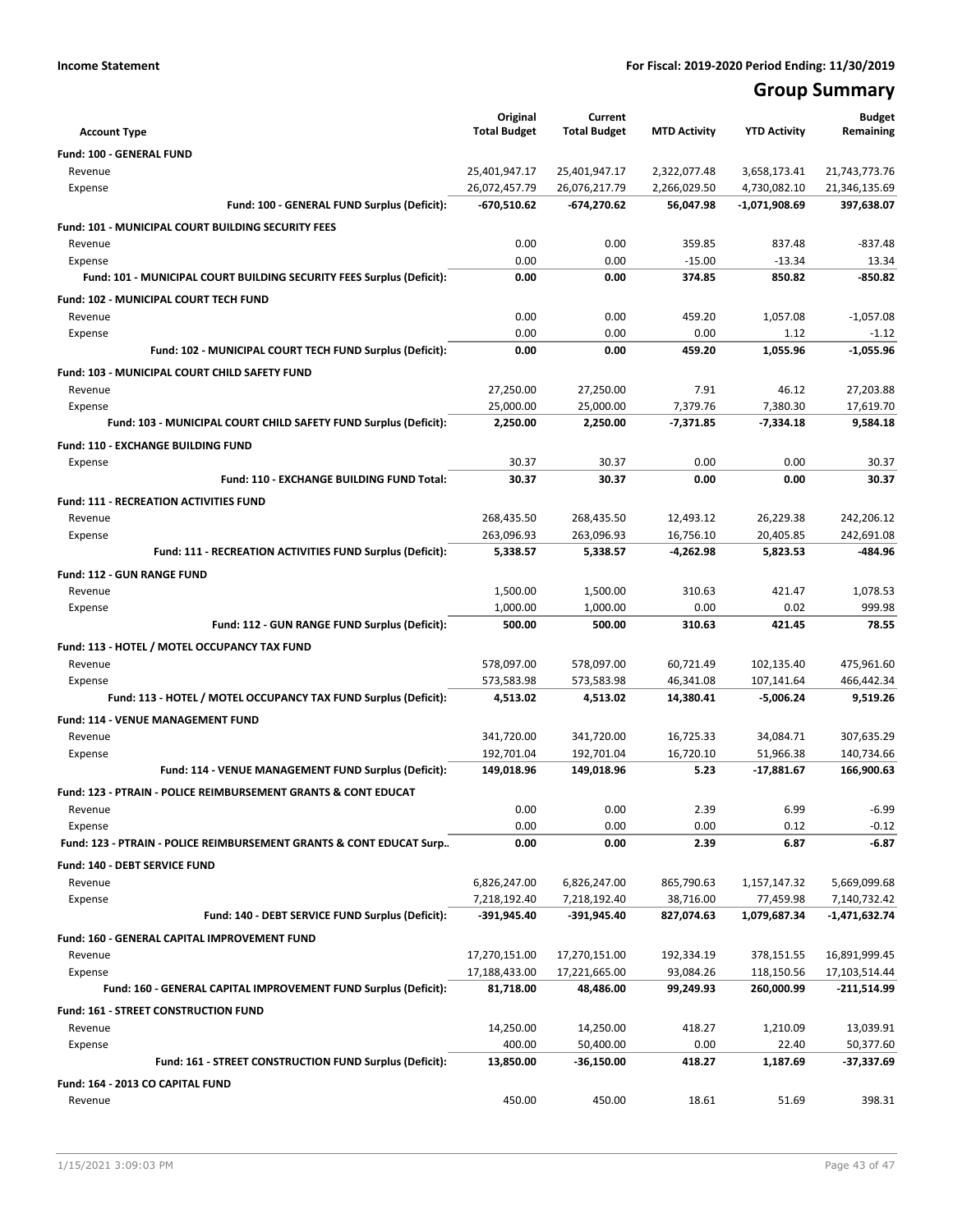**Income Statement** **For Fiscal: 2019-2020 Period Ending: 11/30/2019**

# Group Summary

| Account Type | Original Total Budget | Current Total Budget | MTD Activity | YTD Activity | Budget Remaining |
|---|---|---|---|---|---|
| **Fund: 100 - GENERAL FUND** | | | | | |
| Revenue | 25,401,947.17 | 25,401,947.17 | 2,322,077.48 | 3,658,173.41 | 21,743,773.76 |
| Expense | 26,072,457.79 | 26,076,217.79 | 2,266,029.50 | 4,730,082.10 | 21,346,135.69 |
| **Fund: 100 - GENERAL FUND Surplus (Deficit):** | **-670,510.62** | **-674,270.62** | **56,047.98** | **-1,071,908.69** | **397,638.07** |
| **Fund: 101 - MUNICIPAL COURT BUILDING SECURITY FEES** | | | | | |
| Revenue | 0.00 | 0.00 | 359.85 | 837.48 | -837.48 |
| Expense | 0.00 | 0.00 | -15.00 | -13.34 | 13.34 |
| **Fund: 101 - MUNICIPAL COURT BUILDING SECURITY FEES Surplus (Deficit):** | **0.00** | **0.00** | **374.85** | **850.82** | **-850.82** |
| **Fund: 102 - MUNICIPAL COURT TECH FUND** | | | | | |
| Revenue | 0.00 | 0.00 | 459.20 | 1,057.08 | -1,057.08 |
| Expense | 0.00 | 0.00 | 0.00 | 1.12 | -1.12 |
| **Fund: 102 - MUNICIPAL COURT TECH FUND Surplus (Deficit):** | **0.00** | **0.00** | **459.20** | **1,055.96** | **-1,055.96** |
| **Fund: 103 - MUNICIPAL COURT CHILD SAFETY FUND** | | | | | |
| Revenue | 27,250.00 | 27,250.00 | 7.91 | 46.12 | 27,203.88 |
| Expense | 25,000.00 | 25,000.00 | 7,379.76 | 7,380.30 | 17,619.70 |
| **Fund: 103 - MUNICIPAL COURT CHILD SAFETY FUND Surplus (Deficit):** | **2,250.00** | **2,250.00** | **-7,371.85** | **-7,334.18** | **9,584.18** |
| **Fund: 110 - EXCHANGE BUILDING FUND** | | | | | |
| Expense | 30.37 | 30.37 | 0.00 | 0.00 | 30.37 |
| **Fund: 110 - EXCHANGE BUILDING FUND Total:** | **30.37** | **30.37** | **0.00** | **0.00** | **30.37** |
| **Fund: 111 - RECREATION ACTIVITIES FUND** | | | | | |
| Revenue | 268,435.50 | 268,435.50 | 12,493.12 | 26,229.38 | 242,206.12 |
| Expense | 263,096.93 | 263,096.93 | 16,756.10 | 20,405.85 | 242,691.08 |
| **Fund: 111 - RECREATION ACTIVITIES FUND Surplus (Deficit):** | **5,338.57** | **5,338.57** | **-4,262.98** | **5,823.53** | **-484.96** |
| **Fund: 112 - GUN RANGE FUND** | | | | | |
| Revenue | 1,500.00 | 1,500.00 | 310.63 | 421.47 | 1,078.53 |
| Expense | 1,000.00 | 1,000.00 | 0.00 | 0.02 | 999.98 |
| **Fund: 112 - GUN RANGE FUND Surplus (Deficit):** | **500.00** | **500.00** | **310.63** | **421.45** | **78.55** |
| **Fund: 113 - HOTEL / MOTEL OCCUPANCY TAX FUND** | | | | | |
| Revenue | 578,097.00 | 578,097.00 | 60,721.49 | 102,135.40 | 475,961.60 |
| Expense | 573,583.98 | 573,583.98 | 46,341.08 | 107,141.64 | 466,442.34 |
| **Fund: 113 - HOTEL / MOTEL OCCUPANCY TAX FUND Surplus (Deficit):** | **4,513.02** | **4,513.02** | **14,380.41** | **-5,006.24** | **9,519.26** |
| **Fund: 114 - VENUE MANAGEMENT FUND** | | | | | |
| Revenue | 341,720.00 | 341,720.00 | 16,725.33 | 34,084.71 | 307,635.29 |
| Expense | 192,701.04 | 192,701.04 | 16,720.10 | 51,966.38 | 140,734.66 |
| **Fund: 114 - VENUE MANAGEMENT FUND Surplus (Deficit):** | **149,018.96** | **149,018.96** | **5.23** | **-17,881.67** | **166,900.63** |
| **Fund: 123 - PTRAIN - POLICE REIMBURSEMENT GRANTS & CONT EDUCAT** | | | | | |
| Revenue | 0.00 | 0.00 | 2.39 | 6.99 | -6.99 |
| Expense | 0.00 | 0.00 | 0.00 | 0.12 | -0.12 |
| **Fund: 123 - PTRAIN - POLICE REIMBURSEMENT GRANTS & CONT EDUCAT Surp..** | **0.00** | **0.00** | **2.39** | **6.87** | **-6.87** |
| **Fund: 140 - DEBT SERVICE FUND** | | | | | |
| Revenue | 6,826,247.00 | 6,826,247.00 | 865,790.63 | 1,157,147.32 | 5,669,099.68 |
| Expense | 7,218,192.40 | 7,218,192.40 | 38,716.00 | 77,459.98 | 7,140,732.42 |
| **Fund: 140 - DEBT SERVICE FUND Surplus (Deficit):** | **-391,945.40** | **-391,945.40** | **827,074.63** | **1,079,687.34** | **-1,471,632.74** |
| **Fund: 160 - GENERAL CAPITAL IMPROVEMENT FUND** | | | | | |
| Revenue | 17,270,151.00 | 17,270,151.00 | 192,334.19 | 378,151.55 | 16,891,999.45 |
| Expense | 17,188,433.00 | 17,221,665.00 | 93,084.26 | 118,150.56 | 17,103,514.44 |
| **Fund: 160 - GENERAL CAPITAL IMPROVEMENT FUND Surplus (Deficit):** | **81,718.00** | **48,486.00** | **99,249.93** | **260,000.99** | **-211,514.99** |
| **Fund: 161 - STREET CONSTRUCTION FUND** | | | | | |
| Revenue | 14,250.00 | 14,250.00 | 418.27 | 1,210.09 | 13,039.91 |
| Expense | 400.00 | 50,400.00 | 0.00 | 22.40 | 50,377.60 |
| **Fund: 161 - STREET CONSTRUCTION FUND Surplus (Deficit):** | **13,850.00** | **-36,150.00** | **418.27** | **1,187.69** | **-37,337.69** |
| **Fund: 164 - 2013 CO CAPITAL FUND** | | | | | |
| Revenue | 450.00 | 450.00 | 18.61 | 51.69 | 398.31 |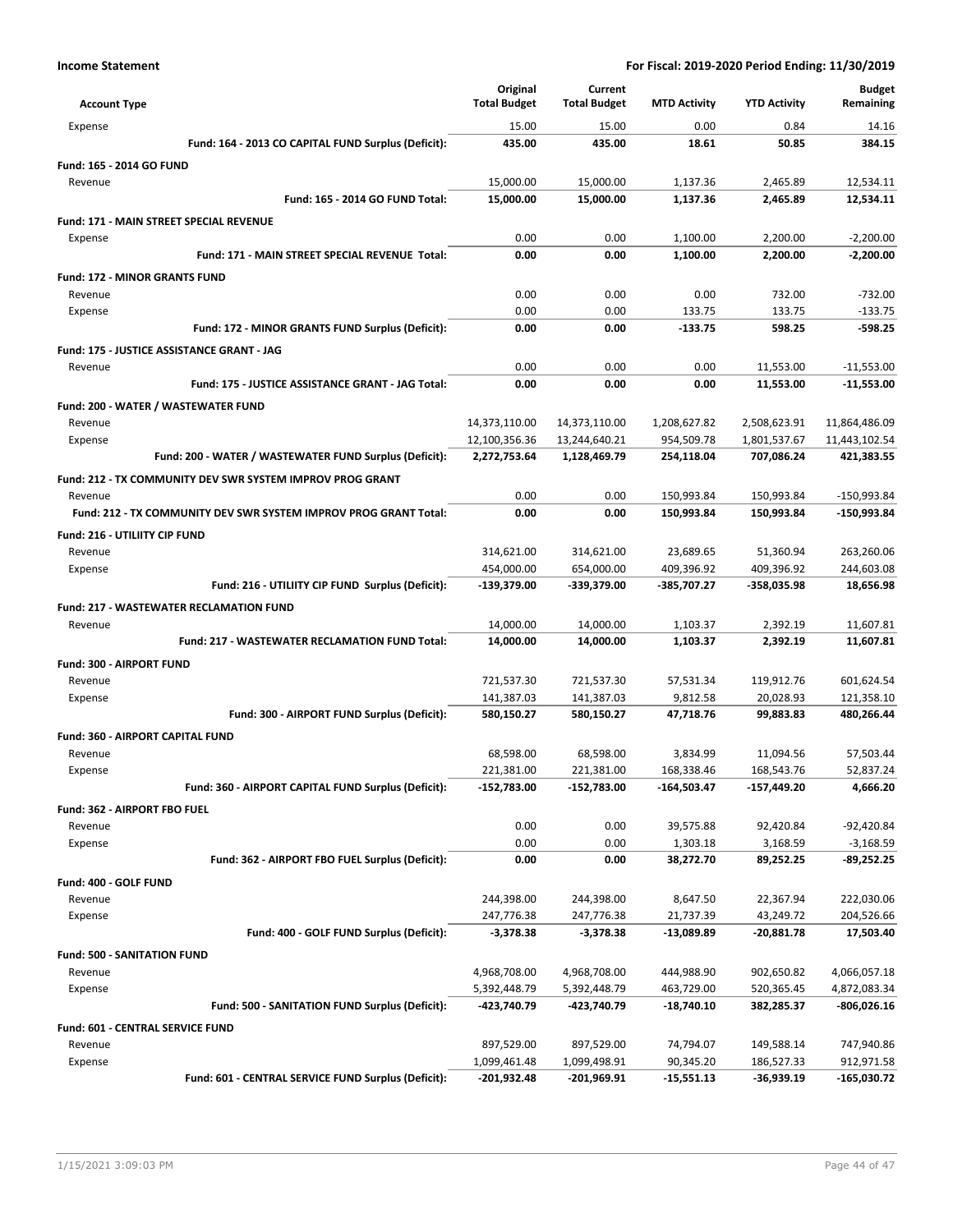**Income Statement** | **For Fiscal: 2019-2020 Period Ending: 11/30/2019**

| Account Type | Original Total Budget | Current Total Budget | MTD Activity | YTD Activity | Budget Remaining |
|---|---|---|---|---|---|
| Expense | 15.00 | 15.00 | 0.00 | 0.84 | 14.16 |
| **Fund: 164 - 2013 CO CAPITAL FUND Surplus (Deficit):** | **435.00** | **435.00** | **18.61** | **50.85** | **384.15** |
| **Fund: 165 - 2014 GO FUND** | | | | | |
| Revenue | 15,000.00 | 15,000.00 | 1,137.36 | 2,465.89 | 12,534.11 |
| **Fund: 165 - 2014 GO FUND Total:** | **15,000.00** | **15,000.00** | **1,137.36** | **2,465.89** | **12,534.11** |
| **Fund: 171 - MAIN STREET SPECIAL REVENUE** | | | | | |
| Expense | 0.00 | 0.00 | 1,100.00 | 2,200.00 | -2,200.00 |
| **Fund: 171 - MAIN STREET SPECIAL REVENUE Total:** | **0.00** | **0.00** | **1,100.00** | **2,200.00** | **-2,200.00** |
| **Fund: 172 - MINOR GRANTS FUND** | | | | | |
| Revenue | 0.00 | 0.00 | 0.00 | 732.00 | -732.00 |
| Expense | 0.00 | 0.00 | 133.75 | 133.75 | -133.75 |
| **Fund: 172 - MINOR GRANTS FUND Surplus (Deficit):** | **0.00** | **0.00** | **-133.75** | **598.25** | **-598.25** |
| **Fund: 175 - JUSTICE ASSISTANCE GRANT - JAG** | | | | | |
| Revenue | 0.00 | 0.00 | 0.00 | 11,553.00 | -11,553.00 |
| **Fund: 175 - JUSTICE ASSISTANCE GRANT - JAG Total:** | **0.00** | **0.00** | **0.00** | **11,553.00** | **-11,553.00** |
| **Fund: 200 - WATER / WASTEWATER FUND** | | | | | |
| Revenue | 14,373,110.00 | 14,373,110.00 | 1,208,627.82 | 2,508,623.91 | 11,864,486.09 |
| Expense | 12,100,356.36 | 13,244,640.21 | 954,509.78 | 1,801,537.67 | 11,443,102.54 |
| **Fund: 200 - WATER / WASTEWATER FUND Surplus (Deficit):** | **2,272,753.64** | **1,128,469.79** | **254,118.04** | **707,086.24** | **421,383.55** |
| **Fund: 212 - TX COMMUNITY DEV SWR SYSTEM IMPROV PROG GRANT** | | | | | |
| Revenue | 0.00 | 0.00 | 150,993.84 | 150,993.84 | -150,993.84 |
| **Fund: 212 - TX COMMUNITY DEV SWR SYSTEM IMPROV PROG GRANT Total:** | **0.00** | **0.00** | **150,993.84** | **150,993.84** | **-150,993.84** |
| **Fund: 216 - UTILIITY CIP FUND** | | | | | |
| Revenue | 314,621.00 | 314,621.00 | 23,689.65 | 51,360.94 | 263,260.06 |
| Expense | 454,000.00 | 654,000.00 | 409,396.92 | 409,396.92 | 244,603.08 |
| **Fund: 216 - UTILIITY CIP FUND Surplus (Deficit):** | **-139,379.00** | **-339,379.00** | **-385,707.27** | **-358,035.98** | **18,656.98** |
| **Fund: 217 - WASTEWATER RECLAMATION FUND** | | | | | |
| Revenue | 14,000.00 | 14,000.00 | 1,103.37 | 2,392.19 | 11,607.81 |
| **Fund: 217 - WASTEWATER RECLAMATION FUND Total:** | **14,000.00** | **14,000.00** | **1,103.37** | **2,392.19** | **11,607.81** |
| **Fund: 300 - AIRPORT FUND** | | | | | |
| Revenue | 721,537.30 | 721,537.30 | 57,531.34 | 119,912.76 | 601,624.54 |
| Expense | 141,387.03 | 141,387.03 | 9,812.58 | 20,028.93 | 121,358.10 |
| **Fund: 300 - AIRPORT FUND Surplus (Deficit):** | **580,150.27** | **580,150.27** | **47,718.76** | **99,883.83** | **480,266.44** |
| **Fund: 360 - AIRPORT CAPITAL FUND** | | | | | |
| Revenue | 68,598.00 | 68,598.00 | 3,834.99 | 11,094.56 | 57,503.44 |
| Expense | 221,381.00 | 221,381.00 | 168,338.46 | 168,543.76 | 52,837.24 |
| **Fund: 360 - AIRPORT CAPITAL FUND Surplus (Deficit):** | **-152,783.00** | **-152,783.00** | **-164,503.47** | **-157,449.20** | **4,666.20** |
| **Fund: 362 - AIRPORT FBO FUEL** | | | | | |
| Revenue | 0.00 | 0.00 | 39,575.88 | 92,420.84 | -92,420.84 |
| Expense | 0.00 | 0.00 | 1,303.18 | 3,168.59 | -3,168.59 |
| **Fund: 362 - AIRPORT FBO FUEL Surplus (Deficit):** | **0.00** | **0.00** | **38,272.70** | **89,252.25** | **-89,252.25** |
| **Fund: 400 - GOLF FUND** | | | | | |
| Revenue | 244,398.00 | 244,398.00 | 8,647.50 | 22,367.94 | 222,030.06 |
| Expense | 247,776.38 | 247,776.38 | 21,737.39 | 43,249.72 | 204,526.66 |
| **Fund: 400 - GOLF FUND Surplus (Deficit):** | **-3,378.38** | **-3,378.38** | **-13,089.89** | **-20,881.78** | **17,503.40** |
| **Fund: 500 - SANITATION FUND** | | | | | |
| Revenue | 4,968,708.00 | 4,968,708.00 | 444,988.90 | 902,650.82 | 4,066,057.18 |
| Expense | 5,392,448.79 | 5,392,448.79 | 463,729.00 | 520,365.45 | 4,872,083.34 |
| **Fund: 500 - SANITATION FUND Surplus (Deficit):** | **-423,740.79** | **-423,740.79** | **-18,740.10** | **382,285.37** | **-806,026.16** |
| **Fund: 601 - CENTRAL SERVICE FUND** | | | | | |
| Revenue | 897,529.00 | 897,529.00 | 74,794.07 | 149,588.14 | 747,940.86 |
| Expense | 1,099,461.48 | 1,099,498.91 | 90,345.20 | 186,527.33 | 912,971.58 |
| **Fund: 601 - CENTRAL SERVICE FUND Surplus (Deficit):** | **-201,932.48** | **-201,969.91** | **-15,551.13** | **-36,939.19** | **-165,030.72** |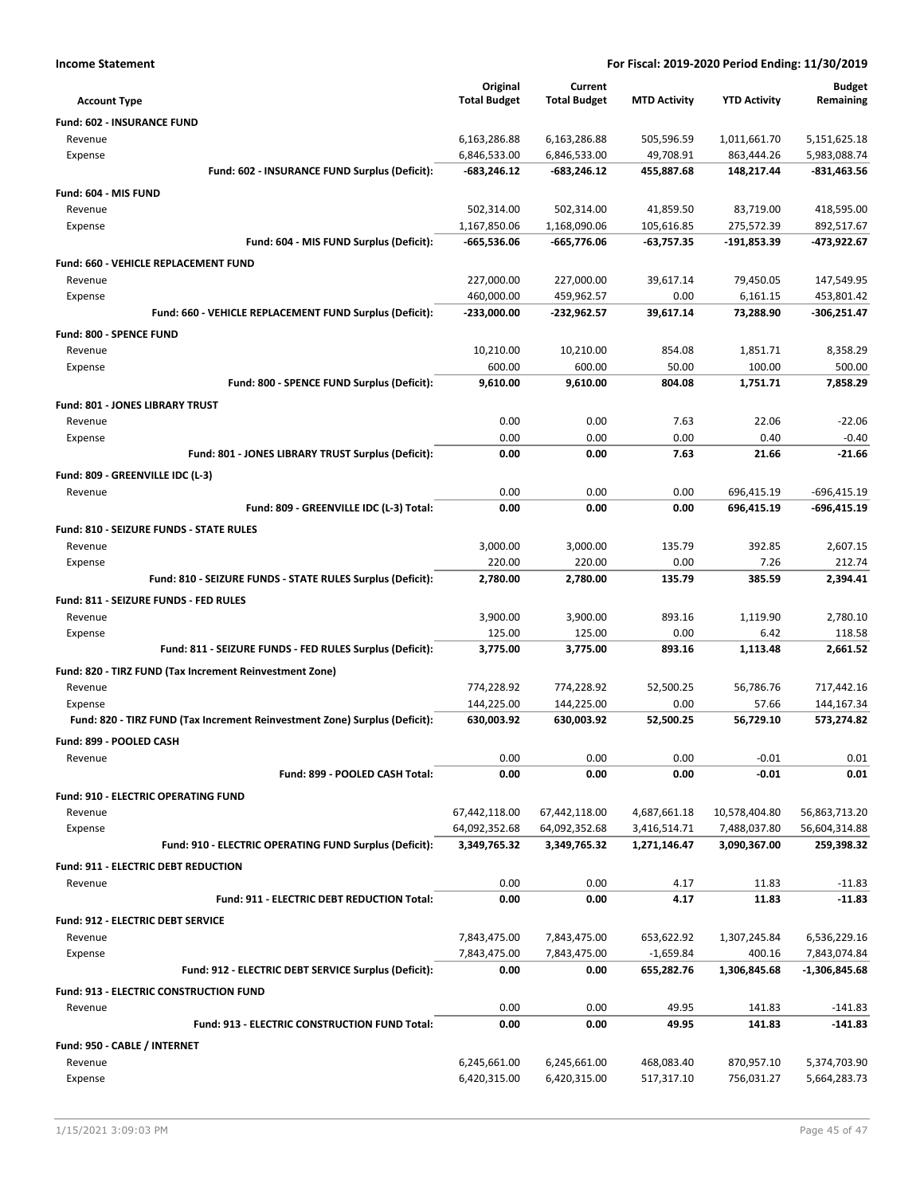**Income Statement** **For Fiscal: 2019-2020 Period Ending: 11/30/2019**

| Account Type | Original Total Budget | Current Total Budget | MTD Activity | YTD Activity | Budget Remaining |
|---|---|---|---|---|---|
| **Fund: 602 - INSURANCE FUND** | | | | | |
| Revenue | 6,163,286.88 | 6,163,286.88 | 505,596.59 | 1,011,661.70 | 5,151,625.18 |
| Expense | 6,846,533.00 | 6,846,533.00 | 49,708.91 | 863,444.26 | 5,983,088.74 |
| **Fund: 602 - INSURANCE FUND Surplus (Deficit):** | **-683,246.12** | **-683,246.12** | **455,887.68** | **148,217.44** | **-831,463.56** |
| **Fund: 604 - MIS FUND** | | | | | |
| Revenue | 502,314.00 | 502,314.00 | 41,859.50 | 83,719.00 | 418,595.00 |
| Expense | 1,167,850.06 | 1,168,090.06 | 105,616.85 | 275,572.39 | 892,517.67 |
| **Fund: 604 - MIS FUND Surplus (Deficit):** | **-665,536.06** | **-665,776.06** | **-63,757.35** | **-191,853.39** | **-473,922.67** |
| **Fund: 660 - VEHICLE REPLACEMENT FUND** | | | | | |
| Revenue | 227,000.00 | 227,000.00 | 39,617.14 | 79,450.05 | 147,549.95 |
| Expense | 460,000.00 | 459,962.57 | 0.00 | 6,161.15 | 453,801.42 |
| **Fund: 660 - VEHICLE REPLACEMENT FUND Surplus (Deficit):** | **-233,000.00** | **-232,962.57** | **39,617.14** | **73,288.90** | **-306,251.47** |
| **Fund: 800 - SPENCE FUND** | | | | | |
| Revenue | 10,210.00 | 10,210.00 | 854.08 | 1,851.71 | 8,358.29 |
| Expense | 600.00 | 600.00 | 50.00 | 100.00 | 500.00 |
| **Fund: 800 - SPENCE FUND Surplus (Deficit):** | **9,610.00** | **9,610.00** | **804.08** | **1,751.71** | **7,858.29** |
| **Fund: 801 - JONES LIBRARY TRUST** | | | | | |
| Revenue | 0.00 | 0.00 | 7.63 | 22.06 | -22.06 |
| Expense | 0.00 | 0.00 | 0.00 | 0.40 | -0.40 |
| **Fund: 801 - JONES LIBRARY TRUST Surplus (Deficit):** | **0.00** | **0.00** | **7.63** | **21.66** | **-21.66** |
| **Fund: 809 - GREENVILLE IDC (L-3)** | | | | | |
| Revenue | 0.00 | 0.00 | 0.00 | 696,415.19 | -696,415.19 |
| **Fund: 809 - GREENVILLE IDC (L-3) Total:** | **0.00** | **0.00** | **0.00** | **696,415.19** | **-696,415.19** |
| **Fund: 810 - SEIZURE FUNDS - STATE RULES** | | | | | |
| Revenue | 3,000.00 | 3,000.00 | 135.79 | 392.85 | 2,607.15 |
| Expense | 220.00 | 220.00 | 0.00 | 7.26 | 212.74 |
| **Fund: 810 - SEIZURE FUNDS - STATE RULES Surplus (Deficit):** | **2,780.00** | **2,780.00** | **135.79** | **385.59** | **2,394.41** |
| **Fund: 811 - SEIZURE FUNDS - FED RULES** | | | | | |
| Revenue | 3,900.00 | 3,900.00 | 893.16 | 1,119.90 | 2,780.10 |
| Expense | 125.00 | 125.00 | 0.00 | 6.42 | 118.58 |
| **Fund: 811 - SEIZURE FUNDS - FED RULES Surplus (Deficit):** | **3,775.00** | **3,775.00** | **893.16** | **1,113.48** | **2,661.52** |
| **Fund: 820 - TIRZ FUND (Tax Increment Reinvestment Zone)** | | | | | |
| Revenue | 774,228.92 | 774,228.92 | 52,500.25 | 56,786.76 | 717,442.16 |
| Expense | 144,225.00 | 144,225.00 | 0.00 | 57.66 | 144,167.34 |
| **Fund: 820 - TIRZ FUND (Tax Increment Reinvestment Zone) Surplus (Deficit):** | **630,003.92** | **630,003.92** | **52,500.25** | **56,729.10** | **573,274.82** |
| **Fund: 899 - POOLED CASH** | | | | | |
| Revenue | 0.00 | 0.00 | 0.00 | -0.01 | 0.01 |
| **Fund: 899 - POOLED CASH Total:** | **0.00** | **0.00** | **0.00** | **-0.01** | **0.01** |
| **Fund: 910 - ELECTRIC OPERATING FUND** | | | | | |
| Revenue | 67,442,118.00 | 67,442,118.00 | 4,687,661.18 | 10,578,404.80 | 56,863,713.20 |
| Expense | 64,092,352.68 | 64,092,352.68 | 3,416,514.71 | 7,488,037.80 | 56,604,314.88 |
| **Fund: 910 - ELECTRIC OPERATING FUND Surplus (Deficit):** | **3,349,765.32** | **3,349,765.32** | **1,271,146.47** | **3,090,367.00** | **259,398.32** |
| **Fund: 911 - ELECTRIC DEBT REDUCTION** | | | | | |
| Revenue | 0.00 | 0.00 | 4.17 | 11.83 | -11.83 |
| **Fund: 911 - ELECTRIC DEBT REDUCTION Total:** | **0.00** | **0.00** | **4.17** | **11.83** | **-11.83** |
| **Fund: 912 - ELECTRIC DEBT SERVICE** | | | | | |
| Revenue | 7,843,475.00 | 7,843,475.00 | 653,622.92 | 1,307,245.84 | 6,536,229.16 |
| Expense | 7,843,475.00 | 7,843,475.00 | -1,659.84 | 400.16 | 7,843,074.84 |
| **Fund: 912 - ELECTRIC DEBT SERVICE Surplus (Deficit):** | **0.00** | **0.00** | **655,282.76** | **1,306,845.68** | **-1,306,845.68** |
| **Fund: 913 - ELECTRIC CONSTRUCTION FUND** | | | | | |
| Revenue | 0.00 | 0.00 | 49.95 | 141.83 | -141.83 |
| **Fund: 913 - ELECTRIC CONSTRUCTION FUND Total:** | **0.00** | **0.00** | **49.95** | **141.83** | **-141.83** |
| **Fund: 950 - CABLE / INTERNET** | | | | | |
| Revenue | 6,245,661.00 | 6,245,661.00 | 468,083.40 | 870,957.10 | 5,374,703.90 |
| Expense | 6,420,315.00 | 6,420,315.00 | 517,317.10 | 756,031.27 | 5,664,283.73 |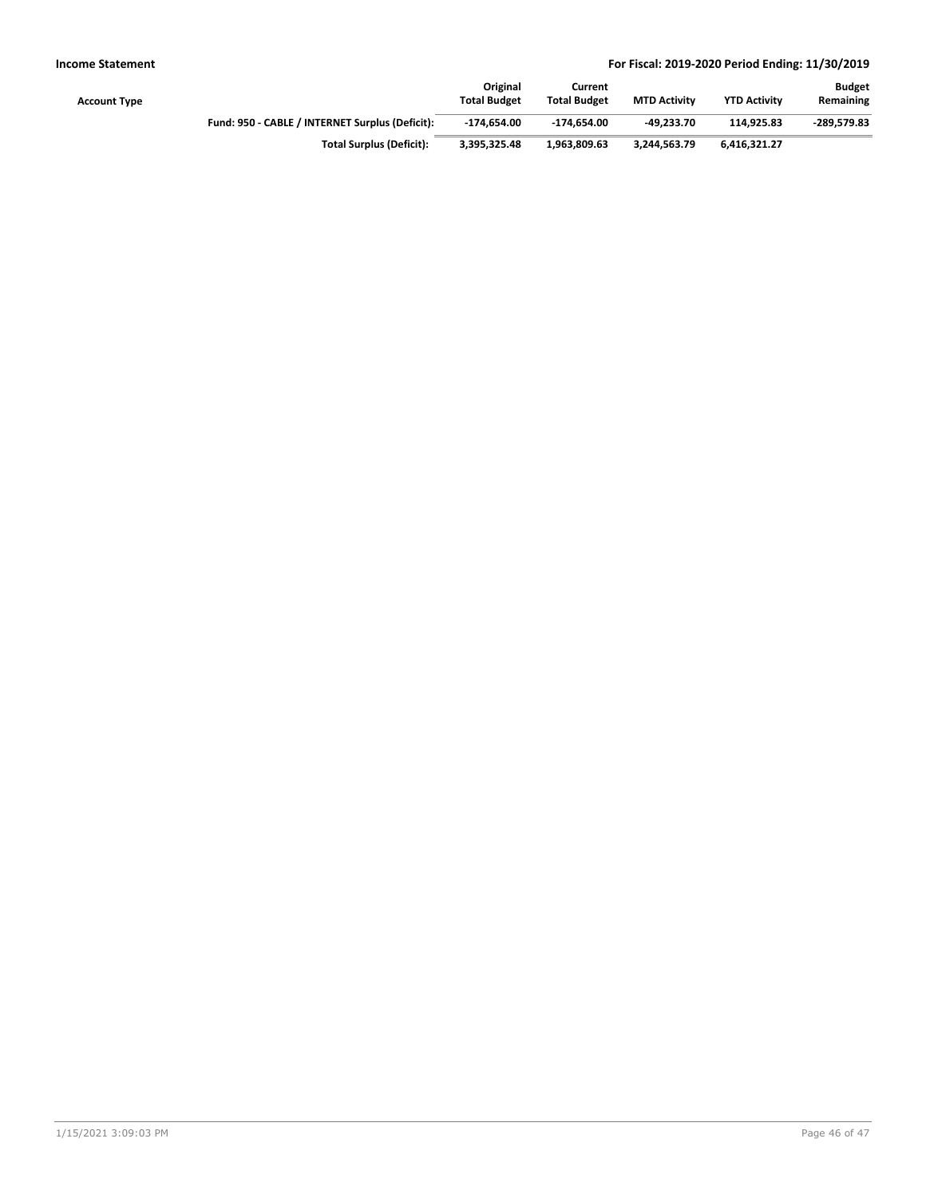| Account Type | | Original Total Budget | Current Total Budget | MTD Activity | YTD Activity | Budget Remaining |
|---|---|---|---|---|---|---|
| | **Fund: 950 - CABLE / INTERNET Surplus (Deficit):** | **-174,654.00** | **-174,654.00** | **-49,233.70** | **114,925.83** | **-289,579.83** |
| | **Total Surplus (Deficit):** | **3,395,325.48** | **1,963,809.63** | **3,244,563.79** | **6,416,321.27** | |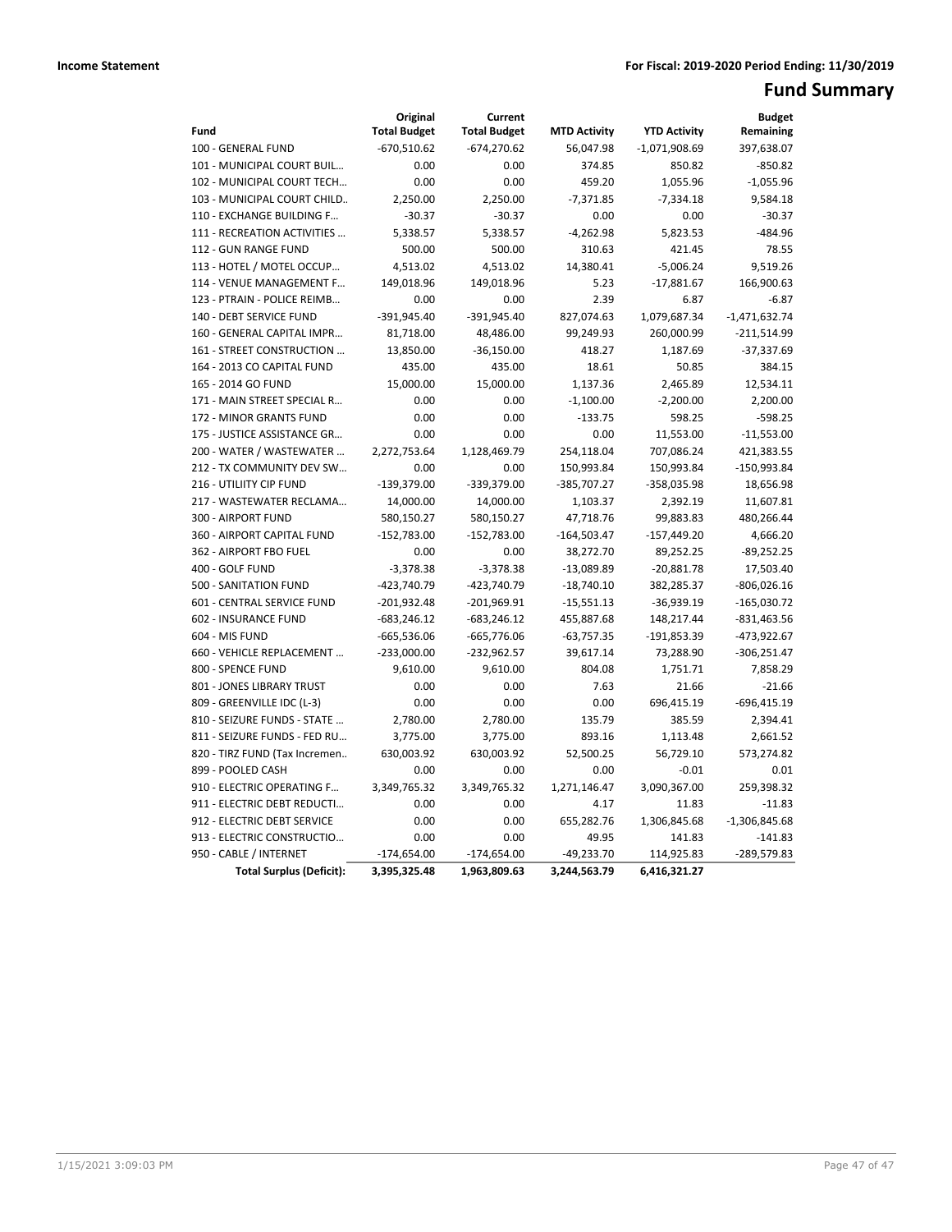**Income Statement** | **For Fiscal: 2019-2020 Period Ending: 11/30/2019**

# Fund Summary

| Fund | Original Total Budget | Current Total Budget | MTD Activity | YTD Activity | Budget Remaining |
|---|---|---|---|---|---|
| 100 - GENERAL FUND | -670,510.62 | -674,270.62 | 56,047.98 | -1,071,908.69 | 397,638.07 |
| 101 - MUNICIPAL COURT BUIL… | 0.00 | 0.00 | 374.85 | 850.82 | -850.82 |
| 102 - MUNICIPAL COURT TECH… | 0.00 | 0.00 | 459.20 | 1,055.96 | -1,055.96 |
| 103 - MUNICIPAL COURT CHILD.. | 2,250.00 | 2,250.00 | -7,371.85 | -7,334.18 | 9,584.18 |
| 110 - EXCHANGE BUILDING F… | -30.37 | -30.37 | 0.00 | 0.00 | -30.37 |
| 111 - RECREATION ACTIVITIES … | 5,338.57 | 5,338.57 | -4,262.98 | 5,823.53 | -484.96 |
| 112 - GUN RANGE FUND | 500.00 | 500.00 | 310.63 | 421.45 | 78.55 |
| 113 - HOTEL / MOTEL OCCUP… | 4,513.02 | 4,513.02 | 14,380.41 | -5,006.24 | 9,519.26 |
| 114 - VENUE MANAGEMENT F… | 149,018.96 | 149,018.96 | 5.23 | -17,881.67 | 166,900.63 |
| 123 - PTRAIN - POLICE REIMB… | 0.00 | 0.00 | 2.39 | 6.87 | -6.87 |
| 140 - DEBT SERVICE FUND | -391,945.40 | -391,945.40 | 827,074.63 | 1,079,687.34 | -1,471,632.74 |
| 160 - GENERAL CAPITAL IMPR… | 81,718.00 | 48,486.00 | 99,249.93 | 260,000.99 | -211,514.99 |
| 161 - STREET CONSTRUCTION … | 13,850.00 | -36,150.00 | 418.27 | 1,187.69 | -37,337.69 |
| 164 - 2013 CO CAPITAL FUND | 435.00 | 435.00 | 18.61 | 50.85 | 384.15 |
| 165 - 2014 GO FUND | 15,000.00 | 15,000.00 | 1,137.36 | 2,465.89 | 12,534.11 |
| 171 - MAIN STREET SPECIAL R… | 0.00 | 0.00 | -1,100.00 | -2,200.00 | 2,200.00 |
| 172 - MINOR GRANTS FUND | 0.00 | 0.00 | -133.75 | 598.25 | -598.25 |
| 175 - JUSTICE ASSISTANCE GR… | 0.00 | 0.00 | 0.00 | 11,553.00 | -11,553.00 |
| 200 - WATER / WASTEWATER … | 2,272,753.64 | 1,128,469.79 | 254,118.04 | 707,086.24 | 421,383.55 |
| 212 - TX COMMUNITY DEV SW… | 0.00 | 0.00 | 150,993.84 | 150,993.84 | -150,993.84 |
| 216 - UTILIITY CIP FUND | -139,379.00 | -339,379.00 | -385,707.27 | -358,035.98 | 18,656.98 |
| 217 - WASTEWATER RECLAMA… | 14,000.00 | 14,000.00 | 1,103.37 | 2,392.19 | 11,607.81 |
| 300 - AIRPORT FUND | 580,150.27 | 580,150.27 | 47,718.76 | 99,883.83 | 480,266.44 |
| 360 - AIRPORT CAPITAL FUND | -152,783.00 | -152,783.00 | -164,503.47 | -157,449.20 | 4,666.20 |
| 362 - AIRPORT FBO FUEL | 0.00 | 0.00 | 38,272.70 | 89,252.25 | -89,252.25 |
| 400 - GOLF FUND | -3,378.38 | -3,378.38 | -13,089.89 | -20,881.78 | 17,503.40 |
| 500 - SANITATION FUND | -423,740.79 | -423,740.79 | -18,740.10 | 382,285.37 | -806,026.16 |
| 601 - CENTRAL SERVICE FUND | -201,932.48 | -201,969.91 | -15,551.13 | -36,939.19 | -165,030.72 |
| 602 - INSURANCE FUND | -683,246.12 | -683,246.12 | 455,887.68 | 148,217.44 | -831,463.56 |
| 604 - MIS FUND | -665,536.06 | -665,776.06 | -63,757.35 | -191,853.39 | -473,922.67 |
| 660 - VEHICLE REPLACEMENT … | -233,000.00 | -232,962.57 | 39,617.14 | 73,288.90 | -306,251.47 |
| 800 - SPENCE FUND | 9,610.00 | 9,610.00 | 804.08 | 1,751.71 | 7,858.29 |
| 801 - JONES LIBRARY TRUST | 0.00 | 0.00 | 7.63 | 21.66 | -21.66 |
| 809 - GREENVILLE IDC (L-3) | 0.00 | 0.00 | 0.00 | 696,415.19 | -696,415.19 |
| 810 - SEIZURE FUNDS - STATE … | 2,780.00 | 2,780.00 | 135.79 | 385.59 | 2,394.41 |
| 811 - SEIZURE FUNDS - FED RU… | 3,775.00 | 3,775.00 | 893.16 | 1,113.48 | 2,661.52 |
| 820 - TIRZ FUND (Tax Incremen.. | 630,003.92 | 630,003.92 | 52,500.25 | 56,729.10 | 573,274.82 |
| 899 - POOLED CASH | 0.00 | 0.00 | 0.00 | -0.01 | 0.01 |
| 910 - ELECTRIC OPERATING F… | 3,349,765.32 | 3,349,765.32 | 1,271,146.47 | 3,090,367.00 | 259,398.32 |
| 911 - ELECTRIC DEBT REDUCTI… | 0.00 | 0.00 | 4.17 | 11.83 | -11.83 |
| 912 - ELECTRIC DEBT SERVICE | 0.00 | 0.00 | 655,282.76 | 1,306,845.68 | -1,306,845.68 |
| 913 - ELECTRIC CONSTRUCTIO… | 0.00 | 0.00 | 49.95 | 141.83 | -141.83 |
| 950 - CABLE / INTERNET | -174,654.00 | -174,654.00 | -49,233.70 | 114,925.83 | -289,579.83 |
| **Total Surplus (Deficit):** | **3,395,325.48** | **1,963,809.63** | **3,244,563.79** | **6,416,321.27** | |